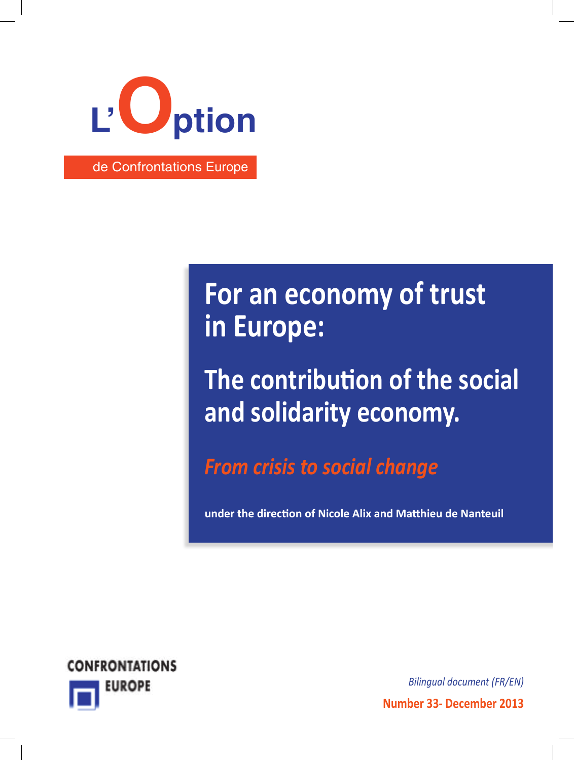# L'Option

de Confrontations Europe

# For an economy of trust in Europe:

## The contribution of the social and solidarity economy.

*From crisis to social change*

**under the direction of Nicole Alix and Matthieu de Nanteuil**

CONFRONTATIONS EUROPE

*Bilingual document (FR/EN)*

**Number 33- December 2013**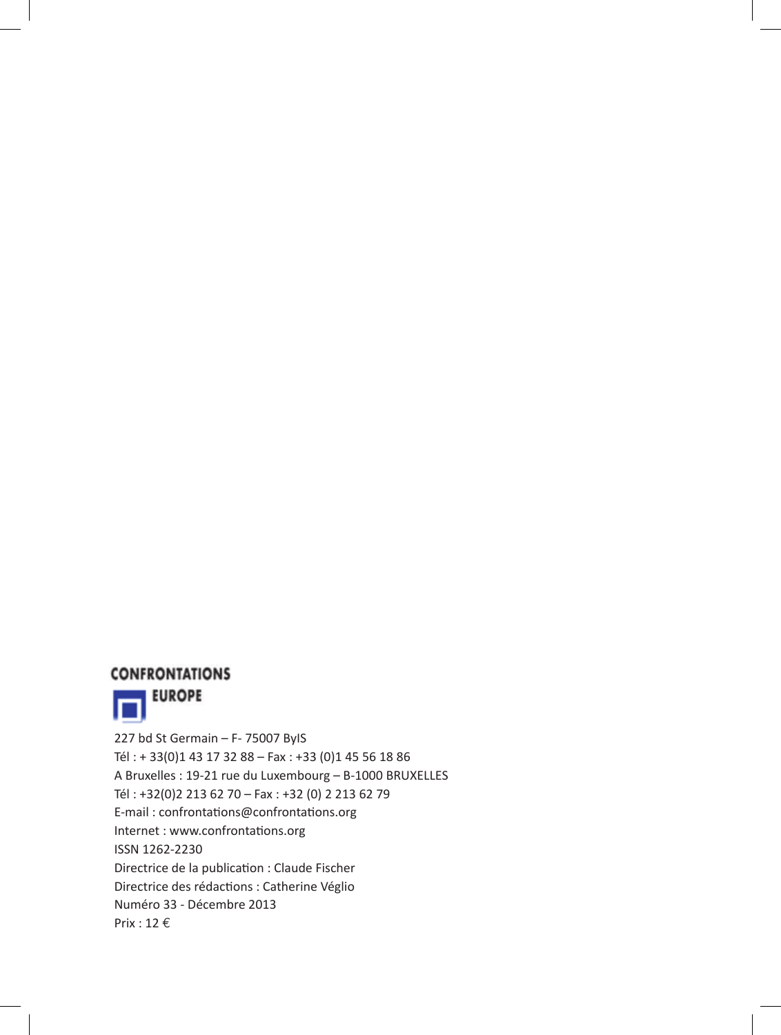**CONFRONTATIONS**

**EUROPE**

227 bd St Germain – F- 75007 ByIS
Tél : + 33(0)1 43 17 32 88 – Fax : +33 (0)1 45 56 18 86
A Bruxelles : 19-21 rue du Luxembourg – B-1000 BRUXELLES
Tél : +32(0)2 213 62 70 – Fax : +32 (0) 2 213 62 79
E-mail : confrontations@confrontations.org
Internet : www.confrontations.org
ISSN 1262-2230
Directrice de la publication : Claude Fischer
Directrice des rédactions : Catherine Véglio
Numéro 33 - Décembre 2013
Prix : 12 €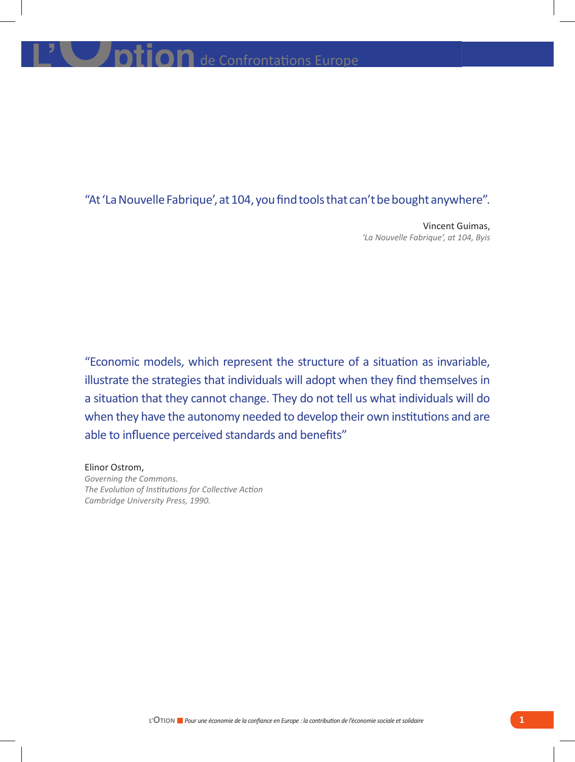“At ‘La Nouvelle Fabrique’, at 104, you find tools that can’t be bought anywhere”.

Vincent Guimas,
*‘La Nouvelle Fabrique’, at 104, Byis*

“Economic models, which represent the structure of a situation as invariable, illustrate the strategies that individuals will adopt when they find themselves in a situation that they cannot change. They do not tell us what individuals will do when they have the autonomy needed to develop their own institutions and are able to influence perceived standards and benefits”

Elinor Ostrom,
*Governing the Commons.*
*The Evolution of Institutions for Collective Action*
*Cambridge University Press, 1990.*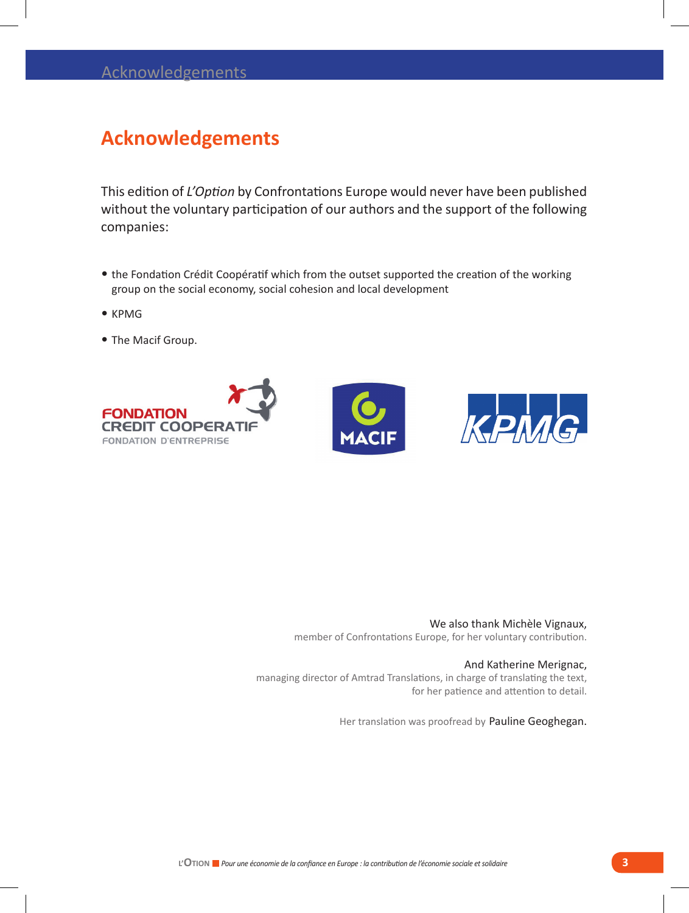# Acknowledgements

This edition of *L'Option* by Confrontations Europe would never have been published without the voluntary participation of our authors and the support of the following companies:

- the Fondation Crédit Coopératif which from the outset supported the creation of the working group on the social economy, social cohesion and local development
- KPMG
- The Macif Group.

We also thank Michèle Vignaux,
member of Confrontations Europe, for her voluntary contribution.

And Katherine Merignac,
managing director of Amtrad Translations, in charge of translating the text,
for her patience and attention to detail.

Her translation was proofread by Pauline Geoghegan.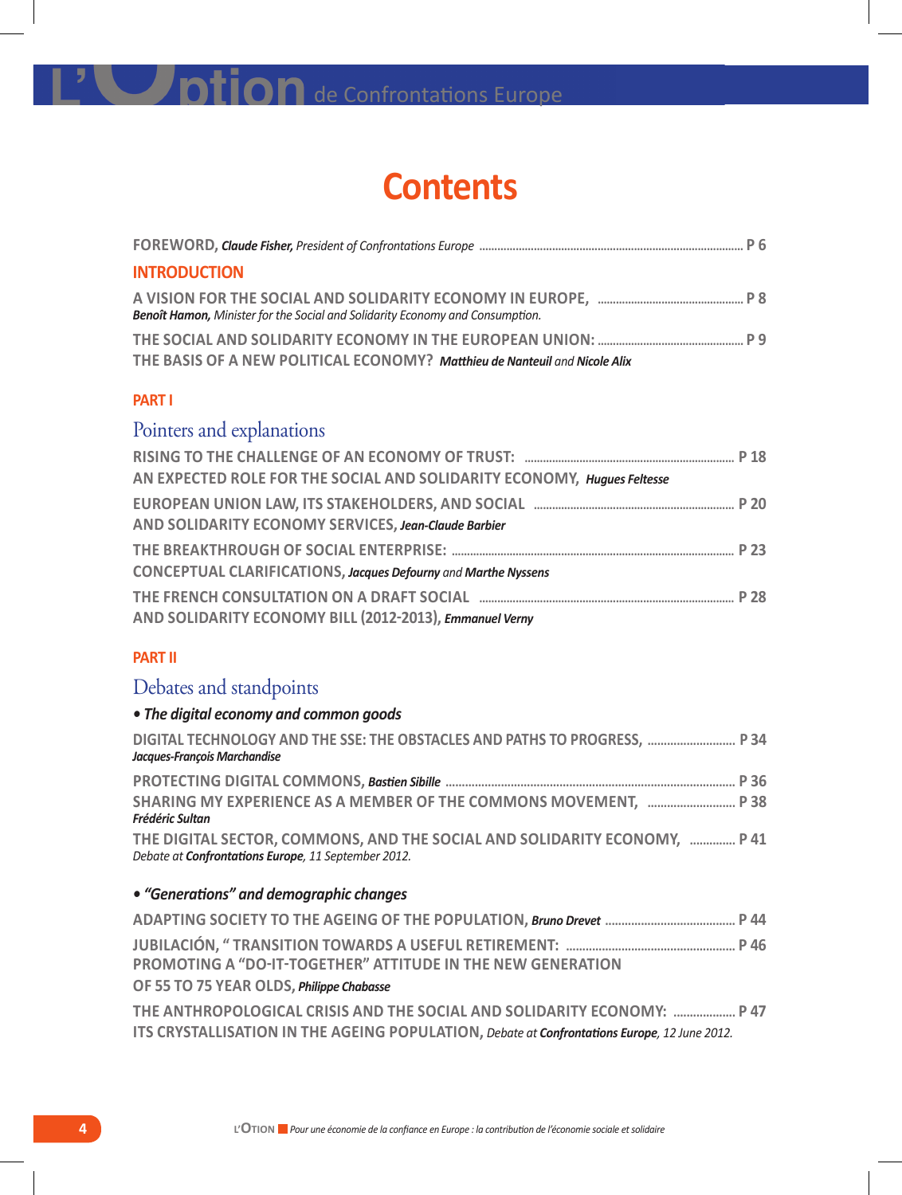# Contents

**FOREWORD,** ***Claude Fisher,*** *President of Confrontations Europe* ........ P 6

## INTRODUCTION

**A VISION FOR THE SOCIAL AND SOLIDARITY ECONOMY IN EUROPE,** ........ P 8
***Benoît Hamon,*** *Minister for the Social and Solidarity Economy and Consumption.*

**THE SOCIAL AND SOLIDARITY ECONOMY IN THE EUROPEAN UNION:** ........ P 9
**THE BASIS OF A NEW POLITICAL ECONOMY?** ***Matthieu de Nanteuil*** *and* ***Nicole Alix***

## PART I

### Pointers and explanations

**RISING TO THE CHALLENGE OF AN ECONOMY OF TRUST:** ........ P 18
**AN EXPECTED ROLE FOR THE SOCIAL AND SOLIDARITY ECONOMY,** ***Hugues Feltesse***

**EUROPEAN UNION LAW, ITS STAKEHOLDERS, AND SOCIAL** ........ P 20
**AND SOLIDARITY ECONOMY SERVICES,** ***Jean-Claude Barbier***

**THE BREAKTHROUGH OF SOCIAL ENTERPRISE:** ........ P 23
**CONCEPTUAL CLARIFICATIONS,** ***Jacques Defourny*** *and* ***Marthe Nyssens***

**THE FRENCH CONSULTATION ON A DRAFT SOCIAL** ........ P 28
**AND SOLIDARITY ECONOMY BILL (2012-2013),** ***Emmanuel Verny***

## PART II

### Debates and standpoints

***• The digital economy and common goods***

**DIGITAL TECHNOLOGY AND THE SSE: THE OBSTACLES AND PATHS TO PROGRESS,** ........ P 34
***Jacques-François Marchandise***

**PROTECTING DIGITAL COMMONS,** ***Bastien Sibille*** ........ P 36

**SHARING MY EXPERIENCE AS A MEMBER OF THE COMMONS MOVEMENT,** ........ P 38
***Frédéric Sultan***

**THE DIGITAL SECTOR, COMMONS, AND THE SOCIAL AND SOLIDARITY ECONOMY,** ........ P 41
*Debate at* ***Confrontations Europe****, 11 September 2012.*

***• "Generations" and demographic changes***

**ADAPTING SOCIETY TO THE AGEING OF THE POPULATION,** ***Bruno Drevet*** ........ P 44

**JUBILACIÓN, " TRANSITION TOWARDS A USEFUL RETIREMENT:** ........ P 46
**PROMOTING A "DO-IT-TOGETHER" ATTITUDE IN THE NEW GENERATION**
**OF 55 TO 75 YEAR OLDS,** ***Philippe Chabasse***

**THE ANTHROPOLOGICAL CRISIS AND THE SOCIAL AND SOLIDARITY ECONOMY:** ........ P 47
**ITS CRYSTALLISATION IN THE AGEING POPULATION,** *Debate at* ***Confrontations Europe****, 12 June 2012.*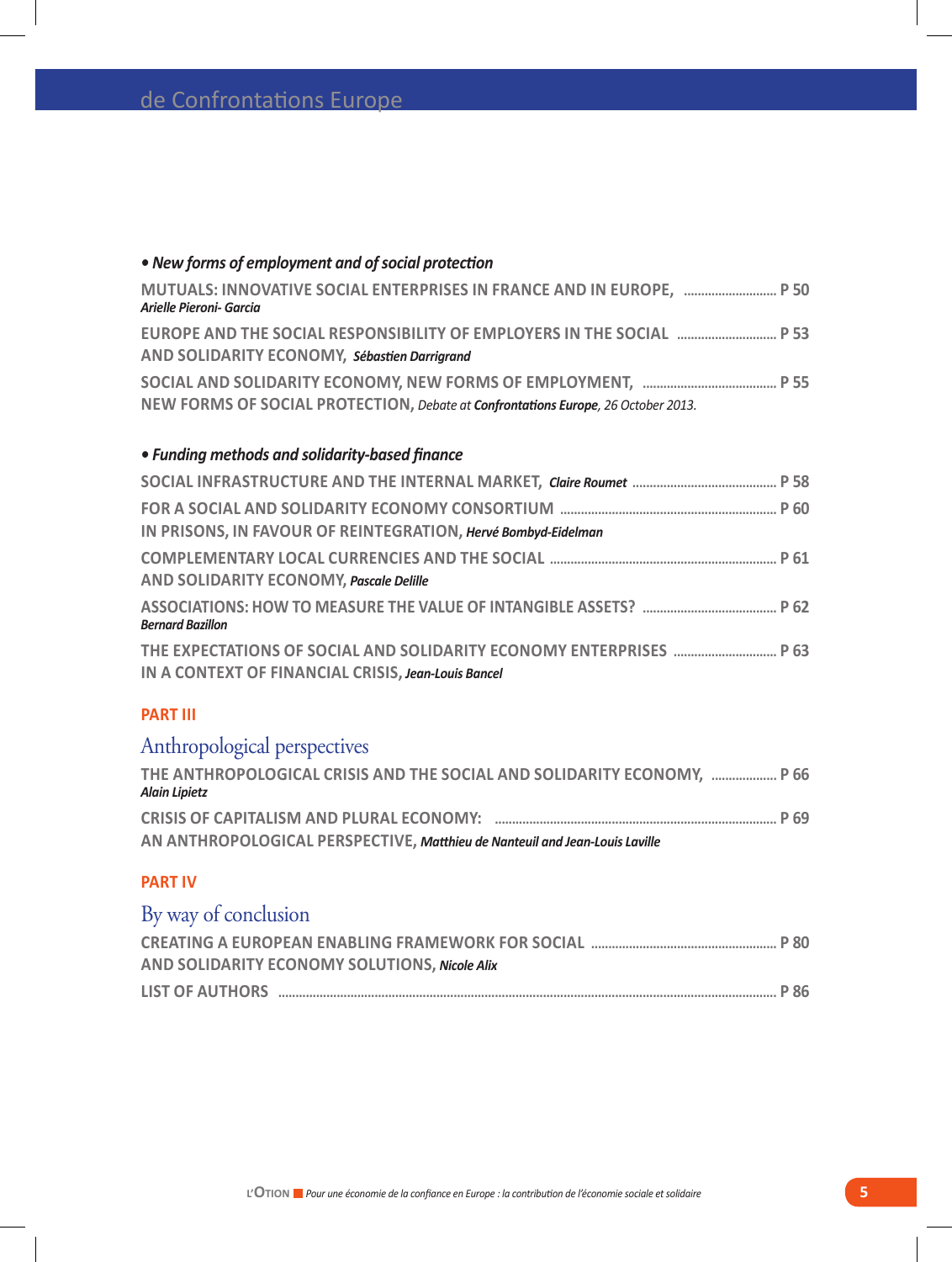de Confrontations Europe

*• New forms of employment and of social protection*

MUTUALS: INNOVATIVE SOCIAL ENTERPRISES IN FRANCE AND IN EUROPE, ........................... P 50
***Arielle Pieroni- Garcia***

EUROPE AND THE SOCIAL RESPONSIBILITY OF EMPLOYERS IN THE SOCIAL ............................ P 53
AND SOLIDARITY ECONOMY, ***Sébastien Darrigrand***

SOCIAL AND SOLIDARITY ECONOMY, NEW FORMS OF EMPLOYMENT, ...................................... P 55
NEW FORMS OF SOCIAL PROTECTION, *Debate at **Confrontations Europe**, 26 October 2013.*

*• Funding methods and solidarity-based finance*

SOCIAL INFRASTRUCTURE AND THE INTERNAL MARKET, ***Claire Roumet*** ......................................... P 58

FOR A SOCIAL AND SOLIDARITY ECONOMY CONSORTIUM ............................................................. P 60
IN PRISONS, IN FAVOUR OF REINTEGRATION, ***Hervé Bombyd-Eidelman***

COMPLEMENTARY LOCAL CURRENCIES AND THE SOCIAL ................................................................. P 61
AND SOLIDARITY ECONOMY, ***Pascale Delille***

ASSOCIATIONS: HOW TO MEASURE THE VALUE OF INTANGIBLE ASSETS? ...................................... P 62
***Bernard Bazillon***

THE EXPECTATIONS OF SOCIAL AND SOLIDARITY ECONOMY ENTERPRISES ............................. P 63
IN A CONTEXT OF FINANCIAL CRISIS, ***Jean-Louis Bancel***

## PART III

## Anthropological perspectives

THE ANTHROPOLOGICAL CRISIS AND THE SOCIAL AND SOLIDARITY ECONOMY, .................. P 66
***Alain Lipietz***

CRISIS OF CAPITALISM AND PLURAL ECONOMY: ................................................................................. P 69
AN ANTHROPOLOGICAL PERSPECTIVE, ***Matthieu de Nanteuil and Jean-Louis Laville***

## PART IV

## By way of conclusion

CREATING A EUROPEAN ENABLING FRAMEWORK FOR SOCIAL ..................................................... P 80
AND SOLIDARITY ECONOMY SOLUTIONS, ***Nicole Alix***

LIST OF AUTHORS ............................................................................................................................................. P 86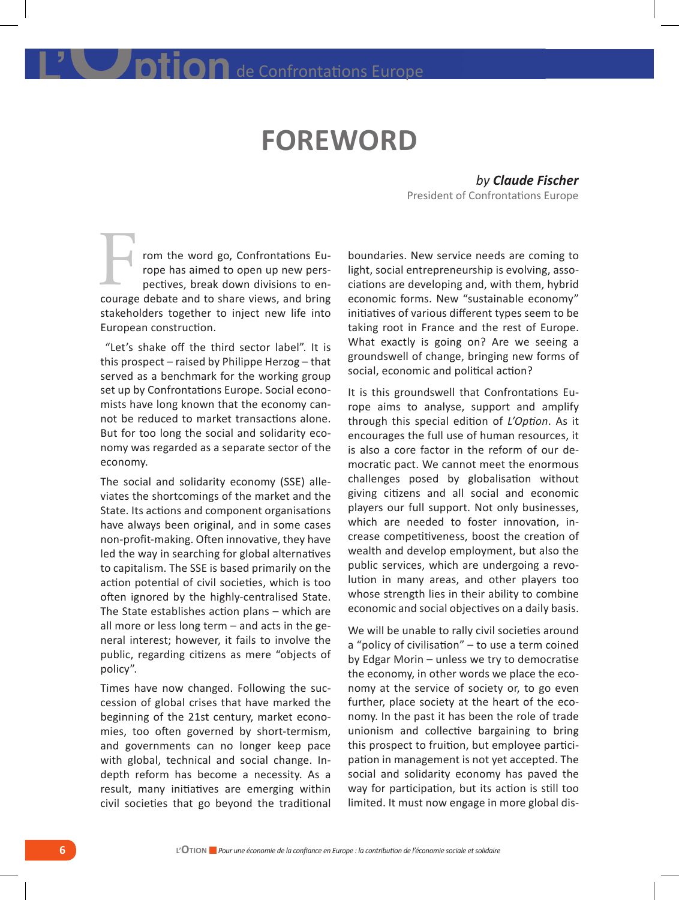# FOREWORD

*by* ***Claude Fischer***
President of Confrontations Europe

From the word go, Confrontations Europe has aimed to open up new perspectives, break down divisions to encourage debate and to share views, and bring stakeholders together to inject new life into European construction.

"Let's shake off the third sector label". It is this prospect – raised by Philippe Herzog – that served as a benchmark for the working group set up by Confrontations Europe. Social economists have long known that the economy cannot be reduced to market transactions alone. But for too long the social and solidarity economy was regarded as a separate sector of the economy.

The social and solidarity economy (SSE) alleviates the shortcomings of the market and the State. Its actions and component organisations have always been original, and in some cases non-profit-making. Often innovative, they have led the way in searching for global alternatives to capitalism. The SSE is based primarily on the action potential of civil societies, which is too often ignored by the highly-centralised State. The State establishes action plans – which are all more or less long term – and acts in the general interest; however, it fails to involve the public, regarding citizens as mere "objects of policy".

Times have now changed. Following the succession of global crises that have marked the beginning of the 21st century, market economies, too often governed by short-termism, and governments can no longer keep pace with global, technical and social change. In-depth reform has become a necessity. As a result, many initiatives are emerging within civil societies that go beyond the traditional boundaries. New service needs are coming to light, social entrepreneurship is evolving, associations are developing and, with them, hybrid economic forms. New "sustainable economy" initiatives of various different types seem to be taking root in France and the rest of Europe. What exactly is going on? Are we seeing a groundswell of change, bringing new forms of social, economic and political action?

It is this groundswell that Confrontations Europe aims to analyse, support and amplify through this special edition of *L'Option*. As it encourages the full use of human resources, it is also a core factor in the reform of our democratic pact. We cannot meet the enormous challenges posed by globalisation without giving citizens and all social and economic players our full support. Not only businesses, which are needed to foster innovation, increase competitiveness, boost the creation of wealth and develop employment, but also the public services, which are undergoing a revolution in many areas, and other players too whose strength lies in their ability to combine economic and social objectives on a daily basis.

We will be unable to rally civil societies around a "policy of civilisation" – to use a term coined by Edgar Morin – unless we try to democratise the economy, in other words we place the economy at the service of society or, to go even further, place society at the heart of the economy. In the past it has been the role of trade unionism and collective bargaining to bring this prospect to fruition, but employee participation in management is not yet accepted. The social and solidarity economy has paved the way for participation, but its action is still too limited. It must now engage in more global dis-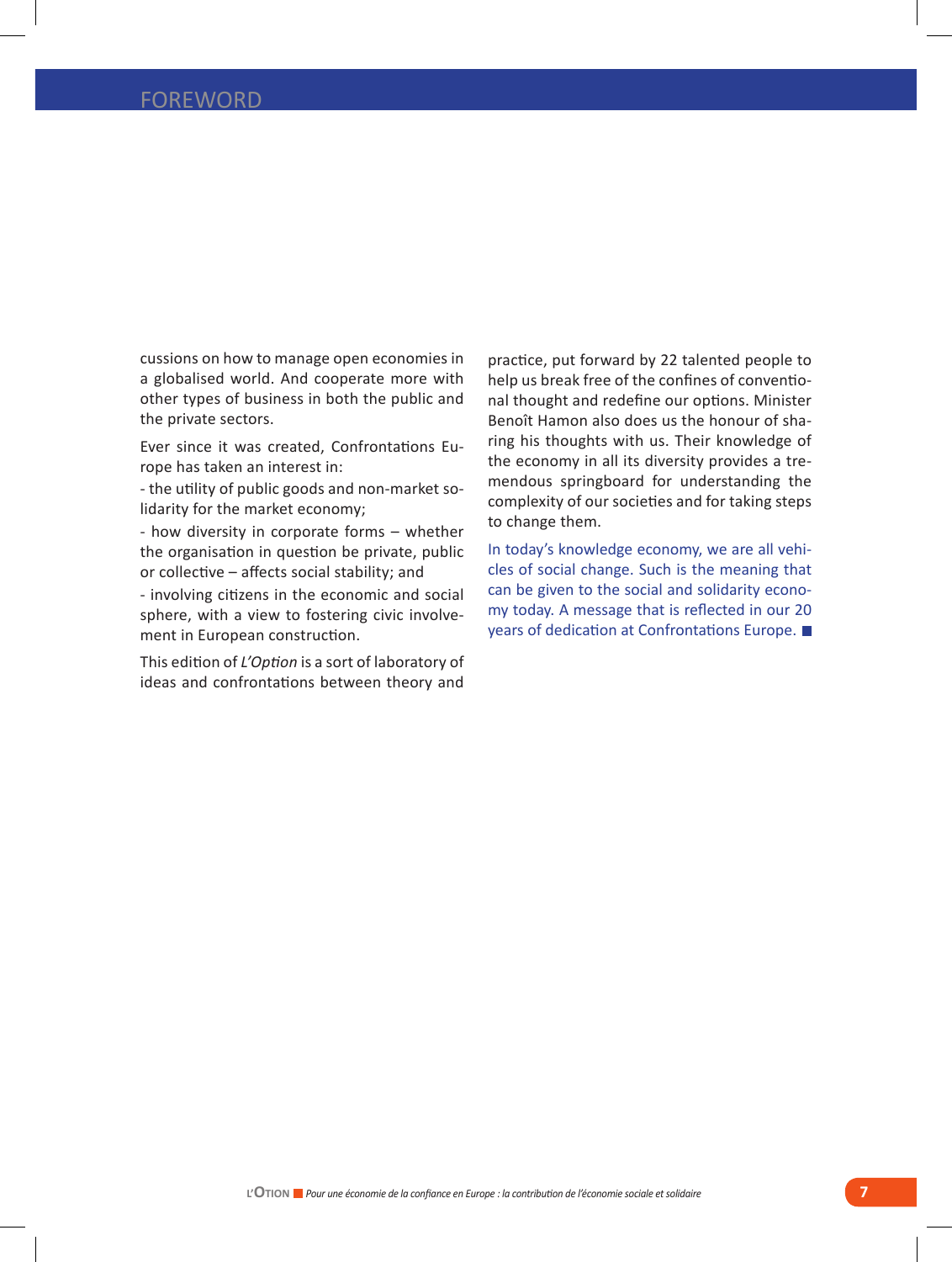# FOREWORD

cussions on how to manage open economies in a globalised world. And cooperate more with other types of business in both the public and the private sectors.

Ever since it was created, Confrontations Europe has taken an interest in:

- the utility of public goods and non-market solidarity for the market economy;
- how diversity in corporate forms – whether the organisation in question be private, public or collective – affects social stability; and
- involving citizens in the economic and social sphere, with a view to fostering civic involvement in European construction.

This edition of *L'Option* is a sort of laboratory of ideas and confrontations between theory and practice, put forward by 22 talented people to help us break free of the confines of conventional thought and redefine our options. Minister Benoît Hamon also does us the honour of sharing his thoughts with us. Their knowledge of the economy in all its diversity provides a tremendous springboard for understanding the complexity of our societies and for taking steps to change them.

In today's knowledge economy, we are all vehicles of social change. Such is the meaning that can be given to the social and solidarity economy today. A message that is reflected in our 20 years of dedication at Confrontations Europe.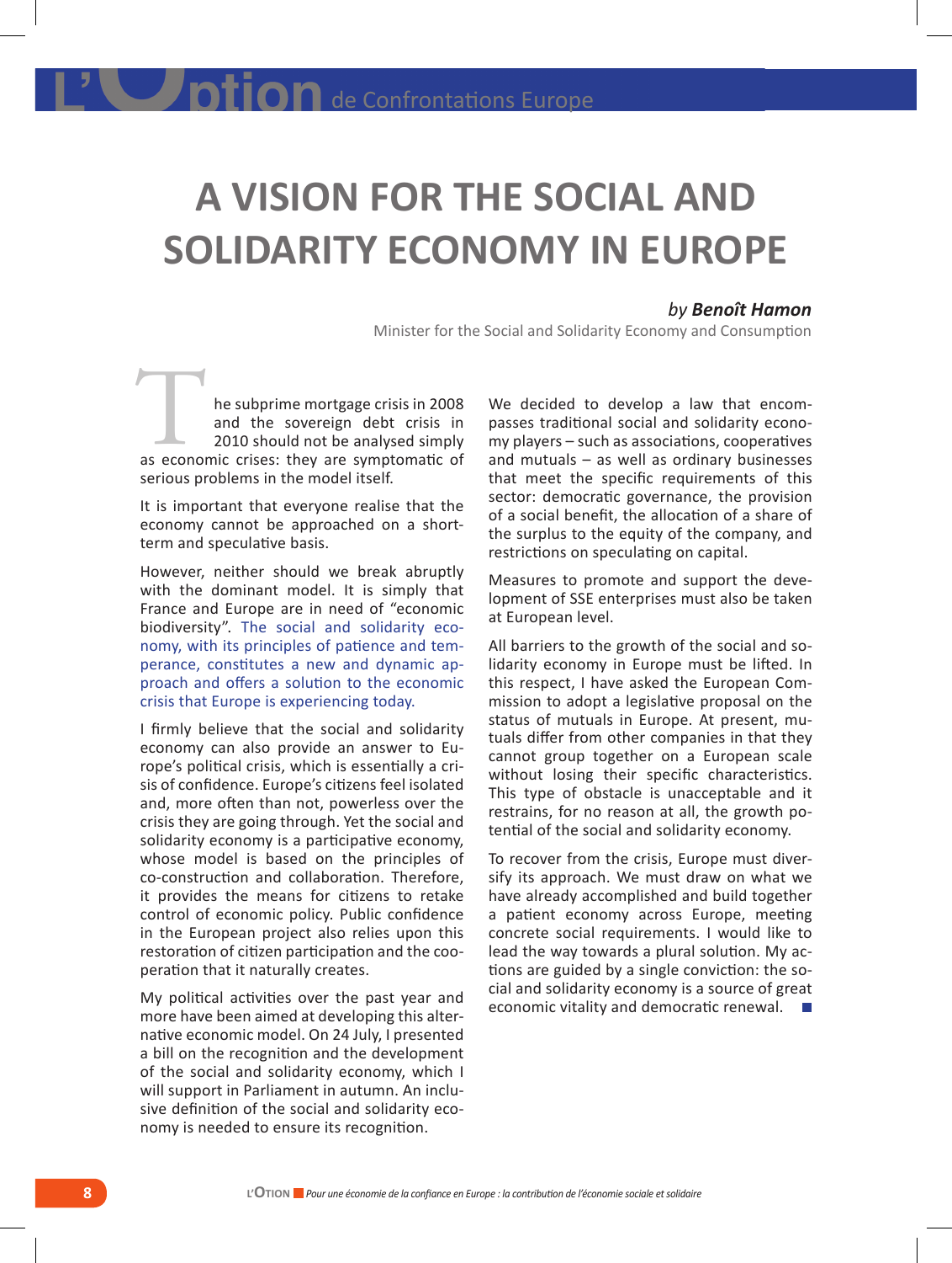# A VISION FOR THE SOCIAL AND SOLIDARITY ECONOMY IN EUROPE

*by **Benoît Hamon***

Minister for the Social and Solidarity Economy and Consumption

The subprime mortgage crisis in 2008 and the sovereign debt crisis in 2010 should not be analysed simply as economic crises: they are symptomatic of serious problems in the model itself.

It is important that everyone realise that the economy cannot be approached on a short-term and speculative basis.

However, neither should we break abruptly with the dominant model. It is simply that France and Europe are in need of "economic biodiversity". The social and solidarity economy, with its principles of patience and temperance, constitutes a new and dynamic approach and offers a solution to the economic crisis that Europe is experiencing today.

I firmly believe that the social and solidarity economy can also provide an answer to Europe's political crisis, which is essentially a crisis of confidence. Europe's citizens feel isolated and, more often than not, powerless over the crisis they are going through. Yet the social and solidarity economy is a participative economy, whose model is based on the principles of co-construction and collaboration. Therefore, it provides the means for citizens to retake control of economic policy. Public confidence in the European project also relies upon this restoration of citizen participation and the cooperation that it naturally creates.

My political activities over the past year and more have been aimed at developing this alternative economic model. On 24 July, I presented a bill on the recognition and the development of the social and solidarity economy, which I will support in Parliament in autumn. An inclusive definition of the social and solidarity economy is needed to ensure its recognition.

We decided to develop a law that encompasses traditional social and solidarity economy players – such as associations, cooperatives and mutuals – as well as ordinary businesses that meet the specific requirements of this sector: democratic governance, the provision of a social benefit, the allocation of a share of the surplus to the equity of the company, and restrictions on speculating on capital.

Measures to promote and support the development of SSE enterprises must also be taken at European level.

All barriers to the growth of the social and solidarity economy in Europe must be lifted. In this respect, I have asked the European Commission to adopt a legislative proposal on the status of mutuals in Europe. At present, mutuals differ from other companies in that they cannot group together on a European scale without losing their specific characteristics. This type of obstacle is unacceptable and it restrains, for no reason at all, the growth potential of the social and solidarity economy.

To recover from the crisis, Europe must diversify its approach. We must draw on what we have already accomplished and build together a patient economy across Europe, meeting concrete social requirements. I would like to lead the way towards a plural solution. My actions are guided by a single conviction: the social and solidarity economy is a source of great economic vitality and democratic renewal.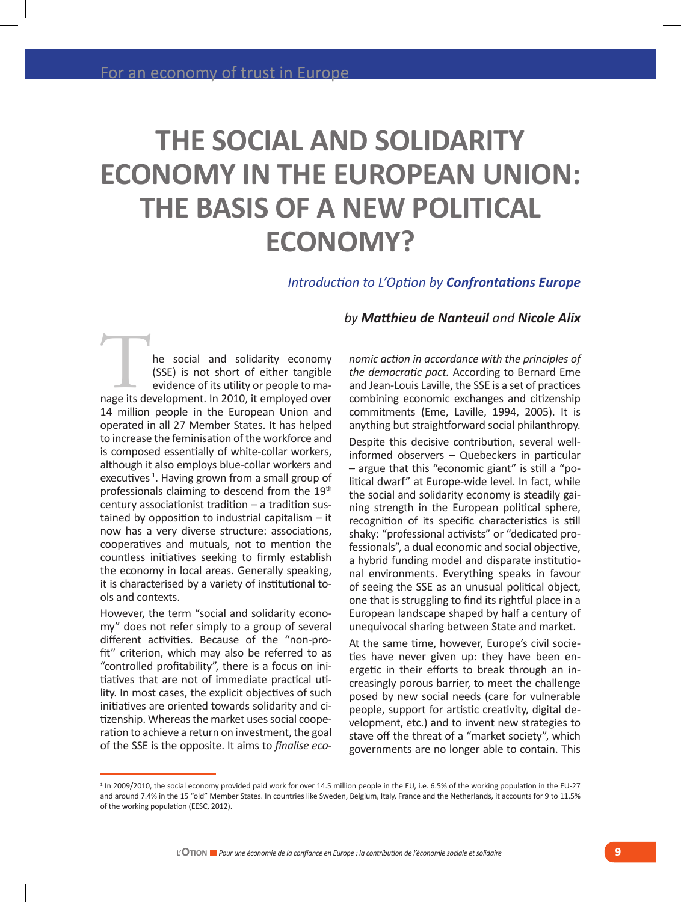# THE SOCIAL AND SOLIDARITY ECONOMY IN THE EUROPEAN UNION: THE BASIS OF A NEW POLITICAL ECONOMY?

*Introduction to L'Option by* ***Confrontations Europe***

*by* ***Matthieu de Nanteuil*** *and* ***Nicole Alix***

The social and solidarity economy (SSE) is not short of either tangible evidence of its utility or people to manage its development. In 2010, it employed over 14 million people in the European Union and operated in all 27 Member States. It has helped to increase the feminisation of the workforce and is composed essentially of white-collar workers, although it also employs blue-collar workers and executives [1]. Having grown from a small group of professionals claiming to descend from the 19th century associationist tradition – a tradition sustained by opposition to industrial capitalism – it now has a very diverse structure: associations, cooperatives and mutuals, not to mention the countless initiatives seeking to firmly establish the economy in local areas. Generally speaking, it is characterised by a variety of institutional tools and contexts.

However, the term "social and solidarity economy" does not refer simply to a group of several different activities. Because of the "non-profit" criterion, which may also be referred to as "controlled profitability", there is a focus on initiatives that are not of immediate practical utility. In most cases, the explicit objectives of such initiatives are oriented towards solidarity and citizenship. Whereas the market uses social cooperation to achieve a return on investment, the goal of the SSE is the opposite. It aims to *finalise economic action in accordance with the principles of the democratic pact.* According to Bernard Eme and Jean-Louis Laville, the SSE is a set of practices combining economic exchanges and citizenship commitments (Eme, Laville, 1994, 2005). It is anything but straightforward social philanthropy.

Despite this decisive contribution, several well-informed observers – Quebeckers in particular – argue that this "economic giant" is still a "political dwarf" at Europe-wide level. In fact, while the social and solidarity economy is steadily gaining strength in the European political sphere, recognition of its specific characteristics is still shaky: "professional activists" or "dedicated professionals", a dual economic and social objective, a hybrid funding model and disparate institutional environments. Everything speaks in favour of seeing the SSE as an unusual political object, one that is struggling to find its rightful place in a European landscape shaped by half a century of unequivocal sharing between State and market.

At the same time, however, Europe's civil societies have never given up: they have been energetic in their efforts to break through an increasingly porous barrier, to meet the challenge posed by new social needs (care for vulnerable people, support for artistic creativity, digital development, etc.) and to invent new strategies to stave off the threat of a "market society", which governments are no longer able to contain. This

[1] In 2009/2010, the social economy provided paid work for over 14.5 million people in the EU, i.e. 6.5% of the working population in the EU-27 and around 7.4% in the 15 "old" Member States. In countries like Sweden, Belgium, Italy, France and the Netherlands, it accounts for 9 to 11.5% of the working population (EESC, 2012).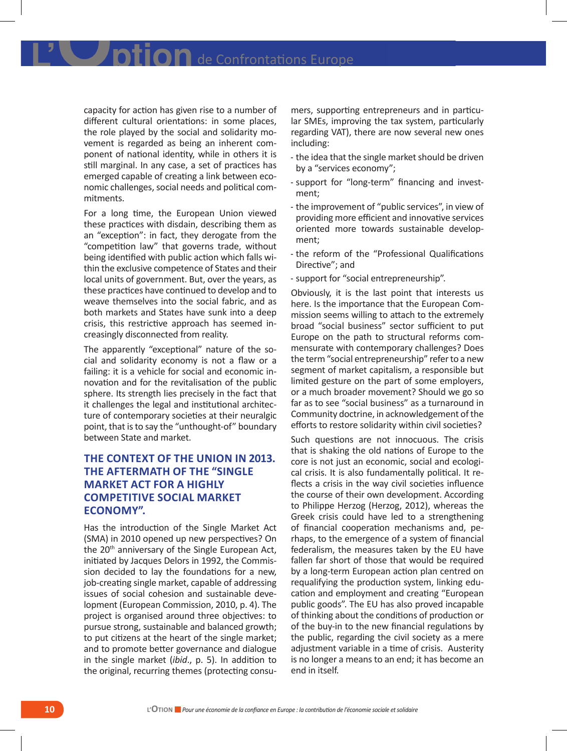capacity for action has given rise to a number of different cultural orientations: in some places, the role played by the social and solidarity movement is regarded as being an inherent component of national identity, while in others it is still marginal. In any case, a set of practices has emerged capable of creating a link between economic challenges, social needs and political commitments.

For a long time, the European Union viewed these practices with disdain, describing them as an "exception": in fact, they derogate from the "competition law" that governs trade, without being identified with public action which falls within the exclusive competence of States and their local units of government. But, over the years, as these practices have continued to develop and to weave themselves into the social fabric, and as both markets and States have sunk into a deep crisis, this restrictive approach has seemed increasingly disconnected from reality.

The apparently "exceptional" nature of the social and solidarity economy is not a flaw or a failing: it is a vehicle for social and economic innovation and for the revitalisation of the public sphere. Its strength lies precisely in the fact that it challenges the legal and institutional architecture of contemporary societies at their neuralgic point, that is to say the "unthought-of" boundary between State and market.

## THE CONTEXT OF THE UNION IN 2013. THE AFTERMATH OF THE "SINGLE MARKET ACT FOR A HIGHLY COMPETITIVE SOCIAL MARKET ECONOMY".

Has the introduction of the Single Market Act (SMA) in 2010 opened up new perspectives? On the 20th anniversary of the Single European Act, initiated by Jacques Delors in 1992, the Commission decided to lay the foundations for a new, job-creating single market, capable of addressing issues of social cohesion and sustainable development (European Commission, 2010, p. 4). The project is organised around three objectives: to pursue strong, sustainable and balanced growth; to put citizens at the heart of the single market; and to promote better governance and dialogue in the single market (*ibid*., p. 5). In addition to the original, recurring themes (protecting consumers, supporting entrepreneurs and in particular SMEs, improving the tax system, particularly regarding VAT), there are now several new ones including:

- the idea that the single market should be driven by a "services economy";
- support for "long-term" financing and investment;
- the improvement of "public services", in view of providing more efficient and innovative services oriented more towards sustainable development;
- the reform of the "Professional Qualifications Directive"; and
- support for "social entrepreneurship".

Obviously, it is the last point that interests us here. Is the importance that the European Commission seems willing to attach to the extremely broad "social business" sector sufficient to put Europe on the path to structural reforms commensurate with contemporary challenges? Does the term "social entrepreneurship" refer to a new segment of market capitalism, a responsible but limited gesture on the part of some employers, or a much broader movement? Should we go so far as to see "social business" as a turnaround in Community doctrine, in acknowledgement of the efforts to restore solidarity within civil societies?

Such questions are not innocuous. The crisis that is shaking the old nations of Europe to the core is not just an economic, social and ecological crisis. It is also fundamentally political. It reflects a crisis in the way civil societies influence the course of their own development. According to Philippe Herzog (Herzog, 2012), whereas the Greek crisis could have led to a strengthening of financial cooperation mechanisms and, perhaps, to the emergence of a system of financial federalism, the measures taken by the EU have fallen far short of those that would be required by a long-term European action plan centred on requalifying the production system, linking education and employment and creating "European public goods". The EU has also proved incapable of thinking about the conditions of production or of the buy-in to the new financial regulations by the public, regarding the civil society as a mere adjustment variable in a time of crisis. Austerity is no longer a means to an end; it has become an end in itself.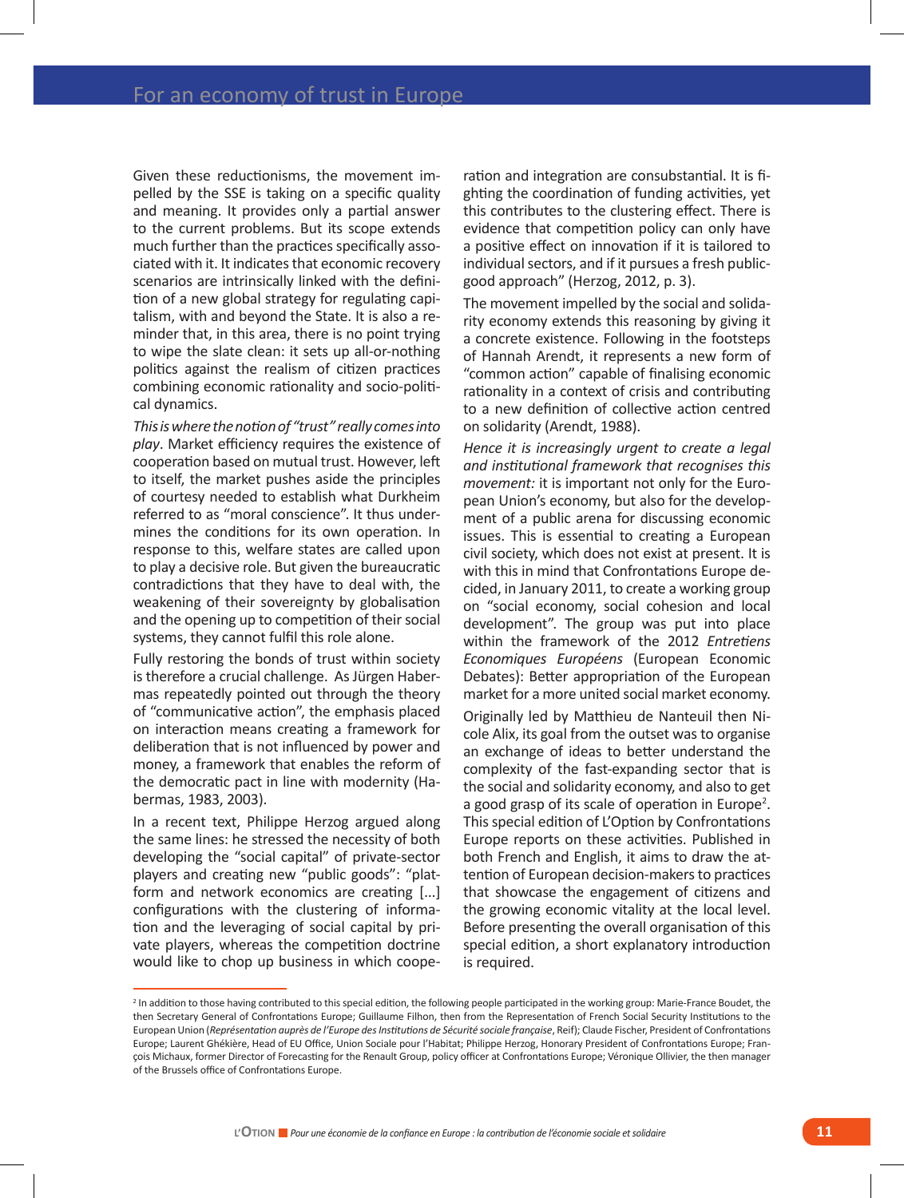Given these reductionisms, the movement impelled by the SSE is taking on a specific quality and meaning. It provides only a partial answer to the current problems. But its scope extends much further than the practices specifically associated with it. It indicates that economic recovery scenarios are intrinsically linked with the definition of a new global strategy for regulating capitalism, with and beyond the State. It is also a reminder that, in this area, there is no point trying to wipe the slate clean: it sets up all-or-nothing politics against the realism of citizen practices combining economic rationality and socio-political dynamics.

*This is where the notion of "trust" really comes into play*. Market efficiency requires the existence of cooperation based on mutual trust. However, left to itself, the market pushes aside the principles of courtesy needed to establish what Durkheim referred to as "moral conscience". It thus undermines the conditions for its own operation. In response to this, welfare states are called upon to play a decisive role. But given the bureaucratic contradictions that they have to deal with, the weakening of their sovereignty by globalisation and the opening up to competition of their social systems, they cannot fulfil this role alone.

Fully restoring the bonds of trust within society is therefore a crucial challenge. As Jürgen Habermas repeatedly pointed out through the theory of "communicative action", the emphasis placed on interaction means creating a framework for deliberation that is not influenced by power and money, a framework that enables the reform of the democratic pact in line with modernity (Habermas, 1983, 2003).

In a recent text, Philippe Herzog argued along the same lines: he stressed the necessity of both developing the "social capital" of private-sector players and creating new "public goods": "platform and network economics are creating [...] configurations with the clustering of information and the leveraging of social capital by private players, whereas the competition doctrine would like to chop up business in which cooperation and integration are consubstantial. It is fighting the coordination of funding activities, yet this contributes to the clustering effect. There is evidence that competition policy can only have a positive effect on innovation if it is tailored to individual sectors, and if it pursues a fresh public-good approach" (Herzog, 2012, p. 3).

The movement impelled by the social and solidarity economy extends this reasoning by giving it a concrete existence. Following in the footsteps of Hannah Arendt, it represents a new form of "common action" capable of finalising economic rationality in a context of crisis and contributing to a new definition of collective action centred on solidarity (Arendt, 1988).

*Hence it is increasingly urgent to create a legal and institutional framework that recognises this movement:* it is important not only for the European Union's economy, but also for the development of a public arena for discussing economic issues. This is essential to creating a European civil society, which does not exist at present. It is with this in mind that Confrontations Europe decided, in January 2011, to create a working group on "social economy, social cohesion and local development". The group was put into place within the framework of the 2012 *Entretiens Economiques Européens* (European Economic Debates): Better appropriation of the European market for a more united social market economy.

Originally led by Matthieu de Nanteuil then Nicole Alix, its goal from the outset was to organise an exchange of ideas to better understand the complexity of the fast-expanding sector that is the social and solidarity economy, and also to get a good grasp of its scale of operation in Europe[2]. This special edition of L'Option by Confrontations Europe reports on these activities. Published in both French and English, it aims to draw the attention of European decision-makers to practices that showcase the engagement of citizens and the growing economic vitality at the local level. Before presenting the overall organisation of this special edition, a short explanatory introduction is required.

[2] In addition to those having contributed to this special edition, the following people participated in the working group: Marie-France Boudet, the then Secretary General of Confrontations Europe; Guillaume Filhon, then from the Representation of French Social Security Institutions to the European Union (*Représentation auprès de l'Europe des Institutions de Sécurité sociale française*, Reif); Claude Fischer, President of Confrontations Europe; Laurent Ghékière, Head of EU Office, Union Sociale pour l'Habitat; Philippe Herzog, Honorary President of Confrontations Europe; François Michaux, former Director of Forecasting for the Renault Group, policy officer at Confrontations Europe; Véronique Ollivier, the then manager of the Brussels office of Confrontations Europe.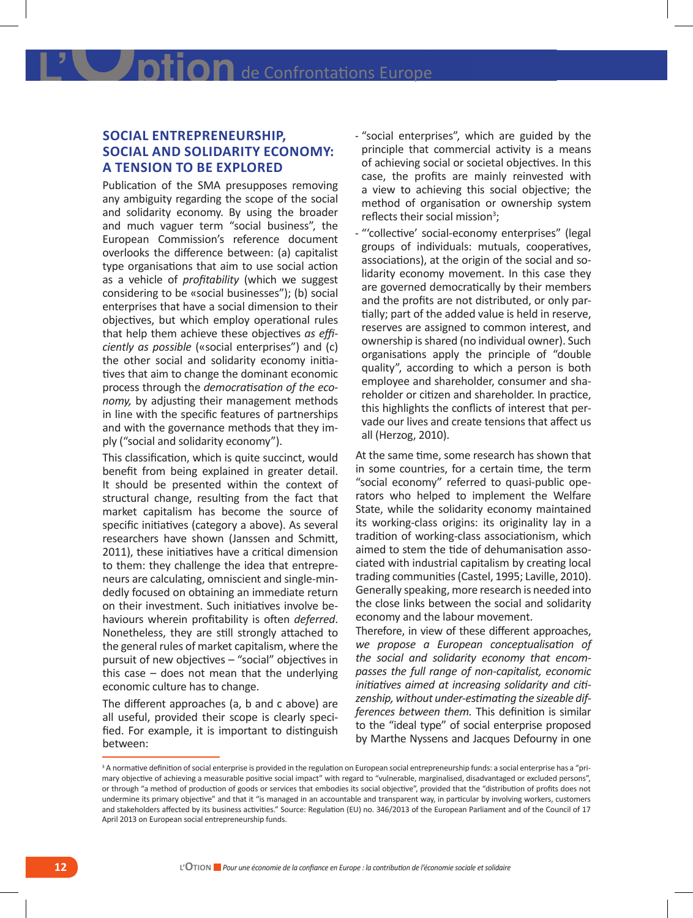## SOCIAL ENTREPRENEURSHIP, SOCIAL AND SOLIDARITY ECONOMY: A TENSION TO BE EXPLORED

Publication of the SMA presupposes removing any ambiguity regarding the scope of the social and solidarity economy. By using the broader and much vaguer term "social business", the European Commission's reference document overlooks the difference between: (a) capitalist type organisations that aim to use social action as a vehicle of *profitability* (which we suggest considering to be «social businesses"); (b) social enterprises that have a social dimension to their objectives, but which employ operational rules that help them achieve these objectives *as efficiently as possible* («social enterprises") and (c) the other social and solidarity economy initiatives that aim to change the dominant economic process through the *democratisation of the economy,* by adjusting their management methods in line with the specific features of partnerships and with the governance methods that they imply ("social and solidarity economy").

This classification, which is quite succinct, would benefit from being explained in greater detail. It should be presented within the context of structural change, resulting from the fact that market capitalism has become the source of specific initiatives (category a above). As several researchers have shown (Janssen and Schmitt, 2011), these initiatives have a critical dimension to them: they challenge the idea that entrepreneurs are calculating, omniscient and single-mindedly focused on obtaining an immediate return on their investment. Such initiatives involve behaviours wherein profitability is often *deferred*. Nonetheless, they are still strongly attached to the general rules of market capitalism, where the pursuit of new objectives – "social" objectives in this case – does not mean that the underlying economic culture has to change.

The different approaches (a, b and c above) are all useful, provided their scope is clearly specified. For example, it is important to distinguish between:

- "social enterprises", which are guided by the principle that commercial activity is a means of achieving social or societal objectives. In this case, the profits are mainly reinvested with a view to achieving this social objective; the method of organisation or ownership system reflects their social mission[3];
- "'collective' social-economy enterprises" (legal groups of individuals: mutuals, cooperatives, associations), at the origin of the social and solidarity economy movement. In this case they are governed democratically by their members and the profits are not distributed, or only partially; part of the added value is held in reserve, reserves are assigned to common interest, and ownership is shared (no individual owner). Such organisations apply the principle of "double quality", according to which a person is both employee and shareholder, consumer and shareholder or citizen and shareholder. In practice, this highlights the conflicts of interest that pervade our lives and create tensions that affect us all (Herzog, 2010).

At the same time, some research has shown that in some countries, for a certain time, the term "social economy" referred to quasi-public operators who helped to implement the Welfare State, while the solidarity economy maintained its working-class origins: its originality lay in a tradition of working-class associationism, which aimed to stem the tide of dehumanisation associated with industrial capitalism by creating local trading communities (Castel, 1995; Laville, 2010). Generally speaking, more research is needed into the close links between the social and solidarity economy and the labour movement.

Therefore, in view of these different approaches, *we propose a European conceptualisation of the social and solidarity economy that encompasses the full range of non-capitalist, economic initiatives aimed at increasing solidarity and citizenship, without under-estimating the sizeable differences between them.* This definition is similar to the "ideal type" of social enterprise proposed by Marthe Nyssens and Jacques Defourny in one

[3] A normative definition of social enterprise is provided in the regulation on European social entrepreneurship funds: a social enterprise has a "primary objective of achieving a measurable positive social impact" with regard to "vulnerable, marginalised, disadvantaged or excluded persons", or through "a method of production of goods or services that embodies its social objective", provided that the "distribution of profits does not undermine its primary objective" and that it "is managed in an accountable and transparent way, in particular by involving workers, customers and stakeholders affected by its business activities." Source: Regulation (EU) no. 346/2013 of the European Parliament and of the Council of 17 April 2013 on European social entrepreneurship funds.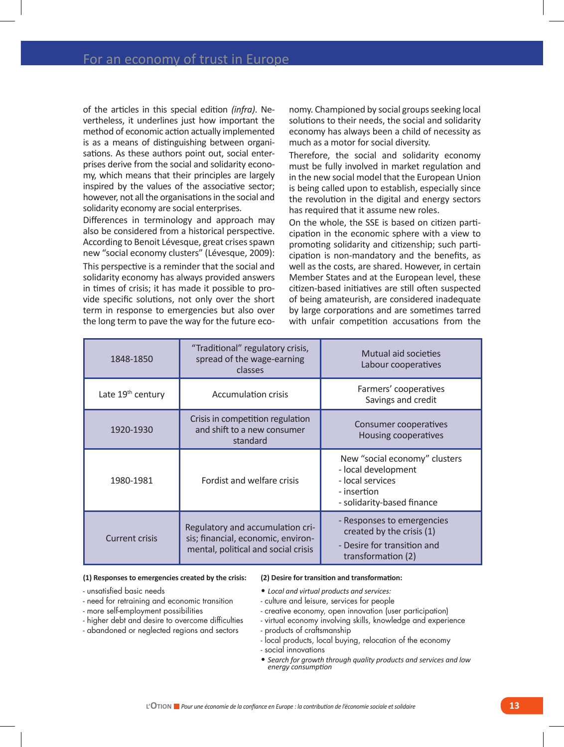of the articles in this special edition *(infra)*. Nevertheless, it underlines just how important the method of economic action actually implemented is as a means of distinguishing between organisations. As these authors point out, social enterprises derive from the social and solidarity economy, which means that their principles are largely inspired by the values of the associative sector; however, not all the organisations in the social and solidarity economy are social enterprises.

Differences in terminology and approach may also be considered from a historical perspective. According to Benoit Lévesque, great crises spawn new "social economy clusters" (Lévesque, 2009):

This perspective is a reminder that the social and solidarity economy has always provided answers in times of crisis; it has made it possible to provide specific solutions, not only over the short term in response to emergencies but also over the long term to pave the way for the future economy. Championed by social groups seeking local solutions to their needs, the social and solidarity economy has always been a child of necessity as much as a motor for social diversity.

Therefore, the social and solidarity economy must be fully involved in market regulation and in the new social model that the European Union is being called upon to establish, especially since the revolution in the digital and energy sectors has required that it assume new roles.

On the whole, the SSE is based on citizen participation in the economic sphere with a view to promoting solidarity and citizenship; such participation is non-mandatory and the benefits, as well as the costs, are shared. However, in certain Member States and at the European level, these citizen-based initiatives are still often suspected of being amateurish, are considered inadequate by large corporations and are sometimes tarred with unfair competition accusations from the

| | | |
|---|---|---|
| 1848-1850 | "Traditional" regulatory crisis, spread of the wage-earning classes | Mutual aid societies<br>Labour cooperatives |
| Late 19th century | Accumulation crisis | Farmers' cooperatives<br>Savings and credit |
| 1920-1930 | Crisis in competition regulation and shift to a new consumer standard | Consumer cooperatives<br>Housing cooperatives |
| 1980-1981 | Fordist and welfare crisis | New "social economy" clusters<br>- local development<br>- local services<br>- insertion<br>- solidarity-based finance |
| Current crisis | Regulatory and accumulation crisis; financial, economic, environmental, political and social crisis | - Responses to emergencies created by the crisis (1)<br>- Desire for transition and transformation (2) |

**(1) Responses to emergencies created by the crisis:**

- unsatisfied basic needs
- need for retraining and economic transition
- more self-employment possibilities
- higher debt and desire to overcome difficulties
- abandoned or neglected regions and sectors

**(2) Desire for transition and transformation:**

• *Local and virtual products and services:*
- culture and leisure, services for people
- creative economy, open innovation (user participation)
- virtual economy involving skills, knowledge and experience
- products of craftsmanship
- local products, local buying, relocation of the economy
- social innovations

• *Search for growth through quality products and services and low energy consumption*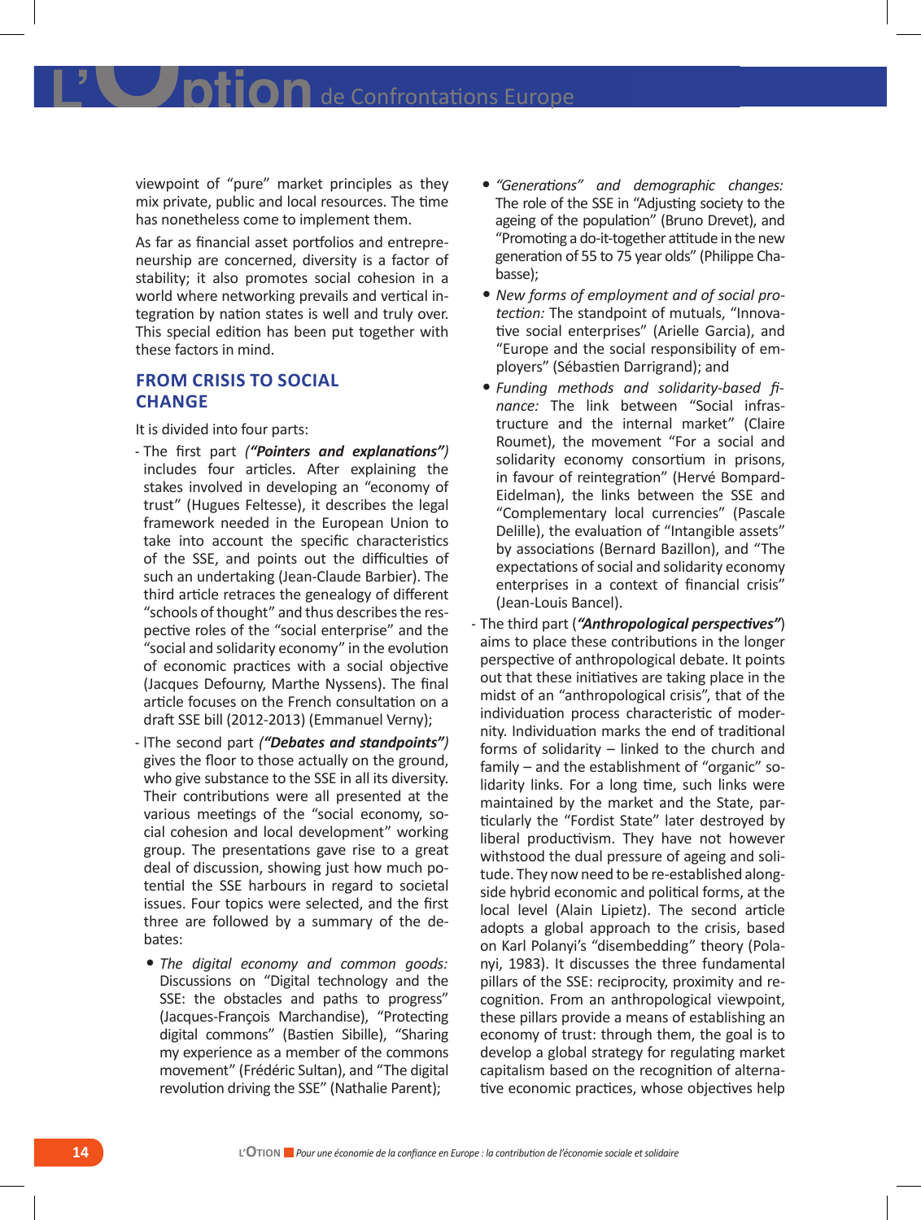viewpoint of "pure" market principles as they mix private, public and local resources. The time has nonetheless come to implement them.

As far as financial asset portfolios and entrepreneurship are concerned, diversity is a factor of stability; it also promotes social cohesion in a world where networking prevails and vertical integration by nation states is well and truly over. This special edition has been put together with these factors in mind.

## FROM CRISIS TO SOCIAL CHANGE

It is divided into four parts:

- The first part ***("Pointers and explanations")*** includes four articles. After explaining the stakes involved in developing an "economy of trust" (Hugues Feltesse), it describes the legal framework needed in the European Union to take into account the specific characteristics of the SSE, and points out the difficulties of such an undertaking (Jean-Claude Barbier). The third article retraces the genealogy of different "schools of thought" and thus describes the respective roles of the "social enterprise" and the "social and solidarity economy" in the evolution of economic practices with a social objective (Jacques Defourny, Marthe Nyssens). The final article focuses on the French consultation on a draft SSE bill (2012-2013) (Emmanuel Verny);
- lThe second part ***("Debates and standpoints")*** gives the floor to those actually on the ground, who give substance to the SSE in all its diversity. Their contributions were all presented at the various meetings of the "social economy, social cohesion and local development" working group. The presentations gave rise to a great deal of discussion, showing just how much potential the SSE harbours in regard to societal issues. Four topics were selected, and the first three are followed by a summary of the debates:
  - *The digital economy and common goods:* Discussions on "Digital technology and the SSE: the obstacles and paths to progress" (Jacques-François Marchandise), "Protecting digital commons" (Bastien Sibille), "Sharing my experience as a member of the commons movement" (Frédéric Sultan), and "The digital revolution driving the SSE" (Nathalie Parent);
  - *"Generations" and demographic changes:* The role of the SSE in "Adjusting society to the ageing of the population" (Bruno Drevet), and "Promoting a do-it-together attitude in the new generation of 55 to 75 year olds" (Philippe Chabasse);
  - *New forms of employment and of social protection:* The standpoint of mutuals, "Innovative social enterprises" (Arielle Garcia), and "Europe and the social responsibility of employers" (Sébastien Darrigrand); and
  - *Funding methods and solidarity-based finance:* The link between "Social infrastructure and the internal market" (Claire Roumet), the movement "For a social and solidarity economy consortium in prisons, in favour of reintegration" (Hervé Bompard-Eidelman), the links between the SSE and "Complementary local currencies" (Pascale Delille), the evaluation of "Intangible assets" by associations (Bernard Bazillon), and "The expectations of social and solidarity economy enterprises in a context of financial crisis" (Jean-Louis Bancel).
- The third part (***"Anthropological perspectives"***) aims to place these contributions in the longer perspective of anthropological debate. It points out that these initiatives are taking place in the midst of an "anthropological crisis", that of the individuation process characteristic of modernity. Individuation marks the end of traditional forms of solidarity – linked to the church and family – and the establishment of "organic" solidarity links. For a long time, such links were maintained by the market and the State, particularly the "Fordist State" later destroyed by liberal productivism. They have not however withstood the dual pressure of ageing and solitude. They now need to be re-established alongside hybrid economic and political forms, at the local level (Alain Lipietz). The second article adopts a global approach to the crisis, based on Karl Polanyi's "disembedding" theory (Polanyi, 1983). It discusses the three fundamental pillars of the SSE: reciprocity, proximity and recognition. From an anthropological viewpoint, these pillars provide a means of establishing an economy of trust: through them, the goal is to develop a global strategy for regulating market capitalism based on the recognition of alternative economic practices, whose objectives help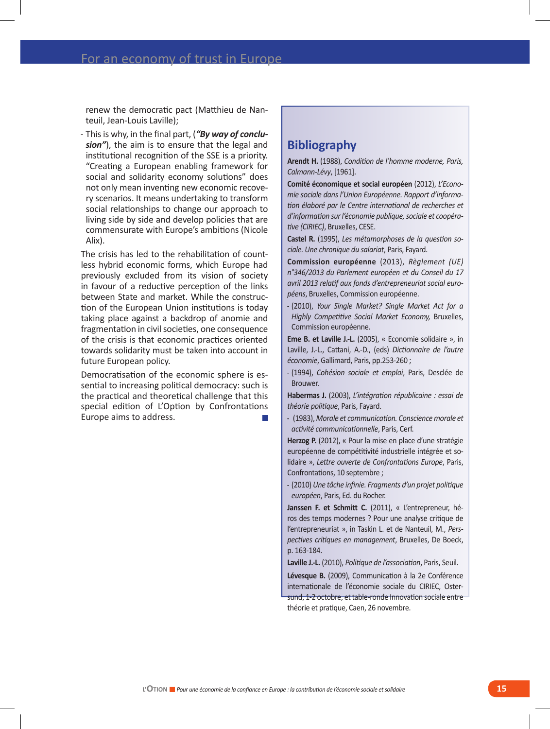renew the democratic pact (Matthieu de Nanteuil, Jean-Louis Laville);

- This is why, in the final part, (***"By way of conclusion"***), the aim is to ensure that the legal and institutional recognition of the SSE is a priority. "Creating a European enabling framework for social and solidarity economy solutions" does not only mean inventing new economic recovery scenarios. It means undertaking to transform social relationships to change our approach to living side by side and develop policies that are commensurate with Europe's ambitions (Nicole Alix).

The crisis has led to the rehabilitation of countless hybrid economic forms, which Europe had previously excluded from its vision of society in favour of a reductive perception of the links between State and market. While the construction of the European Union institutions is today taking place against a backdrop of anomie and fragmentation in civil societies, one consequence of the crisis is that economic practices oriented towards solidarity must be taken into account in future European policy.

Democratisation of the economic sphere is essential to increasing political democracy: such is the practical and theoretical challenge that this special edition of L'Option by Confrontations Europe aims to address.

## Bibliography

**Arendt H.** (1988), *Condition de l'homme moderne, Paris, Calmann-Lévy*, [1961].

**Comité économique et social européen** (2012), *L'Economie sociale dans l'Union Européenne. Rapport d'information élaboré par le Centre international de recherches et d'information sur l'économie publique, sociale et coopérative (CIRIEC)*, Bruxelles, CESE.

**Castel R.** (1995), *Les métamorphoses de la question sociale. Une chronique du salariat*, Paris, Fayard.

**Commission européenne** (2013), *Règlement (UE) n°346/2013 du Parlement européen et du Conseil du 17 avril 2013 relatif aux fonds d'entrepreneuriat social européens*, Bruxelles, Commission européenne.

- (2010), *Your Single Market? Single Market Act for a Highly Competitive Social Market Economy,* Bruxelles, Commission européenne.

**Eme B. et Laville J.-L.** (2005), « Economie solidaire », in Laville, J.-L., Cattani, A.-D., (eds) *Dictionnaire de l'autre économie*, Gallimard, Paris, pp.253-260 ;

- (1994), *Cohésion sociale et emploi*, Paris, Desclée de Brouwer.

**Habermas J.** (2003), *L'intégration républicaine : essai de théorie politique*, Paris, Fayard.

- (1983), *Morale et communication. Conscience morale et activité communicationnelle*, Paris, Cerf.

**Herzog P.** (2012), « Pour la mise en place d'une stratégie européenne de compétitivité industrielle intégrée et solidaire », *Lettre ouverte de Confrontations Europe*, Paris, Confrontations, 10 septembre ;

- (2010) *Une tâche infinie. Fragments d'un projet politique européen*, Paris, Ed. du Rocher.

**Janssen F. et Schmitt C.** (2011), « L'entrepreneur, héros des temps modernes ? Pour une analyse critique de l'entrepreneuriat », in Taskin L. et de Nanteuil, M., *Perspectives critiques en management*, Bruxelles, De Boeck, p. 163-184.

**Laville J.-L.** (2010), *Politique de l'association*, Paris, Seuil.

**Lévesque B.** (2009), Communication à la 2e Conférence internationale de l'économie sociale du CIRIEC, Ostersund, 1-2 octobre, et table-ronde Innovation sociale entre théorie et pratique, Caen, 26 novembre.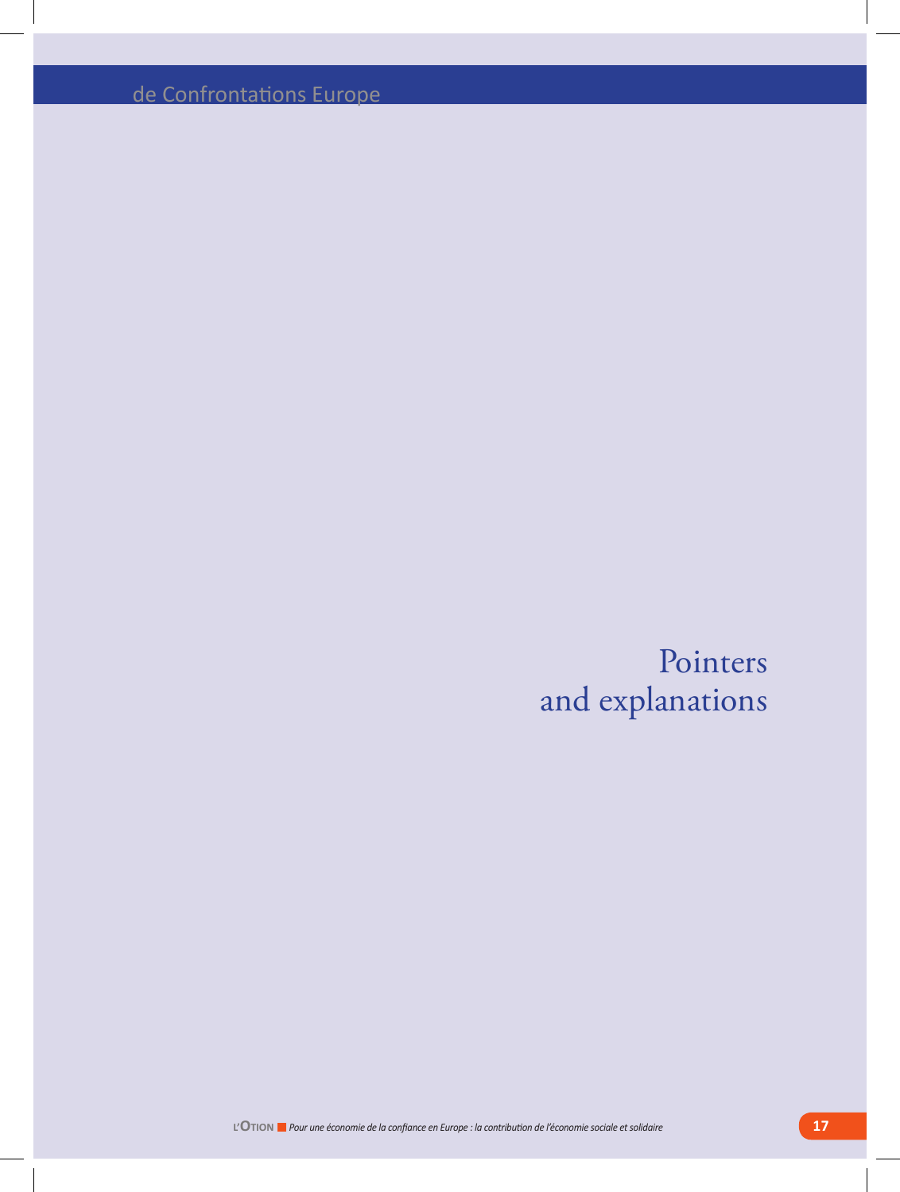de Confrontations Europe

# Pointers and explanations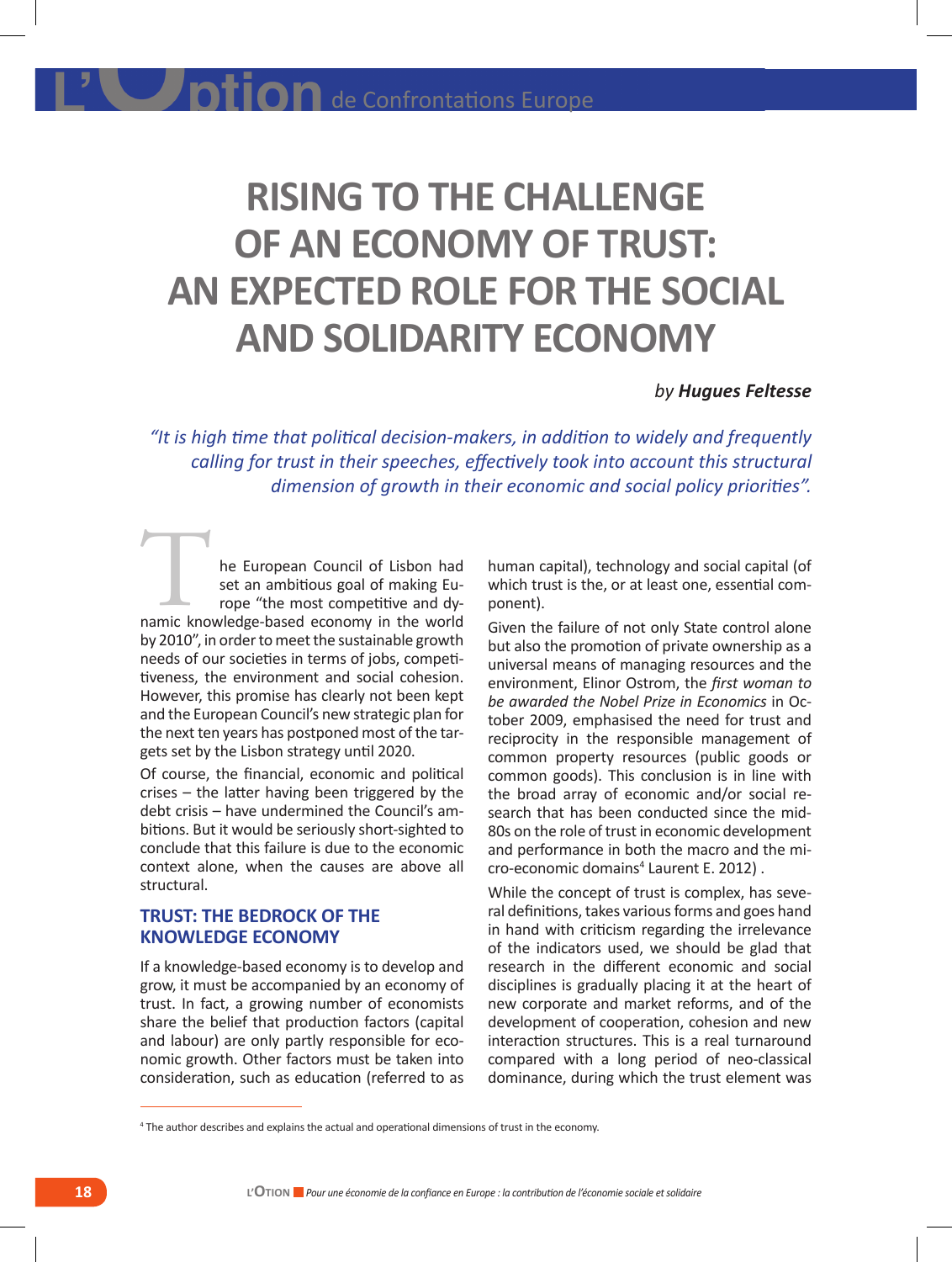# RISING TO THE CHALLENGE OF AN ECONOMY OF TRUST: AN EXPECTED ROLE FOR THE SOCIAL AND SOLIDARITY ECONOMY

*by **Hugues Feltesse***

*"It is high time that political decision-makers, in addition to widely and frequently calling for trust in their speeches, effectively took into account this structural dimension of growth in their economic and social policy priorities".*

The European Council of Lisbon had set an ambitious goal of making Europe "the most competitive and dynamic knowledge-based economy in the world by 2010", in order to meet the sustainable growth needs of our societies in terms of jobs, competitiveness, the environment and social cohesion. However, this promise has clearly not been kept and the European Council's new strategic plan for the next ten years has postponed most of the targets set by the Lisbon strategy until 2020.

Of course, the financial, economic and political crises – the latter having been triggered by the debt crisis – have undermined the Council's ambitions. But it would be seriously short-sighted to conclude that this failure is due to the economic context alone, when the causes are above all structural.

## TRUST: THE BEDROCK OF THE KNOWLEDGE ECONOMY

If a knowledge-based economy is to develop and grow, it must be accompanied by an economy of trust. In fact, a growing number of economists share the belief that production factors (capital and labour) are only partly responsible for economic growth. Other factors must be taken into consideration, such as education (referred to as human capital), technology and social capital (of which trust is the, or at least one, essential component).

Given the failure of not only State control alone but also the promotion of private ownership as a universal means of managing resources and the environment, Elinor Ostrom, the *first woman to be awarded the Nobel Prize in Economics* in October 2009, emphasised the need for trust and reciprocity in the responsible management of common property resources (public goods or common goods). This conclusion is in line with the broad array of economic and/or social research that has been conducted since the mid-80s on the role of trust in economic development and performance in both the macro and the micro-economic domains[4] Laurent E. 2012) .

While the concept of trust is complex, has several definitions, takes various forms and goes hand in hand with criticism regarding the irrelevance of the indicators used, we should be glad that research in the different economic and social disciplines is gradually placing it at the heart of new corporate and market reforms, and of the development of cooperation, cohesion and new interaction structures. This is a real turnaround compared with a long period of neo-classical dominance, during which the trust element was

[4] The author describes and explains the actual and operational dimensions of trust in the economy.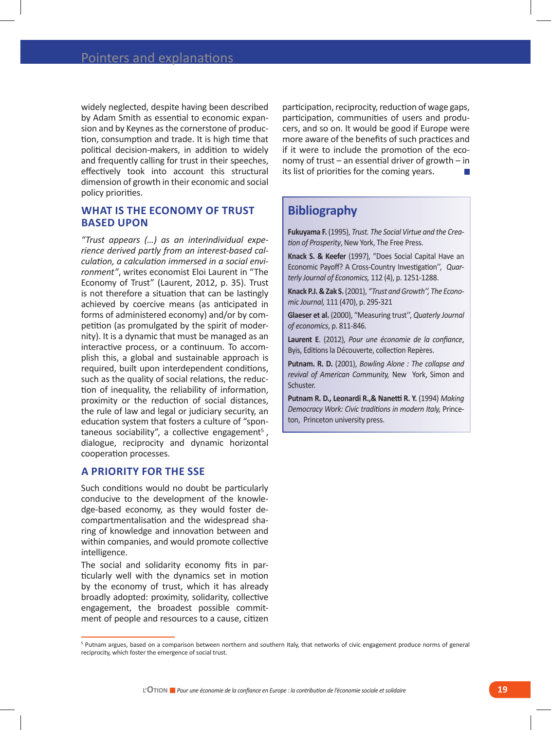widely neglected, despite having been described by Adam Smith as essential to economic expansion and by Keynes as the cornerstone of production, consumption and trade. It is high time that political decision-makers, in addition to widely and frequently calling for trust in their speeches, effectively took into account this structural dimension of growth in their economic and social policy priorities.

## WHAT IS THE ECONOMY OF TRUST BASED UPON

*"Trust appears (...) as an interindividual experience derived partly from an interest-based calculation, a calculation immersed in a social environment"*, writes economist Eloi Laurent in "The Economy of Trust" (Laurent, 2012, p. 35). Trust is not therefore a situation that can be lastingly achieved by coercive means (as anticipated in forms of administered economy) and/or by competition (as promulgated by the spirit of modernity). It is a dynamic that must be managed as an interactive process, or a continuum. To accomplish this, a global and sustainable approach is required, built upon interdependent conditions, such as the quality of social relations, the reduction of inequality, the reliability of information, proximity or the reduction of social distances, the rule of law and legal or judiciary security, an education system that fosters a culture of "spontaneous sociability", a collective engagement[5], dialogue, reciprocity and dynamic horizontal cooperation processes.

## A PRIORITY FOR THE SSE

Such conditions would no doubt be particularly conducive to the development of the knowledge-based economy, as they would foster decompartmentalisation and the widespread sharing of knowledge and innovation between and within companies, and would promote collective intelligence.

The social and solidarity economy fits in particularly well with the dynamics set in motion by the economy of trust, which it has already broadly adopted: proximity, solidarity, collective engagement, the broadest possible commitment of people and resources to a cause, citizen participation, reciprocity, reduction of wage gaps, participation, communities of users and producers, and so on. It would be good if Europe were more aware of the benefits of such practices and if it were to include the promotion of the economy of trust – an essential driver of growth – in its list of priorities for the coming years.

## Bibliography

**Fukuyama F.** (1995), *Trust. The Social Virtue and the Creation of Prosperity*, New York, The Free Press.

**Knack S. & Keefer** (1997), "Does Social Capital Have an Economic Payoff? A Cross-Country Investigation", *Quarterly Journal of Economics,* 112 (4), p. 1251-1288.

**Knack P.J. & Zak S.** (2001), *"Trust and Growth", The Economic Journal,* 111 (470), p. 295-321

**Glaeser et al.** (2000), "Measuring trust", *Quaterly Journal of economics*, p. 811-846.

**Laurent E**. (2012), *Pour une économie de la confiance*, Byis, Editions la Découverte, collection Repères.

**Putnam. R. D.** (2001), *Bowling Alone : The collapse and revival of American Community,* New York, Simon and Schuster.

**Putnam R. D., Leonardi R.,& Nanetti R. Y.** (1994) *Making Democracy Work: Civic traditions in modern Italy,* Princeton, Princeton university press.

[5] Putnam argues, based on a comparison between northern and southern Italy, that networks of civic engagement produce norms of general reciprocity, which foster the emergence of social trust.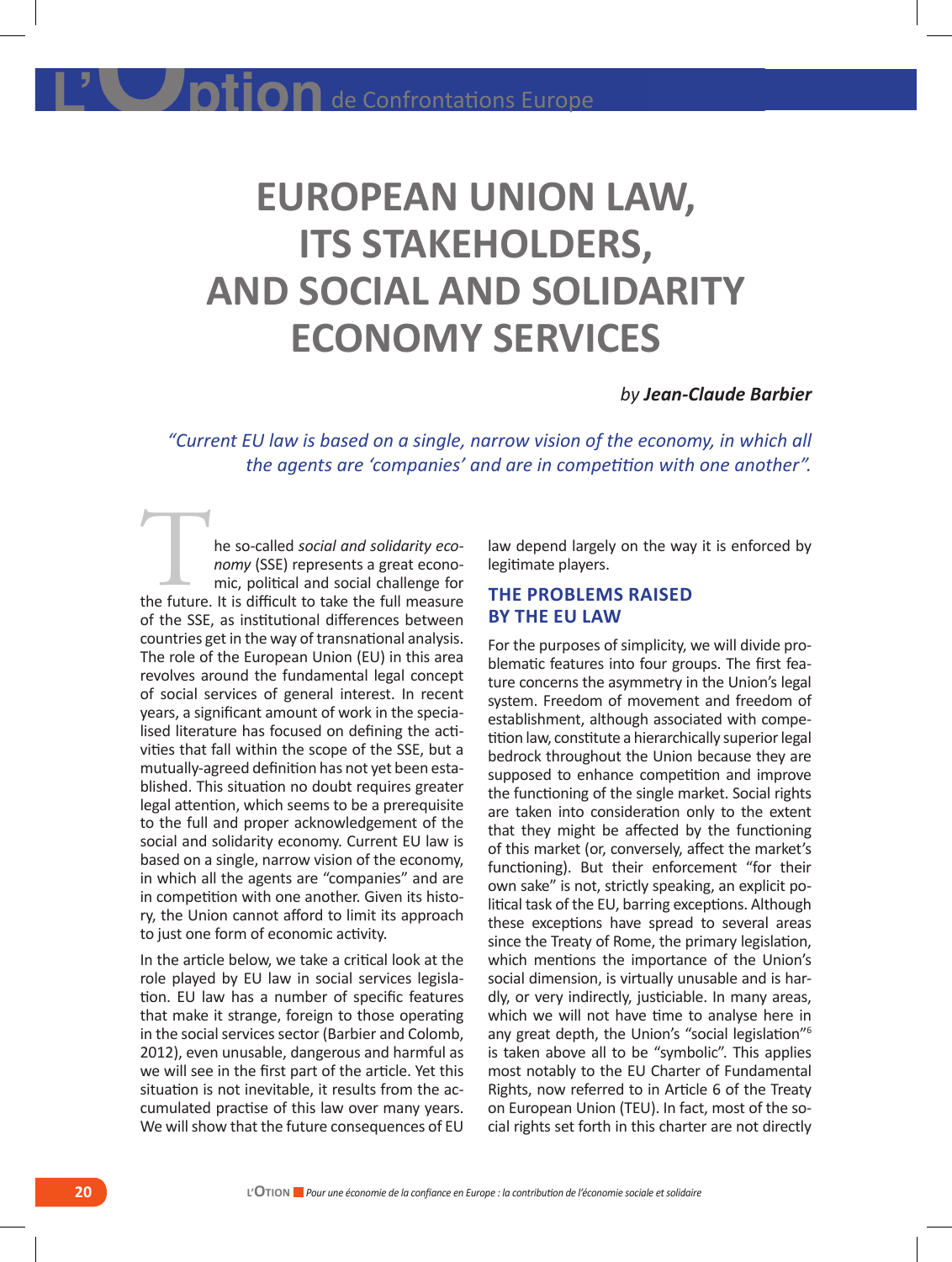# EUROPEAN UNION LAW, ITS STAKEHOLDERS, AND SOCIAL AND SOLIDARITY ECONOMY SERVICES

*by **Jean-Claude Barbier***

*"Current EU law is based on a single, narrow vision of the economy, in which all the agents are 'companies' and are in competition with one another".*

The so-called *social and solidarity economy* (SSE) represents a great economic, political and social challenge for the future. It is difficult to take the full measure of the SSE, as institutional differences between countries get in the way of transnational analysis. The role of the European Union (EU) in this area revolves around the fundamental legal concept of social services of general interest. In recent years, a significant amount of work in the specialised literature has focused on defining the activities that fall within the scope of the SSE, but a mutually-agreed definition has not yet been established. This situation no doubt requires greater legal attention, which seems to be a prerequisite to the full and proper acknowledgement of the social and solidarity economy. Current EU law is based on a single, narrow vision of the economy, in which all the agents are "companies" and are in competition with one another. Given its history, the Union cannot afford to limit its approach to just one form of economic activity.

In the article below, we take a critical look at the role played by EU law in social services legislation. EU law has a number of specific features that make it strange, foreign to those operating in the social services sector (Barbier and Colomb, 2012), even unusable, dangerous and harmful as we will see in the first part of the article. Yet this situation is not inevitable, it results from the accumulated practise of this law over many years. We will show that the future consequences of EU law depend largely on the way it is enforced by legitimate players.

## THE PROBLEMS RAISED BY THE EU LAW

For the purposes of simplicity, we will divide problematic features into four groups. The first feature concerns the asymmetry in the Union's legal system. Freedom of movement and freedom of establishment, although associated with competition law, constitute a hierarchically superior legal bedrock throughout the Union because they are supposed to enhance competition and improve the functioning of the single market. Social rights are taken into consideration only to the extent that they might be affected by the functioning of this market (or, conversely, affect the market's functioning). But their enforcement "for their own sake" is not, strictly speaking, an explicit political task of the EU, barring exceptions. Although these exceptions have spread to several areas since the Treaty of Rome, the primary legislation, which mentions the importance of the Union's social dimension, is virtually unusable and is hardly, or very indirectly, justiciable. In many areas, which we will not have time to analyse here in any great depth, the Union's "social legislation"[6] is taken above all to be "symbolic". This applies most notably to the EU Charter of Fundamental Rights, now referred to in Article 6 of the Treaty on European Union (TEU). In fact, most of the social rights set forth in this charter are not directly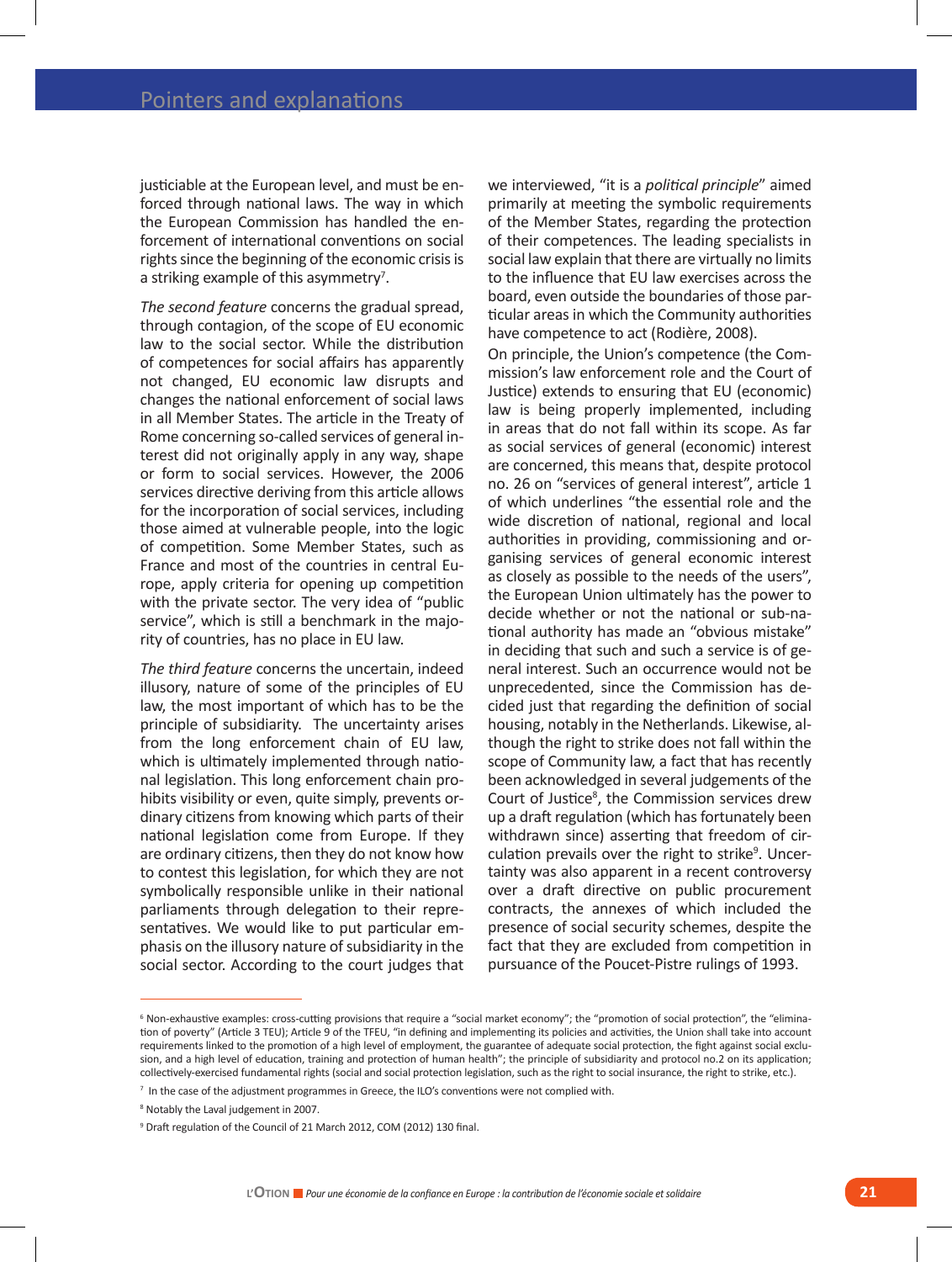justiciable at the European level, and must be enforced through national laws. The way in which the European Commission has handled the enforcement of international conventions on social rights since the beginning of the economic crisis is a striking example of this asymmetry[7].

*The second feature* concerns the gradual spread, through contagion, of the scope of EU economic law to the social sector. While the distribution of competences for social affairs has apparently not changed, EU economic law disrupts and changes the national enforcement of social laws in all Member States. The article in the Treaty of Rome concerning so-called services of general interest did not originally apply in any way, shape or form to social services. However, the 2006 services directive deriving from this article allows for the incorporation of social services, including those aimed at vulnerable people, into the logic of competition. Some Member States, such as France and most of the countries in central Europe, apply criteria for opening up competition with the private sector. The very idea of "public service", which is still a benchmark in the majority of countries, has no place in EU law.

*The third feature* concerns the uncertain, indeed illusory, nature of some of the principles of EU law, the most important of which has to be the principle of subsidiarity. The uncertainty arises from the long enforcement chain of EU law, which is ultimately implemented through national legislation. This long enforcement chain prohibits visibility or even, quite simply, prevents ordinary citizens from knowing which parts of their national legislation come from Europe. If they are ordinary citizens, then they do not know how to contest this legislation, for which they are not symbolically responsible unlike in their national parliaments through delegation to their representatives. We would like to put particular emphasis on the illusory nature of subsidiarity in the social sector. According to the court judges that we interviewed, "it is a *political principle*" aimed primarily at meeting the symbolic requirements of the Member States, regarding the protection of their competences. The leading specialists in social law explain that there are virtually no limits to the influence that EU law exercises across the board, even outside the boundaries of those particular areas in which the Community authorities have competence to act (Rodière, 2008).

On principle, the Union's competence (the Commission's law enforcement role and the Court of Justice) extends to ensuring that EU (economic) law is being properly implemented, including in areas that do not fall within its scope. As far as social services of general (economic) interest are concerned, this means that, despite protocol no. 26 on "services of general interest", article 1 of which underlines "the essential role and the wide discretion of national, regional and local authorities in providing, commissioning and organising services of general economic interest as closely as possible to the needs of the users", the European Union ultimately has the power to decide whether or not the national or sub-national authority has made an "obvious mistake" in deciding that such and such a service is of general interest. Such an occurrence would not be unprecedented, since the Commission has decided just that regarding the definition of social housing, notably in the Netherlands. Likewise, although the right to strike does not fall within the scope of Community law, a fact that has recently been acknowledged in several judgements of the Court of Justice[8], the Commission services drew up a draft regulation (which has fortunately been withdrawn since) asserting that freedom of circulation prevails over the right to strike[9]. Uncertainty was also apparent in a recent controversy over a draft directive on public procurement contracts, the annexes of which included the presence of social security schemes, despite the fact that they are excluded from competition in pursuance of the Poucet-Pistre rulings of 1993.

---

[6] Non-exhaustive examples: cross-cutting provisions that require a "social market economy"; the "promotion of social protection", the "elimination of poverty" (Article 3 TEU); Article 9 of the TFEU, "in defining and implementing its policies and activities, the Union shall take into account requirements linked to the promotion of a high level of employment, the guarantee of adequate social protection, the fight against social exclusion, and a high level of education, training and protection of human health"; the principle of subsidiarity and protocol no.2 on its application; collectively-exercised fundamental rights (social and social protection legislation, such as the right to social insurance, the right to strike, etc.).

[7] In the case of the adjustment programmes in Greece, the ILO's conventions were not complied with.

[8] Notably the Laval judgement in 2007.

[9] Draft regulation of the Council of 21 March 2012, COM (2012) 130 final.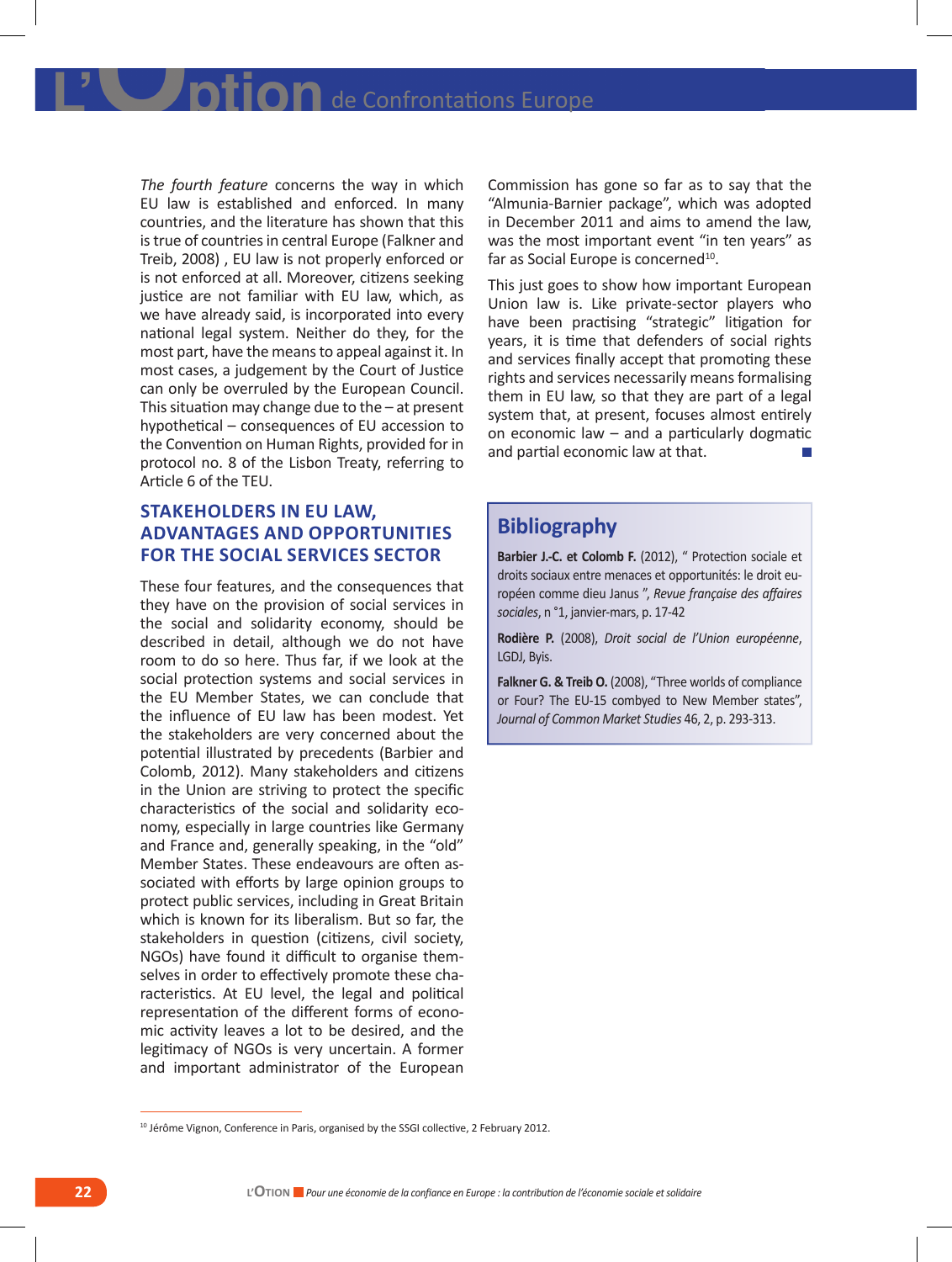*The fourth feature* concerns the way in which EU law is established and enforced. In many countries, and the literature has shown that this is true of countries in central Europe (Falkner and Treib, 2008) , EU law is not properly enforced or is not enforced at all. Moreover, citizens seeking justice are not familiar with EU law, which, as we have already said, is incorporated into every national legal system. Neither do they, for the most part, have the means to appeal against it. In most cases, a judgement by the Court of Justice can only be overruled by the European Council. This situation may change due to the – at present hypothetical – consequences of EU accession to the Convention on Human Rights, provided for in protocol no. 8 of the Lisbon Treaty, referring to Article 6 of the TEU.

## STAKEHOLDERS IN EU LAW, ADVANTAGES AND OPPORTUNITIES FOR THE SOCIAL SERVICES SECTOR

These four features, and the consequences that they have on the provision of social services in the social and solidarity economy, should be described in detail, although we do not have room to do so here. Thus far, if we look at the social protection systems and social services in the EU Member States, we can conclude that the influence of EU law has been modest. Yet the stakeholders are very concerned about the potential illustrated by precedents (Barbier and Colomb, 2012). Many stakeholders and citizens in the Union are striving to protect the specific characteristics of the social and solidarity economy, especially in large countries like Germany and France and, generally speaking, in the "old" Member States. These endeavours are often associated with efforts by large opinion groups to protect public services, including in Great Britain which is known for its liberalism. But so far, the stakeholders in question (citizens, civil society, NGOs) have found it difficult to organise themselves in order to effectively promote these characteristics. At EU level, the legal and political representation of the different forms of economic activity leaves a lot to be desired, and the legitimacy of NGOs is very uncertain. A former and important administrator of the European Commission has gone so far as to say that the "Almunia-Barnier package", which was adopted in December 2011 and aims to amend the law, was the most important event "in ten years" as far as Social Europe is concerned[10].

This just goes to show how important European Union law is. Like private-sector players who have been practising "strategic" litigation for years, it is time that defenders of social rights and services finally accept that promoting these rights and services necessarily means formalising them in EU law, so that they are part of a legal system that, at present, focuses almost entirely on economic law – and a particularly dogmatic and partial economic law at that.

## Bibliography

**Barbier J.-C. et Colomb F.** (2012), " Protection sociale et droits sociaux entre menaces et opportunités: le droit européen comme dieu Janus ", *Revue française des affaires sociales*, n °1, janvier-mars, p. 17-42

**Rodière P.** (2008), *Droit social de l'Union européenne*, LGDJ, Byis.

**Falkner G. & Treib O.** (2008), "Three worlds of compliance or Four? The EU-15 combyed to New Member states", *Journal of Common Market Studies* 46, 2, p. 293-313.

---

[10] Jérôme Vignon, Conference in Paris, organised by the SSGI collective, 2 February 2012.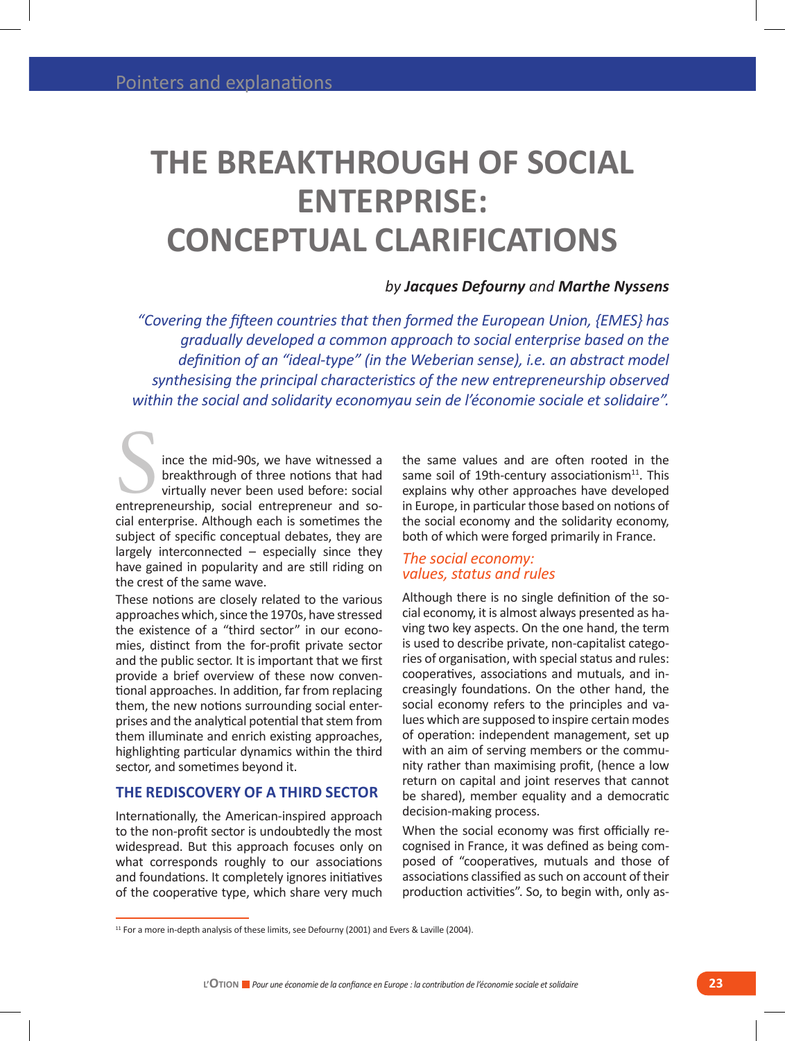# THE BREAKTHROUGH OF SOCIAL ENTERPRISE: CONCEPTUAL CLARIFICATIONS

*by **Jacques Defourny** and **Marthe Nyssens***

*"Covering the fifteen countries that then formed the European Union, {EMES} has gradually developed a common approach to social enterprise based on the definition of an "ideal-type" (in the Weberian sense), i.e. an abstract model synthesising the principal characteristics of the new entrepreneurship observed within the social and solidarity economyau sein de l'économie sociale et solidaire".*

Since the mid-90s, we have witnessed a breakthrough of three notions that had virtually never been used before: social entrepreneurship, social entrepreneur and social enterprise. Although each is sometimes the subject of specific conceptual debates, they are largely interconnected – especially since they have gained in popularity and are still riding on the crest of the same wave.

These notions are closely related to the various approaches which, since the 1970s, have stressed the existence of a "third sector" in our economies, distinct from the for-profit private sector and the public sector. It is important that we first provide a brief overview of these now conventional approaches. In addition, far from replacing them, the new notions surrounding social enterprises and the analytical potential that stem from them illuminate and enrich existing approaches, highlighting particular dynamics within the third sector, and sometimes beyond it.

## THE REDISCOVERY OF A THIRD SECTOR

Internationally, the American-inspired approach to the non-profit sector is undoubtedly the most widespread. But this approach focuses only on what corresponds roughly to our associations and foundations. It completely ignores initiatives of the cooperative type, which share very much the same values and are often rooted in the same soil of 19th-century associationism[11]. This explains why other approaches have developed in Europe, in particular those based on notions of the social economy and the solidarity economy, both of which were forged primarily in France.

### The social economy: values, status and rules

Although there is no single definition of the social economy, it is almost always presented as having two key aspects. On the one hand, the term is used to describe private, non-capitalist categories of organisation, with special status and rules: cooperatives, associations and mutuals, and increasingly foundations. On the other hand, the social economy refers to the principles and values which are supposed to inspire certain modes of operation: independent management, set up with an aim of serving members or the community rather than maximising profit, (hence a low return on capital and joint reserves that cannot be shared), member equality and a democratic decision-making process.

When the social economy was first officially recognised in France, it was defined as being composed of "cooperatives, mutuals and those of associations classified as such on account of their production activities". So, to begin with, only as-

[11] For a more in-depth analysis of these limits, see Defourny (2001) and Evers & Laville (2004).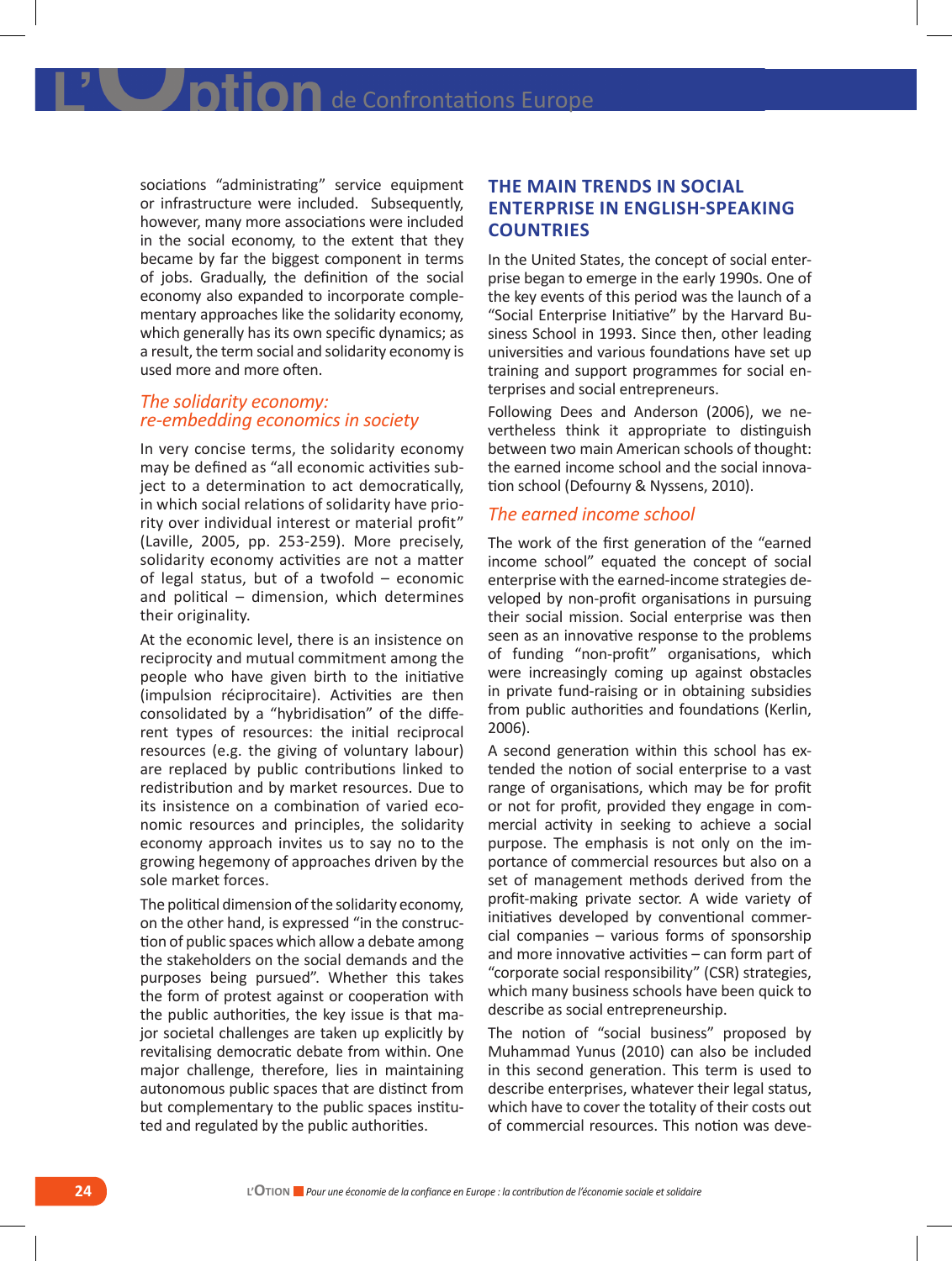sociations "administrating" service equipment or infrastructure were included. Subsequently, however, many more associations were included in the social economy, to the extent that they became by far the biggest component in terms of jobs. Gradually, the definition of the social economy also expanded to incorporate complementary approaches like the solidarity economy, which generally has its own specific dynamics; as a result, the term social and solidarity economy is used more and more often.

### *The solidarity economy: re-embedding economics in society*

In very concise terms, the solidarity economy may be defined as "all economic activities subject to a determination to act democratically, in which social relations of solidarity have priority over individual interest or material profit" (Laville, 2005, pp. 253-259). More precisely, solidarity economy activities are not a matter of legal status, but of a twofold – economic and political – dimension, which determines their originality.

At the economic level, there is an insistence on reciprocity and mutual commitment among the people who have given birth to the initiative (impulsion réciprocitaire). Activities are then consolidated by a "hybridisation" of the different types of resources: the initial reciprocal resources (e.g. the giving of voluntary labour) are replaced by public contributions linked to redistribution and by market resources. Due to its insistence on a combination of varied economic resources and principles, the solidarity economy approach invites us to say no to the growing hegemony of approaches driven by the sole market forces.

The political dimension of the solidarity economy, on the other hand, is expressed "in the construction of public spaces which allow a debate among the stakeholders on the social demands and the purposes being pursued". Whether this takes the form of protest against or cooperation with the public authorities, the key issue is that major societal challenges are taken up explicitly by revitalising democratic debate from within. One major challenge, therefore, lies in maintaining autonomous public spaces that are distinct from but complementary to the public spaces instituted and regulated by the public authorities.

## THE MAIN TRENDS IN SOCIAL ENTERPRISE IN ENGLISH-SPEAKING COUNTRIES

In the United States, the concept of social enterprise began to emerge in the early 1990s. One of the key events of this period was the launch of a "Social Enterprise Initiative" by the Harvard Business School in 1993. Since then, other leading universities and various foundations have set up training and support programmes for social enterprises and social entrepreneurs.

Following Dees and Anderson (2006), we nevertheless think it appropriate to distinguish between two main American schools of thought: the earned income school and the social innovation school (Defourny & Nyssens, 2010).

### *The earned income school*

The work of the first generation of the "earned income school" equated the concept of social enterprise with the earned-income strategies developed by non-profit organisations in pursuing their social mission. Social enterprise was then seen as an innovative response to the problems of funding "non-profit" organisations, which were increasingly coming up against obstacles in private fund-raising or in obtaining subsidies from public authorities and foundations (Kerlin, 2006).

A second generation within this school has extended the notion of social enterprise to a vast range of organisations, which may be for profit or not for profit, provided they engage in commercial activity in seeking to achieve a social purpose. The emphasis is not only on the importance of commercial resources but also on a set of management methods derived from the profit-making private sector. A wide variety of initiatives developed by conventional commercial companies – various forms of sponsorship and more innovative activities – can form part of "corporate social responsibility" (CSR) strategies, which many business schools have been quick to describe as social entrepreneurship.

The notion of "social business" proposed by Muhammad Yunus (2010) can also be included in this second generation. This term is used to describe enterprises, whatever their legal status, which have to cover the totality of their costs out of commercial resources. This notion was deve-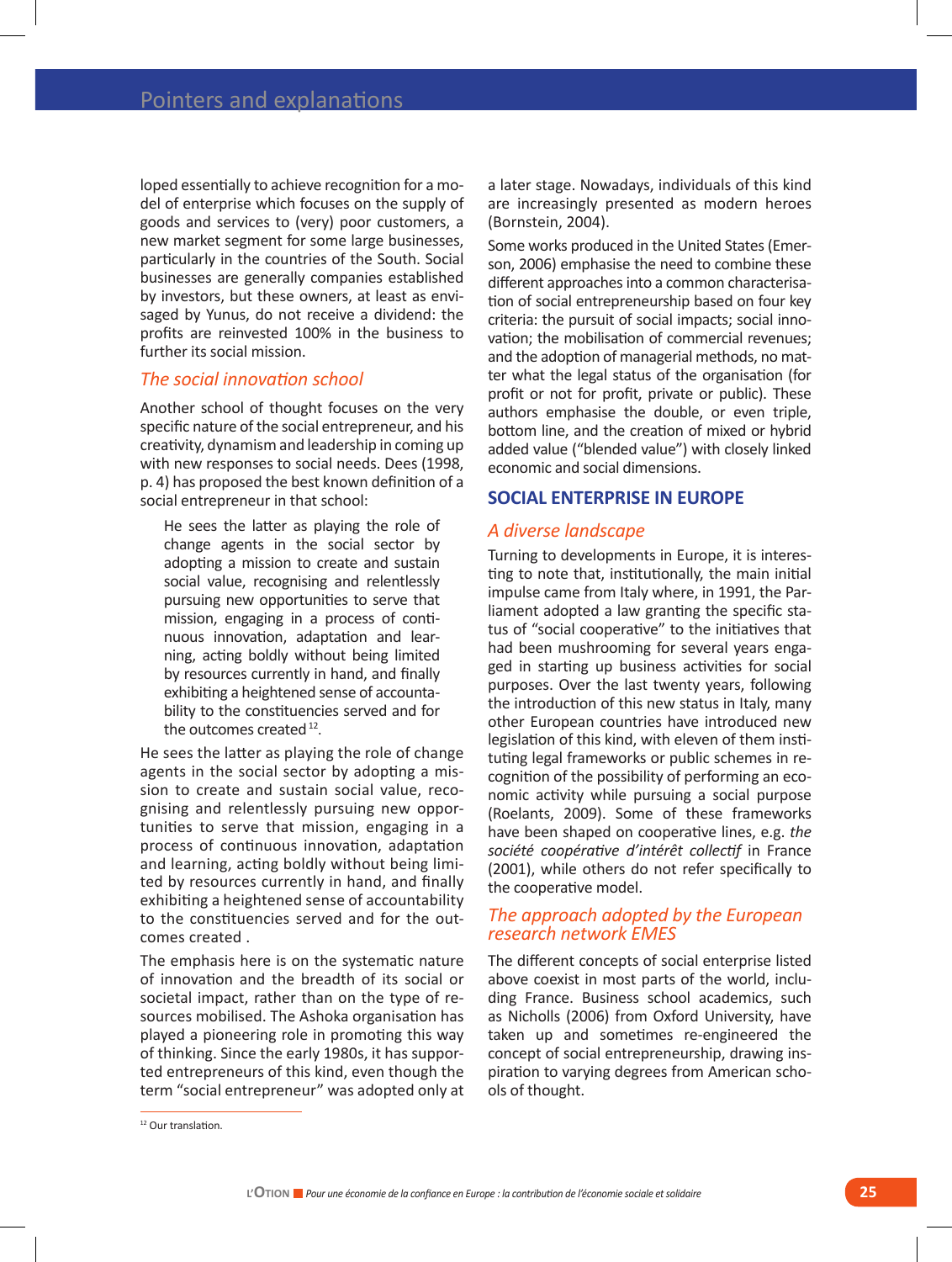loped essentially to achieve recognition for a model of enterprise which focuses on the supply of goods and services to (very) poor customers, a new market segment for some large businesses, particularly in the countries of the South. Social businesses are generally companies established by investors, but these owners, at least as envisaged by Yunus, do not receive a dividend: the profits are reinvested 100% in the business to further its social mission.

### *The social innovation school*

Another school of thought focuses on the very specific nature of the social entrepreneur, and his creativity, dynamism and leadership in coming up with new responses to social needs. Dees (1998, p. 4) has proposed the best known definition of a social entrepreneur in that school:

> He sees the latter as playing the role of change agents in the social sector by adopting a mission to create and sustain social value, recognising and relentlessly pursuing new opportunities to serve that mission, engaging in a process of continuous innovation, adaptation and learning, acting boldly without being limited by resources currently in hand, and finally exhibiting a heightened sense of accountability to the constituencies served and for the outcomes created [12].

He sees the latter as playing the role of change agents in the social sector by adopting a mission to create and sustain social value, recognising and relentlessly pursuing new opportunities to serve that mission, engaging in a process of continuous innovation, adaptation and learning, acting boldly without being limited by resources currently in hand, and finally exhibiting a heightened sense of accountability to the constituencies served and for the outcomes created .

The emphasis here is on the systematic nature of innovation and the breadth of its social or societal impact, rather than on the type of resources mobilised. The Ashoka organisation has played a pioneering role in promoting this way of thinking. Since the early 1980s, it has supported entrepreneurs of this kind, even though the term "social entrepreneur" was adopted only at a later stage. Nowadays, individuals of this kind are increasingly presented as modern heroes (Bornstein, 2004).

Some works produced in the United States (Emerson, 2006) emphasise the need to combine these different approaches into a common characterisation of social entrepreneurship based on four key criteria: the pursuit of social impacts; social innovation; the mobilisation of commercial revenues; and the adoption of managerial methods, no matter what the legal status of the organisation (for profit or not for profit, private or public). These authors emphasise the double, or even triple, bottom line, and the creation of mixed or hybrid added value ("blended value") with closely linked economic and social dimensions.

## SOCIAL ENTERPRISE IN EUROPE

### *A diverse landscape*

Turning to developments in Europe, it is interesting to note that, institutionally, the main initial impulse came from Italy where, in 1991, the Parliament adopted a law granting the specific status of "social cooperative" to the initiatives that had been mushrooming for several years engaged in starting up business activities for social purposes. Over the last twenty years, following the introduction of this new status in Italy, many other European countries have introduced new legislation of this kind, with eleven of them instituting legal frameworks or public schemes in recognition of the possibility of performing an economic activity while pursuing a social purpose (Roelants, 2009). Some of these frameworks have been shaped on cooperative lines, e.g. *the société coopérative d'intérêt collectif* in France (2001), while others do not refer specifically to the cooperative model.

### *The approach adopted by the European research network EMES*

The different concepts of social enterprise listed above coexist in most parts of the world, including France. Business school academics, such as Nicholls (2006) from Oxford University, have taken up and sometimes re-engineered the concept of social entrepreneurship, drawing inspiration to varying degrees from American schools of thought.

[12] Our translation.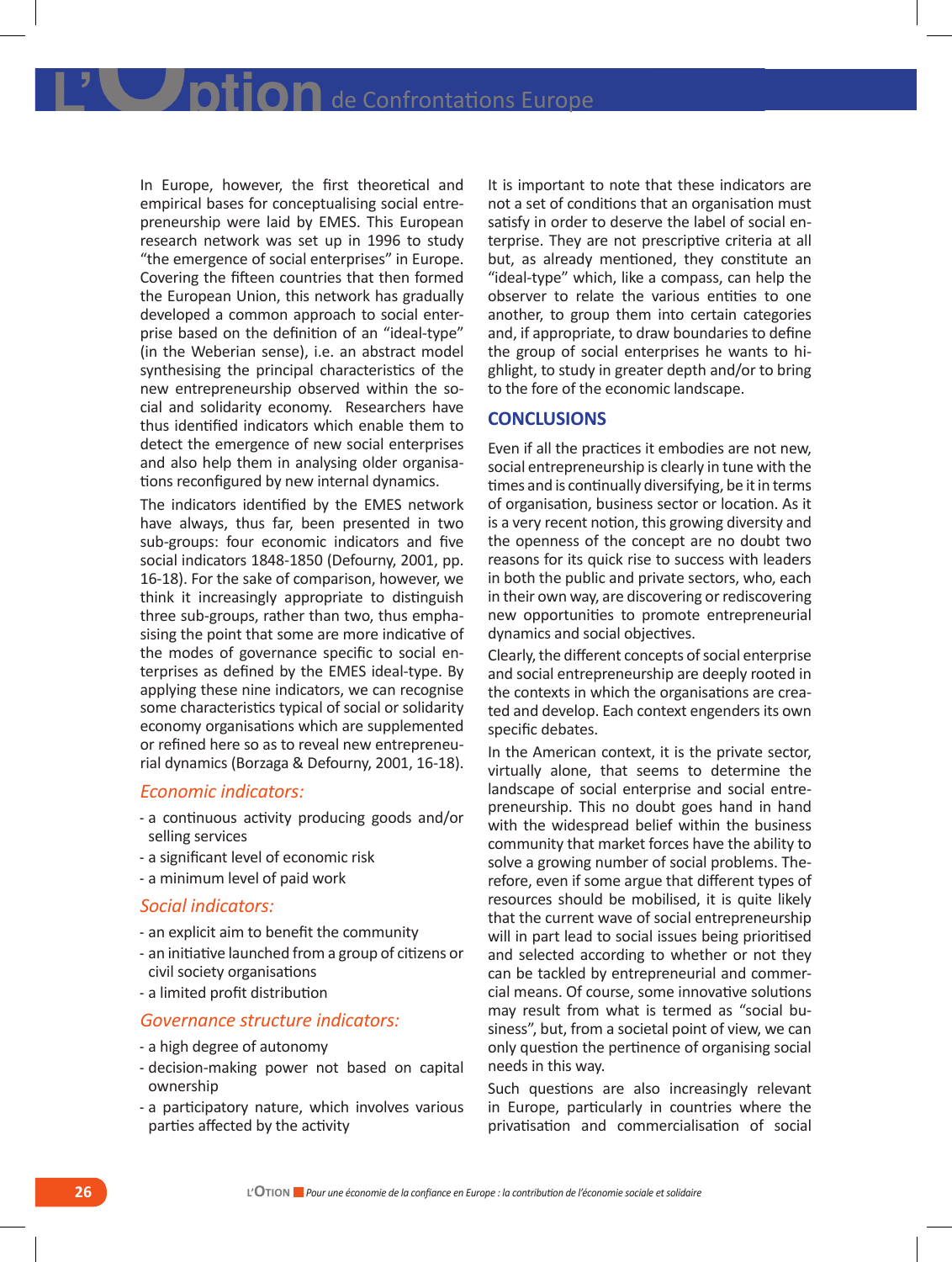In Europe, however, the first theoretical and empirical bases for conceptualising social entrepreneurship were laid by EMES. This European research network was set up in 1996 to study "the emergence of social enterprises" in Europe. Covering the fifteen countries that then formed the European Union, this network has gradually developed a common approach to social enterprise based on the definition of an "ideal-type" (in the Weberian sense), i.e. an abstract model synthesising the principal characteristics of the new entrepreneurship observed within the social and solidarity economy. Researchers have thus identified indicators which enable them to detect the emergence of new social enterprises and also help them in analysing older organisations reconfigured by new internal dynamics.

The indicators identified by the EMES network have always, thus far, been presented in two sub-groups: four economic indicators and five social indicators 1848-1850 (Defourny, 2001, pp. 16-18). For the sake of comparison, however, we think it increasingly appropriate to distinguish three sub-groups, rather than two, thus emphasising the point that some are more indicative of the modes of governance specific to social enterprises as defined by the EMES ideal-type. By applying these nine indicators, we can recognise some characteristics typical of social or solidarity economy organisations which are supplemented or refined here so as to reveal new entrepreneurial dynamics (Borzaga & Defourny, 2001, 16-18).

### *Economic indicators:*

- a continuous activity producing goods and/or selling services
- a significant level of economic risk
- a minimum level of paid work

### *Social indicators:*

- an explicit aim to benefit the community
- an initiative launched from a group of citizens or civil society organisations
- a limited profit distribution

### *Governance structure indicators:*

- a high degree of autonomy
- decision-making power not based on capital ownership
- a participatory nature, which involves various parties affected by the activity

It is important to note that these indicators are not a set of conditions that an organisation must satisfy in order to deserve the label of social enterprise. They are not prescriptive criteria at all but, as already mentioned, they constitute an "ideal-type" which, like a compass, can help the observer to relate the various entities to one another, to group them into certain categories and, if appropriate, to draw boundaries to define the group of social enterprises he wants to highlight, to study in greater depth and/or to bring to the fore of the economic landscape.

## CONCLUSIONS

Even if all the practices it embodies are not new, social entrepreneurship is clearly in tune with the times and is continually diversifying, be it in terms of organisation, business sector or location. As it is a very recent notion, this growing diversity and the openness of the concept are no doubt two reasons for its quick rise to success with leaders in both the public and private sectors, who, each in their own way, are discovering or rediscovering new opportunities to promote entrepreneurial dynamics and social objectives.

Clearly, the different concepts of social enterprise and social entrepreneurship are deeply rooted in the contexts in which the organisations are created and develop. Each context engenders its own specific debates.

In the American context, it is the private sector, virtually alone, that seems to determine the landscape of social enterprise and social entrepreneurship. This no doubt goes hand in hand with the widespread belief within the business community that market forces have the ability to solve a growing number of social problems. Therefore, even if some argue that different types of resources should be mobilised, it is quite likely that the current wave of social entrepreneurship will in part lead to social issues being prioritised and selected according to whether or not they can be tackled by entrepreneurial and commercial means. Of course, some innovative solutions may result from what is termed as "social business", but, from a societal point of view, we can only question the pertinence of organising social needs in this way.

Such questions are also increasingly relevant in Europe, particularly in countries where the privatisation and commercialisation of social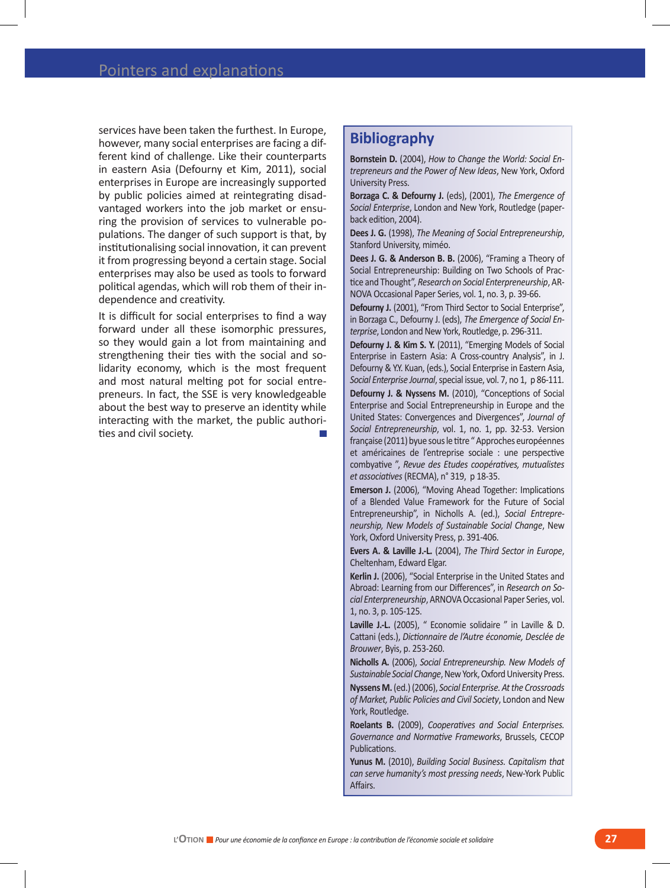services have been taken the furthest. In Europe, however, many social enterprises are facing a different kind of challenge. Like their counterparts in eastern Asia (Defourny et Kim, 2011), social enterprises in Europe are increasingly supported by public policies aimed at reintegrating disadvantaged workers into the job market or ensuring the provision of services to vulnerable populations. The danger of such support is that, by institutionalising social innovation, it can prevent it from progressing beyond a certain stage. Social enterprises may also be used as tools to forward political agendas, which will rob them of their independence and creativity.

It is difficult for social enterprises to find a way forward under all these isomorphic pressures, so they would gain a lot from maintaining and strengthening their ties with the social and solidarity economy, which is the most frequent and most natural melting pot for social entrepreneurs. In fact, the SSE is very knowledgeable about the best way to preserve an identity while interacting with the market, the public authorities and civil society.

## Bibliography

**Bornstein D.** (2004), *How to Change the World: Social Entrepreneurs and the Power of New Ideas*, New York, Oxford University Press.

**Borzaga C. & Defourny J.** (eds), (2001), *The Emergence of Social Enterprise*, London and New York, Routledge (paperback edition, 2004).

**Dees J. G.** (1998), *The Meaning of Social Entrepreneurship*, Stanford University, miméo.

**Dees J. G. & Anderson B. B.** (2006), "Framing a Theory of Social Entrepreneurship: Building on Two Schools of Practice and Thought", *Research on Social Enterpreneurship*, ARNOVA Occasional Paper Series, vol. 1, no. 3, p. 39-66.

**Defourny J.** (2001), "From Third Sector to Social Enterprise", in Borzaga C., Defourny J. (eds), *The Emergence of Social Enterprise*, London and New York, Routledge, p. 296-311.

**Defourny J. & Kim S. Y.** (2011), "Emerging Models of Social Enterprise in Eastern Asia: A Cross-country Analysis", in J. Defourny & Y.Y. Kuan, (eds.), Social Enterprise in Eastern Asia, *Social Enterprise Journal*, special issue, vol. 7, no 1, p 86-111.

**Defourny J. & Nyssens M.** (2010), "Conceptions of Social Enterprise and Social Entrepreneurship in Europe and the United States: Convergences and Divergences", *Journal of Social Entrepreneurship*, vol. 1, no. 1, pp. 32-53. Version française (2011) byue sous le titre " Approches européennes et américaines de l'entreprise sociale : une perspective combyative ", *Revue des Etudes coopératives, mutualistes et associatives* (RECMA), n° 319, p 18-35.

**Emerson J.** (2006), "Moving Ahead Together: Implications of a Blended Value Framework for the Future of Social Entrepreneurship", in Nicholls A. (ed.), *Social Entrepreneurship, New Models of Sustainable Social Change*, New York, Oxford University Press, p. 391-406.

**Evers A. & Laville J.-L.** (2004), *The Third Sector in Europe*, Cheltenham, Edward Elgar.

**Kerlin J.** (2006), "Social Enterprise in the United States and Abroad: Learning from our Differences", in *Research on Social Enterpreneurship*, ARNOVA Occasional Paper Series, vol. 1, no. 3, p. 105-125.

**Laville J.-L.** (2005), " Economie solidaire " in Laville & D. Cattani (eds.), *Dictionnaire de l'Autre économie, Desclée de Brouwer*, Byis, p. 253-260.

**Nicholls A.** (2006), *Social Entrepreneurship. New Models of Sustainable Social Change*, New York, Oxford University Press.

**Nyssens M.** (ed.) (2006), *Social Enterprise. At the Crossroads of Market, Public Policies and Civil Society*, London and New York, Routledge.

**Roelants B.** (2009), *Cooperatives and Social Enterprises. Governance and Normative Frameworks*, Brussels, CECOP Publications.

**Yunus M.** (2010), *Building Social Business. Capitalism that can serve humanity's most pressing needs*, New-York Public Affairs.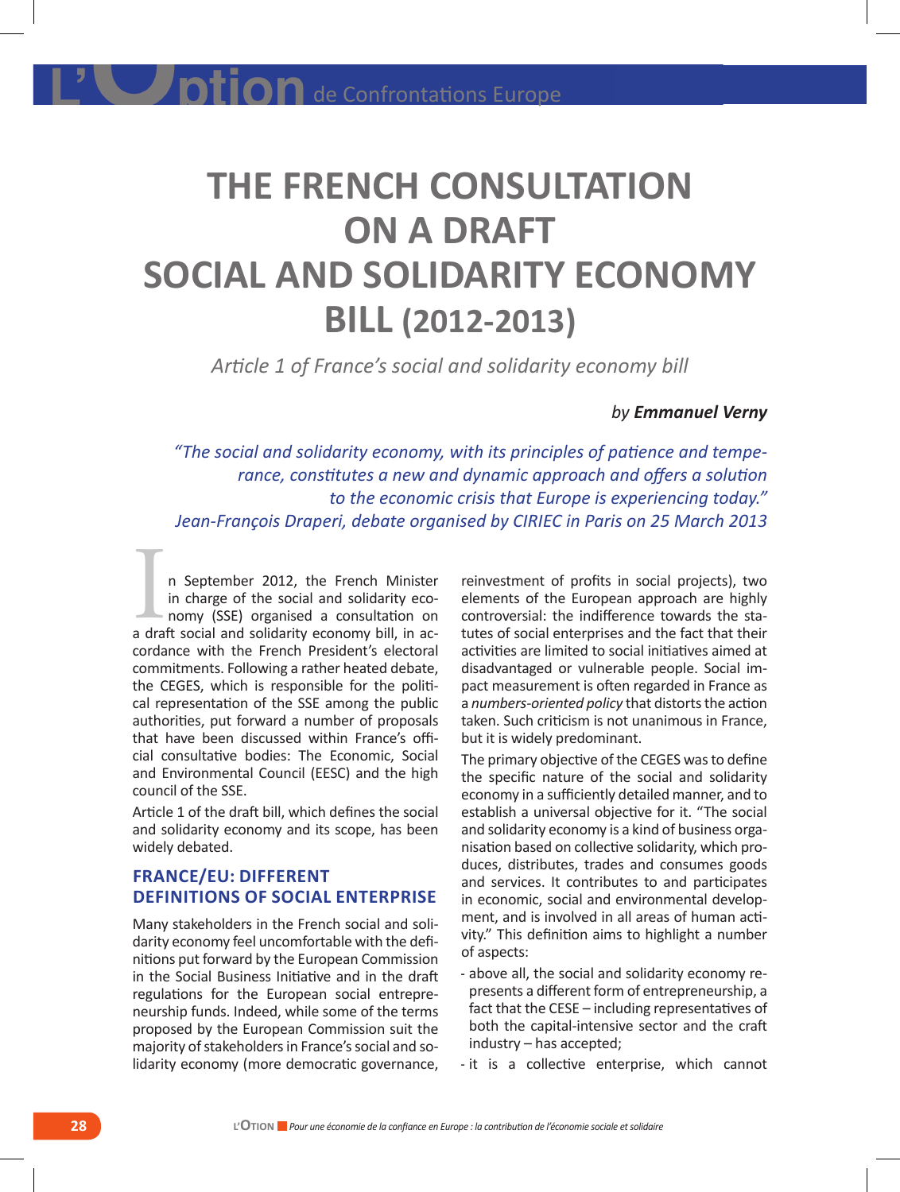# THE FRENCH CONSULTATION ON A DRAFT SOCIAL AND SOLIDARITY ECONOMY BILL (2012-2013)

*Article 1 of France's social and solidarity economy bill*

*by* ***Emmanuel Verny***

*"The social and solidarity economy, with its principles of patience and temperance, constitutes a new and dynamic approach and offers a solution to the economic crisis that Europe is experiencing today."*
*Jean-François Draperi, debate organised by CIRIEC in Paris on 25 March 2013*

In September 2012, the French Minister in charge of the social and solidarity economy (SSE) organised a consultation on a draft social and solidarity economy bill, in accordance with the French President's electoral commitments. Following a rather heated debate, the CEGES, which is responsible for the political representation of the SSE among the public authorities, put forward a number of proposals that have been discussed within France's official consultative bodies: The Economic, Social and Environmental Council (EESC) and the high council of the SSE.

Article 1 of the draft bill, which defines the social and solidarity economy and its scope, has been widely debated.

## FRANCE/EU: DIFFERENT DEFINITIONS OF SOCIAL ENTERPRISE

Many stakeholders in the French social and solidarity economy feel uncomfortable with the definitions put forward by the European Commission in the Social Business Initiative and in the draft regulations for the European social entrepreneurship funds. Indeed, while some of the terms proposed by the European Commission suit the majority of stakeholders in France's social and solidarity economy (more democratic governance, reinvestment of profits in social projects), two elements of the European approach are highly controversial: the indifference towards the statutes of social enterprises and the fact that their activities are limited to social initiatives aimed at disadvantaged or vulnerable people. Social impact measurement is often regarded in France as a *numbers-oriented policy* that distorts the action taken. Such criticism is not unanimous in France, but it is widely predominant.

The primary objective of the CEGES was to define the specific nature of the social and solidarity economy in a sufficiently detailed manner, and to establish a universal objective for it. "The social and solidarity economy is a kind of business organisation based on collective solidarity, which produces, distributes, trades and consumes goods and services. It contributes to and participates in economic, social and environmental development, and is involved in all areas of human activity." This definition aims to highlight a number of aspects:

- above all, the social and solidarity economy represents a different form of entrepreneurship, a fact that the CESE – including representatives of both the capital-intensive sector and the craft industry – has accepted;
- it is a collective enterprise, which cannot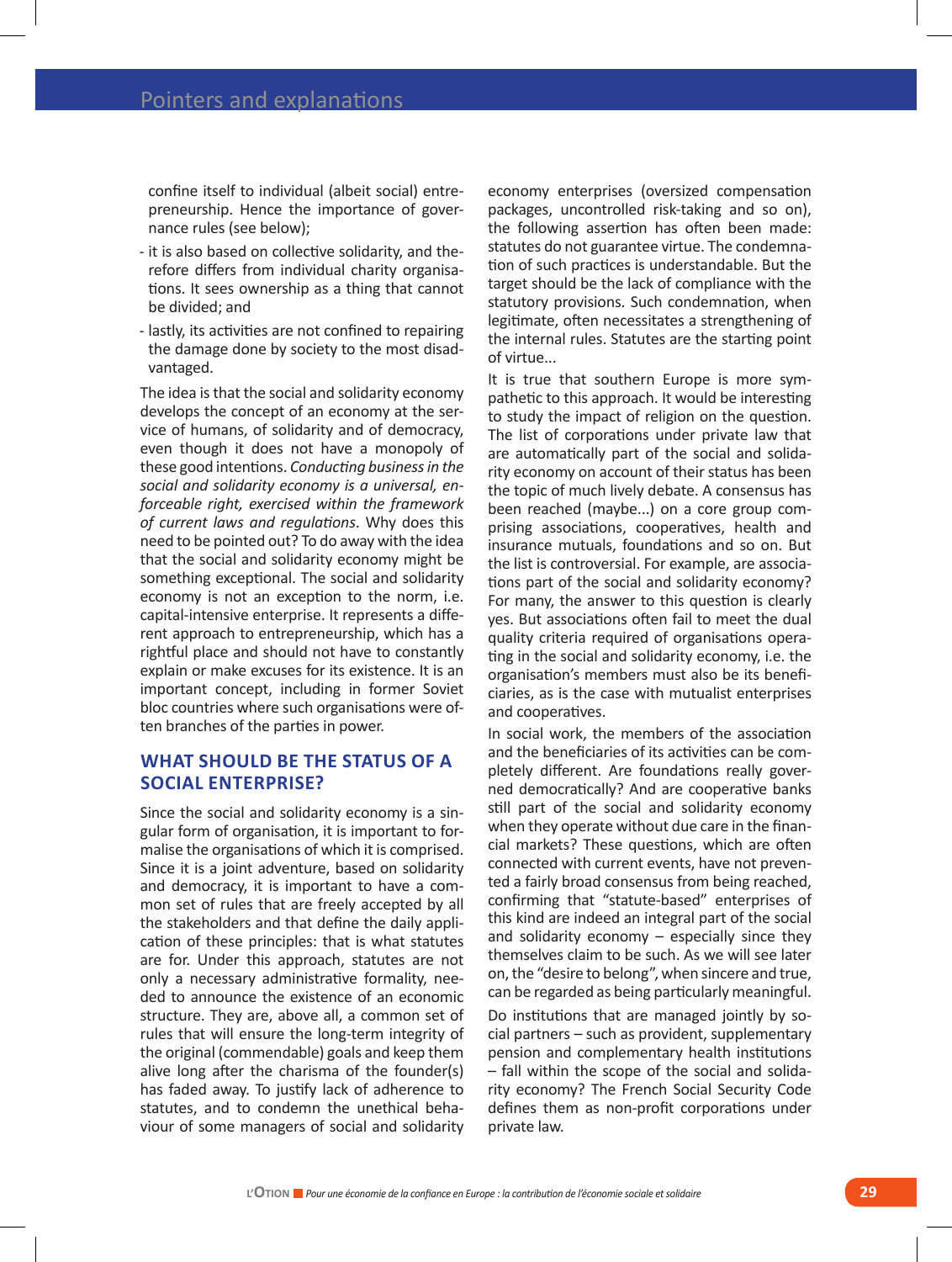confine itself to individual (albeit social) entrepreneurship. Hence the importance of governance rules (see below);

- it is also based on collective solidarity, and therefore differs from individual charity organisations. It sees ownership as a thing that cannot be divided; and
- lastly, its activities are not confined to repairing the damage done by society to the most disadvantaged.

The idea is that the social and solidarity economy develops the concept of an economy at the service of humans, of solidarity and of democracy, even though it does not have a monopoly of these good intentions. *Conducting business in the social and solidarity economy is a universal, enforceable right, exercised within the framework of current laws and regulations*. Why does this need to be pointed out? To do away with the idea that the social and solidarity economy might be something exceptional. The social and solidarity economy is not an exception to the norm, i.e. capital-intensive enterprise. It represents a different approach to entrepreneurship, which has a rightful place and should not have to constantly explain or make excuses for its existence. It is an important concept, including in former Soviet bloc countries where such organisations were often branches of the parties in power.

## WHAT SHOULD BE THE STATUS OF A SOCIAL ENTERPRISE?

Since the social and solidarity economy is a singular form of organisation, it is important to formalise the organisations of which it is comprised. Since it is a joint adventure, based on solidarity and democracy, it is important to have a common set of rules that are freely accepted by all the stakeholders and that define the daily application of these principles: that is what statutes are for. Under this approach, statutes are not only a necessary administrative formality, needed to announce the existence of an economic structure. They are, above all, a common set of rules that will ensure the long-term integrity of the original (commendable) goals and keep them alive long after the charisma of the founder(s) has faded away. To justify lack of adherence to statutes, and to condemn the unethical behaviour of some managers of social and solidarity economy enterprises (oversized compensation packages, uncontrolled risk-taking and so on), the following assertion has often been made: statutes do not guarantee virtue. The condemnation of such practices is understandable. But the target should be the lack of compliance with the statutory provisions. Such condemnation, when legitimate, often necessitates a strengthening of the internal rules. Statutes are the starting point of virtue...

It is true that southern Europe is more sympathetic to this approach. It would be interesting to study the impact of religion on the question. The list of corporations under private law that are automatically part of the social and solidarity economy on account of their status has been the topic of much lively debate. A consensus has been reached (maybe...) on a core group comprising associations, cooperatives, health and insurance mutuals, foundations and so on. But the list is controversial. For example, are associations part of the social and solidarity economy? For many, the answer to this question is clearly yes. But associations often fail to meet the dual quality criteria required of organisations operating in the social and solidarity economy, i.e. the organisation's members must also be its beneficiaries, as is the case with mutualist enterprises and cooperatives.

In social work, the members of the association and the beneficiaries of its activities can be completely different. Are foundations really governed democratically? And are cooperative banks still part of the social and solidarity economy when they operate without due care in the financial markets? These questions, which are often connected with current events, have not prevented a fairly broad consensus from being reached, confirming that "statute-based" enterprises of this kind are indeed an integral part of the social and solidarity economy – especially since they themselves claim to be such. As we will see later on, the "desire to belong", when sincere and true, can be regarded as being particularly meaningful.

Do institutions that are managed jointly by social partners – such as provident, supplementary pension and complementary health institutions – fall within the scope of the social and solidarity economy? The French Social Security Code defines them as non-profit corporations under private law.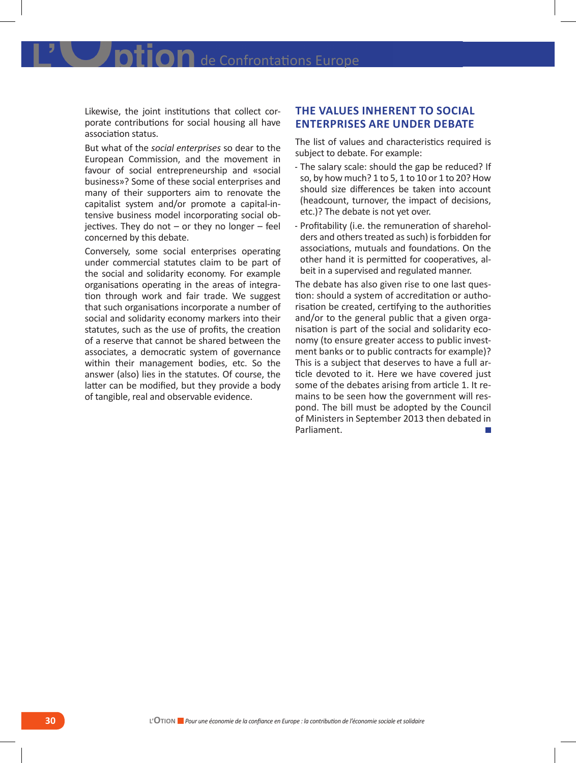Likewise, the joint institutions that collect corporate contributions for social housing all have association status.

But what of the *social enterprises* so dear to the European Commission, and the movement in favour of social entrepreneurship and «social business»? Some of these social enterprises and many of their supporters aim to renovate the capitalist system and/or promote a capital-intensive business model incorporating social objectives. They do not – or they no longer – feel concerned by this debate.

Conversely, some social enterprises operating under commercial statutes claim to be part of the social and solidarity economy. For example organisations operating in the areas of integration through work and fair trade. We suggest that such organisations incorporate a number of social and solidarity economy markers into their statutes, such as the use of profits, the creation of a reserve that cannot be shared between the associates, a democratic system of governance within their management bodies, etc. So the answer (also) lies in the statutes. Of course, the latter can be modified, but they provide a body of tangible, real and observable evidence.

## THE VALUES INHERENT TO SOCIAL ENTERPRISES ARE UNDER DEBATE

The list of values and characteristics required is subject to debate. For example:

- The salary scale: should the gap be reduced? If so, by how much? 1 to 5, 1 to 10 or 1 to 20? How should size differences be taken into account (headcount, turnover, the impact of decisions, etc.)? The debate is not yet over.
- Profitability (i.e. the remuneration of shareholders and others treated as such) is forbidden for associations, mutuals and foundations. On the other hand it is permitted for cooperatives, albeit in a supervised and regulated manner.

The debate has also given rise to one last question: should a system of accreditation or authorisation be created, certifying to the authorities and/or to the general public that a given organisation is part of the social and solidarity economy (to ensure greater access to public investment banks or to public contracts for example)? This is a subject that deserves to have a full article devoted to it. Here we have covered just some of the debates arising from article 1. It remains to be seen how the government will respond. The bill must be adopted by the Council of Ministers in September 2013 then debated in Parliament.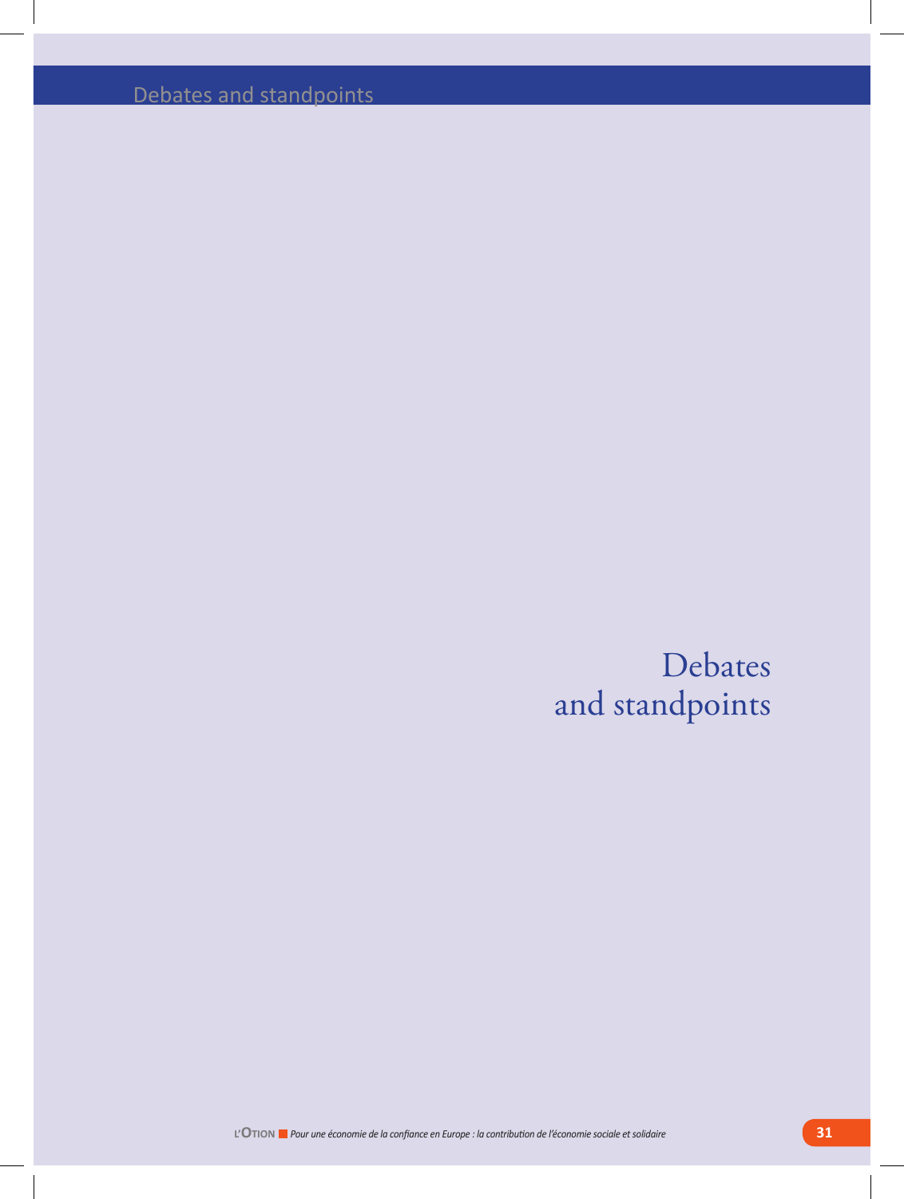# Debates and standpoints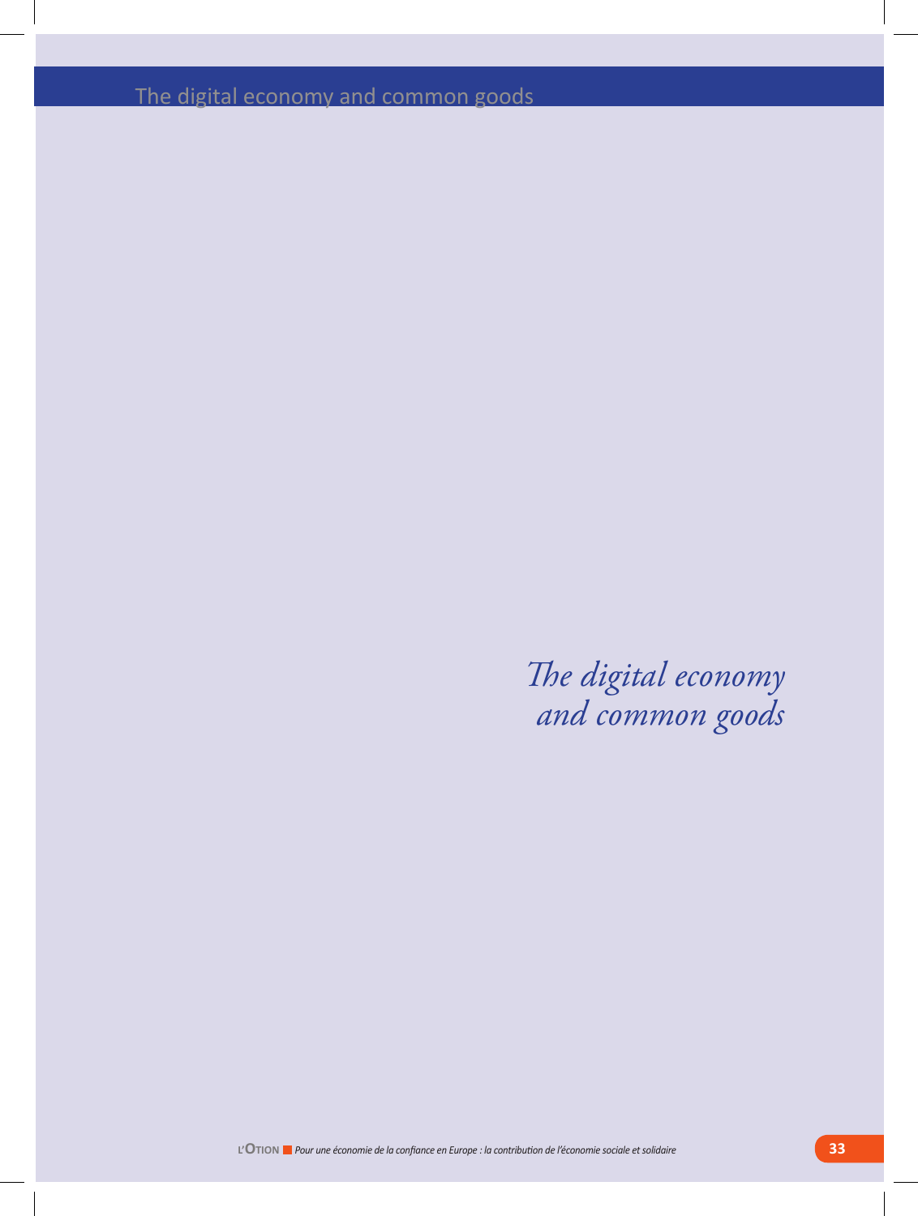# *The digital economy and common goods*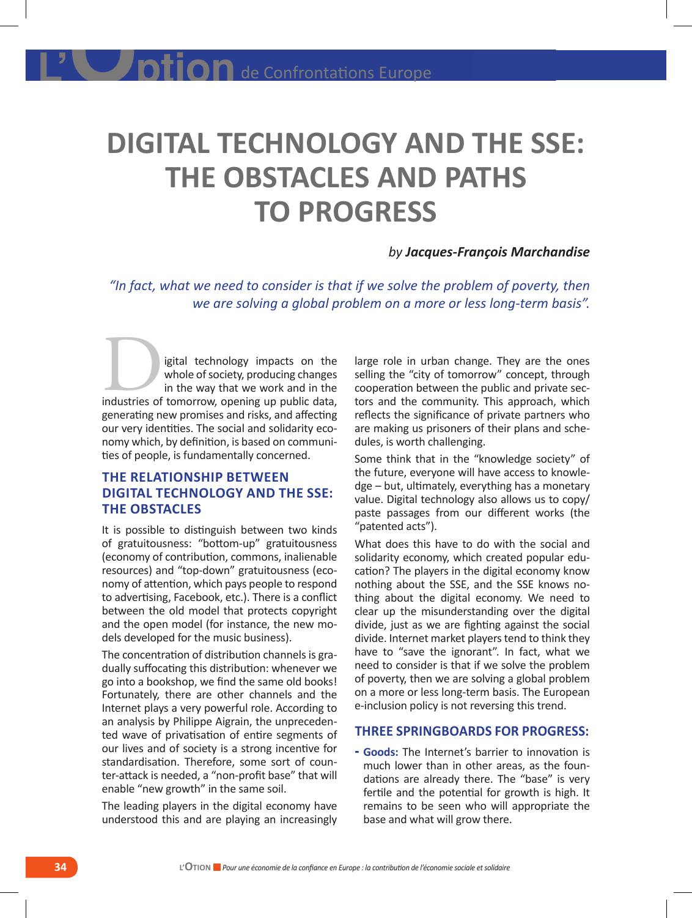# DIGITAL TECHNOLOGY AND THE SSE: THE OBSTACLES AND PATHS TO PROGRESS

*by **Jacques-François Marchandise***

*"In fact, what we need to consider is that if we solve the problem of poverty, then we are solving a global problem on a more or less long-term basis".*

Digital technology impacts on the whole of society, producing changes in the way that we work and in the industries of tomorrow, opening up public data, generating new promises and risks, and affecting our very identities. The social and solidarity economy which, by definition, is based on communities of people, is fundamentally concerned.

## THE RELATIONSHIP BETWEEN DIGITAL TECHNOLOGY AND THE SSE: THE OBSTACLES

It is possible to distinguish between two kinds of gratuitousness: "bottom-up" gratuitousness (economy of contribution, commons, inalienable resources) and "top-down" gratuitousness (economy of attention, which pays people to respond to advertising, Facebook, etc.). There is a conflict between the old model that protects copyright and the open model (for instance, the new models developed for the music business).

The concentration of distribution channels is gradually suffocating this distribution: whenever we go into a bookshop, we find the same old books! Fortunately, there are other channels and the Internet plays a very powerful role. According to an analysis by Philippe Aigrain, the unprecedented wave of privatisation of entire segments of our lives and of society is a strong incentive for standardisation. Therefore, some sort of counter-attack is needed, a "non-profit base" that will enable "new growth" in the same soil.

The leading players in the digital economy have understood this and are playing an increasingly large role in urban change. They are the ones selling the "city of tomorrow" concept, through cooperation between the public and private sectors and the community. This approach, which reflects the significance of private partners who are making us prisoners of their plans and schedules, is worth challenging.

Some think that in the "knowledge society" of the future, everyone will have access to knowledge – but, ultimately, everything has a monetary value. Digital technology also allows us to copy/paste passages from our different works (the "patented acts").

What does this have to do with the social and solidarity economy, which created popular education? The players in the digital economy know nothing about the SSE, and the SSE knows nothing about the digital economy. We need to clear up the misunderstanding over the digital divide, just as we are fighting against the social divide. Internet market players tend to think they have to "save the ignorant". In fact, what we need to consider is that if we solve the problem of poverty, then we are solving a global problem on a more or less long-term basis. The European e-inclusion policy is not reversing this trend.

## THREE SPRINGBOARDS FOR PROGRESS:

- **Goods:** The Internet's barrier to innovation is much lower than in other areas, as the foundations are already there. The "base" is very fertile and the potential for growth is high. It remains to be seen who will appropriate the base and what will grow there.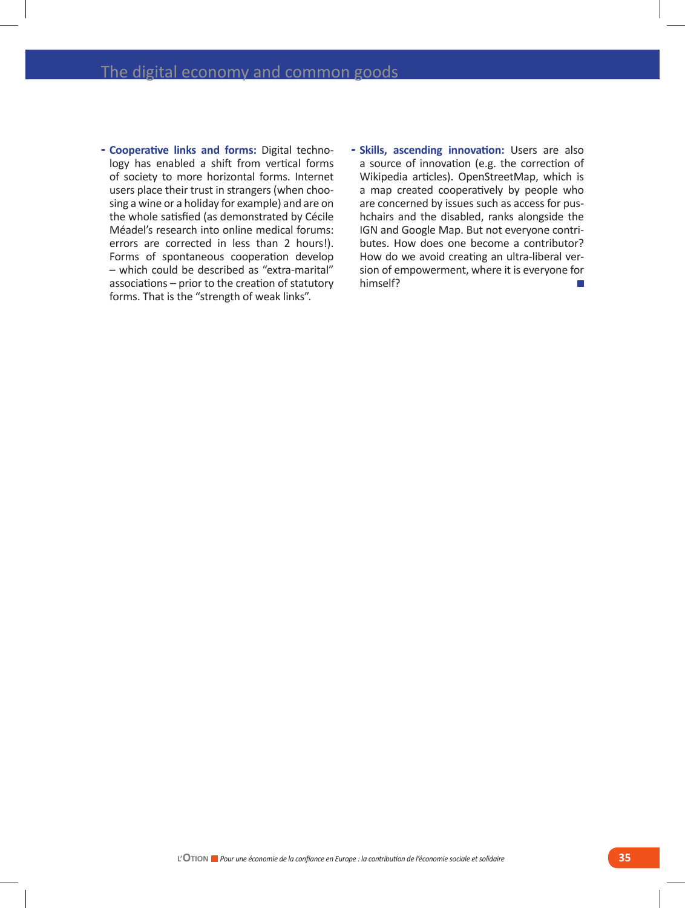- **Cooperative links and forms:** Digital technology has enabled a shift from vertical forms of society to more horizontal forms. Internet users place their trust in strangers (when choosing a wine or a holiday for example) and are on the whole satisfied (as demonstrated by Cécile Méadel's research into online medical forums: errors are corrected in less than 2 hours!). Forms of spontaneous cooperation develop – which could be described as "extra-marital" associations – prior to the creation of statutory forms. That is the "strength of weak links".

- **Skills, ascending innovation:** Users are also a source of innovation (e.g. the correction of Wikipedia articles). OpenStreetMap, which is a map created cooperatively by people who are concerned by issues such as access for pushchairs and the disabled, ranks alongside the IGN and Google Map. But not everyone contributes. How does one become a contributor? How do we avoid creating an ultra-liberal version of empowerment, where it is everyone for himself?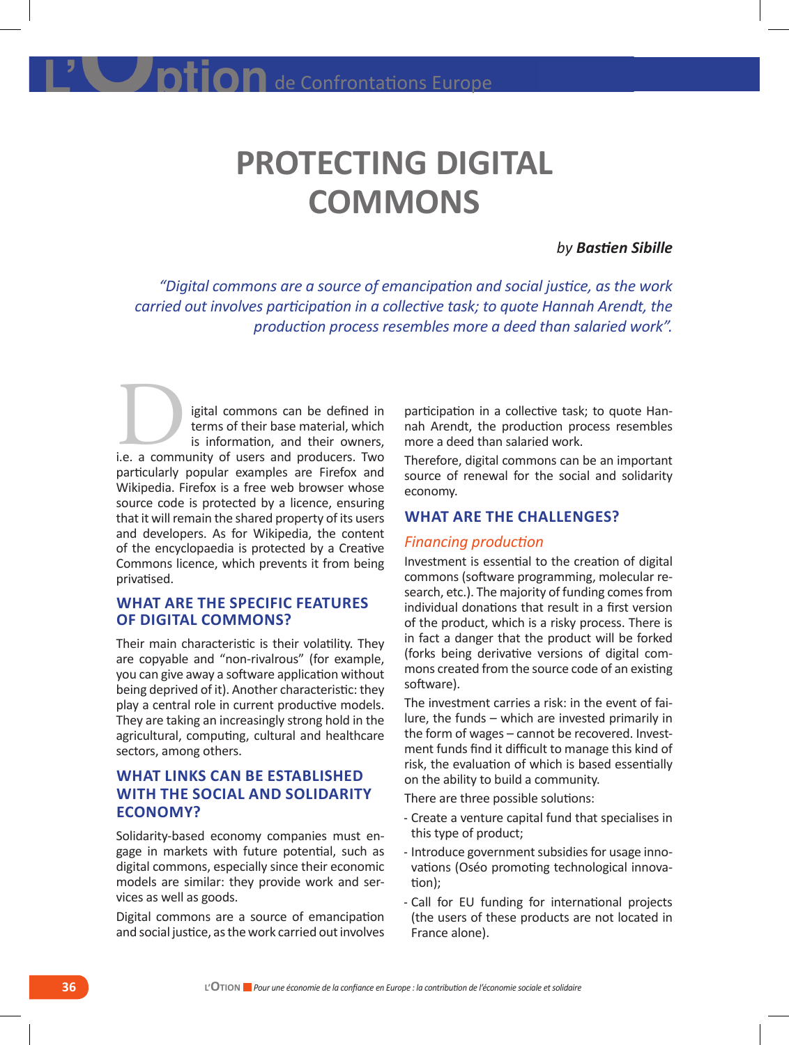# PROTECTING DIGITAL COMMONS

*by **Bastien Sibille***

*"Digital commons are a source of emancipation and social justice, as the work carried out involves participation in a collective task; to quote Hannah Arendt, the production process resembles more a deed than salaried work".*

Digital commons can be defined in terms of their base material, which is information, and their owners, i.e. a community of users and producers. Two particularly popular examples are Firefox and Wikipedia. Firefox is a free web browser whose source code is protected by a licence, ensuring that it will remain the shared property of its users and developers. As for Wikipedia, the content of the encyclopaedia is protected by a Creative Commons licence, which prevents it from being privatised.

## WHAT ARE THE SPECIFIC FEATURES OF DIGITAL COMMONS?

Their main characteristic is their volatility. They are copyable and "non-rivalrous" (for example, you can give away a software application without being deprived of it). Another characteristic: they play a central role in current productive models. They are taking an increasingly strong hold in the agricultural, computing, cultural and healthcare sectors, among others.

## WHAT LINKS CAN BE ESTABLISHED WITH THE SOCIAL AND SOLIDARITY ECONOMY?

Solidarity-based economy companies must engage in markets with future potential, such as digital commons, especially since their economic models are similar: they provide work and services as well as goods.

Digital commons are a source of emancipation and social justice, as the work carried out involves participation in a collective task; to quote Hannah Arendt, the production process resembles more a deed than salaried work.

Therefore, digital commons can be an important source of renewal for the social and solidarity economy.

## WHAT ARE THE CHALLENGES?

### *Financing production*

Investment is essential to the creation of digital commons (software programming, molecular research, etc.). The majority of funding comes from individual donations that result in a first version of the product, which is a risky process. There is in fact a danger that the product will be forked (forks being derivative versions of digital commons created from the source code of an existing software).

The investment carries a risk: in the event of failure, the funds – which are invested primarily in the form of wages – cannot be recovered. Investment funds find it difficult to manage this kind of risk, the evaluation of which is based essentially on the ability to build a community.

There are three possible solutions:

- Create a venture capital fund that specialises in this type of product;
- Introduce government subsidies for usage innovations (Oséo promoting technological innovation);
- Call for EU funding for international projects (the users of these products are not located in France alone).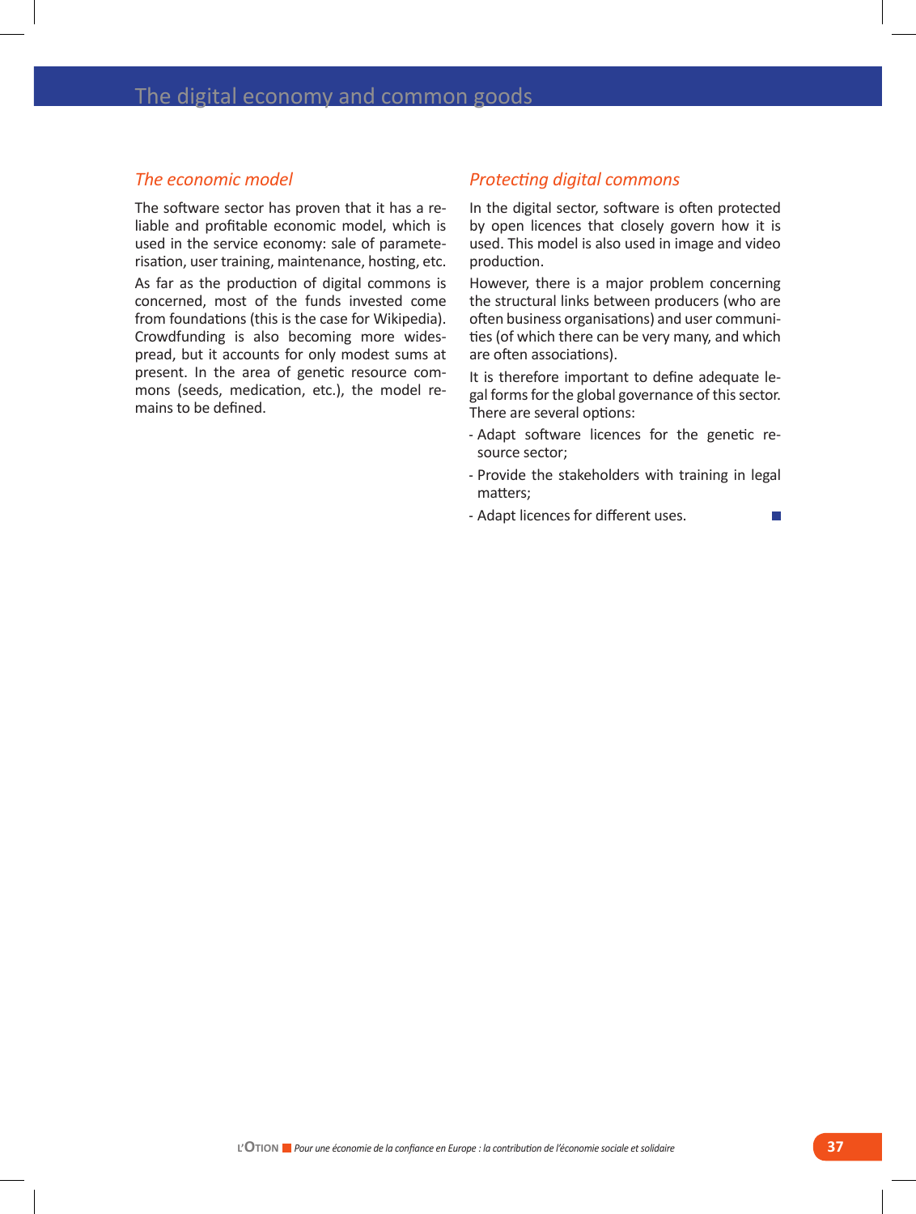## The digital economy and common goods

### *The economic model*

The software sector has proven that it has a reliable and profitable economic model, which is used in the service economy: sale of parameterisation, user training, maintenance, hosting, etc.

As far as the production of digital commons is concerned, most of the funds invested come from foundations (this is the case for Wikipedia). Crowdfunding is also becoming more widespread, but it accounts for only modest sums at present. In the area of genetic resource commons (seeds, medication, etc.), the model remains to be defined.

### *Protecting digital commons*

In the digital sector, software is often protected by open licences that closely govern how it is used. This model is also used in image and video production.

However, there is a major problem concerning the structural links between producers (who are often business organisations) and user communities (of which there can be very many, and which are often associations).

It is therefore important to define adequate legal forms for the global governance of this sector. There are several options:

- Adapt software licences for the genetic resource sector;
- Provide the stakeholders with training in legal matters;
- Adapt licences for different uses.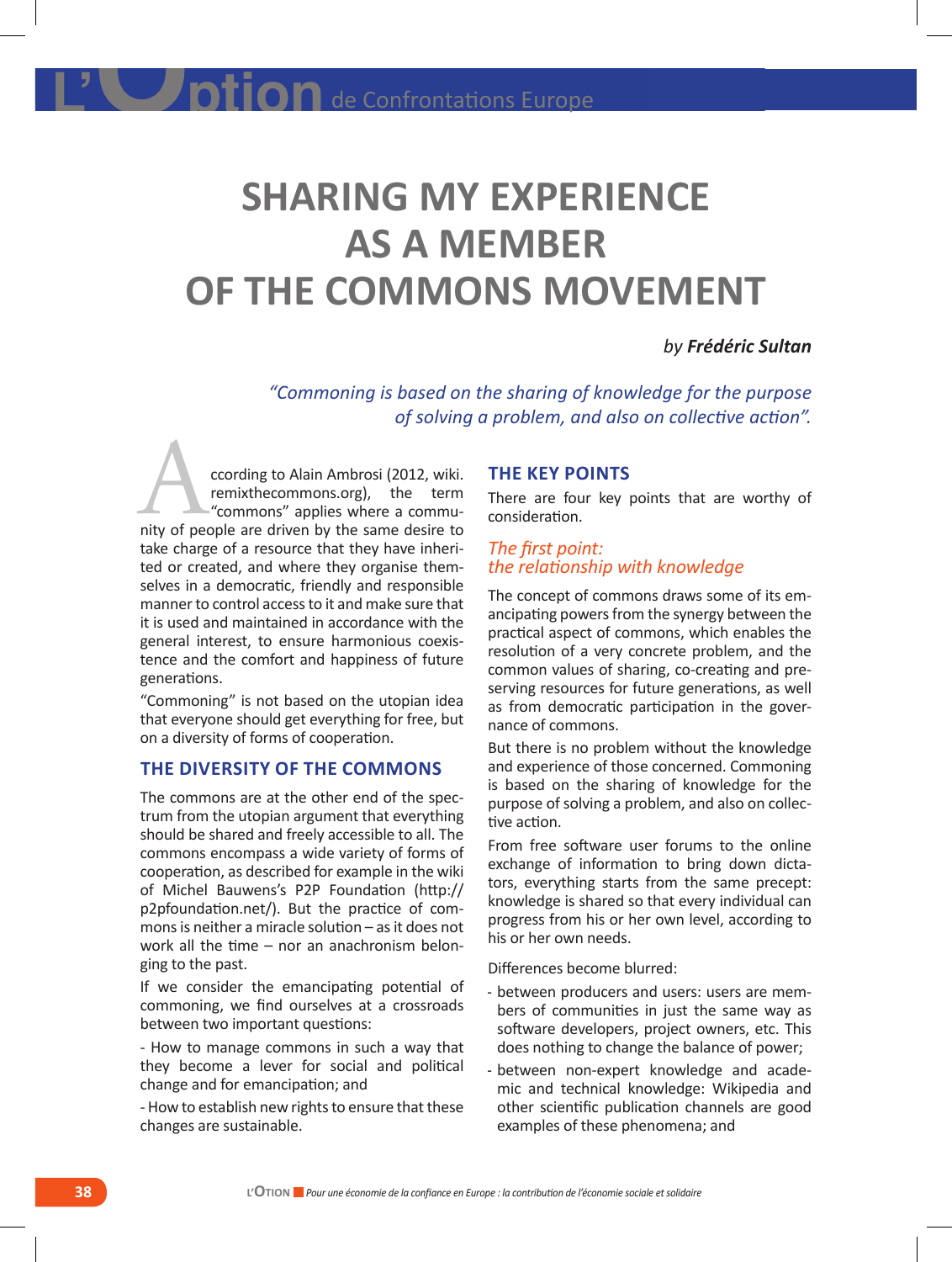# SHARING MY EXPERIENCE AS A MEMBER OF THE COMMONS MOVEMENT

*by **Frédéric Sultan***

*"Commoning is based on the sharing of knowledge for the purpose of solving a problem, and also on collective action".*

According to Alain Ambrosi (2012, wiki.remixthecommons.org), the term "commons" applies where a community of people are driven by the same desire to take charge of a resource that they have inherited or created, and where they organise themselves in a democratic, friendly and responsible manner to control access to it and make sure that it is used and maintained in accordance with the general interest, to ensure harmonious coexistence and the comfort and happiness of future generations.

"Commoning" is not based on the utopian idea that everyone should get everything for free, but on a diversity of forms of cooperation.

## THE DIVERSITY OF THE COMMONS

The commons are at the other end of the spectrum from the utopian argument that everything should be shared and freely accessible to all. The commons encompass a wide variety of forms of cooperation, as described for example in the wiki of Michel Bauwens's P2P Foundation (http://p2pfoundation.net/). But the practice of commons is neither a miracle solution – as it does not work all the time – nor an anachronism belonging to the past.

If we consider the emancipating potential of commoning, we find ourselves at a crossroads between two important questions:

- How to manage commons in such a way that they become a lever for social and political change and for emancipation; and

- How to establish new rights to ensure that these changes are sustainable.

## THE KEY POINTS

There are four key points that are worthy of consideration.

### *The first point: the relationship with knowledge*

The concept of commons draws some of its emancipating powers from the synergy between the practical aspect of commons, which enables the resolution of a very concrete problem, and the common values of sharing, co-creating and preserving resources for future generations, as well as from democratic participation in the governance of commons.

But there is no problem without the knowledge and experience of those concerned. Commoning is based on the sharing of knowledge for the purpose of solving a problem, and also on collective action.

From free software user forums to the online exchange of information to bring down dictators, everything starts from the same precept: knowledge is shared so that every individual can progress from his or her own level, according to his or her own needs.

Differences become blurred:

- between producers and users: users are members of communities in just the same way as software developers, project owners, etc. This does nothing to change the balance of power;
- between non-expert knowledge and academic and technical knowledge: Wikipedia and other scientific publication channels are good examples of these phenomena; and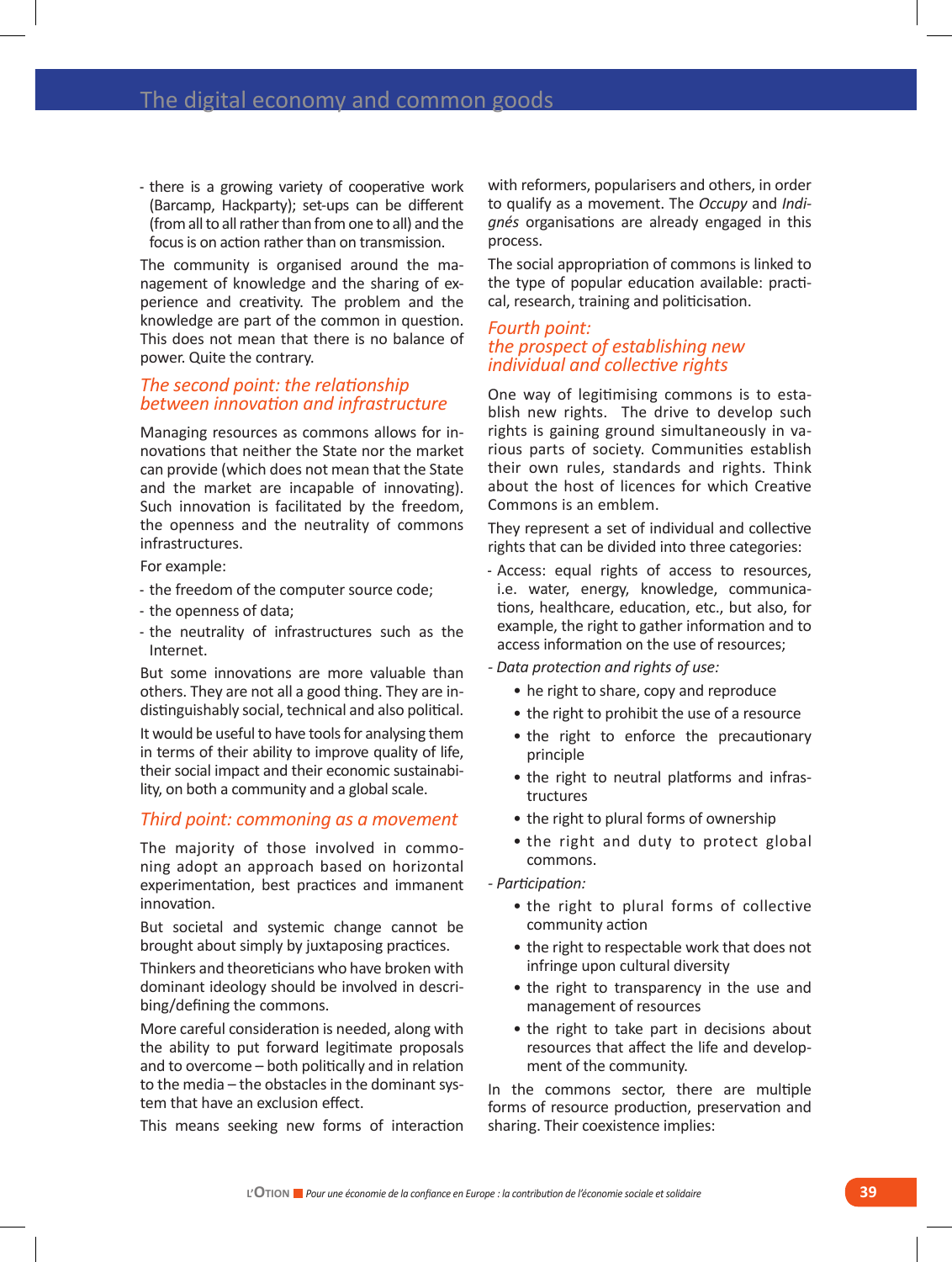- there is a growing variety of cooperative work (Barcamp, Hackparty); set-ups can be different (from all to all rather than from one to all) and the focus is on action rather than on transmission.

The community is organised around the management of knowledge and the sharing of experience and creativity. The problem and the knowledge are part of the common in question. This does not mean that there is no balance of power. Quite the contrary.

### *The second point: the relationship between innovation and infrastructure*

Managing resources as commons allows for innovations that neither the State nor the market can provide (which does not mean that the State and the market are incapable of innovating). Such innovation is facilitated by the freedom, the openness and the neutrality of commons infrastructures.

For example:

- the freedom of the computer source code;
- the openness of data;
- the neutrality of infrastructures such as the Internet.

But some innovations are more valuable than others. They are not all a good thing. They are indistinguishably social, technical and also political.

It would be useful to have tools for analysing them in terms of their ability to improve quality of life, their social impact and their economic sustainability, on both a community and a global scale.

### *Third point: commoning as a movement*

The majority of those involved in commoning adopt an approach based on horizontal experimentation, best practices and immanent innovation.

But societal and systemic change cannot be brought about simply by juxtaposing practices.

Thinkers and theoreticians who have broken with dominant ideology should be involved in describing/defining the commons.

More careful consideration is needed, along with the ability to put forward legitimate proposals and to overcome – both politically and in relation to the media – the obstacles in the dominant system that have an exclusion effect.

This means seeking new forms of interaction with reformers, popularisers and others, in order to qualify as a movement. The *Occupy* and *Indigénés* organisations are already engaged in this process.

The social appropriation of commons is linked to the type of popular education available: practical, research, training and politicisation.

### *Fourth point: the prospect of establishing new individual and collective rights*

One way of legitimising commons is to establish new rights. The drive to develop such rights is gaining ground simultaneously in various parts of society. Communities establish their own rules, standards and rights. Think about the host of licences for which Creative Commons is an emblem.

They represent a set of individual and collective rights that can be divided into three categories:

- Access: equal rights of access to resources, i.e. water, energy, knowledge, communications, healthcare, education, etc., but also, for example, the right to gather information and to access information on the use of resources;
- *Data protection and rights of use:*
  - he right to share, copy and reproduce
  - the right to prohibit the use of a resource
  - the right to enforce the precautionary principle
  - the right to neutral platforms and infrastructures
  - the right to plural forms of ownership
  - the right and duty to protect global commons.
- *Participation:*
  - the right to plural forms of collective community action
  - the right to respectable work that does not infringe upon cultural diversity
  - the right to transparency in the use and management of resources
  - the right to take part in decisions about resources that affect the life and development of the community.

In the commons sector, there are multiple forms of resource production, preservation and sharing. Their coexistence implies: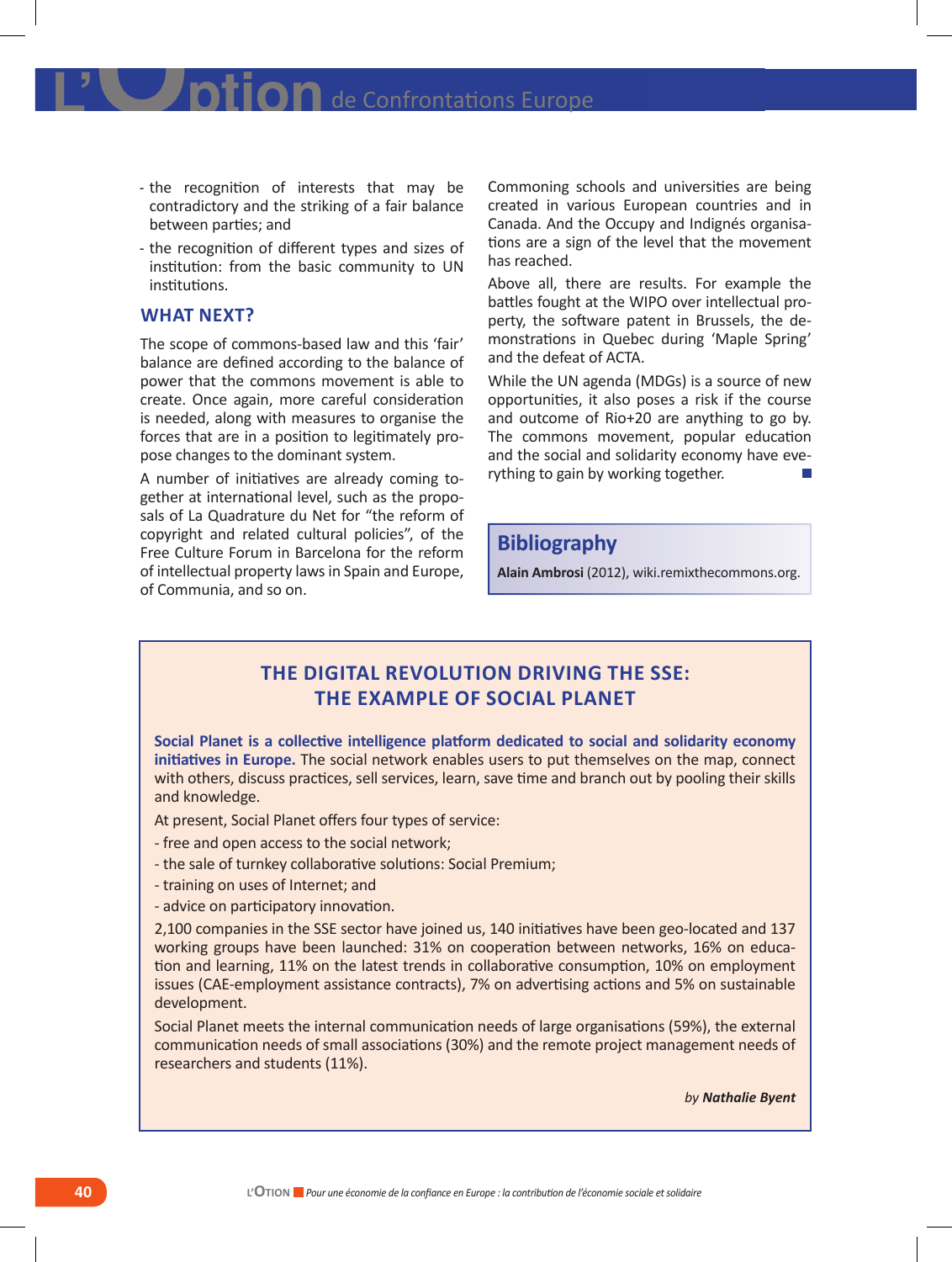- the recognition of interests that may be contradictory and the striking of a fair balance between parties; and
- the recognition of different types and sizes of institution: from the basic community to UN institutions.

## WHAT NEXT?

The scope of commons-based law and this 'fair' balance are defined according to the balance of power that the commons movement is able to create. Once again, more careful consideration is needed, along with measures to organise the forces that are in a position to legitimately propose changes to the dominant system.

A number of initiatives are already coming together at international level, such as the proposals of La Quadrature du Net for "the reform of copyright and related cultural policies", of the Free Culture Forum in Barcelona for the reform of intellectual property laws in Spain and Europe, of Communia, and so on.

Commoning schools and universities are being created in various European countries and in Canada. And the Occupy and Indignés organisations are a sign of the level that the movement has reached.

Above all, there are results. For example the battles fought at the WIPO over intellectual property, the software patent in Brussels, the demonstrations in Quebec during 'Maple Spring' and the defeat of ACTA.

While the UN agenda (MDGs) is a source of new opportunities, it also poses a risk if the course and outcome of Rio+20 are anything to go by. The commons movement, popular education and the social and solidarity economy have everything to gain by working together.

## Bibliography

**Alain Ambrosi** (2012), wiki.remixthecommons.org.

## THE DIGITAL REVOLUTION DRIVING THE SSE: THE EXAMPLE OF SOCIAL PLANET

**Social Planet is a collective intelligence platform dedicated to social and solidarity economy initiatives in Europe.** The social network enables users to put themselves on the map, connect with others, discuss practices, sell services, learn, save time and branch out by pooling their skills and knowledge.

At present, Social Planet offers four types of service:

- free and open access to the social network;
- the sale of turnkey collaborative solutions: Social Premium;
- training on uses of Internet; and
- advice on participatory innovation.

2,100 companies in the SSE sector have joined us, 140 initiatives have been geo-located and 137 working groups have been launched: 31% on cooperation between networks, 16% on education and learning, 11% on the latest trends in collaborative consumption, 10% on employment issues (CAE-employment assistance contracts), 7% on advertising actions and 5% on sustainable development.

Social Planet meets the internal communication needs of large organisations (59%), the external communication needs of small associations (30%) and the remote project management needs of researchers and students (11%).

*by **Nathalie Byent***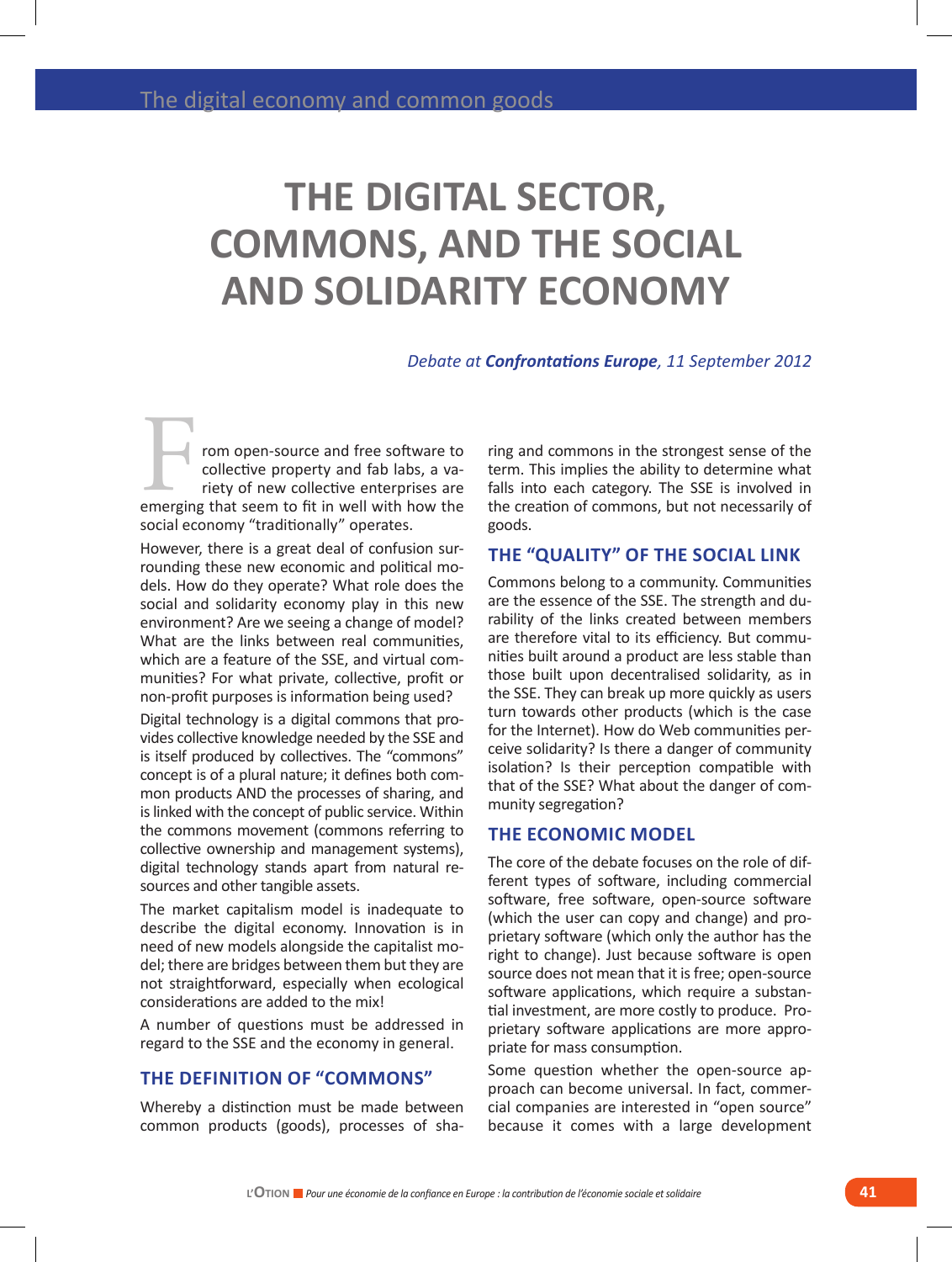# THE DIGITAL SECTOR, COMMONS, AND THE SOCIAL AND SOLIDARITY ECONOMY

*Debate at **Confrontations Europe**, 11 September 2012*

From open-source and free software to collective property and fab labs, a variety of new collective enterprises are emerging that seem to fit in well with how the social economy "traditionally" operates.

However, there is a great deal of confusion surrounding these new economic and political models. How do they operate? What role does the social and solidarity economy play in this new environment? Are we seeing a change of model? What are the links between real communities, which are a feature of the SSE, and virtual communities? For what private, collective, profit or non-profit purposes is information being used?

Digital technology is a digital commons that provides collective knowledge needed by the SSE and is itself produced by collectives. The "commons" concept is of a plural nature; it defines both common products AND the processes of sharing, and is linked with the concept of public service. Within the commons movement (commons referring to collective ownership and management systems), digital technology stands apart from natural resources and other tangible assets.

The market capitalism model is inadequate to describe the digital economy. Innovation is in need of new models alongside the capitalist model; there are bridges between them but they are not straightforward, especially when ecological considerations are added to the mix!

A number of questions must be addressed in regard to the SSE and the economy in general.

## THE DEFINITION OF "COMMONS"

Whereby a distinction must be made between common products (goods), processes of sharing and commons in the strongest sense of the term. This implies the ability to determine what falls into each category. The SSE is involved in the creation of commons, but not necessarily of goods.

## THE "QUALITY" OF THE SOCIAL LINK

Commons belong to a community. Communities are the essence of the SSE. The strength and durability of the links created between members are therefore vital to its efficiency. But communities built around a product are less stable than those built upon decentralised solidarity, as in the SSE. They can break up more quickly as users turn towards other products (which is the case for the Internet). How do Web communities perceive solidarity? Is there a danger of community isolation? Is their perception compatible with that of the SSE? What about the danger of community segregation?

## THE ECONOMIC MODEL

The core of the debate focuses on the role of different types of software, including commercial software, free software, open-source software (which the user can copy and change) and proprietary software (which only the author has the right to change). Just because software is open source does not mean that it is free; open-source software applications, which require a substantial investment, are more costly to produce. Proprietary software applications are more appropriate for mass consumption.

Some question whether the open-source approach can become universal. In fact, commercial companies are interested in "open source" because it comes with a large development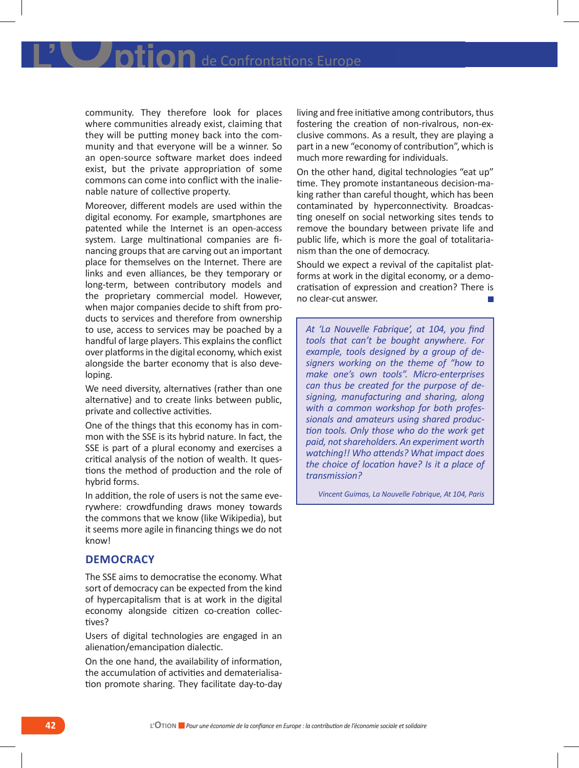community. They therefore look for places where communities already exist, claiming that they will be putting money back into the community and that everyone will be a winner. So an open-source software market does indeed exist, but the private appropriation of some commons can come into conflict with the inalienable nature of collective property.

Moreover, different models are used within the digital economy. For example, smartphones are patented while the Internet is an open-access system. Large multinational companies are financing groups that are carving out an important place for themselves on the Internet. There are links and even alliances, be they temporary or long-term, between contributory models and the proprietary commercial model. However, when major companies decide to shift from products to services and therefore from ownership to use, access to services may be poached by a handful of large players. This explains the conflict over platforms in the digital economy, which exist alongside the barter economy that is also developing.

We need diversity, alternatives (rather than one alternative) and to create links between public, private and collective activities.

One of the things that this economy has in common with the SSE is its hybrid nature. In fact, the SSE is part of a plural economy and exercises a critical analysis of the notion of wealth. It questions the method of production and the role of hybrid forms.

In addition, the role of users is not the same everywhere: crowdfunding draws money towards the commons that we know (like Wikipedia), but it seems more agile in financing things we do not know!

## DEMOCRACY

The SSE aims to democratise the economy. What sort of democracy can be expected from the kind of hypercapitalism that is at work in the digital economy alongside citizen co-creation collectives?

Users of digital technologies are engaged in an alienation/emancipation dialectic.

On the one hand, the availability of information, the accumulation of activities and dematerialisation promote sharing. They facilitate day-to-day living and free initiative among contributors, thus fostering the creation of non-rivalrous, non-exclusive commons. As a result, they are playing a part in a new "economy of contribution", which is much more rewarding for individuals.

On the other hand, digital technologies "eat up" time. They promote instantaneous decision-making rather than careful thought, which has been contaminated by hyperconnectivity. Broadcasting oneself on social networking sites tends to remove the boundary between private life and public life, which is more the goal of totalitarianism than the one of democracy.

Should we expect a revival of the capitalist platforms at work in the digital economy, or a democratisation of expression and creation? There is no clear-cut answer.

*At 'La Nouvelle Fabrique', at 104, you find tools that can't be bought anywhere. For example, tools designed by a group of designers working on the theme of "how to make one's own tools". Micro-enterprises can thus be created for the purpose of designing, manufacturing and sharing, along with a common workshop for both professionals and amateurs using shared production tools. Only those who do the work get paid, not shareholders. An experiment worth watching!! Who attends? What impact does the choice of location have? Is it a place of transmission?*

*Vincent Guimas, La Nouvelle Fabrique, At 104, Paris*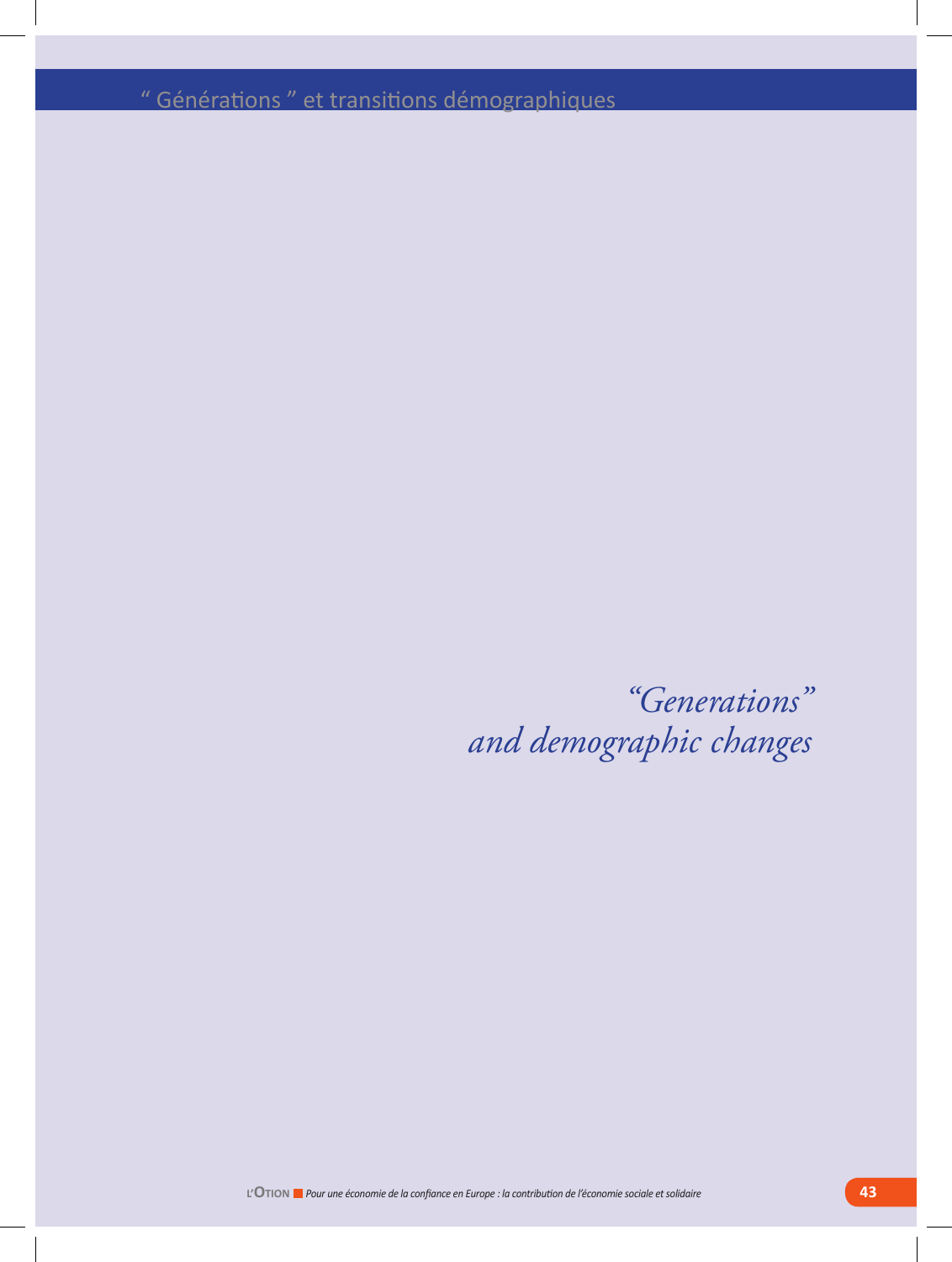# " Générations " et transitions démographiques

*"Generations" and demographic changes*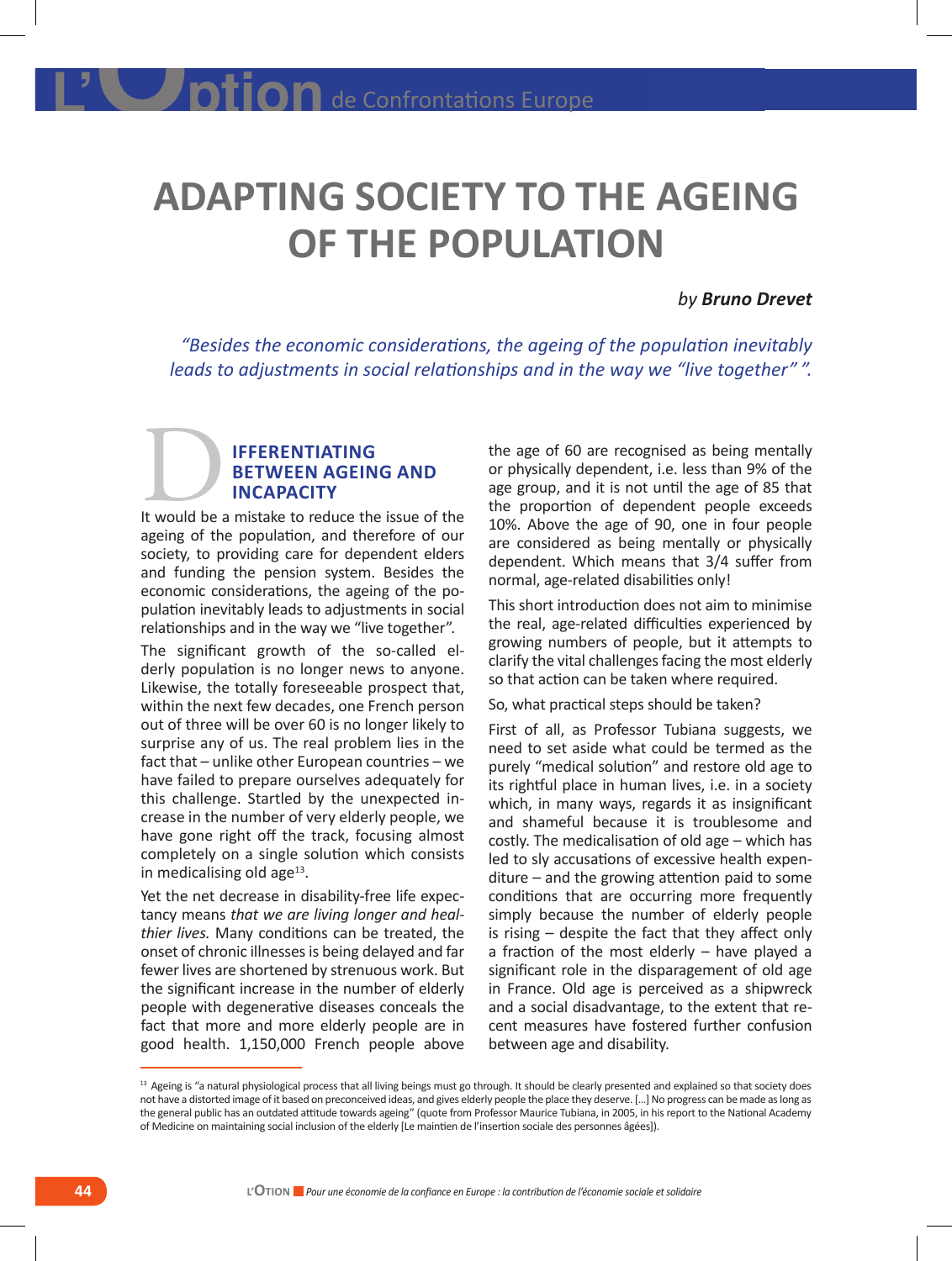# ADAPTING SOCIETY TO THE AGEING OF THE POPULATION

*by **Bruno Drevet***

*"Besides the economic considerations, the ageing of the population inevitably leads to adjustments in social relationships and in the way we "live together" ".*

## DIFFERENTIATING BETWEEN AGEING AND INCAPACITY

It would be a mistake to reduce the issue of the ageing of the population, and therefore of our society, to providing care for dependent elders and funding the pension system. Besides the economic considerations, the ageing of the population inevitably leads to adjustments in social relationships and in the way we "live together".

The significant growth of the so-called elderly population is no longer news to anyone. Likewise, the totally foreseeable prospect that, within the next few decades, one French person out of three will be over 60 is no longer likely to surprise any of us. The real problem lies in the fact that – unlike other European countries – we have failed to prepare ourselves adequately for this challenge. Startled by the unexpected increase in the number of very elderly people, we have gone right off the track, focusing almost completely on a single solution which consists in medicalising old age[13].

Yet the net decrease in disability-free life expectancy means *that we are living longer and healthier lives.* Many conditions can be treated, the onset of chronic illnesses is being delayed and far fewer lives are shortened by strenuous work. But the significant increase in the number of elderly people with degenerative diseases conceals the fact that more and more elderly people are in good health. 1,150,000 French people above the age of 60 are recognised as being mentally or physically dependent, i.e. less than 9% of the age group, and it is not until the age of 85 that the proportion of dependent people exceeds 10%. Above the age of 90, one in four people are considered as being mentally or physically dependent. Which means that 3/4 suffer from normal, age-related disabilities only!

This short introduction does not aim to minimise the real, age-related difficulties experienced by growing numbers of people, but it attempts to clarify the vital challenges facing the most elderly so that action can be taken where required.

So, what practical steps should be taken?

First of all, as Professor Tubiana suggests, we need to set aside what could be termed as the purely "medical solution" and restore old age to its rightful place in human lives, i.e. in a society which, in many ways, regards it as insignificant and shameful because it is troublesome and costly. The medicalisation of old age – which has led to sly accusations of excessive health expenditure – and the growing attention paid to some conditions that are occurring more frequently simply because the number of elderly people is rising – despite the fact that they affect only a fraction of the most elderly – have played a significant role in the disparagement of old age in France. Old age is perceived as a shipwreck and a social disadvantage, to the extent that recent measures have fostered further confusion between age and disability.

---

[13] Ageing is "a natural physiological process that all living beings must go through. It should be clearly presented and explained so that society does not have a distorted image of it based on preconceived ideas, and gives elderly people the place they deserve. [...] No progress can be made as long as the general public has an outdated attitude towards ageing" (quote from Professor Maurice Tubiana, in 2005, in his report to the National Academy of Medicine on maintaining social inclusion of the elderly [Le maintien de l'insertion sociale des personnes âgées]).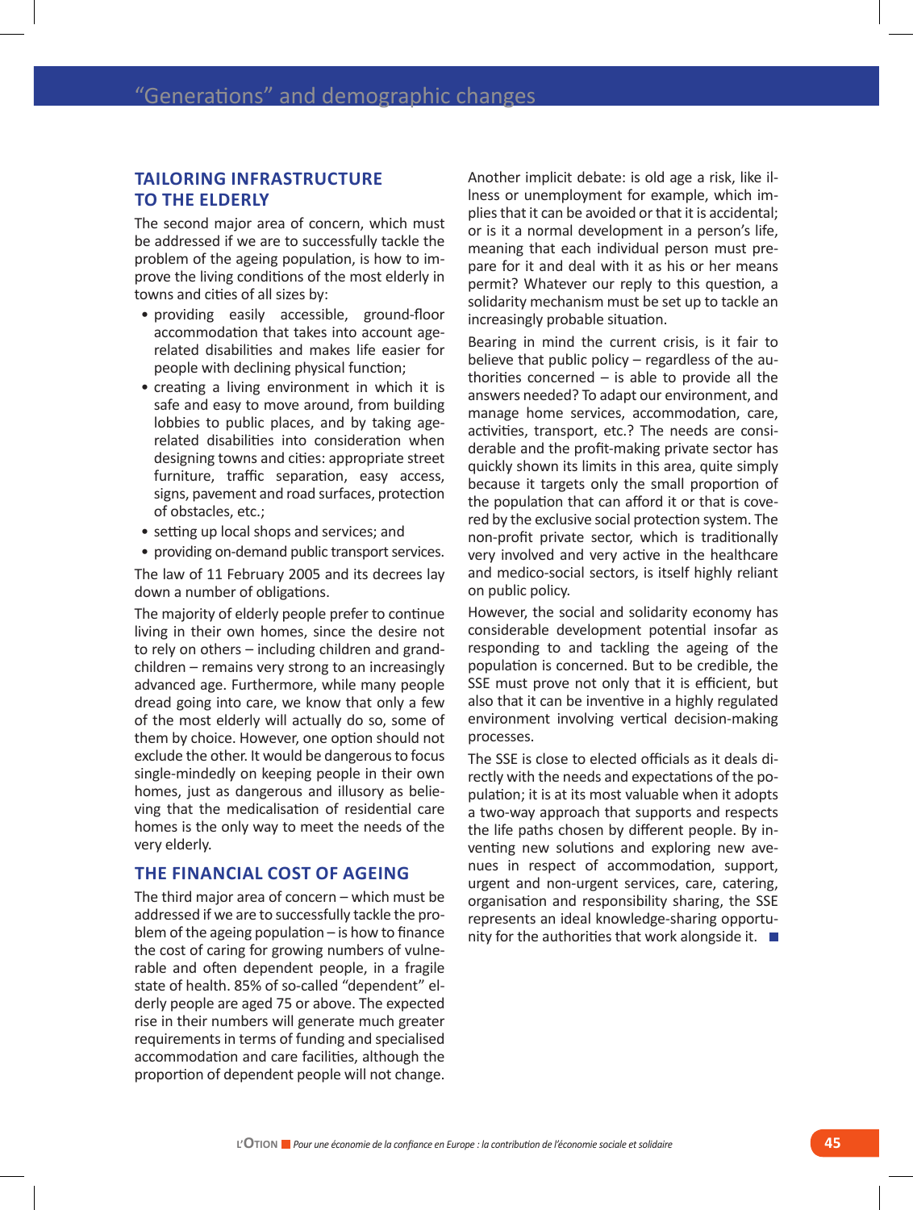## TAILORING INFRASTRUCTURE TO THE ELDERLY

The second major area of concern, which must be addressed if we are to successfully tackle the problem of the ageing population, is how to improve the living conditions of the most elderly in towns and cities of all sizes by:

- providing easily accessible, ground-floor accommodation that takes into account age-related disabilities and makes life easier for people with declining physical function;
- creating a living environment in which it is safe and easy to move around, from building lobbies to public places, and by taking age-related disabilities into consideration when designing towns and cities: appropriate street furniture, traffic separation, easy access, signs, pavement and road surfaces, protection of obstacles, etc.;
- setting up local shops and services; and
- providing on-demand public transport services.

The law of 11 February 2005 and its decrees lay down a number of obligations.

The majority of elderly people prefer to continue living in their own homes, since the desire not to rely on others – including children and grandchildren – remains very strong to an increasingly advanced age. Furthermore, while many people dread going into care, we know that only a few of the most elderly will actually do so, some of them by choice. However, one option should not exclude the other. It would be dangerous to focus single-mindedly on keeping people in their own homes, just as dangerous and illusory as believing that the medicalisation of residential care homes is the only way to meet the needs of the very elderly.

## THE FINANCIAL COST OF AGEING

The third major area of concern – which must be addressed if we are to successfully tackle the problem of the ageing population – is how to finance the cost of caring for growing numbers of vulnerable and often dependent people, in a fragile state of health. 85% of so-called "dependent" elderly people are aged 75 or above. The expected rise in their numbers will generate much greater requirements in terms of funding and specialised accommodation and care facilities, although the proportion of dependent people will not change.

Another implicit debate: is old age a risk, like illness or unemployment for example, which implies that it can be avoided or that it is accidental; or is it a normal development in a person's life, meaning that each individual person must prepare for it and deal with it as his or her means permit? Whatever our reply to this question, a solidarity mechanism must be set up to tackle an increasingly probable situation.

Bearing in mind the current crisis, is it fair to believe that public policy – regardless of the authorities concerned – is able to provide all the answers needed? To adapt our environment, and manage home services, accommodation, care, activities, transport, etc.? The needs are considerable and the profit-making private sector has quickly shown its limits in this area, quite simply because it targets only the small proportion of the population that can afford it or that is covered by the exclusive social protection system. The non-profit private sector, which is traditionally very involved and very active in the healthcare and medico-social sectors, is itself highly reliant on public policy.

However, the social and solidarity economy has considerable development potential insofar as responding to and tackling the ageing of the population is concerned. But to be credible, the SSE must prove not only that it is efficient, but also that it can be inventive in a highly regulated environment involving vertical decision-making processes.

The SSE is close to elected officials as it deals directly with the needs and expectations of the population; it is at its most valuable when it adopts a two-way approach that supports and respects the life paths chosen by different people. By inventing new solutions and exploring new avenues in respect of accommodation, support, urgent and non-urgent services, care, catering, organisation and responsibility sharing, the SSE represents an ideal knowledge-sharing opportunity for the authorities that work alongside it.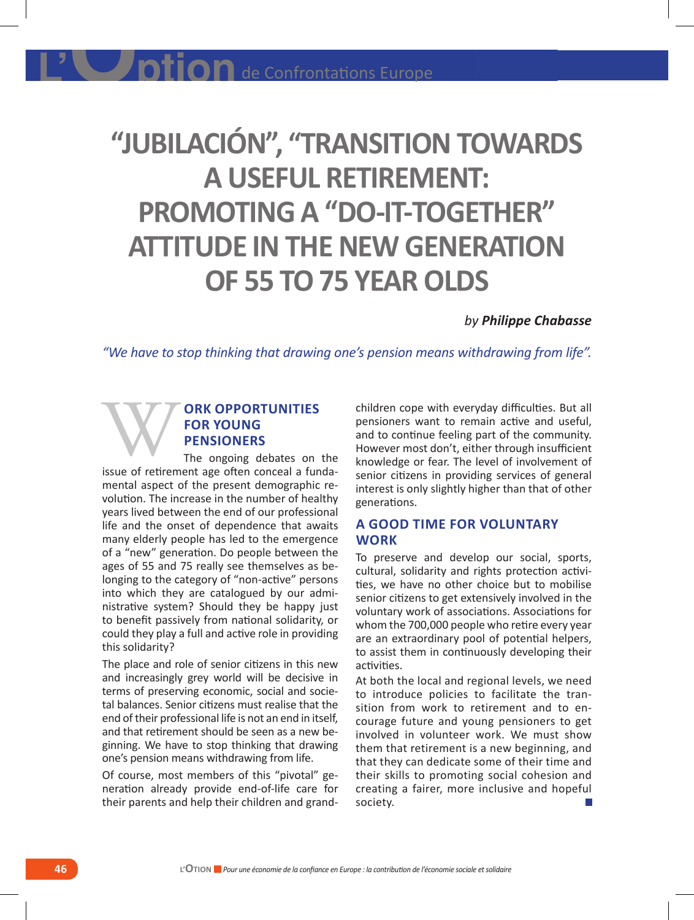# "JUBILACIÓN", "TRANSITION TOWARDS A USEFUL RETIREMENT: PROMOTING A "DO-IT-TOGETHER" ATTITUDE IN THE NEW GENERATION OF 55 TO 75 YEAR OLDS

*by **Philippe Chabasse***

*"We have to stop thinking that drawing one's pension means withdrawing from life".*

## WORK OPPORTUNITIES FOR YOUNG PENSIONERS

The ongoing debates on the issue of retirement age often conceal a fundamental aspect of the present demographic revolution. The increase in the number of healthy years lived between the end of our professional life and the onset of dependence that awaits many elderly people has led to the emergence of a "new" generation. Do people between the ages of 55 and 75 really see themselves as belonging to the category of "non-active" persons into which they are catalogued by our administrative system? Should they be happy just to benefit passively from national solidarity, or could they play a full and active role in providing this solidarity?

The place and role of senior citizens in this new and increasingly grey world will be decisive in terms of preserving economic, social and societal balances. Senior citizens must realise that the end of their professional life is not an end in itself, and that retirement should be seen as a new beginning. We have to stop thinking that drawing one's pension means withdrawing from life.

Of course, most members of this "pivotal" generation already provide end-of-life care for their parents and help their children and grandchildren cope with everyday difficulties. But all pensioners want to remain active and useful, and to continue feeling part of the community. However most don't, either through insufficient knowledge or fear. The level of involvement of senior citizens in providing services of general interest is only slightly higher than that of other generations.

## A GOOD TIME FOR VOLUNTARY WORK

To preserve and develop our social, sports, cultural, solidarity and rights protection activities, we have no other choice but to mobilise senior citizens to get extensively involved in the voluntary work of associations. Associations for whom the 700,000 people who retire every year are an extraordinary pool of potential helpers, to assist them in continuously developing their activities.

At both the local and regional levels, we need to introduce policies to facilitate the transition from work to retirement and to encourage future and young pensioners to get involved in volunteer work. We must show them that retirement is a new beginning, and that they can dedicate some of their time and their skills to promoting social cohesion and creating a fairer, more inclusive and hopeful society.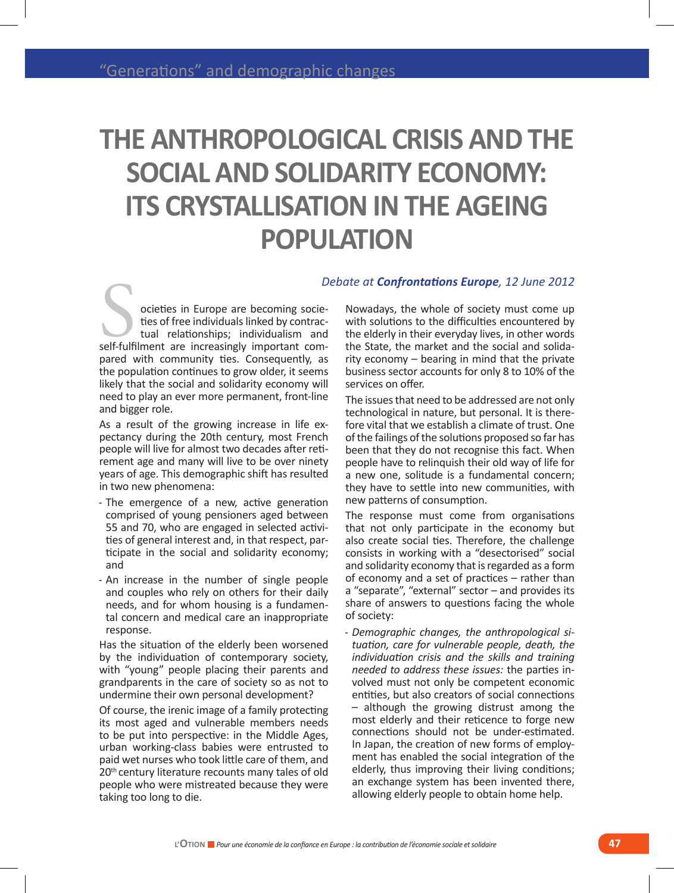# THE ANTHROPOLOGICAL CRISIS AND THE SOCIAL AND SOLIDARITY ECONOMY: ITS CRYSTALLISATION IN THE AGEING POPULATION

*Debate at* ***Confrontations Europe****, 12 June 2012*

Societies in Europe are becoming societies of free individuals linked by contractual relationships; individualism and self-fulfilment are increasingly important compared with community ties. Consequently, as the population continues to grow older, it seems likely that the social and solidarity economy will need to play an ever more permanent, front-line and bigger role.

As a result of the growing increase in life expectancy during the 20th century, most French people will live for almost two decades after retirement age and many will live to be over ninety years of age. This demographic shift has resulted in two new phenomena:

- The emergence of a new, active generation comprised of young pensioners aged between 55 and 70, who are engaged in selected activities of general interest and, in that respect, participate in the social and solidarity economy; and
- An increase in the number of single people and couples who rely on others for their daily needs, and for whom housing is a fundamental concern and medical care an inappropriate response.

Has the situation of the elderly been worsened by the individuation of contemporary society, with "young" people placing their parents and grandparents in the care of society so as not to undermine their own personal development?

Of course, the irenic image of a family protecting its most aged and vulnerable members needs to be put into perspective: in the Middle Ages, urban working-class babies were entrusted to paid wet nurses who took little care of them, and 20th century literature recounts many tales of old people who were mistreated because they were taking too long to die.

Nowadays, the whole of society must come up with solutions to the difficulties encountered by the elderly in their everyday lives, in other words the State, the market and the social and solidarity economy – bearing in mind that the private business sector accounts for only 8 to 10% of the services on offer.

The issues that need to be addressed are not only technological in nature, but personal. It is therefore vital that we establish a climate of trust. One of the failings of the solutions proposed so far has been that they do not recognise this fact. When people have to relinquish their old way of life for a new one, solitude is a fundamental concern; they have to settle into new communities, with new patterns of consumption.

The response must come from organisations that not only participate in the economy but also create social ties. Therefore, the challenge consists in working with a "desectorised" social and solidarity economy that is regarded as a form of economy and a set of practices – rather than a "separate", "external" sector – and provides its share of answers to questions facing the whole of society:

- *Demographic changes, the anthropological situation, care for vulnerable people, death, the individuation crisis and the skills and training needed to address these issues:* the parties involved must not only be competent economic entities, but also creators of social connections – although the growing distrust among the most elderly and their reticence to forge new connections should not be under-estimated. In Japan, the creation of new forms of employment has enabled the social integration of the elderly, thus improving their living conditions; an exchange system has been invented there, allowing elderly people to obtain home help.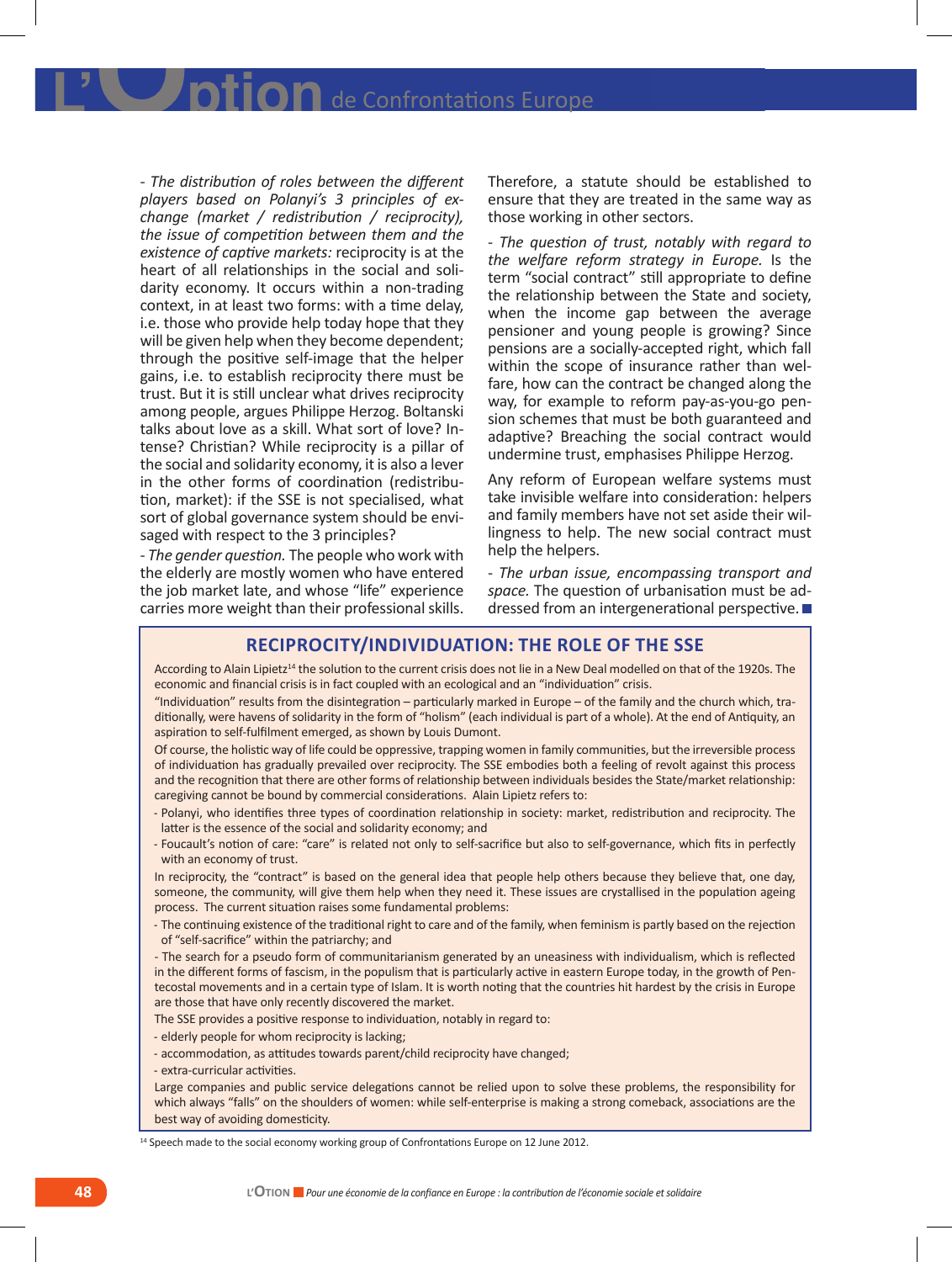- *The distribution of roles between the different players based on Polanyi's 3 principles of exchange (market / redistribution / reciprocity), the issue of competition between them and the existence of captive markets:* reciprocity is at the heart of all relationships in the social and solidarity economy. It occurs within a non-trading context, in at least two forms: with a time delay, i.e. those who provide help today hope that they will be given help when they become dependent; through the positive self-image that the helper gains, i.e. to establish reciprocity there must be trust. But it is still unclear what drives reciprocity among people, argues Philippe Herzog. Boltanski talks about love as a skill. What sort of love? Intense? Christian? While reciprocity is a pillar of the social and solidarity economy, it is also a lever in the other forms of coordination (redistribution, market): if the SSE is not specialised, what sort of global governance system should be envisaged with respect to the 3 principles?

- *The gender question.* The people who work with the elderly are mostly women who have entered the job market late, and whose "life" experience carries more weight than their professional skills. Therefore, a statute should be established to ensure that they are treated in the same way as those working in other sectors.

- *The question of trust, notably with regard to the welfare reform strategy in Europe.* Is the term "social contract" still appropriate to define the relationship between the State and society, when the income gap between the average pensioner and young people is growing? Since pensions are a socially-accepted right, which fall within the scope of insurance rather than welfare, how can the contract be changed along the way, for example to reform pay-as-you-go pension schemes that must be both guaranteed and adaptive? Breaching the social contract would undermine trust, emphasises Philippe Herzog.

Any reform of European welfare systems must take invisible welfare into consideration: helpers and family members have not set aside their willingness to help. The new social contract must help the helpers.

- *The urban issue, encompassing transport and space.* The question of urbanisation must be addressed from an intergenerational perspective.

## RECIPROCITY/INDIVIDUATION: THE ROLE OF THE SSE

According to Alain Lipietz[14] the solution to the current crisis does not lie in a New Deal modelled on that of the 1920s. The economic and financial crisis is in fact coupled with an ecological and an "individuation" crisis.

"Individuation" results from the disintegration – particularly marked in Europe – of the family and the church which, traditionally, were havens of solidarity in the form of "holism" (each individual is part of a whole). At the end of Antiquity, an aspiration to self-fulfilment emerged, as shown by Louis Dumont.

Of course, the holistic way of life could be oppressive, trapping women in family communities, but the irreversible process of individuation has gradually prevailed over reciprocity. The SSE embodies both a feeling of revolt against this process and the recognition that there are other forms of relationship between individuals besides the State/market relationship: caregiving cannot be bound by commercial considerations. Alain Lipietz refers to:

- Polanyi, who identifies three types of coordination relationship in society: market, redistribution and reciprocity. The latter is the essence of the social and solidarity economy; and
- Foucault's notion of care: "care" is related not only to self-sacrifice but also to self-governance, which fits in perfectly with an economy of trust.

In reciprocity, the "contract" is based on the general idea that people help others because they believe that, one day, someone, the community, will give them help when they need it. These issues are crystallised in the population ageing process. The current situation raises some fundamental problems:

- The continuing existence of the traditional right to care and of the family, when feminism is partly based on the rejection of "self-sacrifice" within the patriarchy; and
- The search for a pseudo form of communitarianism generated by an uneasiness with individualism, which is reflected in the different forms of fascism, in the populism that is particularly active in eastern Europe today, in the growth of Pentecostal movements and in a certain type of Islam. It is worth noting that the countries hit hardest by the crisis in Europe are those that have only recently discovered the market.

The SSE provides a positive response to individuation, notably in regard to:

- elderly people for whom reciprocity is lacking;
- accommodation, as attitudes towards parent/child reciprocity have changed;
- extra-curricular activities.

Large companies and public service delegations cannot be relied upon to solve these problems, the responsibility for which always "falls" on the shoulders of women: while self-enterprise is making a strong comeback, associations are the best way of avoiding domesticity.

[14] Speech made to the social economy working group of Confrontations Europe on 12 June 2012.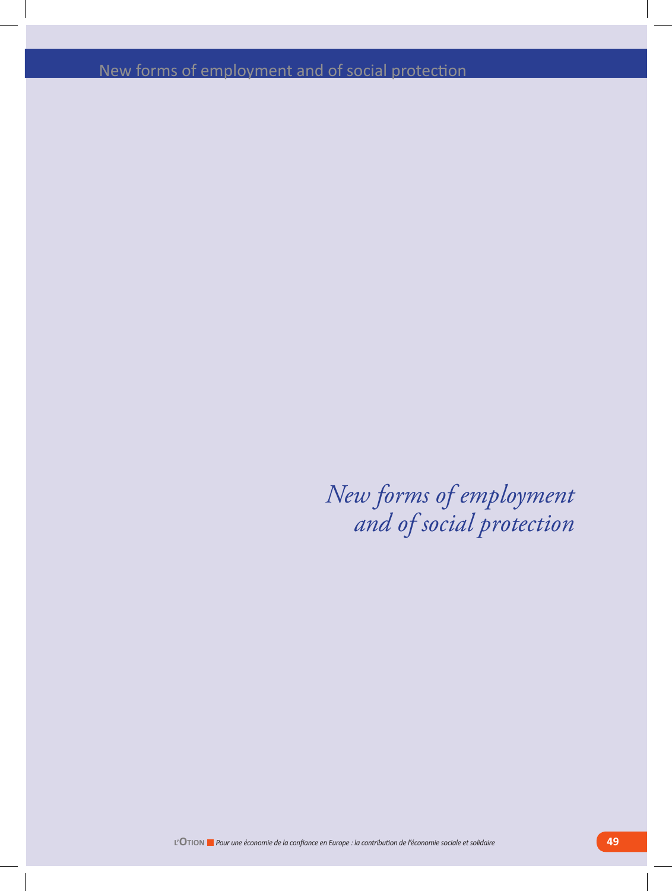# New forms of employment and of social protection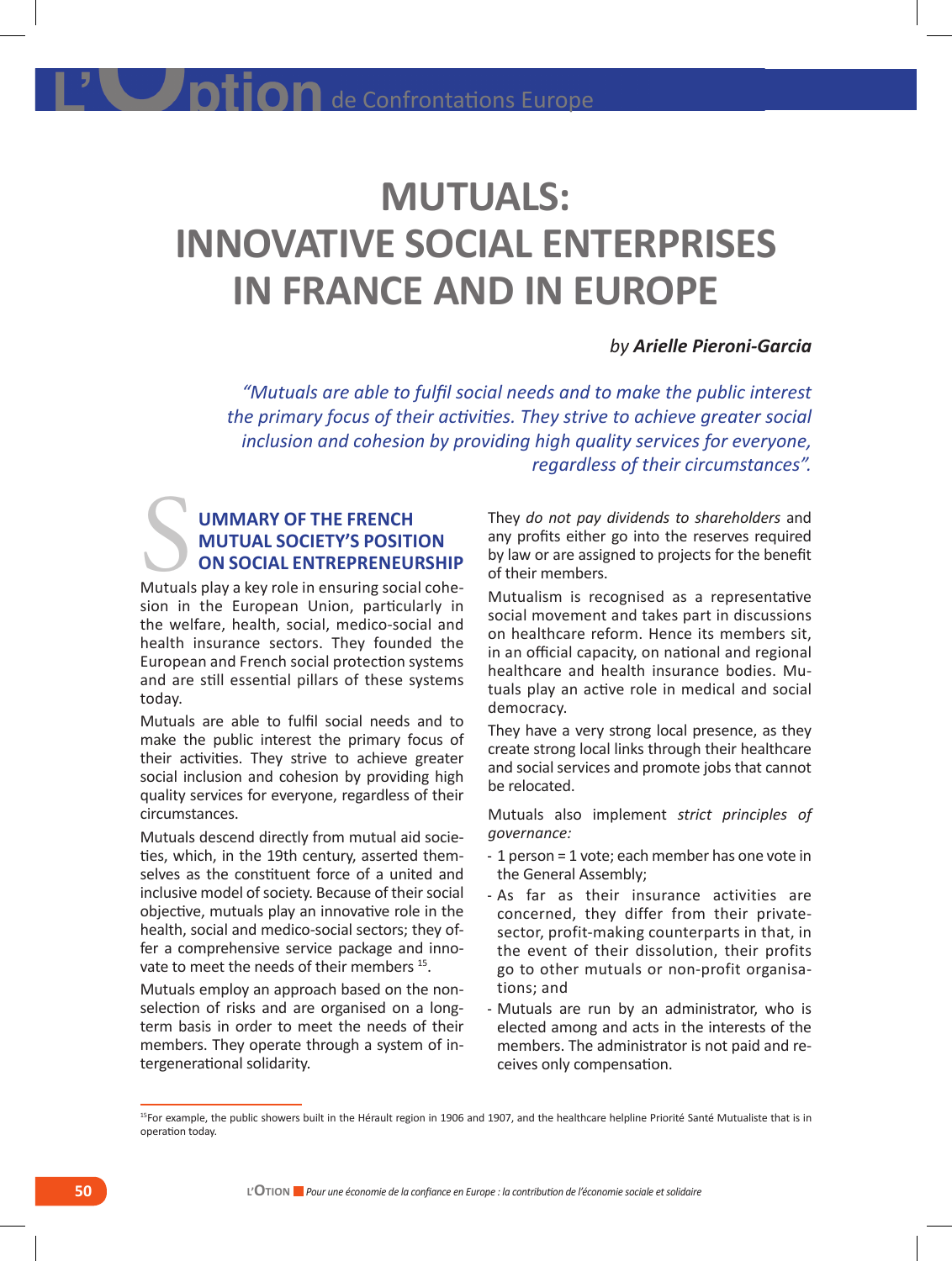# MUTUALS: INNOVATIVE SOCIAL ENTERPRISES IN FRANCE AND IN EUROPE

*by **Arielle Pieroni-Garcia***

*"Mutuals are able to fulfil social needs and to make the public interest the primary focus of their activities. They strive to achieve greater social inclusion and cohesion by providing high quality services for everyone, regardless of their circumstances".*

## SUMMARY OF THE FRENCH MUTUAL SOCIETY'S POSITION ON SOCIAL ENTREPRENEURSHIP

Mutuals play a key role in ensuring social cohesion in the European Union, particularly in the welfare, health, social, medico-social and health insurance sectors. They founded the European and French social protection systems and are still essential pillars of these systems today.

Mutuals are able to fulfil social needs and to make the public interest the primary focus of their activities. They strive to achieve greater social inclusion and cohesion by providing high quality services for everyone, regardless of their circumstances.

Mutuals descend directly from mutual aid societies, which, in the 19th century, asserted themselves as the constituent force of a united and inclusive model of society. Because of their social objective, mutuals play an innovative role in the health, social and medico-social sectors; they offer a comprehensive service package and innovate to meet the needs of their members [15].

Mutuals employ an approach based on the non-selection of risks and are organised on a long-term basis in order to meet the needs of their members. They operate through a system of intergenerational solidarity.

They *do not pay dividends to shareholders* and any profits either go into the reserves required by law or are assigned to projects for the benefit of their members.

Mutualism is recognised as a representative social movement and takes part in discussions on healthcare reform. Hence its members sit, in an official capacity, on national and regional healthcare and health insurance bodies. Mutuals play an active role in medical and social democracy.

They have a very strong local presence, as they create strong local links through their healthcare and social services and promote jobs that cannot be relocated.

Mutuals also implement *strict principles of governance:*

- 1 person = 1 vote; each member has one vote in the General Assembly;
- As far as their insurance activities are concerned, they differ from their private-sector, profit-making counterparts in that, in the event of their dissolution, their profits go to other mutuals or non-profit organisations; and
- Mutuals are run by an administrator, who is elected among and acts in the interests of the members. The administrator is not paid and receives only compensation.

[15] For example, the public showers built in the Hérault region in 1906 and 1907, and the healthcare helpline Priorité Santé Mutualiste that is in operation today.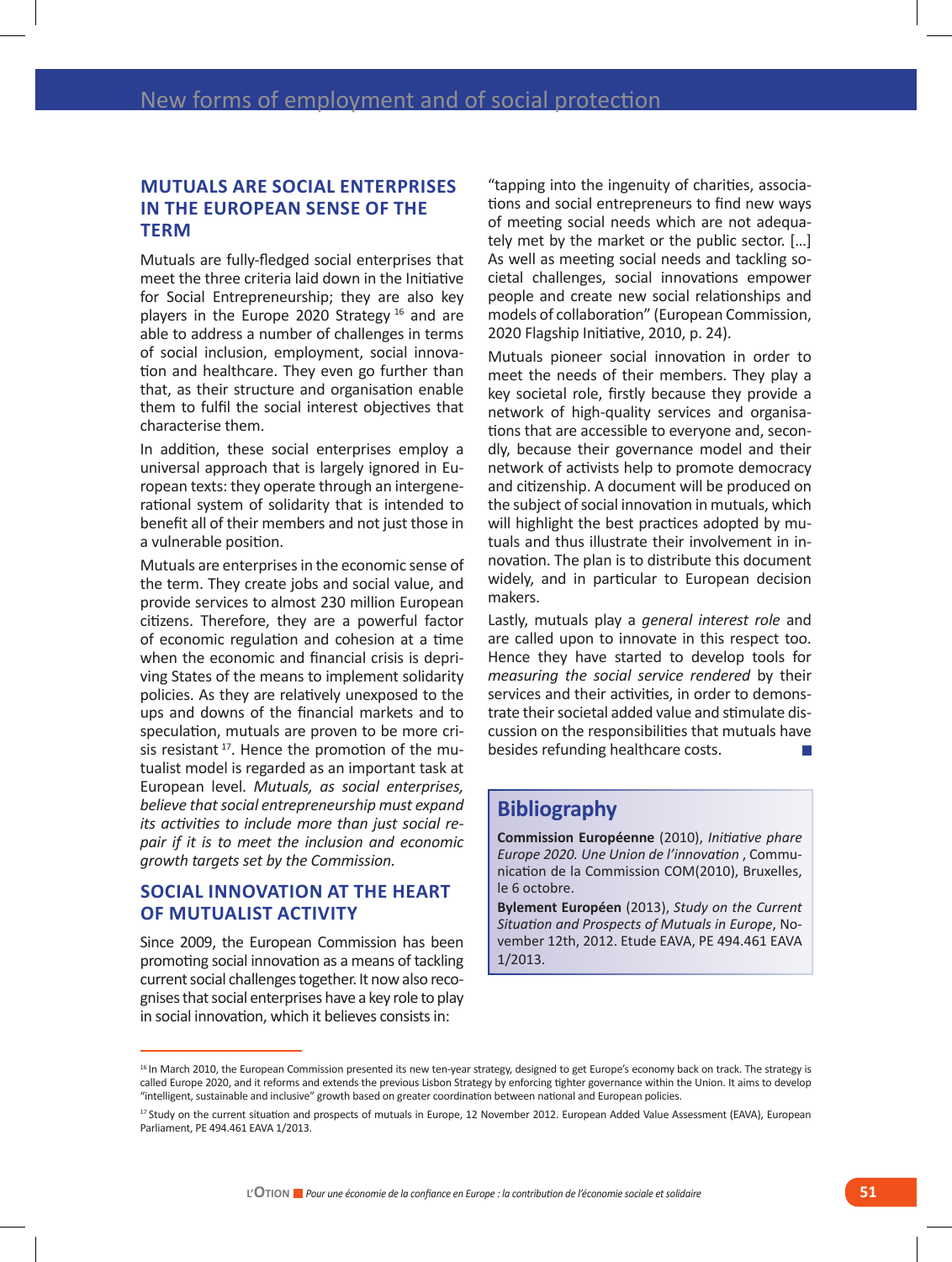## MUTUALS ARE SOCIAL ENTERPRISES IN THE EUROPEAN SENSE OF THE TERM

Mutuals are fully-fledged social enterprises that meet the three criteria laid down in the Initiative for Social Entrepreneurship; they are also key players in the Europe 2020 Strategy [16] and are able to address a number of challenges in terms of social inclusion, employment, social innovation and healthcare. They even go further than that, as their structure and organisation enable them to fulfil the social interest objectives that characterise them.

In addition, these social enterprises employ a universal approach that is largely ignored in European texts: they operate through an intergenerational system of solidarity that is intended to benefit all of their members and not just those in a vulnerable position.

Mutuals are enterprises in the economic sense of the term. They create jobs and social value, and provide services to almost 230 million European citizens. Therefore, they are a powerful factor of economic regulation and cohesion at a time when the economic and financial crisis is depriving States of the means to implement solidarity policies. As they are relatively unexposed to the ups and downs of the financial markets and to speculation, mutuals are proven to be more crisis resistant [17]. Hence the promotion of the mutualist model is regarded as an important task at European level. *Mutuals, as social enterprises, believe that social entrepreneurship must expand its activities to include more than just social repair if it is to meet the inclusion and economic growth targets set by the Commission.*

## SOCIAL INNOVATION AT THE HEART OF MUTUALIST ACTIVITY

Since 2009, the European Commission has been promoting social innovation as a means of tackling current social challenges together. It now also recognises that social enterprises have a key role to play in social innovation, which it believes consists in:

"tapping into the ingenuity of charities, associations and social entrepreneurs to find new ways of meeting social needs which are not adequately met by the market or the public sector. […] As well as meeting social needs and tackling societal challenges, social innovations empower people and create new social relationships and models of collaboration" (European Commission, 2020 Flagship Initiative, 2010, p. 24).

Mutuals pioneer social innovation in order to meet the needs of their members. They play a key societal role, firstly because they provide a network of high-quality services and organisations that are accessible to everyone and, secondly, because their governance model and their network of activists help to promote democracy and citizenship. A document will be produced on the subject of social innovation in mutuals, which will highlight the best practices adopted by mutuals and thus illustrate their involvement in innovation. The plan is to distribute this document widely, and in particular to European decision makers.

Lastly, mutuals play a *general interest role* and are called upon to innovate in this respect too. Hence they have started to develop tools for *measuring the social service rendered* by their services and their activities, in order to demonstrate their societal added value and stimulate discussion on the responsibilities that mutuals have besides refunding healthcare costs.

## Bibliography

**Commission Européenne** (2010), *Initiative phare Europe 2020. Une Union de l'innovation* , Communication de la Commission COM(2010), Bruxelles, le 6 octobre.

**Bylement Européen** (2013), *Study on the Current Situation and Prospects of Mutuals in Europe*, November 12th, 2012. Etude EAVA, PE 494.461 EAVA 1/2013.

---

[16] In March 2010, the European Commission presented its new ten-year strategy, designed to get Europe's economy back on track. The strategy is called Europe 2020, and it reforms and extends the previous Lisbon Strategy by enforcing tighter governance within the Union. It aims to develop "intelligent, sustainable and inclusive" growth based on greater coordination between national and European policies.

[17] Study on the current situation and prospects of mutuals in Europe, 12 November 2012. European Added Value Assessment (EAVA), European Parliament, PE 494.461 EAVA 1/2013.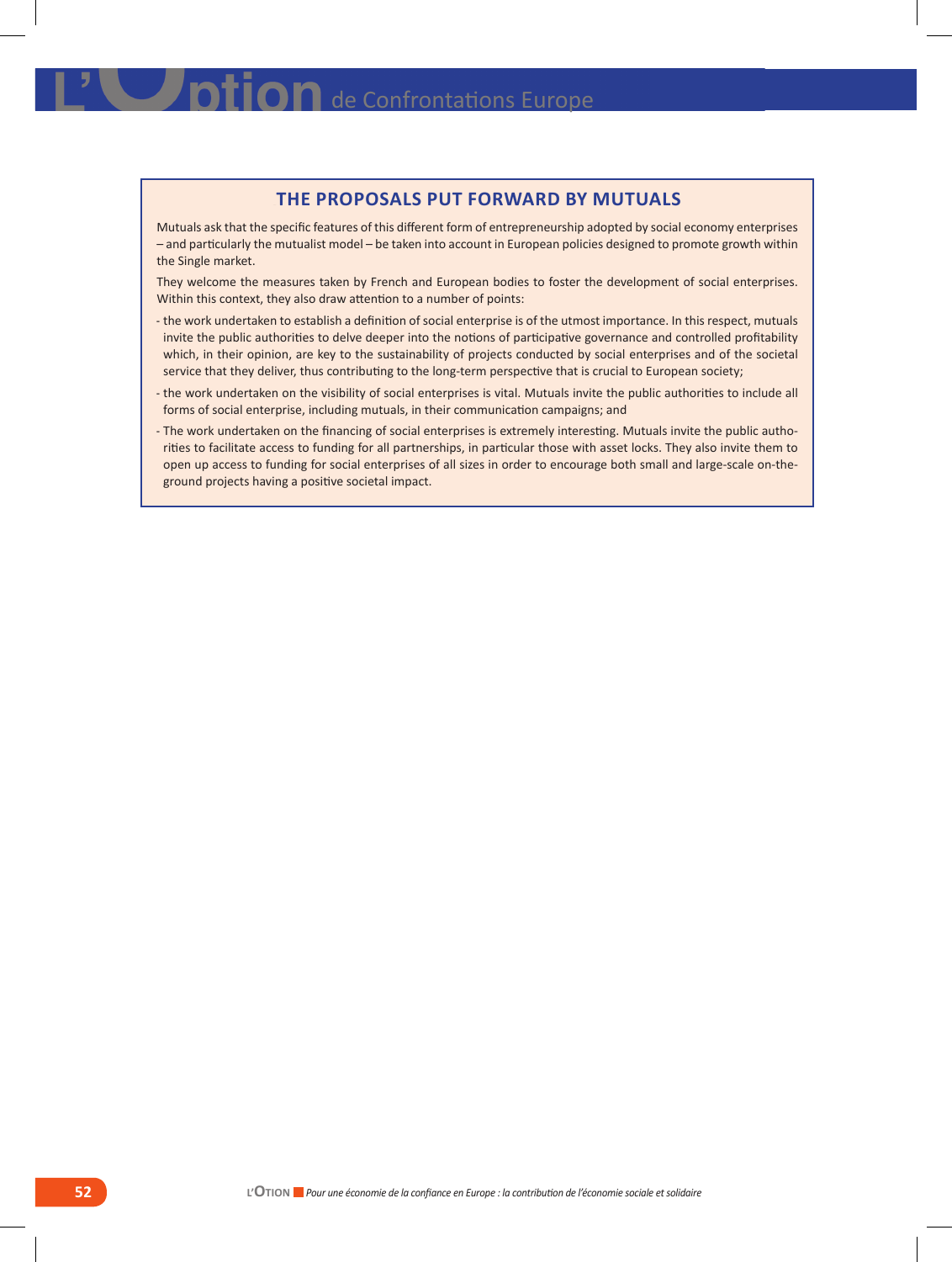## THE PROPOSALS PUT FORWARD BY MUTUALS

Mutuals ask that the specific features of this different form of entrepreneurship adopted by social economy enterprises – and particularly the mutualist model – be taken into account in European policies designed to promote growth within the Single market.

They welcome the measures taken by French and European bodies to foster the development of social enterprises. Within this context, they also draw attention to a number of points:

- the work undertaken to establish a definition of social enterprise is of the utmost importance. In this respect, mutuals invite the public authorities to delve deeper into the notions of participative governance and controlled profitability which, in their opinion, are key to the sustainability of projects conducted by social enterprises and of the societal service that they deliver, thus contributing to the long-term perspective that is crucial to European society;
- the work undertaken on the visibility of social enterprises is vital. Mutuals invite the public authorities to include all forms of social enterprise, including mutuals, in their communication campaigns; and
- The work undertaken on the financing of social enterprises is extremely interesting. Mutuals invite the public authorities to facilitate access to funding for all partnerships, in particular those with asset locks. They also invite them to open up access to funding for social enterprises of all sizes in order to encourage both small and large-scale on-the-ground projects having a positive societal impact.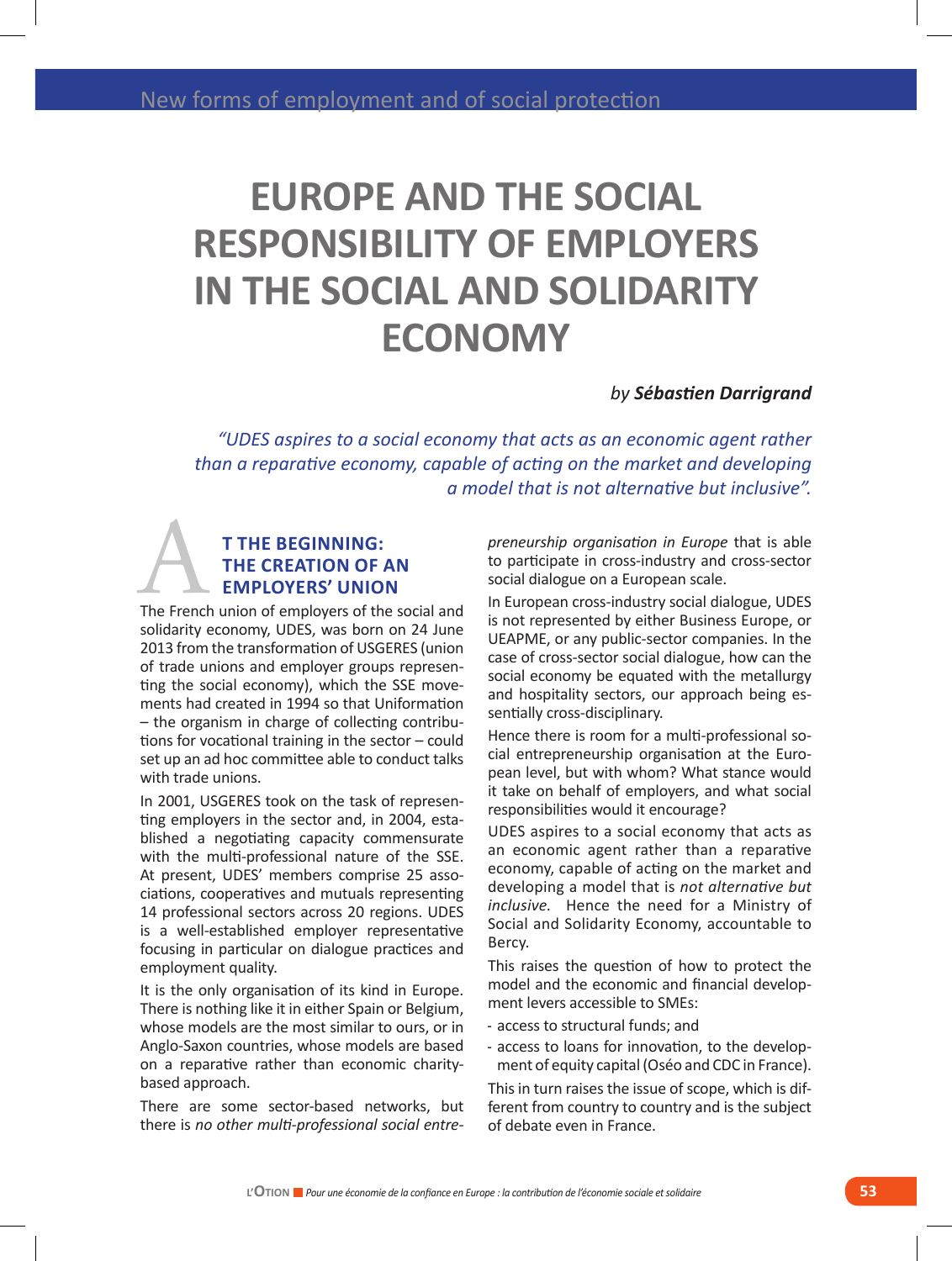# EUROPE AND THE SOCIAL RESPONSIBILITY OF EMPLOYERS IN THE SOCIAL AND SOLIDARITY ECONOMY

*by* ***Sébastien Darrigrand***

*"UDES aspires to a social economy that acts as an economic agent rather than a reparative economy, capable of acting on the market and developing a model that is not alternative but inclusive".*

## AT THE BEGINNING: THE CREATION OF AN EMPLOYERS' UNION

The French union of employers of the social and solidarity economy, UDES, was born on 24 June 2013 from the transformation of USGERES (union of trade unions and employer groups representing the social economy), which the SSE movements had created in 1994 so that Uniformation – the organism in charge of collecting contributions for vocational training in the sector – could set up an ad hoc committee able to conduct talks with trade unions.

In 2001, USGERES took on the task of representing employers in the sector and, in 2004, established a negotiating capacity commensurate with the multi-professional nature of the SSE. At present, UDES' members comprise 25 associations, cooperatives and mutuals representing 14 professional sectors across 20 regions. UDES is a well-established employer representative focusing in particular on dialogue practices and employment quality.

It is the only organisation of its kind in Europe. There is nothing like it in either Spain or Belgium, whose models are the most similar to ours, or in Anglo-Saxon countries, whose models are based on a reparative rather than economic charity-based approach.

There are some sector-based networks, but there is *no other multi-professional social entrepreneurship organisation in Europe* that is able to participate in cross-industry and cross-sector social dialogue on a European scale.

In European cross-industry social dialogue, UDES is not represented by either Business Europe, or UEAPME, or any public-sector companies. In the case of cross-sector social dialogue, how can the social economy be equated with the metallurgy and hospitality sectors, our approach being essentially cross-disciplinary.

Hence there is room for a multi-professional social entrepreneurship organisation at the European level, but with whom? What stance would it take on behalf of employers, and what social responsibilities would it encourage?

UDES aspires to a social economy that acts as an economic agent rather than a reparative economy, capable of acting on the market and developing a model that is *not alternative but inclusive*. Hence the need for a Ministry of Social and Solidarity Economy, accountable to Bercy.

This raises the question of how to protect the model and the economic and financial development levers accessible to SMEs:

- access to structural funds; and
- access to loans for innovation, to the development of equity capital (Oséo and CDC in France).

This in turn raises the issue of scope, which is different from country to country and is the subject of debate even in France.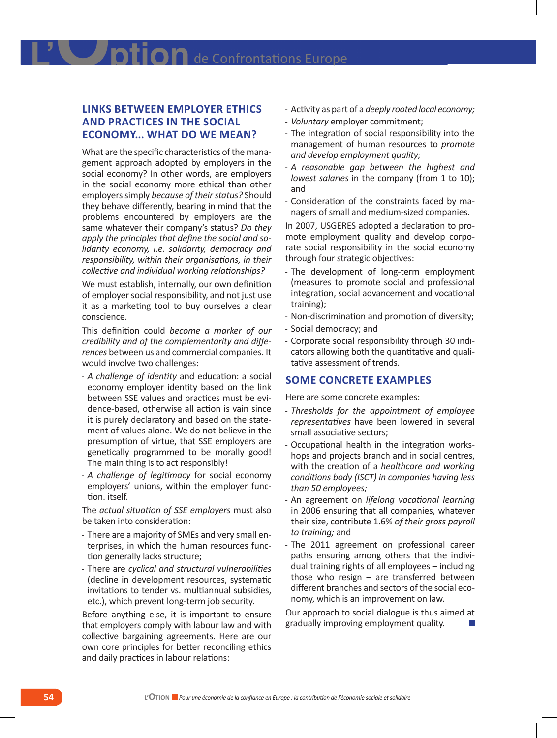## LINKS BETWEEN EMPLOYER ETHICS AND PRACTICES IN THE SOCIAL ECONOMY... WHAT DO WE MEAN?

What are the specific characteristics of the management approach adopted by employers in the social economy? In other words, are employers in the social economy more ethical than other employers simply *because of their status?* Should they behave differently, bearing in mind that the problems encountered by employers are the same whatever their company's status? *Do they apply the principles that define the social and solidarity economy, i.e. solidarity, democracy and responsibility, within their organisations, in their collective and individual working relationships?*

We must establish, internally, our own definition of employer social responsibility, and not just use it as a marketing tool to buy ourselves a clear conscience.

This definition could *become a marker of our credibility and of the complementarity and differences* between us and commercial companies. It would involve two challenges:

- *A challenge of identity* and education: a social economy employer identity based on the link between SSE values and practices must be evidence-based, otherwise all action is vain since it is purely declaratory and based on the statement of values alone. We do not believe in the presumption of virtue, that SSE employers are genetically programmed to be morally good! The main thing is to act responsibly!
- *A challenge of legitimacy* for social economy employers' unions, within the employer function. itself.

The *actual situation of SSE employers* must also be taken into consideration:

- There are a majority of SMEs and very small enterprises, in which the human resources function generally lacks structure;
- There are *cyclical and structural vulnerabilities* (decline in development resources, systematic invitations to tender vs. multiannual subsidies, etc.), which prevent long-term job security.

Before anything else, it is important to ensure that employers comply with labour law and with collective bargaining agreements. Here are our own core principles for better reconciling ethics and daily practices in labour relations:

- Activity as part of a *deeply rooted local economy;*
- *Voluntary* employer commitment;
- The integration of social responsibility into the management of human resources to *promote and develop employment quality;*
- *A reasonable gap between the highest and lowest salaries* in the company (from 1 to 10); and
- Consideration of the constraints faced by managers of small and medium-sized companies.

In 2007, USGERES adopted a declaration to promote employment quality and develop corporate social responsibility in the social economy through four strategic objectives:

- The development of long-term employment (measures to promote social and professional integration, social advancement and vocational training);
- Non-discrimination and promotion of diversity;
- Social democracy; and
- Corporate social responsibility through 30 indicators allowing both the quantitative and qualitative assessment of trends.

## SOME CONCRETE EXAMPLES

Here are some concrete examples:

- *Thresholds for the appointment of employee representatives* have been lowered in several small associative sectors;
- Occupational health in the integration workshops and projects branch and in social centres, with the creation of a *healthcare and working conditions body (ISCT) in companies having less than 50 employees;*
- An agreement on *lifelong vocational learning* in 2006 ensuring that all companies, whatever their size, contribute 1.6% *of their gross payroll to training;* and
- The 2011 agreement on professional career paths ensuring among others that the individual training rights of all employees – including those who resign – are transferred between different branches and sectors of the social economy, which is an improvement on law.

Our approach to social dialogue is thus aimed at gradually improving employment quality.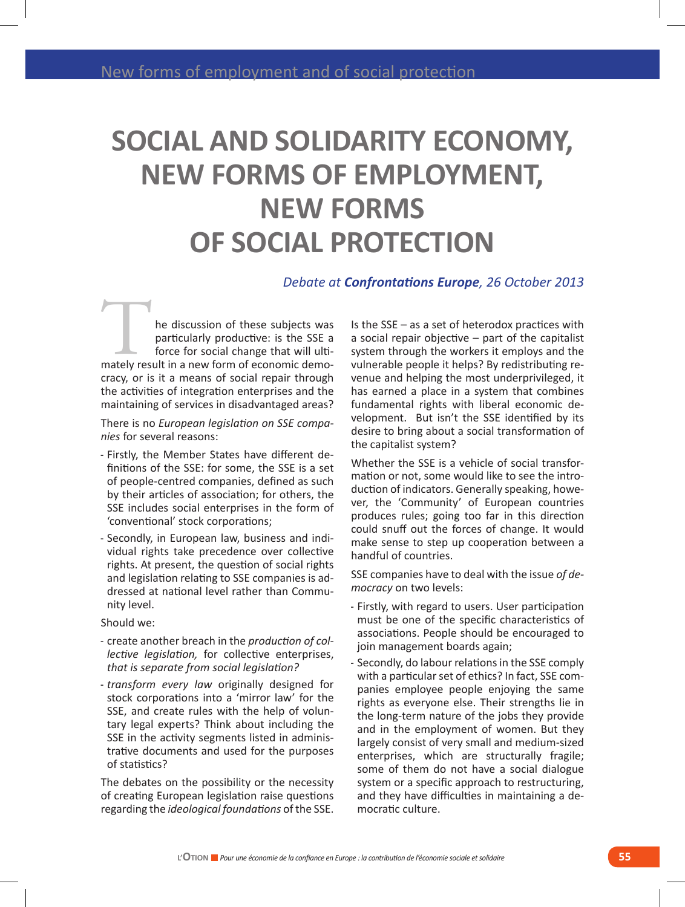# SOCIAL AND SOLIDARITY ECONOMY, NEW FORMS OF EMPLOYMENT, NEW FORMS OF SOCIAL PROTECTION

*Debate at **Confrontations Europe**, 26 October 2013*

The discussion of these subjects was particularly productive: is the SSE a force for social change that will ultimately result in a new form of economic democracy, or is it a means of social repair through the activities of integration enterprises and the maintaining of services in disadvantaged areas?

There is no *European legislation on SSE companies* for several reasons:

- Firstly, the Member States have different definitions of the SSE: for some, the SSE is a set of people-centred companies, defined as such by their articles of association; for others, the SSE includes social enterprises in the form of 'conventional' stock corporations;
- Secondly, in European law, business and individual rights take precedence over collective rights. At present, the question of social rights and legislation relating to SSE companies is addressed at national level rather than Community level.

Should we:

- create another breach in the *production of collective legislation,* for collective enterprises, *that is separate from social legislation?*
- *transform every law* originally designed for stock corporations into a 'mirror law' for the SSE, and create rules with the help of voluntary legal experts? Think about including the SSE in the activity segments listed in administrative documents and used for the purposes of statistics?

The debates on the possibility or the necessity of creating European legislation raise questions regarding the *ideological foundations* of the SSE.

Is the SSE – as a set of heterodox practices with a social repair objective – part of the capitalist system through the workers it employs and the vulnerable people it helps? By redistributing revenue and helping the most underprivileged, it has earned a place in a system that combines fundamental rights with liberal economic development. But isn't the SSE identified by its desire to bring about a social transformation of the capitalist system?

Whether the SSE is a vehicle of social transformation or not, some would like to see the introduction of indicators. Generally speaking, however, the 'Community' of European countries produces rules; going too far in this direction could snuff out the forces of change. It would make sense to step up cooperation between a handful of countries.

SSE companies have to deal with the issue *of democracy* on two levels:

- Firstly, with regard to users. User participation must be one of the specific characteristics of associations. People should be encouraged to join management boards again;
- Secondly, do labour relations in the SSE comply with a particular set of ethics? In fact, SSE companies employee people enjoying the same rights as everyone else. Their strengths lie in the long-term nature of the jobs they provide and in the employment of women. But they largely consist of very small and medium-sized enterprises, which are structurally fragile; some of them do not have a social dialogue system or a specific approach to restructuring, and they have difficulties in maintaining a democratic culture.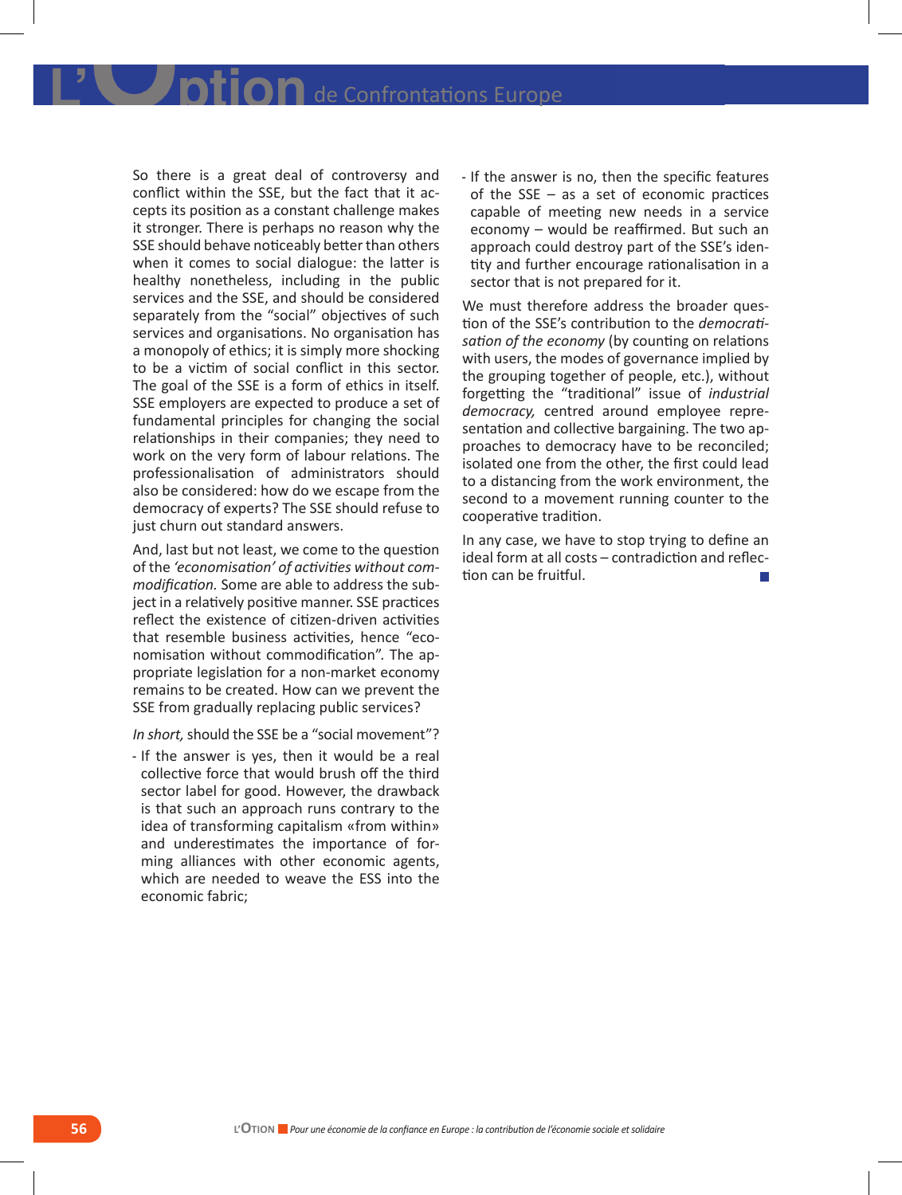So there is a great deal of controversy and conflict within the SSE, but the fact that it accepts its position as a constant challenge makes it stronger. There is perhaps no reason why the SSE should behave noticeably better than others when it comes to social dialogue: the latter is healthy nonetheless, including in the public services and the SSE, and should be considered separately from the "social" objectives of such services and organisations. No organisation has a monopoly of ethics; it is simply more shocking to be a victim of social conflict in this sector. The goal of the SSE is a form of ethics in itself. SSE employers are expected to produce a set of fundamental principles for changing the social relationships in their companies; they need to work on the very form of labour relations. The professionalisation of administrators should also be considered: how do we escape from the democracy of experts? The SSE should refuse to just churn out standard answers.

And, last but not least, we come to the question of the *'economisation' of activities without commodification.* Some are able to address the subject in a relatively positive manner. SSE practices reflect the existence of citizen-driven activities that resemble business activities, hence "economisation without commodification". The appropriate legislation for a non-market economy remains to be created. How can we prevent the SSE from gradually replacing public services?

*In short,* should the SSE be a "social movement"?

- If the answer is yes, then it would be a real collective force that would brush off the third sector label for good. However, the drawback is that such an approach runs contrary to the idea of transforming capitalism «from within» and underestimates the importance of forming alliances with other economic agents, which are needed to weave the ESS into the economic fabric;
- If the answer is no, then the specific features of the SSE – as a set of economic practices capable of meeting new needs in a service economy – would be reaffirmed. But such an approach could destroy part of the SSE's identity and further encourage rationalisation in a sector that is not prepared for it.

We must therefore address the broader question of the SSE's contribution to the *democratisation of the economy* (by counting on relations with users, the modes of governance implied by the grouping together of people, etc.), without forgetting the "traditional" issue of *industrial democracy,* centred around employee representation and collective bargaining. The two approaches to democracy have to be reconciled; isolated one from the other, the first could lead to a distancing from the work environment, the second to a movement running counter to the cooperative tradition.

In any case, we have to stop trying to define an ideal form at all costs – contradiction and reflection can be fruitful.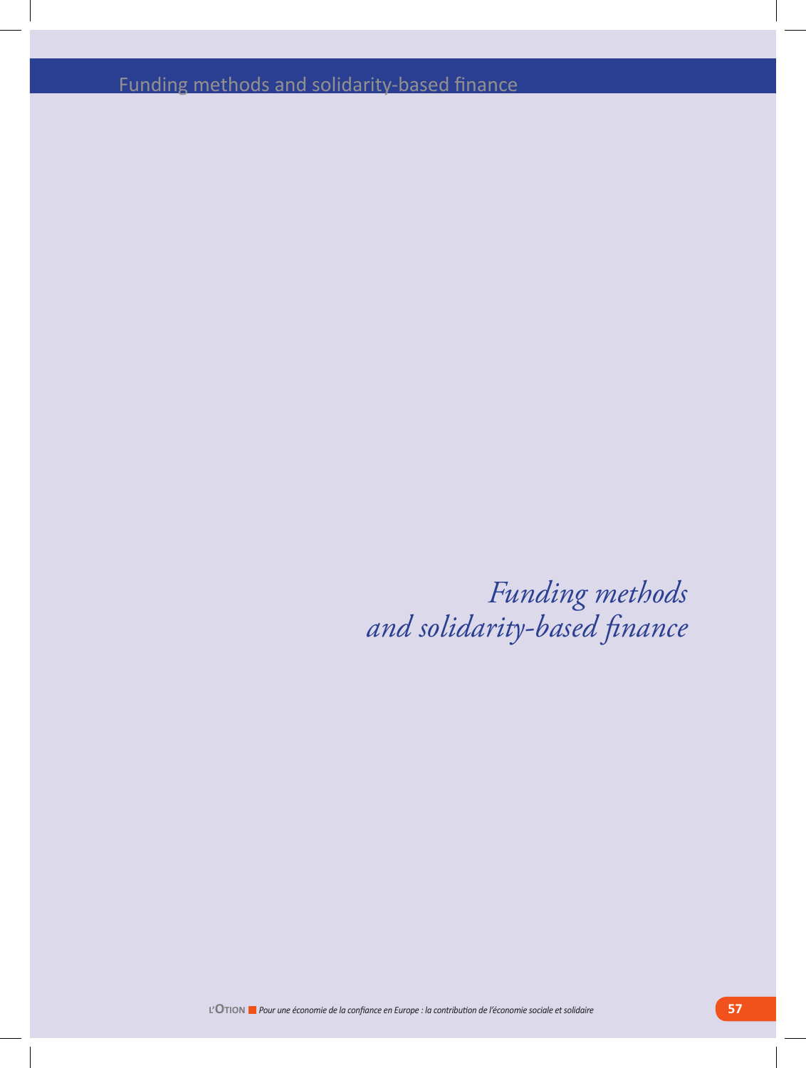# *Funding methods and solidarity-based finance*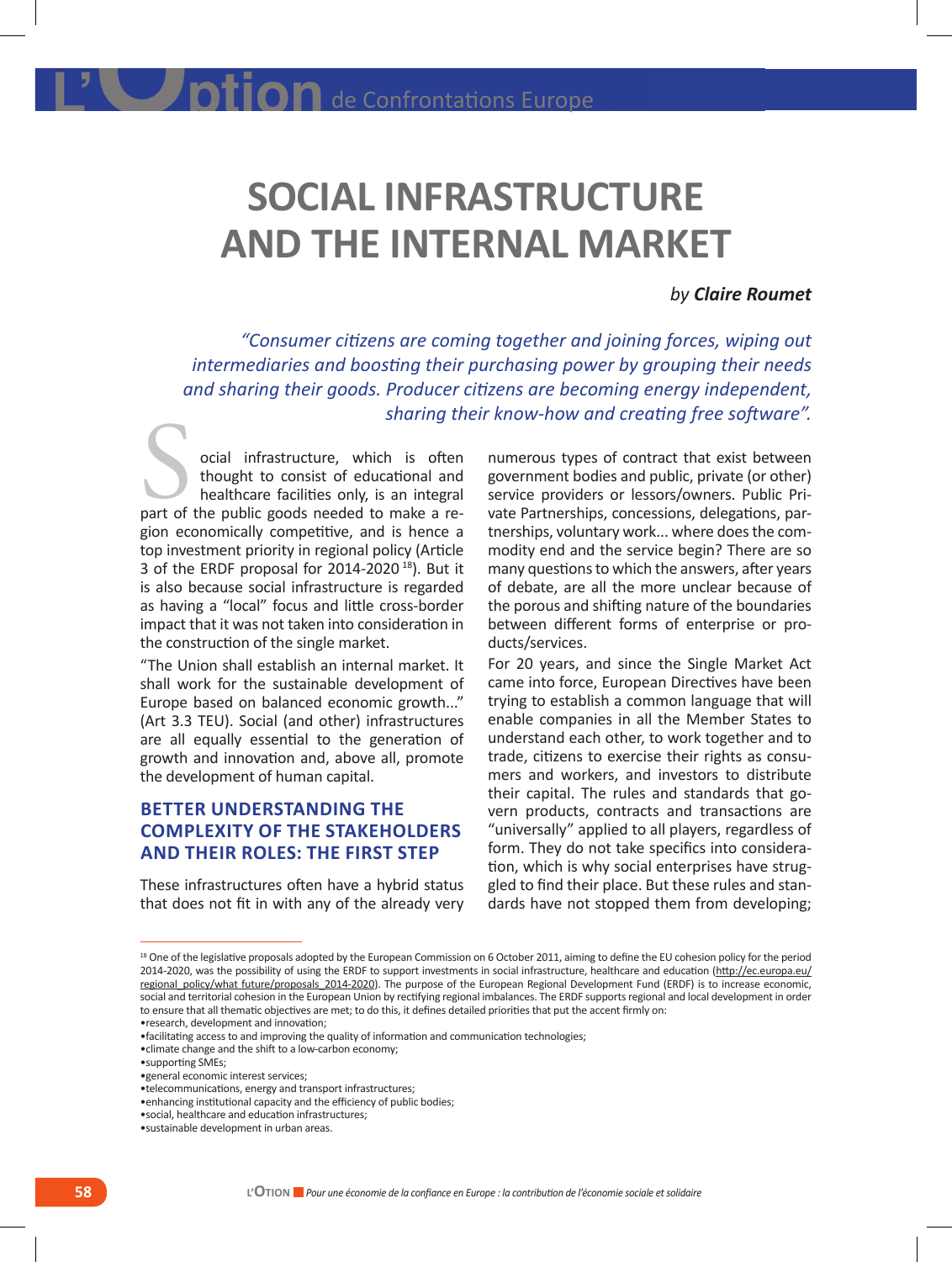# SOCIAL INFRASTRUCTURE AND THE INTERNAL MARKET

*by* ***Claire Roumet***

*"Consumer citizens are coming together and joining forces, wiping out intermediaries and boosting their purchasing power by grouping their needs and sharing their goods. Producer citizens are becoming energy independent, sharing their know-how and creating free software".*

Social infrastructure, which is often thought to consist of educational and healthcare facilities only, is an integral part of the public goods needed to make a region economically competitive, and is hence a top investment priority in regional policy (Article 3 of the ERDF proposal for 2014-2020 [18]). But it is also because social infrastructure is regarded as having a "local" focus and little cross-border impact that it was not taken into consideration in the construction of the single market.

"The Union shall establish an internal market. It shall work for the sustainable development of Europe based on balanced economic growth..." (Art 3.3 TEU). Social (and other) infrastructures are all equally essential to the generation of growth and innovation and, above all, promote the development of human capital.

## BETTER UNDERSTANDING THE COMPLEXITY OF THE STAKEHOLDERS AND THEIR ROLES: THE FIRST STEP

These infrastructures often have a hybrid status that does not fit in with any of the already very numerous types of contract that exist between government bodies and public, private (or other) service providers or lessors/owners. Public Private Partnerships, concessions, delegations, partnerships, voluntary work... where does the commodity end and the service begin? There are so many questions to which the answers, after years of debate, are all the more unclear because of the porous and shifting nature of the boundaries between different forms of enterprise or products/services.

For 20 years, and since the Single Market Act came into force, European Directives have been trying to establish a common language that will enable companies in all the Member States to understand each other, to work together and to trade, citizens to exercise their rights as consumers and workers, and investors to distribute their capital. The rules and standards that govern products, contracts and transactions are "universally" applied to all players, regardless of form. They do not take specifics into consideration, which is why social enterprises have struggled to find their place. But these rules and standards have not stopped them from developing;

---

[18] One of the legislative proposals adopted by the European Commission on 6 October 2011, aiming to define the EU cohesion policy for the period 2014-2020, was the possibility of using the ERDF to support investments in social infrastructure, healthcare and education (http://ec.europa.eu/regional_policy/what future/proposals_2014-2020). The purpose of the European Regional Development Fund (ERDF) is to increase economic, social and territorial cohesion in the European Union by rectifying regional imbalances. The ERDF supports regional and local development in order to ensure that all thematic objectives are met; to do this, it defines detailed priorities that put the accent firmly on:
- research, development and innovation;
- facilitating access to and improving the quality of information and communication technologies;
- climate change and the shift to a low-carbon economy;
- supporting SMEs;
- general economic interest services;
- telecommunications, energy and transport infrastructures;
- enhancing institutional capacity and the efficiency of public bodies;
- social, healthcare and education infrastructures;
- sustainable development in urban areas.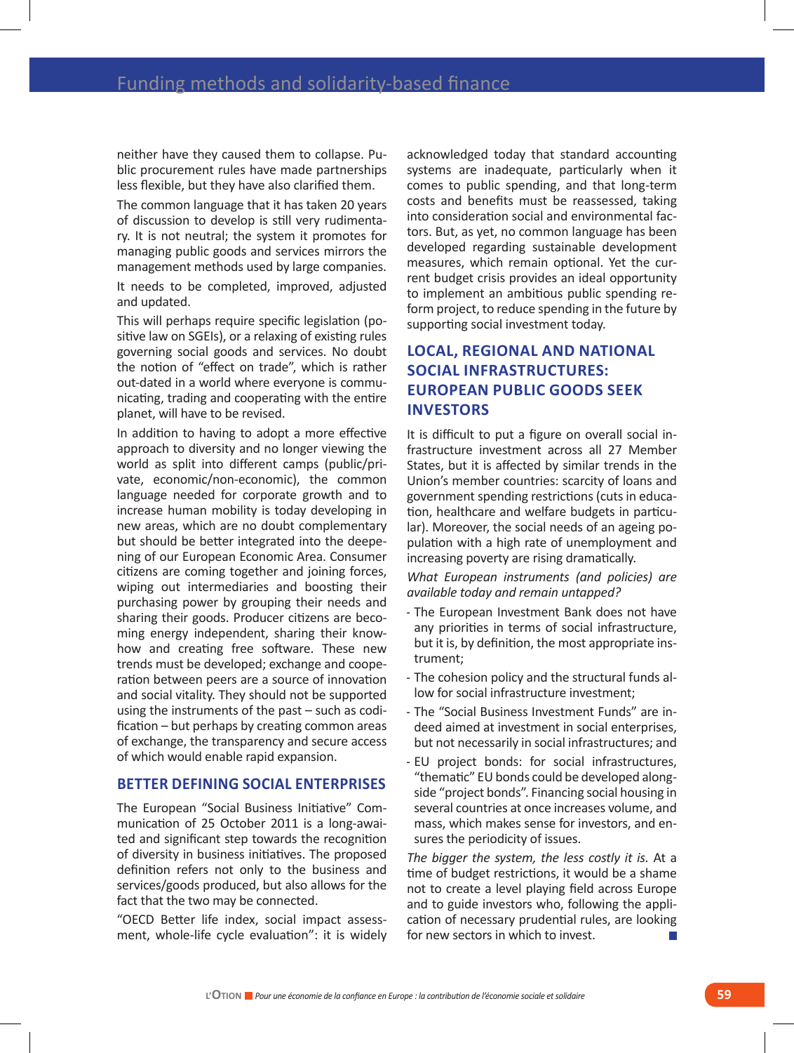neither have they caused them to collapse. Public procurement rules have made partnerships less flexible, but they have also clarified them.

The common language that it has taken 20 years of discussion to develop is still very rudimentary. It is not neutral; the system it promotes for managing public goods and services mirrors the management methods used by large companies.

It needs to be completed, improved, adjusted and updated.

This will perhaps require specific legislation (positive law on SGEIs), or a relaxing of existing rules governing social goods and services. No doubt the notion of "effect on trade", which is rather out-dated in a world where everyone is communicating, trading and cooperating with the entire planet, will have to be revised.

In addition to having to adopt a more effective approach to diversity and no longer viewing the world as split into different camps (public/private, economic/non-economic), the common language needed for corporate growth and to increase human mobility is today developing in new areas, which are no doubt complementary but should be better integrated into the deepening of our European Economic Area. Consumer citizens are coming together and joining forces, wiping out intermediaries and boosting their purchasing power by grouping their needs and sharing their goods. Producer citizens are becoming energy independent, sharing their know-how and creating free software. These new trends must be developed; exchange and cooperation between peers are a source of innovation and social vitality. They should not be supported using the instruments of the past – such as codification – but perhaps by creating common areas of exchange, the transparency and secure access of which would enable rapid expansion.

## BETTER DEFINING SOCIAL ENTERPRISES

The European "Social Business Initiative" Communication of 25 October 2011 is a long-awaited and significant step towards the recognition of diversity in business initiatives. The proposed definition refers not only to the business and services/goods produced, but also allows for the fact that the two may be connected.

"OECD Better life index, social impact assessment, whole-life cycle evaluation": it is widely acknowledged today that standard accounting systems are inadequate, particularly when it comes to public spending, and that long-term costs and benefits must be reassessed, taking into consideration social and environmental factors. But, as yet, no common language has been developed regarding sustainable development measures, which remain optional. Yet the current budget crisis provides an ideal opportunity to implement an ambitious public spending reform project, to reduce spending in the future by supporting social investment today.

## LOCAL, REGIONAL AND NATIONAL SOCIAL INFRASTRUCTURES: EUROPEAN PUBLIC GOODS SEEK INVESTORS

It is difficult to put a figure on overall social infrastructure investment across all 27 Member States, but it is affected by similar trends in the Union's member countries: scarcity of loans and government spending restrictions (cuts in education, healthcare and welfare budgets in particular). Moreover, the social needs of an ageing population with a high rate of unemployment and increasing poverty are rising dramatically.

*What European instruments (and policies) are available today and remain untapped?*

- The European Investment Bank does not have any priorities in terms of social infrastructure, but it is, by definition, the most appropriate instrument;
- The cohesion policy and the structural funds allow for social infrastructure investment;
- The "Social Business Investment Funds" are indeed aimed at investment in social enterprises, but not necessarily in social infrastructures; and
- EU project bonds: for social infrastructures, "thematic" EU bonds could be developed alongside "project bonds". Financing social housing in several countries at once increases volume, and mass, which makes sense for investors, and ensures the periodicity of issues.

*The bigger the system, the less costly it is.* At a time of budget restrictions, it would be a shame not to create a level playing field across Europe and to guide investors who, following the application of necessary prudential rules, are looking for new sectors in which to invest.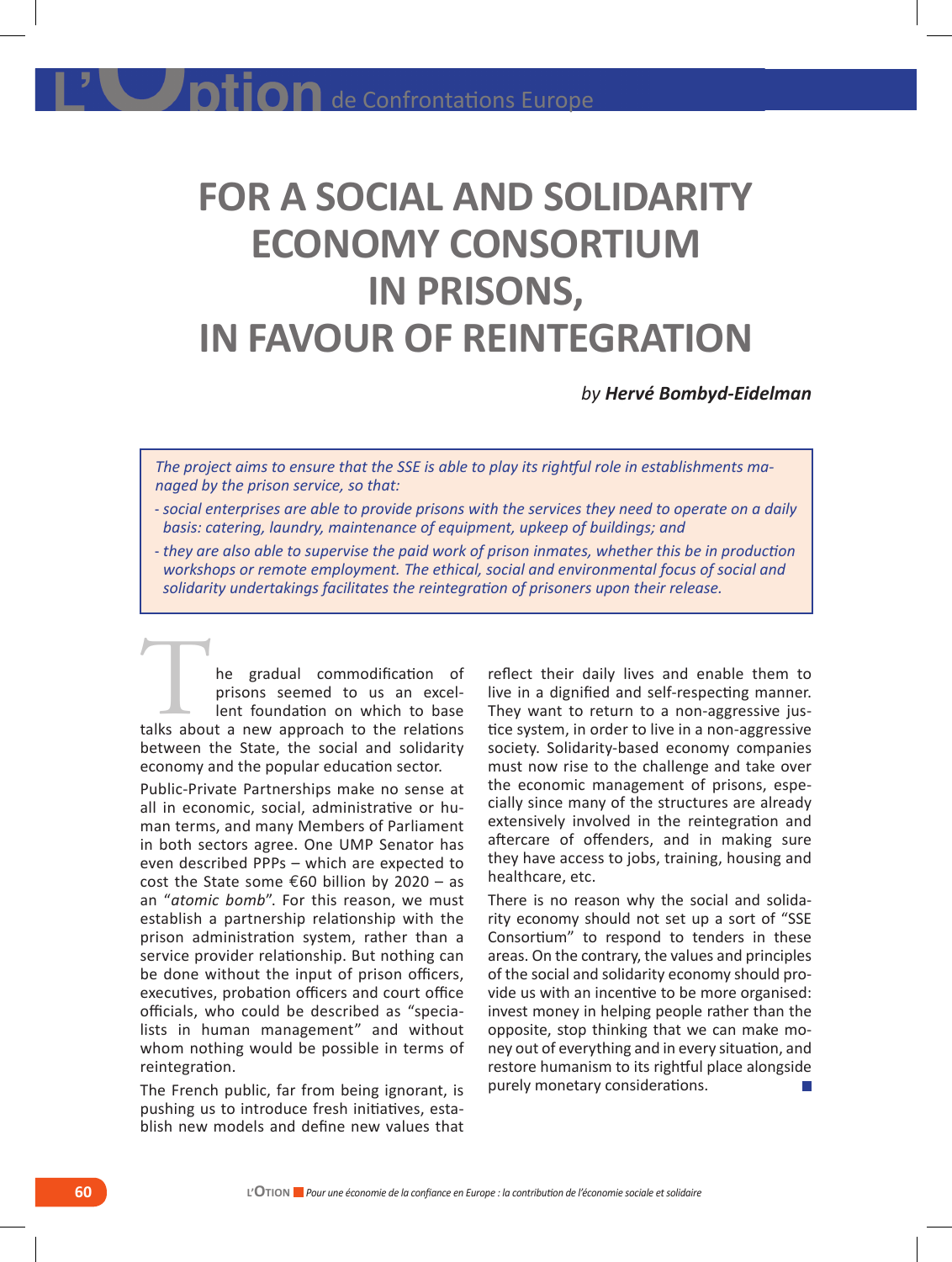# FOR A SOCIAL AND SOLIDARITY ECONOMY CONSORTIUM IN PRISONS, IN FAVOUR OF REINTEGRATION

*by **Hervé Bombyd-Eidelman***

*The project aims to ensure that the SSE is able to play its rightful role in establishments managed by the prison service, so that:*

- *social enterprises are able to provide prisons with the services they need to operate on a daily basis: catering, laundry, maintenance of equipment, upkeep of buildings; and*
- *they are also able to supervise the paid work of prison inmates, whether this be in production workshops or remote employment. The ethical, social and environmental focus of social and solidarity undertakings facilitates the reintegration of prisoners upon their release.*

The gradual commodification of prisons seemed to us an excellent foundation on which to base talks about a new approach to the relations between the State, the social and solidarity economy and the popular education sector.

Public-Private Partnerships make no sense at all in economic, social, administrative or human terms, and many Members of Parliament in both sectors agree. One UMP Senator has even described PPPs – which are expected to cost the State some €60 billion by 2020 – as an "*atomic bomb*". For this reason, we must establish a partnership relationship with the prison administration system, rather than a service provider relationship. But nothing can be done without the input of prison officers, executives, probation officers and court office officials, who could be described as "specialists in human management" and without whom nothing would be possible in terms of reintegration.

The French public, far from being ignorant, is pushing us to introduce fresh initiatives, establish new models and define new values that reflect their daily lives and enable them to live in a dignified and self-respecting manner. They want to return to a non-aggressive justice system, in order to live in a non-aggressive society. Solidarity-based economy companies must now rise to the challenge and take over the economic management of prisons, especially since many of the structures are already extensively involved in the reintegration and aftercare of offenders, and in making sure they have access to jobs, training, housing and healthcare, etc.

There is no reason why the social and solidarity economy should not set up a sort of "SSE Consortium" to respond to tenders in these areas. On the contrary, the values and principles of the social and solidarity economy should provide us with an incentive to be more organised: invest money in helping people rather than the opposite, stop thinking that we can make money out of everything and in every situation, and restore humanism to its rightful place alongside purely monetary considerations.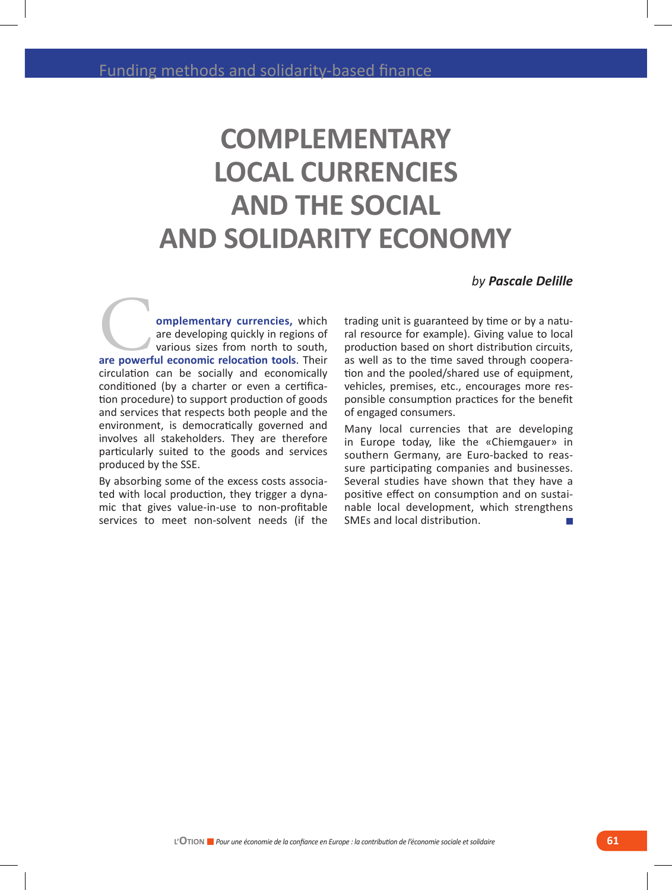# COMPLEMENTARY LOCAL CURRENCIES AND THE SOCIAL AND SOLIDARITY ECONOMY

*by **Pascale Delille***

**Complementary currencies,** which are developing quickly in regions of various sizes from north to south, **are powerful economic relocation tools**. Their circulation can be socially and economically conditioned (by a charter or even a certification procedure) to support production of goods and services that respects both people and the environment, is democratically governed and involves all stakeholders. They are therefore particularly suited to the goods and services produced by the SSE.

By absorbing some of the excess costs associated with local production, they trigger a dynamic that gives value-in-use to non-profitable services to meet non-solvent needs (if the trading unit is guaranteed by time or by a natural resource for example). Giving value to local production based on short distribution circuits, as well as to the time saved through cooperation and the pooled/shared use of equipment, vehicles, premises, etc., encourages more responsible consumption practices for the benefit of engaged consumers.

Many local currencies that are developing in Europe today, like the «Chiemgauer» in southern Germany, are Euro-backed to reassure participating companies and businesses. Several studies have shown that they have a positive effect on consumption and on sustainable local development, which strengthens SMEs and local distribution.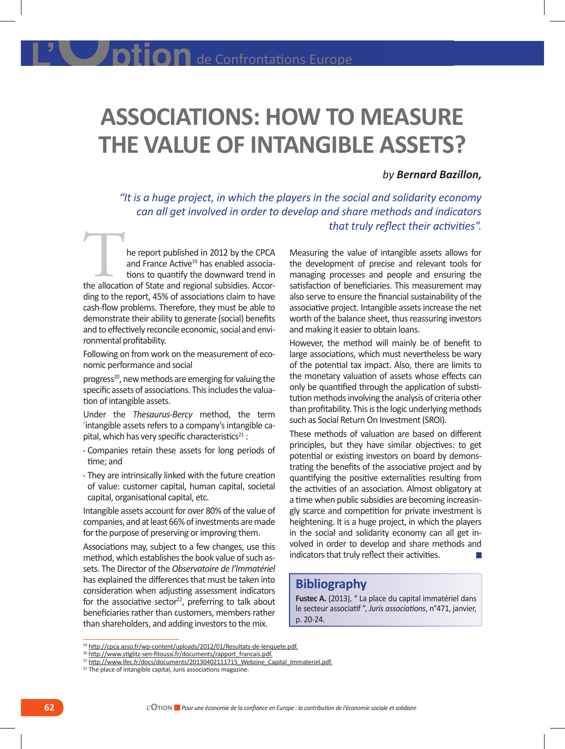# ASSOCIATIONS: HOW TO MEASURE THE VALUE OF INTANGIBLE ASSETS?

*by **Bernard Bazillon,***

*"It is a huge project, in which the players in the social and solidarity economy can all get involved in order to develop and share methods and indicators that truly reflect their activities".*

The report published in 2012 by the CPCA and France Active[19] has enabled associations to quantify the downward trend in the allocation of State and regional subsidies. According to the report, 45% of associations claim to have cash-flow problems. Therefore, they must be able to demonstrate their ability to generate (social) benefits and to effectively reconcile economic, social and environmental profitability.

Following on from work on the measurement of economic performance and social progress[20], new methods are emerging for valuing the specific assets of associations. This includes the valuation of intangible assets.

Under the *Thesaurus-Bercy* method, the term 'intangible assets refers to a company's intangible capital, which has very specific characteristics[21] :

- Companies retain these assets for long periods of time; and
- They are intrinsically linked with the future creation of value: customer capital, human capital, societal capital, organisational capital, etc.

Intangible assets account for over 80% of the value of companies, and at least 66% of investments are made for the purpose of preserving or improving them.

Associations may, subject to a few changes, use this method, which establishes the book value of such assets. The Director of the *Observatoire de l'Immatériel* has explained the differences that must be taken into consideration when adjusting assessment indicators for the associative sector[22], preferring to talk about beneficiaries rather than customers, members rather than shareholders, and adding investors to the mix.

Measuring the value of intangible assets allows for the development of precise and relevant tools for managing processes and people and ensuring the satisfaction of beneficiaries. This measurement may also serve to ensure the financial sustainability of the associative project. Intangible assets increase the net worth of the balance sheet, thus reassuring investors and making it easier to obtain loans.

However, the method will mainly be of benefit to large associations, which must nevertheless be wary of the potential tax impact. Also, there are limits to the monetary valuation of assets whose effects can only be quantified through the application of substitution methods involving the analysis of criteria other than profitability. This is the logic underlying methods such as Social Return On Investment (SROI).

These methods of valuation are based on different principles, but they have similar objectives: to get potential or existing investors on board by demonstrating the benefits of the associative project and by quantifying the positive externalities resulting from the activities of an association. Almost obligatory at a time when public subsidies are becoming increasingly scarce and competition for private investment is heightening. It is a huge project, in which the players in the social and solidarity economy can all get involved in order to develop and share methods and indicators that truly reflect their activities.

## Bibliography

**Fustec A.** (2013), " La place du capital immatériel dans le secteur associatif ", *Juris associations*, n°471, janvier, p. 20-24.

---

[19] http://cpca.asso.fr/wp-content/uploads/2012/01/Resultats-de-lenquete.pdf.
[20] http://www.stiglitz-sen-fitoussi.fr/documents/rapport_francais.pdf.
[21] http://www.ifec.fr/docs/documents/20130402111715_Webzine_Capital_Immateriel.pdf.
[22] The place of intangible capital, Juris associations magazine.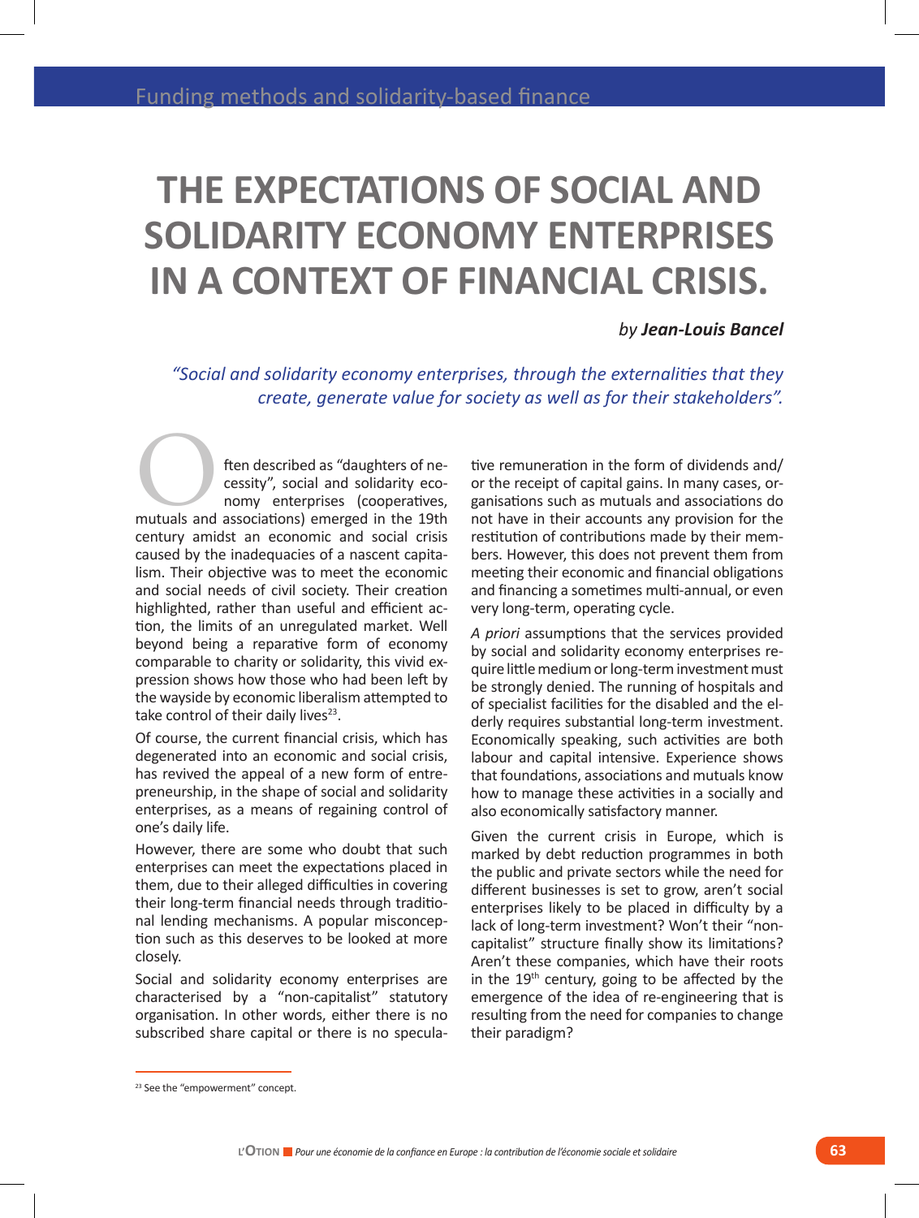Funding methods and solidarity-based finance

# THE EXPECTATIONS OF SOCIAL AND SOLIDARITY ECONOMY ENTERPRISES IN A CONTEXT OF FINANCIAL CRISIS.

*by* ***Jean-Louis Bancel***

*"Social and solidarity economy enterprises, through the externalities that they create, generate value for society as well as for their stakeholders".*

Often described as "daughters of necessity", social and solidarity economy enterprises (cooperatives, mutuals and associations) emerged in the 19th century amidst an economic and social crisis caused by the inadequacies of a nascent capitalism. Their objective was to meet the economic and social needs of civil society. Their creation highlighted, rather than useful and efficient action, the limits of an unregulated market. Well beyond being a reparative form of economy comparable to charity or solidarity, this vivid expression shows how those who had been left by the wayside by economic liberalism attempted to take control of their daily lives[23].

Of course, the current financial crisis, which has degenerated into an economic and social crisis, has revived the appeal of a new form of entrepreneurship, in the shape of social and solidarity enterprises, as a means of regaining control of one's daily life.

However, there are some who doubt that such enterprises can meet the expectations placed in them, due to their alleged difficulties in covering their long-term financial needs through traditional lending mechanisms. A popular misconception such as this deserves to be looked at more closely.

Social and solidarity economy enterprises are characterised by a "non-capitalist" statutory organisation. In other words, either there is no subscribed share capital or there is no speculative remuneration in the form of dividends and/or the receipt of capital gains. In many cases, organisations such as mutuals and associations do not have in their accounts any provision for the restitution of contributions made by their members. However, this does not prevent them from meeting their economic and financial obligations and financing a sometimes multi-annual, or even very long-term, operating cycle.

*A priori* assumptions that the services provided by social and solidarity economy enterprises require little medium or long-term investment must be strongly denied. The running of hospitals and of specialist facilities for the disabled and the elderly requires substantial long-term investment. Economically speaking, such activities are both labour and capital intensive. Experience shows that foundations, associations and mutuals know how to manage these activities in a socially and also economically satisfactory manner.

Given the current crisis in Europe, which is marked by debt reduction programmes in both the public and private sectors while the need for different businesses is set to grow, aren't social enterprises likely to be placed in difficulty by a lack of long-term investment? Won't their "non-capitalist" structure finally show its limitations? Aren't these companies, which have their roots in the 19th century, going to be affected by the emergence of the idea of re-engineering that is resulting from the need for companies to change their paradigm?

[23] See the "empowerment" concept.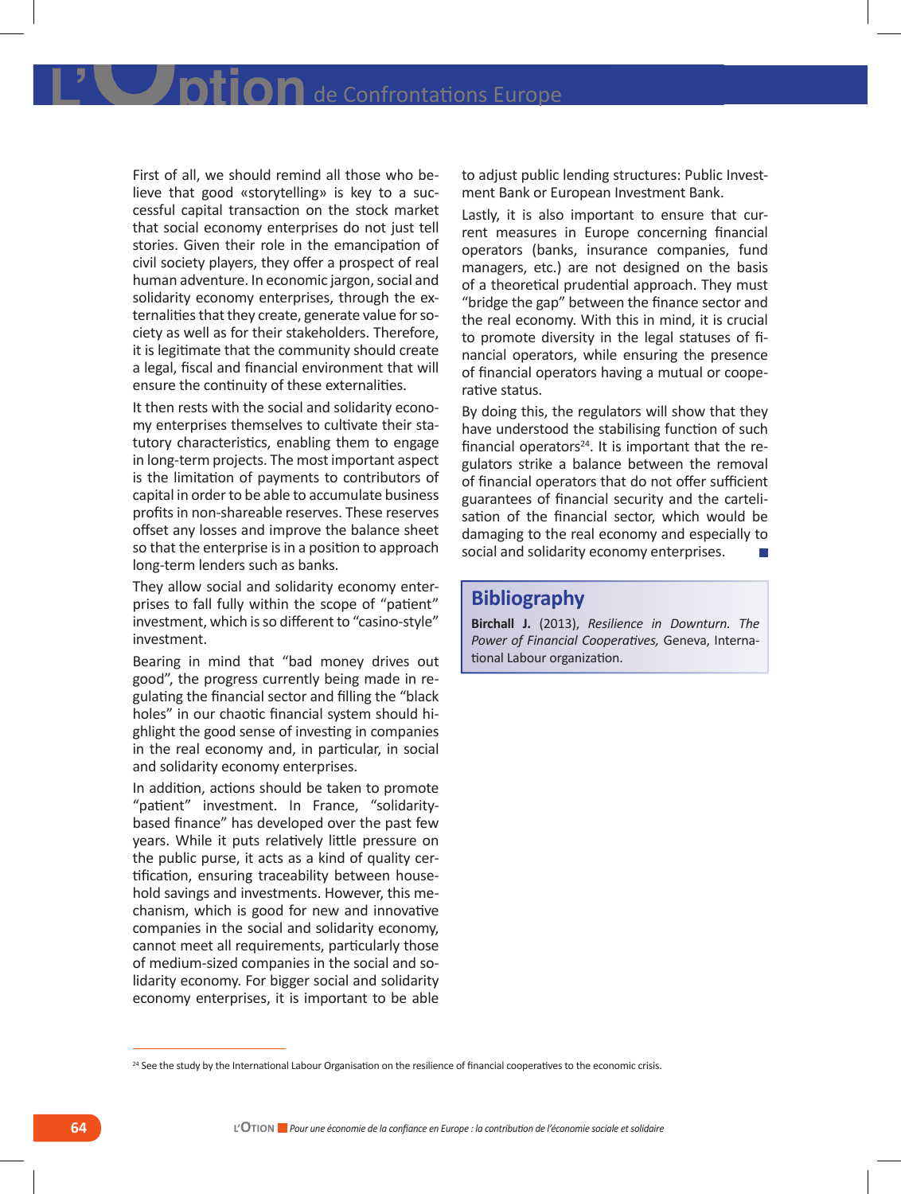First of all, we should remind all those who believe that good «storytelling» is key to a successful capital transaction on the stock market that social economy enterprises do not just tell stories. Given their role in the emancipation of civil society players, they offer a prospect of real human adventure. In economic jargon, social and solidarity economy enterprises, through the externalities that they create, generate value for society as well as for their stakeholders. Therefore, it is legitimate that the community should create a legal, fiscal and financial environment that will ensure the continuity of these externalities.

It then rests with the social and solidarity economy enterprises themselves to cultivate their statutory characteristics, enabling them to engage in long-term projects. The most important aspect is the limitation of payments to contributors of capital in order to be able to accumulate business profits in non-shareable reserves. These reserves offset any losses and improve the balance sheet so that the enterprise is in a position to approach long-term lenders such as banks.

They allow social and solidarity economy enterprises to fall fully within the scope of "patient" investment, which is so different to "casino-style" investment.

Bearing in mind that "bad money drives out good", the progress currently being made in regulating the financial sector and filling the "black holes" in our chaotic financial system should highlight the good sense of investing in companies in the real economy and, in particular, in social and solidarity economy enterprises.

In addition, actions should be taken to promote "patient" investment. In France, "solidarity-based finance" has developed over the past few years. While it puts relatively little pressure on the public purse, it acts as a kind of quality certification, ensuring traceability between household savings and investments. However, this mechanism, which is good for new and innovative companies in the social and solidarity economy, cannot meet all requirements, particularly those of medium-sized companies in the social and solidarity economy. For bigger social and solidarity economy enterprises, it is important to be able to adjust public lending structures: Public Investment Bank or European Investment Bank.

Lastly, it is also important to ensure that current measures in Europe concerning financial operators (banks, insurance companies, fund managers, etc.) are not designed on the basis of a theoretical prudential approach. They must "bridge the gap" between the finance sector and the real economy. With this in mind, it is crucial to promote diversity in the legal statuses of financial operators, while ensuring the presence of financial operators having a mutual or cooperative status.

By doing this, the regulators will show that they have understood the stabilising function of such financial operators[24]. It is important that the regulators strike a balance between the removal of financial operators that do not offer sufficient guarantees of financial security and the cartelisation of the financial sector, which would be damaging to the real economy and especially to social and solidarity economy enterprises.

## Bibliography

**Birchall J.** (2013), *Resilience in Downturn. The Power of Financial Cooperatives,* Geneva, International Labour organization.

---

[24] See the study by the International Labour Organisation on the resilience of financial cooperatives to the economic crisis.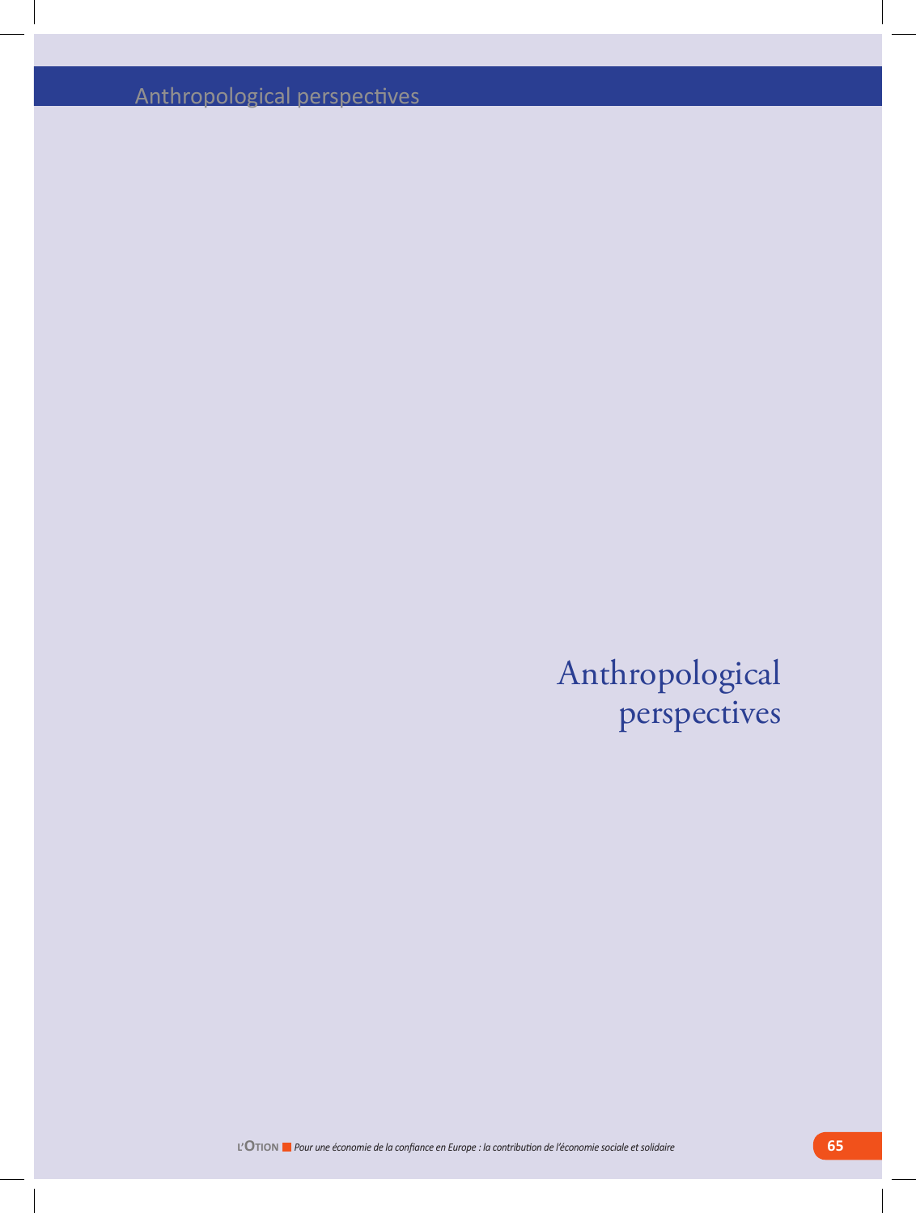# Anthropological perspectives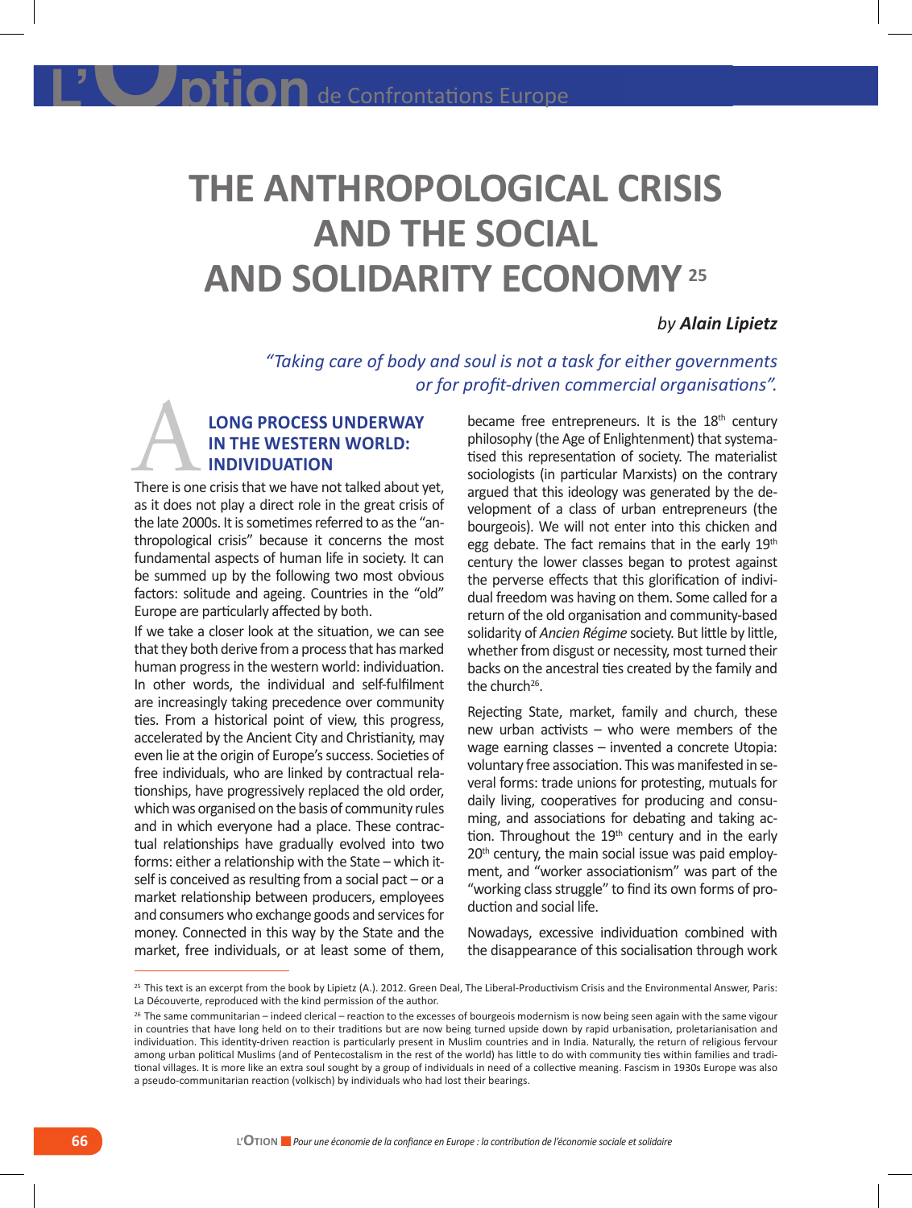# THE ANTHROPOLOGICAL CRISIS AND THE SOCIAL AND SOLIDARITY ECONOMY [25]

*by* ***Alain Lipietz***

*"Taking care of body and soul is not a task for either governments or for profit-driven commercial organisations".*

## A LONG PROCESS UNDERWAY IN THE WESTERN WORLD: INDIVIDUATION

There is one crisis that we have not talked about yet, as it does not play a direct role in the great crisis of the late 2000s. It is sometimes referred to as the "anthropological crisis" because it concerns the most fundamental aspects of human life in society. It can be summed up by the following two most obvious factors: solitude and ageing. Countries in the "old" Europe are particularly affected by both.

If we take a closer look at the situation, we can see that they both derive from a process that has marked human progress in the western world: individuation. In other words, the individual and self-fulfilment are increasingly taking precedence over community ties. From a historical point of view, this progress, accelerated by the Ancient City and Christianity, may even lie at the origin of Europe's success. Societies of free individuals, who are linked by contractual relationships, have progressively replaced the old order, which was organised on the basis of community rules and in which everyone had a place. These contractual relationships have gradually evolved into two forms: either a relationship with the State – which itself is conceived as resulting from a social pact – or a market relationship between producers, employees and consumers who exchange goods and services for money. Connected in this way by the State and the market, free individuals, or at least some of them, became free entrepreneurs. It is the 18th century philosophy (the Age of Enlightenment) that systematised this representation of society. The materialist sociologists (in particular Marxists) on the contrary argued that this ideology was generated by the development of a class of urban entrepreneurs (the bourgeois). We will not enter into this chicken and egg debate. The fact remains that in the early 19th century the lower classes began to protest against the perverse effects that this glorification of individual freedom was having on them. Some called for a return of the old organisation and community-based solidarity of *Ancien Régime* society. But little by little, whether from disgust or necessity, most turned their backs on the ancestral ties created by the family and the church[26].

Rejecting State, market, family and church, these new urban activists – who were members of the wage earning classes – invented a concrete Utopia: voluntary free association. This was manifested in several forms: trade unions for protesting, mutuals for daily living, cooperatives for producing and consuming, and associations for debating and taking action. Throughout the 19th century and in the early 20th century, the main social issue was paid employment, and "worker associationism" was part of the "working class struggle" to find its own forms of production and social life.

Nowadays, excessive individuation combined with the disappearance of this socialisation through work

---

[25] This text is an excerpt from the book by Lipietz (A.). 2012. Green Deal, The Liberal-Productivism Crisis and the Environmental Answer, Paris: La Découverte, reproduced with the kind permission of the author.

[26] The same communitarian – indeed clerical – reaction to the excesses of bourgeois modernism is now being seen again with the same vigour in countries that have long held on to their traditions but are now being turned upside down by rapid urbanisation, proletarianisation and individuation. This identity-driven reaction is particularly present in Muslim countries and in India. Naturally, the return of religious fervour among urban political Muslims (and of Pentecostalism in the rest of the world) has little to do with community ties within families and traditional villages. It is more like an extra soul sought by a group of individuals in need of a collective meaning. Fascism in 1930s Europe was also a pseudo-communitarian reaction (volkisch) by individuals who had lost their bearings.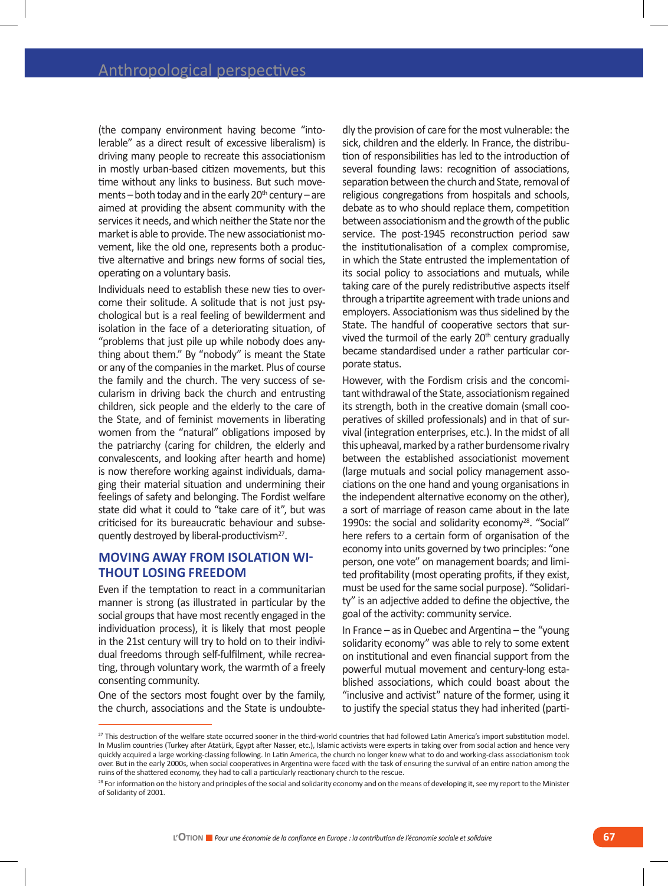(the company environment having become "intolerable" as a direct result of excessive liberalism) is driving many people to recreate this associationism in mostly urban-based citizen movements, but this time without any links to business. But such movements – both today and in the early 20th century – are aimed at providing the absent community with the services it needs, and which neither the State nor the market is able to provide. The new associationist movement, like the old one, represents both a productive alternative and brings new forms of social ties, operating on a voluntary basis.

Individuals need to establish these new ties to overcome their solitude. A solitude that is not just psychological but is a real feeling of bewilderment and isolation in the face of a deteriorating situation, of "problems that just pile up while nobody does anything about them." By "nobody" is meant the State or any of the companies in the market. Plus of course the family and the church. The very success of secularism in driving back the church and entrusting children, sick people and the elderly to the care of the State, and of feminist movements in liberating women from the "natural" obligations imposed by the patriarchy (caring for children, the elderly and convalescents, and looking after hearth and home) is now therefore working against individuals, damaging their material situation and undermining their feelings of safety and belonging. The Fordist welfare state did what it could to "take care of it", but was criticised for its bureaucratic behaviour and subsequently destroyed by liberal-productivism[27].

## MOVING AWAY FROM ISOLATION WITHOUT LOSING FREEDOM

Even if the temptation to react in a communitarian manner is strong (as illustrated in particular by the social groups that have most recently engaged in the individuation process), it is likely that most people in the 21st century will try to hold on to their individual freedoms through self-fulfilment, while recreating, through voluntary work, the warmth of a freely consenting community.

One of the sectors most fought over by the family, the church, associations and the State is undoubtedly the provision of care for the most vulnerable: the sick, children and the elderly. In France, the distribution of responsibilities has led to the introduction of several founding laws: recognition of associations, separation between the church and State, removal of religious congregations from hospitals and schools, debate as to who should replace them, competition between associationism and the growth of the public service. The post-1945 reconstruction period saw the institutionalisation of a complex compromise, in which the State entrusted the implementation of its social policy to associations and mutuals, while taking care of the purely redistributive aspects itself through a tripartite agreement with trade unions and employers. Associationism was thus sidelined by the State. The handful of cooperative sectors that survived the turmoil of the early 20th century gradually became standardised under a rather particular corporate status.

However, with the Fordism crisis and the concomitant withdrawal of the State, associationism regained its strength, both in the creative domain (small cooperatives of skilled professionals) and in that of survival (integration enterprises, etc.). In the midst of all this upheaval, marked by a rather burdensome rivalry between the established associationist movement (large mutuals and social policy management associations on the one hand and young organisations in the independent alternative economy on the other), a sort of marriage of reason came about in the late 1990s: the social and solidarity economy[28]. "Social" here refers to a certain form of organisation of the economy into units governed by two principles: "one person, one vote" on management boards; and limited profitability (most operating profits, if they exist, must be used for the same social purpose). "Solidarity" is an adjective added to define the objective, the goal of the activity: community service.

In France – as in Quebec and Argentina – the "young solidarity economy" was able to rely to some extent on institutional and even financial support from the powerful mutual movement and century-long established associations, which could boast about the "inclusive and activist" nature of the former, using it to justify the special status they had inherited (parti-

[27] This destruction of the welfare state occurred sooner in the third-world countries that had followed Latin America's import substitution model. In Muslim countries (Turkey after Atatürk, Egypt after Nasser, etc.), Islamic activists were experts in taking over from social action and hence very quickly acquired a large working-classing following. In Latin America, the church no longer knew what to do and working-class associationism took over. But in the early 2000s, when social cooperatives in Argentina were faced with the task of ensuring the survival of an entire nation among the ruins of the shattered economy, they had to call a particularly reactionary church to the rescue.

[28] For information on the history and principles of the social and solidarity economy and on the means of developing it, see my report to the Minister of Solidarity of 2001.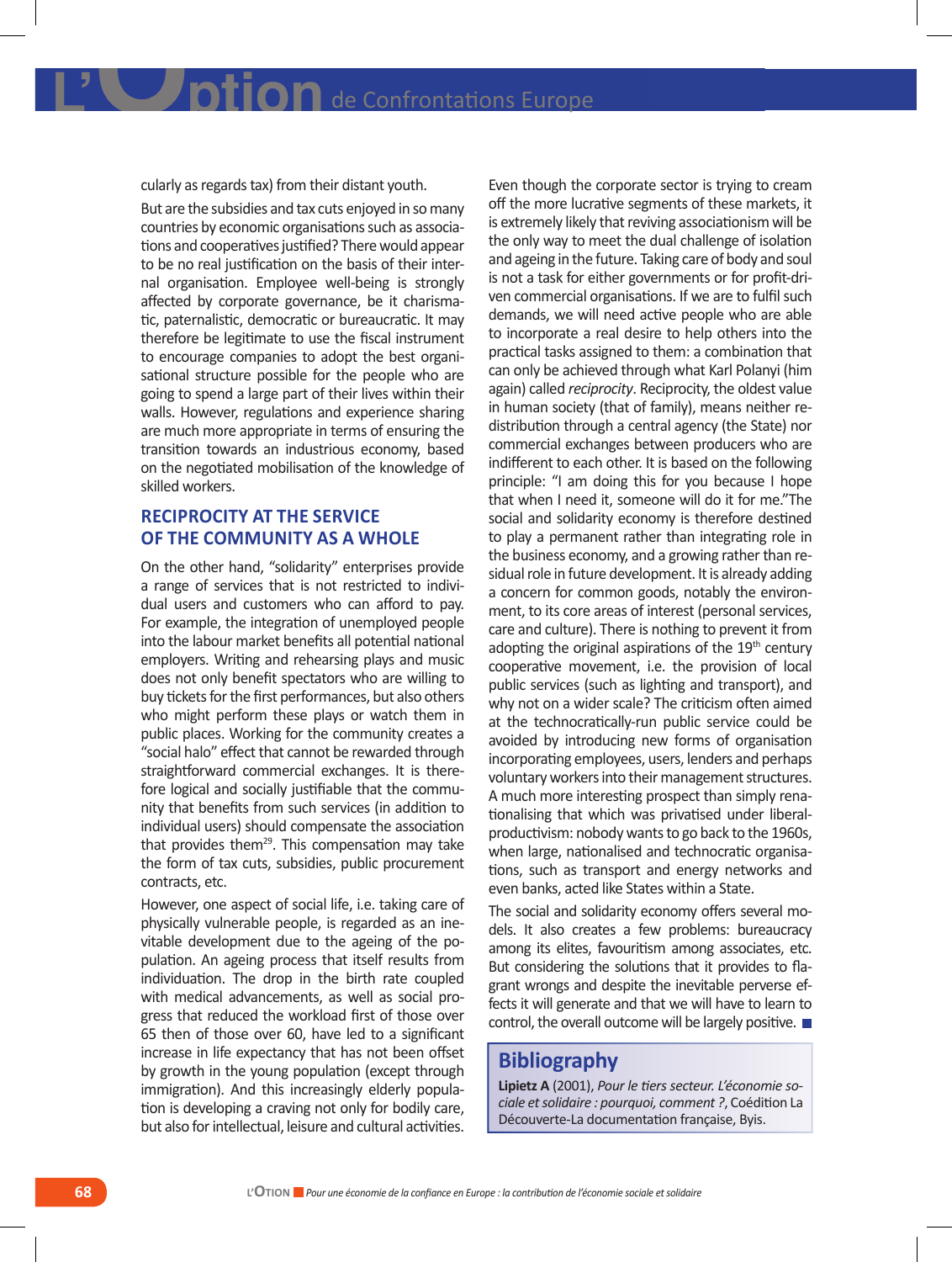cularly as regards tax) from their distant youth.

But are the subsidies and tax cuts enjoyed in so many countries by economic organisations such as associations and cooperatives justified? There would appear to be no real justification on the basis of their internal organisation. Employee well-being is strongly affected by corporate governance, be it charismatic, paternalistic, democratic or bureaucratic. It may therefore be legitimate to use the fiscal instrument to encourage companies to adopt the best organisational structure possible for the people who are going to spend a large part of their lives within their walls. However, regulations and experience sharing are much more appropriate in terms of ensuring the transition towards an industrious economy, based on the negotiated mobilisation of the knowledge of skilled workers.

## RECIPROCITY AT THE SERVICE OF THE COMMUNITY AS A WHOLE

On the other hand, "solidarity" enterprises provide a range of services that is not restricted to individual users and customers who can afford to pay. For example, the integration of unemployed people into the labour market benefits all potential national employers. Writing and rehearsing plays and music does not only benefit spectators who are willing to buy tickets for the first performances, but also others who might perform these plays or watch them in public places. Working for the community creates a "social halo" effect that cannot be rewarded through straightforward commercial exchanges. It is therefore logical and socially justifiable that the community that benefits from such services (in addition to individual users) should compensate the association that provides them[29]. This compensation may take the form of tax cuts, subsidies, public procurement contracts, etc.

However, one aspect of social life, i.e. taking care of physically vulnerable people, is regarded as an inevitable development due to the ageing of the population. An ageing process that itself results from individuation. The drop in the birth rate coupled with medical advancements, as well as social progress that reduced the workload first of those over 65 then of those over 60, have led to a significant increase in life expectancy that has not been offset by growth in the young population (except through immigration). And this increasingly elderly population is developing a craving not only for bodily care, but also for intellectual, leisure and cultural activities.

Even though the corporate sector is trying to cream off the more lucrative segments of these markets, it is extremely likely that reviving associationism will be the only way to meet the dual challenge of isolation and ageing in the future. Taking care of body and soul is not a task for either governments or for profit-driven commercial organisations. If we are to fulfil such demands, we will need active people who are able to incorporate a real desire to help others into the practical tasks assigned to them: a combination that can only be achieved through what Karl Polanyi (him again) called *reciprocity*. Reciprocity, the oldest value in human society (that of family), means neither redistribution through a central agency (the State) nor commercial exchanges between producers who are indifferent to each other. It is based on the following principle: "I am doing this for you because I hope that when I need it, someone will do it for me."The social and solidarity economy is therefore destined to play a permanent rather than integrating role in the business economy, and a growing rather than residual role in future development. It is already adding a concern for common goods, notably the environment, to its core areas of interest (personal services, care and culture). There is nothing to prevent it from adopting the original aspirations of the 19th century cooperative movement, i.e. the provision of local public services (such as lighting and transport), and why not on a wider scale? The criticism often aimed at the technocratically-run public service could be avoided by introducing new forms of organisation incorporating employees, users, lenders and perhaps voluntary workers into their management structures. A much more interesting prospect than simply renationalising that which was privatised under liberal-productivism: nobody wants to go back to the 1960s, when large, nationalised and technocratic organisations, such as transport and energy networks and even banks, acted like States within a State.

The social and solidarity economy offers several models. It also creates a few problems: bureaucracy among its elites, favouritism among associates, etc. But considering the solutions that it provides to flagrant wrongs and despite the inevitable perverse effects it will generate and that we will have to learn to control, the overall outcome will be largely positive.

## Bibliography

**Lipietz A** (2001), *Pour le tiers secteur. L'économie sociale et solidaire : pourquoi, comment ?*, Coédition La Découverte-La documentation française, Byis.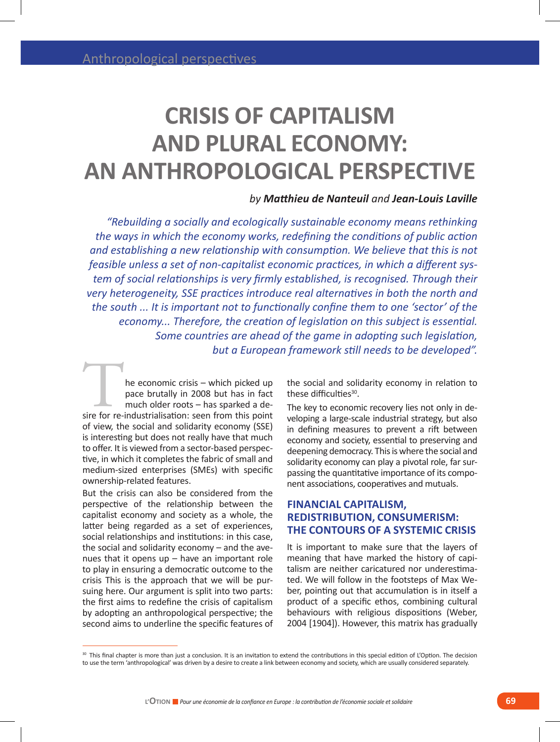Anthropological perspectives

# CRISIS OF CAPITALISM AND PLURAL ECONOMY: AN ANTHROPOLOGICAL PERSPECTIVE

*by* ***Matthieu de Nanteuil*** *and* ***Jean-Louis Laville***

*"Rebuilding a socially and ecologically sustainable economy means rethinking the ways in which the economy works, redefining the conditions of public action and establishing a new relationship with consumption. We believe that this is not feasible unless a set of non-capitalist economic practices, in which a different system of social relationships is very firmly established, is recognised. Through their very heterogeneity, SSE practices introduce real alternatives in both the north and the south ... It is important not to functionally confine them to one 'sector' of the economy... Therefore, the creation of legislation on this subject is essential. Some countries are ahead of the game in adopting such legislation, but a European framework still needs to be developed".*

The economic crisis – which picked up pace brutally in 2008 but has in fact much older roots – has sparked a desire for re-industrialisation: seen from this point of view, the social and solidarity economy (SSE) is interesting but does not really have that much to offer. It is viewed from a sector-based perspective, in which it completes the fabric of small and medium-sized enterprises (SMEs) with specific ownership-related features.

But the crisis can also be considered from the perspective of the relationship between the capitalist economy and society as a whole, the latter being regarded as a set of experiences, social relationships and institutions: in this case, the social and solidarity economy – and the avenues that it opens up – have an important role to play in ensuring a democratic outcome to the crisis This is the approach that we will be pursuing here. Our argument is split into two parts: the first aims to redefine the crisis of capitalism by adopting an anthropological perspective; the second aims to underline the specific features of the social and solidarity economy in relation to these difficulties[30].

The key to economic recovery lies not only in developing a large-scale industrial strategy, but also in defining measures to prevent a rift between economy and society, essential to preserving and deepening democracy. This is where the social and solidarity economy can play a pivotal role, far surpassing the quantitative importance of its component associations, cooperatives and mutuals.

## FINANCIAL CAPITALISM, REDISTRIBUTION, CONSUMERISM: THE CONTOURS OF A SYSTEMIC CRISIS

It is important to make sure that the layers of meaning that have marked the history of capitalism are neither caricatured nor underestimated. We will follow in the footsteps of Max Weber, pointing out that accumulation is in itself a product of a specific ethos, combining cultural behaviours with religious dispositions (Weber, 2004 [1904]). However, this matrix has gradually

[30] This final chapter is more than just a conclusion. It is an invitation to extend the contributions in this special edition of L'Option. The decision to use the term 'anthropological' was driven by a desire to create a link between economy and society, which are usually considered separately.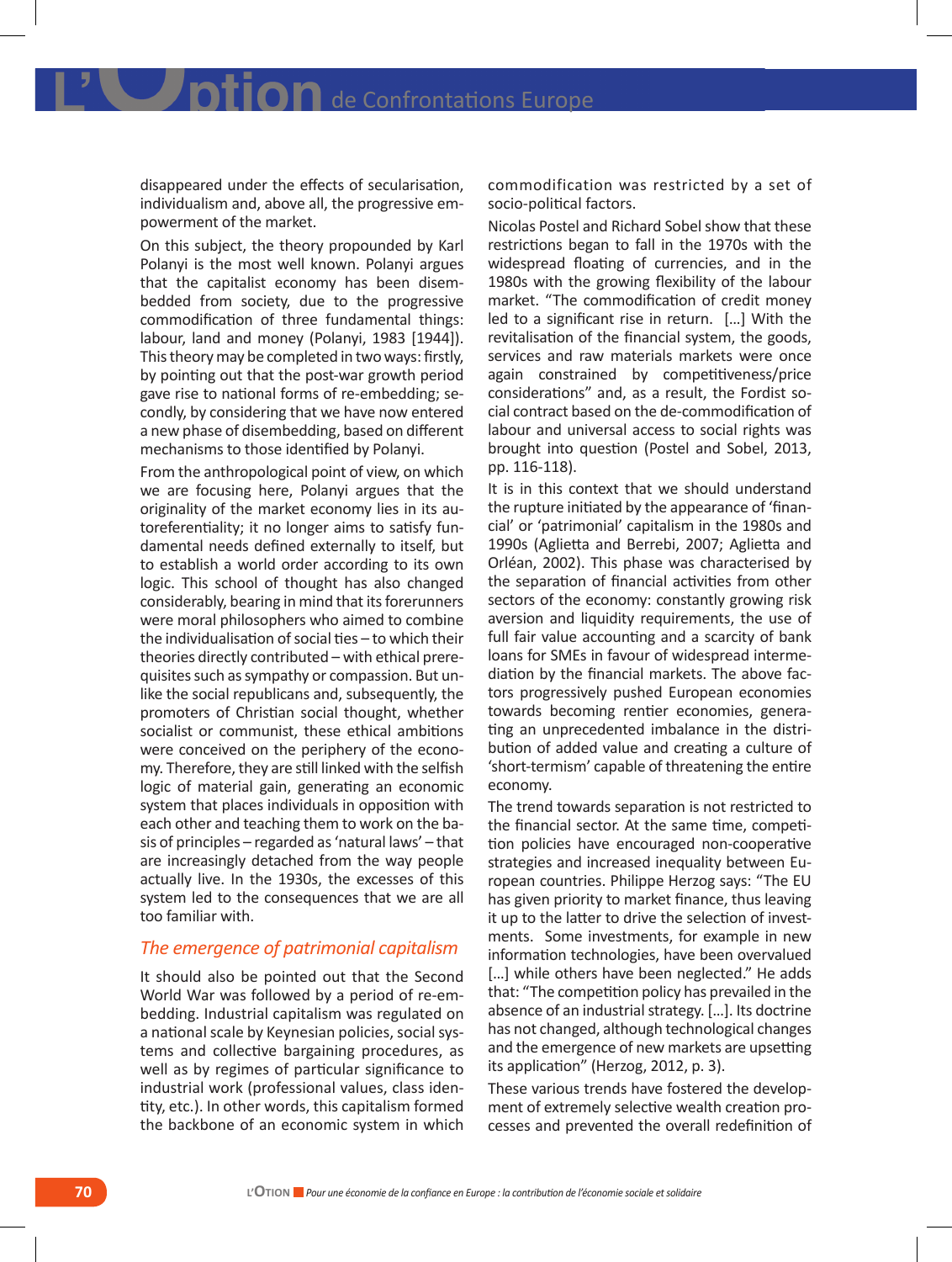disappeared under the effects of secularisation, individualism and, above all, the progressive empowerment of the market.

On this subject, the theory propounded by Karl Polanyi is the most well known. Polanyi argues that the capitalist economy has been disembedded from society, due to the progressive commodification of three fundamental things: labour, land and money (Polanyi, 1983 [1944]). This theory may be completed in two ways: firstly, by pointing out that the post-war growth period gave rise to national forms of re-embedding; secondly, by considering that we have now entered a new phase of disembedding, based on different mechanisms to those identified by Polanyi.

From the anthropological point of view, on which we are focusing here, Polanyi argues that the originality of the market economy lies in its autoreferentiality; it no longer aims to satisfy fundamental needs defined externally to itself, but to establish a world order according to its own logic. This school of thought has also changed considerably, bearing in mind that its forerunners were moral philosophers who aimed to combine the individualisation of social ties – to which their theories directly contributed – with ethical prerequisites such as sympathy or compassion. But unlike the social republicans and, subsequently, the promoters of Christian social thought, whether socialist or communist, these ethical ambitions were conceived on the periphery of the economy. Therefore, they are still linked with the selfish logic of material gain, generating an economic system that places individuals in opposition with each other and teaching them to work on the basis of principles – regarded as 'natural laws' – that are increasingly detached from the way people actually live. In the 1930s, the excesses of this system led to the consequences that we are all too familiar with.

### *The emergence of patrimonial capitalism*

It should also be pointed out that the Second World War was followed by a period of re-embedding. Industrial capitalism was regulated on a national scale by Keynesian policies, social systems and collective bargaining procedures, as well as by regimes of particular significance to industrial work (professional values, class identity, etc.). In other words, this capitalism formed the backbone of an economic system in which commodification was restricted by a set of socio-political factors.

Nicolas Postel and Richard Sobel show that these restrictions began to fall in the 1970s with the widespread floating of currencies, and in the 1980s with the growing flexibility of the labour market. "The commodification of credit money led to a significant rise in return. […] With the revitalisation of the financial system, the goods, services and raw materials markets were once again constrained by competitiveness/price considerations" and, as a result, the Fordist social contract based on the de-commodification of labour and universal access to social rights was brought into question (Postel and Sobel, 2013, pp. 116-118).

It is in this context that we should understand the rupture initiated by the appearance of 'financial' or 'patrimonial' capitalism in the 1980s and 1990s (Aglietta and Berrebi, 2007; Aglietta and Orléan, 2002). This phase was characterised by the separation of financial activities from other sectors of the economy: constantly growing risk aversion and liquidity requirements, the use of full fair value accounting and a scarcity of bank loans for SMEs in favour of widespread intermediation by the financial markets. The above factors progressively pushed European economies towards becoming rentier economies, generating an unprecedented imbalance in the distribution of added value and creating a culture of 'short-termism' capable of threatening the entire economy.

The trend towards separation is not restricted to the financial sector. At the same time, competition policies have encouraged non-cooperative strategies and increased inequality between European countries. Philippe Herzog says: "The EU has given priority to market finance, thus leaving it up to the latter to drive the selection of investments. Some investments, for example in new information technologies, have been overvalued […] while others have been neglected." He adds that: "The competition policy has prevailed in the absence of an industrial strategy. […]. Its doctrine has not changed, although technological changes and the emergence of new markets are upsetting its application" (Herzog, 2012, p. 3).

These various trends have fostered the development of extremely selective wealth creation processes and prevented the overall redefinition of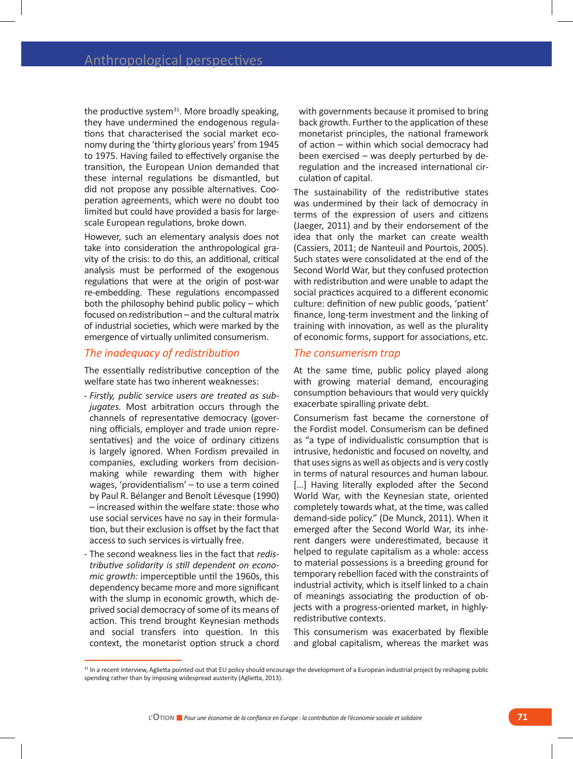the productive system[31]. More broadly speaking, they have undermined the endogenous regulations that characterised the social market economy during the 'thirty glorious years' from 1945 to 1975. Having failed to effectively organise the transition, the European Union demanded that these internal regulations be dismantled, but did not propose any possible alternatives. Cooperation agreements, which were no doubt too limited but could have provided a basis for large-scale European regulations, broke down.

However, such an elementary analysis does not take into consideration the anthropological gravity of the crisis: to do this, an additional, critical analysis must be performed of the exogenous regulations that were at the origin of post-war re-embedding. These regulations encompassed both the philosophy behind public policy – which focused on redistribution – and the cultural matrix of industrial societies, which were marked by the emergence of virtually unlimited consumerism.

### The inadequacy of redistribution

The essentially redistributive conception of the welfare state has two inherent weaknesses:

- *Firstly, public service users are treated as subjugates.* Most arbitration occurs through the channels of representative democracy (governing officials, employer and trade union representatives) and the voice of ordinary citizens is largely ignored. When Fordism prevailed in companies, excluding workers from decision-making while rewarding them with higher wages, 'providentialism' – to use a term coined by Paul R. Bélanger and Benoît Lévesque (1990) – increased within the welfare state: those who use social services have no say in their formulation, but their exclusion is offset by the fact that access to such services is virtually free.
- The second weakness lies in the fact that *redistributive solidarity is still dependent on economic growth:* imperceptible until the 1960s, this dependency became more and more significant with the slump in economic growth, which deprived social democracy of some of its means of action. This trend brought Keynesian methods and social transfers into question. In this context, the monetarist option struck a chord with governments because it promised to bring back growth. Further to the application of these monetarist principles, the national framework of action – within which social democracy had been exercised – was deeply perturbed by deregulation and the increased international circulation of capital.

The sustainability of the redistributive states was undermined by their lack of democracy in terms of the expression of users and citizens (Jaeger, 2011) and by their endorsement of the idea that only the market can create wealth (Cassiers, 2011; de Nanteuil and Pourtois, 2005). Such states were consolidated at the end of the Second World War, but they confused protection with redistribution and were unable to adapt the social practices acquired to a different economic culture: definition of new public goods, 'patient' finance, long-term investment and the linking of training with innovation, as well as the plurality of economic forms, support for associations, etc.

### The consumerism trap

At the same time, public policy played along with growing material demand, encouraging consumption behaviours that would very quickly exacerbate spiralling private debt.

Consumerism fast became the cornerstone of the Fordist model. Consumerism can be defined as "a type of individualistic consumption that is intrusive, hedonistic and focused on novelty, and that uses signs as well as objects and is very costly in terms of natural resources and human labour. […] Having literally exploded after the Second World War, with the Keynesian state, oriented completely towards what, at the time, was called demand-side policy." (De Munck, 2011). When it emerged after the Second World War, its inherent dangers were underestimated, because it helped to regulate capitalism as a whole: access to material possessions is a breeding ground for temporary rebellion faced with the constraints of industrial activity, which is itself linked to a chain of meanings associating the production of objects with a progress-oriented market, in highly-redistributive contexts.

This consumerism was exacerbated by flexible and global capitalism, whereas the market was

---

[31] In a recent interview, Aglietta pointed out that EU policy should encourage the development of a European industrial project by reshaping public spending rather than by imposing widespread austerity (Aglietta, 2013).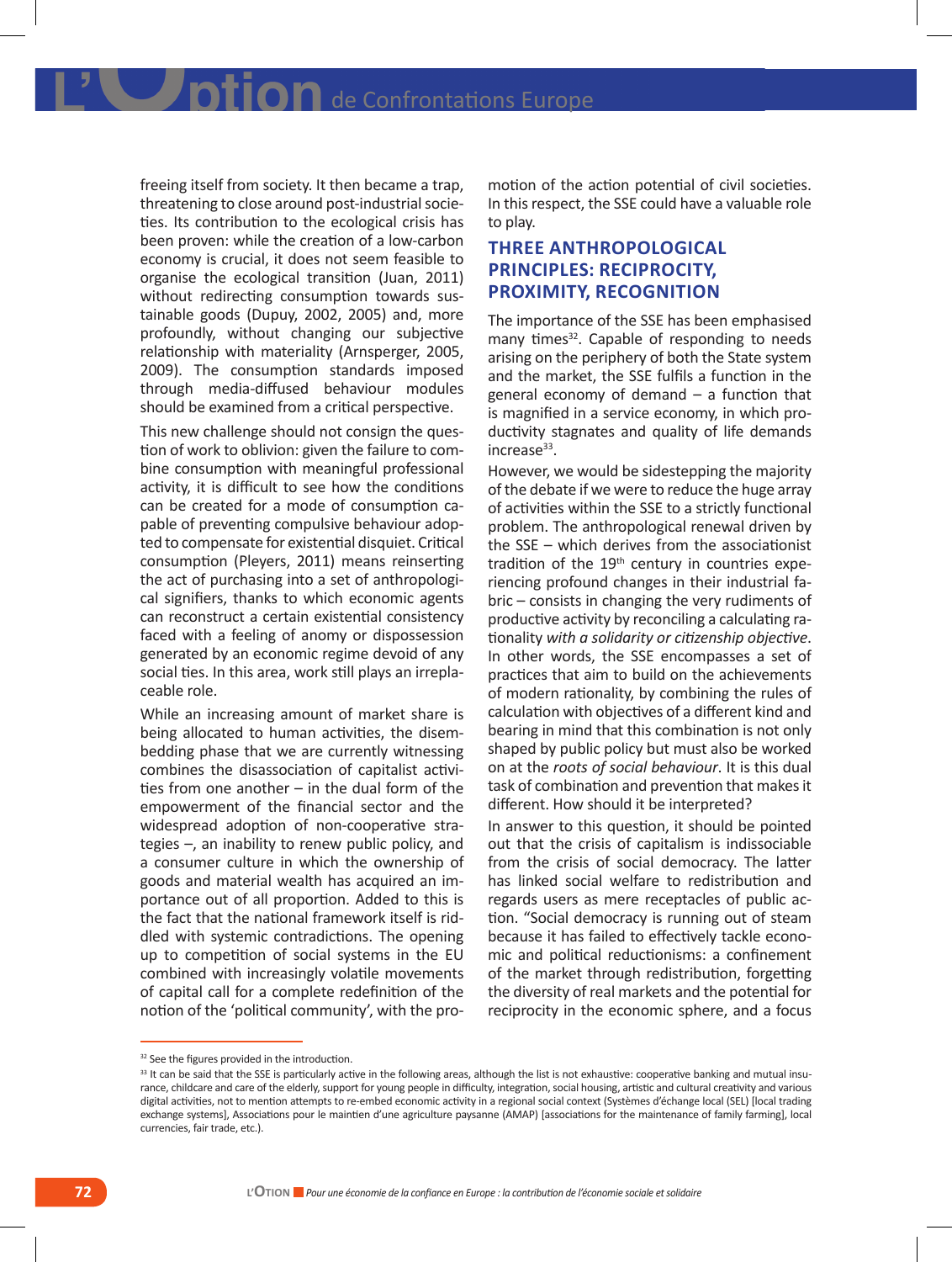freeing itself from society. It then became a trap, threatening to close around post-industrial societies. Its contribution to the ecological crisis has been proven: while the creation of a low-carbon economy is crucial, it does not seem feasible to organise the ecological transition (Juan, 2011) without redirecting consumption towards sustainable goods (Dupuy, 2002, 2005) and, more profoundly, without changing our subjective relationship with materiality (Arnsperger, 2005, 2009). The consumption standards imposed through media-diffused behaviour modules should be examined from a critical perspective.

This new challenge should not consign the question of work to oblivion: given the failure to combine consumption with meaningful professional activity, it is difficult to see how the conditions can be created for a mode of consumption capable of preventing compulsive behaviour adopted to compensate for existential disquiet. Critical consumption (Pleyers, 2011) means reinserting the act of purchasing into a set of anthropological signifiers, thanks to which economic agents can reconstruct a certain existential consistency faced with a feeling of anomy or dispossession generated by an economic regime devoid of any social ties. In this area, work still plays an irreplaceable role.

While an increasing amount of market share is being allocated to human activities, the disembedding phase that we are currently witnessing combines the disassociation of capitalist activities from one another – in the dual form of the empowerment of the financial sector and the widespread adoption of non-cooperative strategies –, an inability to renew public policy, and a consumer culture in which the ownership of goods and material wealth has acquired an importance out of all proportion. Added to this is the fact that the national framework itself is riddled with systemic contradictions. The opening up to competition of social systems in the EU combined with increasingly volatile movements of capital call for a complete redefinition of the notion of the 'political community', with the promotion of the action potential of civil societies. In this respect, the SSE could have a valuable role to play.

## THREE ANTHROPOLOGICAL PRINCIPLES: RECIPROCITY, PROXIMITY, RECOGNITION

The importance of the SSE has been emphasised many times[32]. Capable of responding to needs arising on the periphery of both the State system and the market, the SSE fulfils a function in the general economy of demand – a function that is magnified in a service economy, in which productivity stagnates and quality of life demands increase[33].

However, we would be sidestepping the majority of the debate if we were to reduce the huge array of activities within the SSE to a strictly functional problem. The anthropological renewal driven by the SSE – which derives from the associationist tradition of the 19th century in countries experiencing profound changes in their industrial fabric – consists in changing the very rudiments of productive activity by reconciling a calculating rationality *with a solidarity or citizenship objective*. In other words, the SSE encompasses a set of practices that aim to build on the achievements of modern rationality, by combining the rules of calculation with objectives of a different kind and bearing in mind that this combination is not only shaped by public policy but must also be worked on at the *roots of social behaviour*. It is this dual task of combination and prevention that makes it different. How should it be interpreted?

In answer to this question, it should be pointed out that the crisis of capitalism is indissociable from the crisis of social democracy. The latter has linked social welfare to redistribution and regards users as mere receptacles of public action. "Social democracy is running out of steam because it has failed to effectively tackle economic and political reductionisms: a confinement of the market through redistribution, forgetting the diversity of real markets and the potential for reciprocity in the economic sphere, and a focus

---

[32] See the figures provided in the introduction.

[33] It can be said that the SSE is particularly active in the following areas, although the list is not exhaustive: cooperative banking and mutual insurance, childcare and care of the elderly, support for young people in difficulty, integration, social housing, artistic and cultural creativity and various digital activities, not to mention attempts to re-embed economic activity in a regional social context (Systèmes d'échange local (SEL) [local trading exchange systems], Associations pour le maintien d'une agriculture paysanne (AMAP) [associations for the maintenance of family farming], local currencies, fair trade, etc.).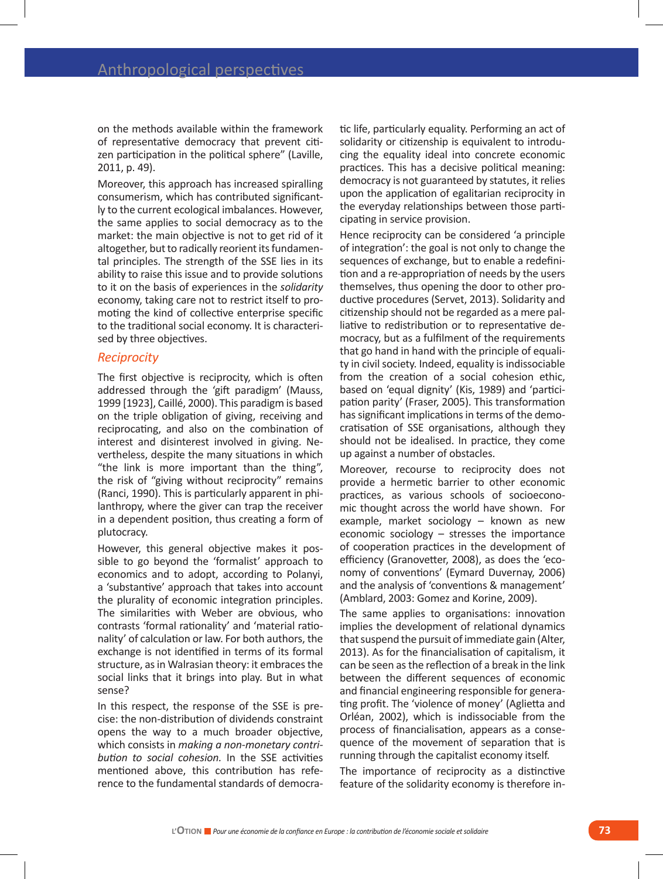on the methods available within the framework of representative democracy that prevent citizen participation in the political sphere" (Laville, 2011, p. 49).

Moreover, this approach has increased spiralling consumerism, which has contributed significantly to the current ecological imbalances. However, the same applies to social democracy as to the market: the main objective is not to get rid of it altogether, but to radically reorient its fundamental principles. The strength of the SSE lies in its ability to raise this issue and to provide solutions to it on the basis of experiences in the *solidarity* economy, taking care not to restrict itself to promoting the kind of collective enterprise specific to the traditional social economy. It is characterised by three objectives.

### *Reciprocity*

The first objective is reciprocity, which is often addressed through the 'gift paradigm' (Mauss, 1999 [1923], Caillé, 2000). This paradigm is based on the triple obligation of giving, receiving and reciprocating, and also on the combination of interest and disinterest involved in giving. Nevertheless, despite the many situations in which "the link is more important than the thing", the risk of "giving without reciprocity" remains (Ranci, 1990). This is particularly apparent in philanthropy, where the giver can trap the receiver in a dependent position, thus creating a form of plutocracy.

However, this general objective makes it possible to go beyond the 'formalist' approach to economics and to adopt, according to Polanyi, a 'substantive' approach that takes into account the plurality of economic integration principles. The similarities with Weber are obvious, who contrasts 'formal rationality' and 'material rationality' of calculation or law. For both authors, the exchange is not identified in terms of its formal structure, as in Walrasian theory: it embraces the social links that it brings into play. But in what sense?

In this respect, the response of the SSE is precise: the non-distribution of dividends constraint opens the way to a much broader objective, which consists in *making a non-monetary contribution to social cohesion.* In the SSE activities mentioned above, this contribution has reference to the fundamental standards of democratic life, particularly equality. Performing an act of solidarity or citizenship is equivalent to introducing the equality ideal into concrete economic practices. This has a decisive political meaning: democracy is not guaranteed by statutes, it relies upon the application of egalitarian reciprocity in the everyday relationships between those participating in service provision.

Hence reciprocity can be considered 'a principle of integration': the goal is not only to change the sequences of exchange, but to enable a redefinition and a re-appropriation of needs by the users themselves, thus opening the door to other productive procedures (Servet, 2013). Solidarity and citizenship should not be regarded as a mere palliative to redistribution or to representative democracy, but as a fulfilment of the requirements that go hand in hand with the principle of equality in civil society. Indeed, equality is indissociable from the creation of a social cohesion ethic, based on 'equal dignity' (Kis, 1989) and 'participation parity' (Fraser, 2005). This transformation has significant implications in terms of the democratisation of SSE organisations, although they should not be idealised. In practice, they come up against a number of obstacles.

Moreover, recourse to reciprocity does not provide a hermetic barrier to other economic practices, as various schools of socioeconomic thought across the world have shown. For example, market sociology – known as new economic sociology – stresses the importance of cooperation practices in the development of efficiency (Granovetter, 2008), as does the 'economy of conventions' (Eymard Duvernay, 2006) and the analysis of 'conventions & management' (Amblard, 2003: Gomez and Korine, 2009).

The same applies to organisations: innovation implies the development of relational dynamics that suspend the pursuit of immediate gain (Alter, 2013). As for the financialisation of capitalism, it can be seen as the reflection of a break in the link between the different sequences of economic and financial engineering responsible for generating profit. The 'violence of money' (Aglietta and Orléan, 2002), which is indissociable from the process of financialisation, appears as a consequence of the movement of separation that is running through the capitalist economy itself.

The importance of reciprocity as a distinctive feature of the solidarity economy is therefore in-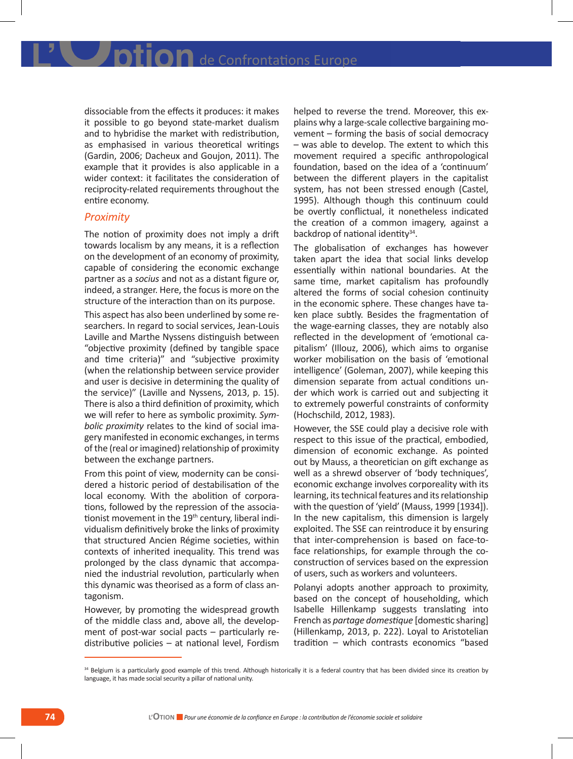dissociable from the effects it produces: it makes it possible to go beyond state-market dualism and to hybridise the market with redistribution, as emphasised in various theoretical writings (Gardin, 2006; Dacheux and Goujon, 2011). The example that it provides is also applicable in a wider context: it facilitates the consideration of reciprocity-related requirements throughout the entire economy.

### Proximity

The notion of proximity does not imply a drift towards localism by any means, it is a reflection on the development of an economy of proximity, capable of considering the economic exchange partner as a *socius* and not as a distant figure or, indeed, a stranger. Here, the focus is more on the structure of the interaction than on its purpose.

This aspect has also been underlined by some researchers. In regard to social services, Jean-Louis Laville and Marthe Nyssens distinguish between "objective proximity (defined by tangible space and time criteria)" and "subjective proximity (when the relationship between service provider and user is decisive in determining the quality of the service)" (Laville and Nyssens, 2013, p. 15). There is also a third definition of proximity, which we will refer to here as symbolic proximity. *Symbolic proximity* relates to the kind of social imagery manifested in economic exchanges, in terms of the (real or imagined) relationship of proximity between the exchange partners.

From this point of view, modernity can be considered a historic period of destabilisation of the local economy. With the abolition of corporations, followed by the repression of the associationist movement in the 19th century, liberal individualism definitively broke the links of proximity that structured Ancien Régime societies, within contexts of inherited inequality. This trend was prolonged by the class dynamic that accompanied the industrial revolution, particularly when this dynamic was theorised as a form of class antagonism.

However, by promoting the widespread growth of the middle class and, above all, the development of post-war social pacts – particularly redistributive policies – at national level, Fordism helped to reverse the trend. Moreover, this explains why a large-scale collective bargaining movement – forming the basis of social democracy – was able to develop. The extent to which this movement required a specific anthropological foundation, based on the idea of a 'continuum' between the different players in the capitalist system, has not been stressed enough (Castel, 1995). Although though this continuum could be overtly conflictual, it nonetheless indicated the creation of a common imagery, against a backdrop of national identity[34].

The globalisation of exchanges has however taken apart the idea that social links develop essentially within national boundaries. At the same time, market capitalism has profoundly altered the forms of social cohesion continuity in the economic sphere. These changes have taken place subtly. Besides the fragmentation of the wage-earning classes, they are notably also reflected in the development of 'emotional capitalism' (Illouz, 2006), which aims to organise worker mobilisation on the basis of 'emotional intelligence' (Goleman, 2007), while keeping this dimension separate from actual conditions under which work is carried out and subjecting it to extremely powerful constraints of conformity (Hochschild, 2012, 1983).

However, the SSE could play a decisive role with respect to this issue of the practical, embodied, dimension of economic exchange. As pointed out by Mauss, a theoretician on gift exchange as well as a shrewd observer of 'body techniques', economic exchange involves corporeality with its learning, its technical features and its relationship with the question of 'yield' (Mauss, 1999 [1934]). In the new capitalism, this dimension is largely exploited. The SSE can reintroduce it by ensuring that inter-comprehension is based on face-to-face relationships, for example through the co-construction of services based on the expression of users, such as workers and volunteers.

Polanyi adopts another approach to proximity, based on the concept of householding, which Isabelle Hillenkamp suggests translating into French as *partage domestique* [domestic sharing] (Hillenkamp, 2013, p. 222). Loyal to Aristotelian tradition – which contrasts economics "based

---

[34] Belgium is a particularly good example of this trend. Although historically it is a federal country that has been divided since its creation by language, it has made social security a pillar of national unity.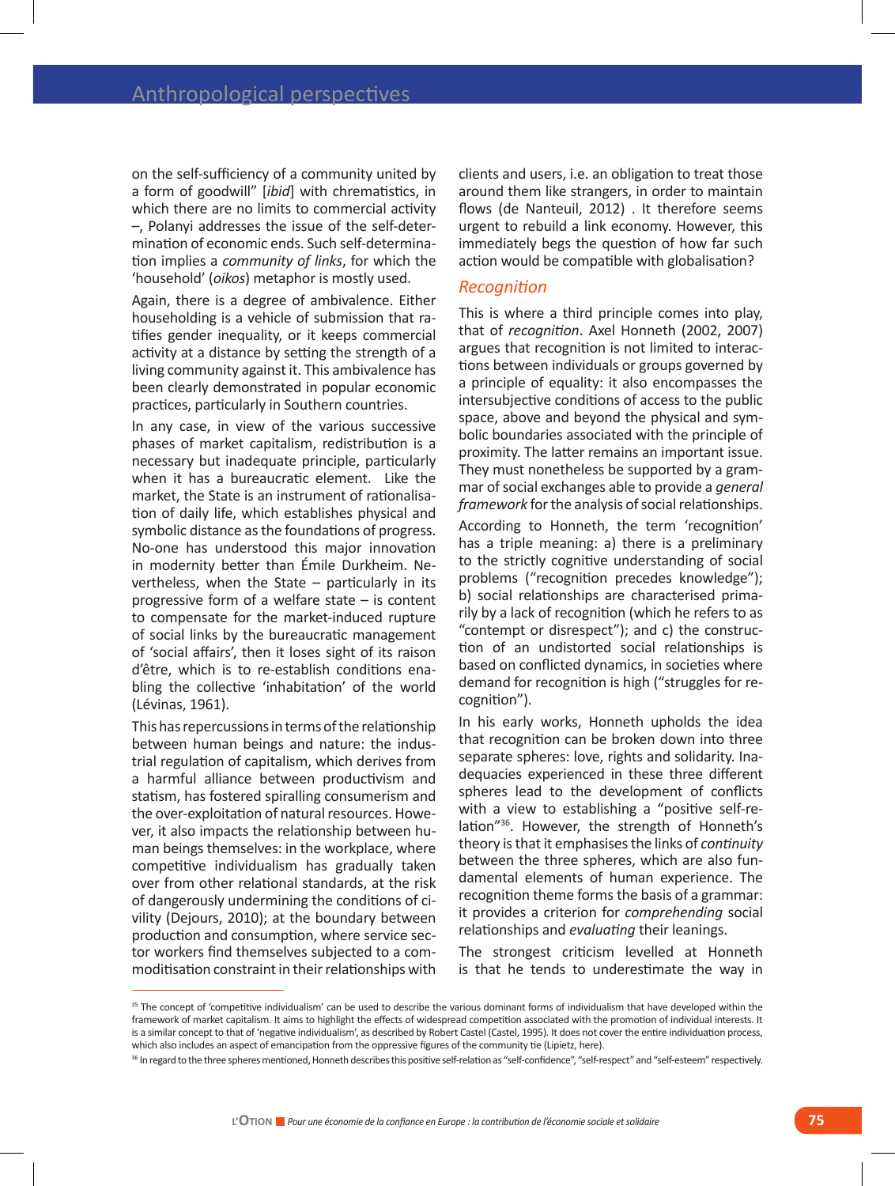on the self-sufficiency of a community united by a form of goodwill" [*ibid*] with chrematistics, in which there are no limits to commercial activity –, Polanyi addresses the issue of the self-determination of economic ends. Such self-determination implies a *community of links*, for which the 'household' (*oikos*) metaphor is mostly used.

Again, there is a degree of ambivalence. Either householding is a vehicle of submission that ratifies gender inequality, or it keeps commercial activity at a distance by setting the strength of a living community against it. This ambivalence has been clearly demonstrated in popular economic practices, particularly in Southern countries.

In any case, in view of the various successive phases of market capitalism, redistribution is a necessary but inadequate principle, particularly when it has a bureaucratic element. Like the market, the State is an instrument of rationalisation of daily life, which establishes physical and symbolic distance as the foundations of progress. No-one has understood this major innovation in modernity better than Émile Durkheim. Nevertheless, when the State – particularly in its progressive form of a welfare state – is content to compensate for the market-induced rupture of social links by the bureaucratic management of 'social affairs', then it loses sight of its raison d'être, which is to re-establish conditions enabling the collective 'inhabitation' of the world (Lévinas, 1961).

This has repercussions in terms of the relationship between human beings and nature: the industrial regulation of capitalism, which derives from a harmful alliance between productivism and statism, has fostered spiralling consumerism and the over-exploitation of natural resources. However, it also impacts the relationship between human beings themselves: in the workplace, where competitive individualism has gradually taken over from other relational standards, at the risk of dangerously undermining the conditions of civility (Dejours, 2010); at the boundary between production and consumption, where service sector workers find themselves subjected to a commoditisation constraint in their relationships with clients and users, i.e. an obligation to treat those around them like strangers, in order to maintain flows (de Nanteuil, 2012) . It therefore seems urgent to rebuild a link economy. However, this immediately begs the question of how far such action would be compatible with globalisation?

### *Recognition*

This is where a third principle comes into play, that of *recognition*. Axel Honneth (2002, 2007) argues that recognition is not limited to interactions between individuals or groups governed by a principle of equality: it also encompasses the intersubjective conditions of access to the public space, above and beyond the physical and symbolic boundaries associated with the principle of proximity. The latter remains an important issue. They must nonetheless be supported by a grammar of social exchanges able to provide a *general framework* for the analysis of social relationships.

According to Honneth, the term 'recognition' has a triple meaning: a) there is a preliminary to the strictly cognitive understanding of social problems ("recognition precedes knowledge"); b) social relationships are characterised primarily by a lack of recognition (which he refers to as "contempt or disrespect"); and c) the construction of an undistorted social relationships is based on conflicted dynamics, in societies where demand for recognition is high ("struggles for recognition").

In his early works, Honneth upholds the idea that recognition can be broken down into three separate spheres: love, rights and solidarity. Inadequacies experienced in these three different spheres lead to the development of conflicts with a view to establishing a "positive self-relation"[36]. However, the strength of Honneth's theory is that it emphasises the links of *continuity* between the three spheres, which are also fundamental elements of human experience. The recognition theme forms the basis of a grammar: it provides a criterion for *comprehending* social relationships and *evaluating* their leanings.

The strongest criticism levelled at Honneth is that he tends to underestimate the way in

---

[35] The concept of 'competitive individualism' can be used to describe the various dominant forms of individualism that have developed within the framework of market capitalism. It aims to highlight the effects of widespread competition associated with the promotion of individual interests. It is a similar concept to that of 'negative individualism', as described by Robert Castel (Castel, 1995). It does not cover the entire individuation process, which also includes an aspect of emancipation from the oppressive figures of the community tie (Lipietz, here).

[36] In regard to the three spheres mentioned, Honneth describes this positive self-relation as "self-confidence", "self-respect" and "self-esteem" respectively.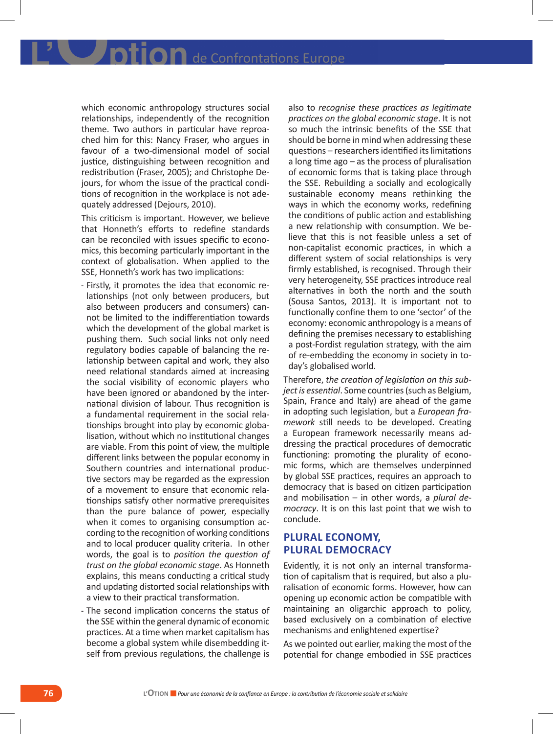which economic anthropology structures social relationships, independently of the recognition theme. Two authors in particular have reproached him for this: Nancy Fraser, who argues in favour of a two-dimensional model of social justice, distinguishing between recognition and redistribution (Fraser, 2005); and Christophe Dejours, for whom the issue of the practical conditions of recognition in the workplace is not adequately addressed (Dejours, 2010).

This criticism is important. However, we believe that Honneth's efforts to redefine standards can be reconciled with issues specific to economics, this becoming particularly important in the context of globalisation. When applied to the SSE, Honneth's work has two implications:

- Firstly, it promotes the idea that economic relationships (not only between producers, but also between producers and consumers) cannot be limited to the indifferentiation towards which the development of the global market is pushing them. Such social links not only need regulatory bodies capable of balancing the relationship between capital and work, they also need relational standards aimed at increasing the social visibility of economic players who have been ignored or abandoned by the international division of labour. Thus recognition is a fundamental requirement in the social relationships brought into play by economic globalisation, without which no institutional changes are viable. From this point of view, the multiple different links between the popular economy in Southern countries and international productive sectors may be regarded as the expression of a movement to ensure that economic relationships satisfy other normative prerequisites than the pure balance of power, especially when it comes to organising consumption according to the recognition of working conditions and to local producer quality criteria. In other words, the goal is to *position the question of trust on the global economic stage*. As Honneth explains, this means conducting a critical study and updating distorted social relationships with a view to their practical transformation.
- The second implication concerns the status of the SSE within the general dynamic of economic practices. At a time when market capitalism has become a global system while disembedding itself from previous regulations, the challenge is also to *recognise these practices as legitimate practices on the global economic stage*. It is not so much the intrinsic benefits of the SSE that should be borne in mind when addressing these questions – researchers identified its limitations a long time ago – as the process of pluralisation of economic forms that is taking place through the SSE. Rebuilding a socially and ecologically sustainable economy means rethinking the ways in which the economy works, redefining the conditions of public action and establishing a new relationship with consumption. We believe that this is not feasible unless a set of non-capitalist economic practices, in which a different system of social relationships is very firmly established, is recognised. Through their very heterogeneity, SSE practices introduce real alternatives in both the north and the south (Sousa Santos, 2013). It is important not to functionally confine them to one 'sector' of the economy: economic anthropology is a means of defining the premises necessary to establishing a post-Fordist regulation strategy, with the aim of re-embedding the economy in society in today's globalised world.

Therefore, *the creation of legislation on this subject is essential*. Some countries (such as Belgium, Spain, France and Italy) are ahead of the game in adopting such legislation, but a *European framework* still needs to be developed. Creating a European framework necessarily means addressing the practical procedures of democratic functioning: promoting the plurality of economic forms, which are themselves underpinned by global SSE practices, requires an approach to democracy that is based on citizen participation and mobilisation – in other words, a *plural democracy*. It is on this last point that we wish to conclude.

## PLURAL ECONOMY, PLURAL DEMOCRACY

Evidently, it is not only an internal transformation of capitalism that is required, but also a pluralisation of economic forms. However, how can opening up economic action be compatible with maintaining an oligarchic approach to policy, based exclusively on a combination of elective mechanisms and enlightened expertise?

As we pointed out earlier, making the most of the potential for change embodied in SSE practices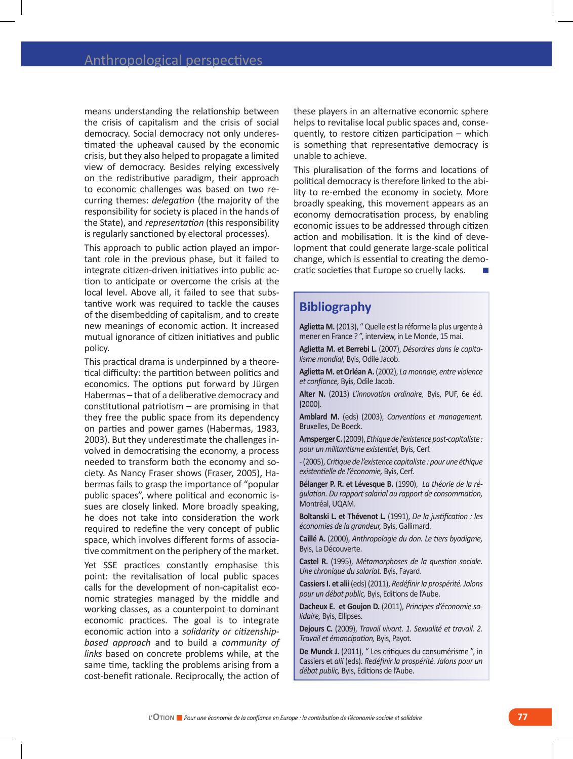means understanding the relationship between the crisis of capitalism and the crisis of social democracy. Social democracy not only underestimated the upheaval caused by the economic crisis, but they also helped to propagate a limited view of democracy. Besides relying excessively on the redistributive paradigm, their approach to economic challenges was based on two recurring themes: *delegation* (the majority of the responsibility for society is placed in the hands of the State), and *representation* (this responsibility is regularly sanctioned by electoral processes).

This approach to public action played an important role in the previous phase, but it failed to integrate citizen-driven initiatives into public action to anticipate or overcome the crisis at the local level. Above all, it failed to see that substantive work was required to tackle the causes of the disembedding of capitalism, and to create new meanings of economic action. It increased mutual ignorance of citizen initiatives and public policy.

This practical drama is underpinned by a theoretical difficulty: the partition between politics and economics. The options put forward by Jürgen Habermas – that of a deliberative democracy and constitutional patriotism – are promising in that they free the public space from its dependency on parties and power games (Habermas, 1983, 2003). But they underestimate the challenges involved in democratising the economy, a process needed to transform both the economy and society. As Nancy Fraser shows (Fraser, 2005), Habermas fails to grasp the importance of "popular public spaces", where political and economic issues are closely linked. More broadly speaking, he does not take into consideration the work required to redefine the very concept of public space, which involves different forms of associative commitment on the periphery of the market.

Yet SSE practices constantly emphasise this point: the revitalisation of local public spaces calls for the development of non-capitalist economic strategies managed by the middle and working classes, as a counterpoint to dominant economic practices. The goal is to integrate economic action into a *solidarity or citizenship-based approach* and to build a *community of links* based on concrete problems while, at the same time, tackling the problems arising from a cost-benefit rationale. Reciprocally, the action of these players in an alternative economic sphere helps to revitalise local public spaces and, consequently, to restore citizen participation – which is something that representative democracy is unable to achieve.

This pluralisation of the forms and locations of political democracy is therefore linked to the ability to re-embed the economy in society. More broadly speaking, this movement appears as an economy democratisation process, by enabling economic issues to be addressed through citizen action and mobilisation. It is the kind of development that could generate large-scale political change, which is essential to creating the democratic societies that Europe so cruelly lacks.

## Bibliography

**Aglietta M.** (2013), " Quelle est la réforme la plus urgente à mener en France ? ", interview, in Le Monde, 15 mai.

**Aglietta M. et Berrebi L.** (2007), *Désordres dans le capitalisme mondial,* Byis, Odile Jacob.

**Aglietta M. et Orléan A.** (2002), *La monnaie, entre violence et confiance,* Byis, Odile Jacob.

**Alter N.** (2013) *L'innovation ordinaire,* Byis, PUF, 6e éd. [2000].

**Amblard M.** (eds) (2003), *Conventions et management.* Bruxelles, De Boeck.

**Arnsperger C.** (2009), *Ethique de l'existence post-capitaliste : pour un militantisme existentiel,* Byis, Cerf.

- (2005), *Critique de l'existence capitaliste : pour une éthique existentielle de l'économie,* Byis, Cerf.

**Bélanger P. R. et Lévesque B.** (1990), *La théorie de la régulation. Du rapport salarial au rapport de consommation,* Montréal, UQAM.

**Boltanski L. et Thévenot L.** (1991), *De la justification : les économies de la grandeur,* Byis, Gallimard.

**Caillé A.** (2000), *Anthropologie du don. Le tiers byadigme,* Byis, La Découverte.

**Castel R.** (1995), *Métamorphoses de la question sociale. Une chronique du salariat.* Byis, Fayard.

**Cassiers I. et alii** (eds) (2011), *Redéfinir la prospérité. Jalons pour un débat public,* Byis, Editions de l'Aube.

**Dacheux E. et Goujon D.** (2011), *Principes d'économie solidaire,* Byis, Ellipses.

**Dejours C.** (2009), *Travail vivant. 1. Sexualité et travail. 2. Travail et émancipation,* Byis, Payot.

**De Munck J.** (2011), " Les critiques du consumérisme ", in Cassiers et *alii* (eds). *Redéfinir la prospérité. Jalons pour un débat public,* Byis, Editions de l'Aube.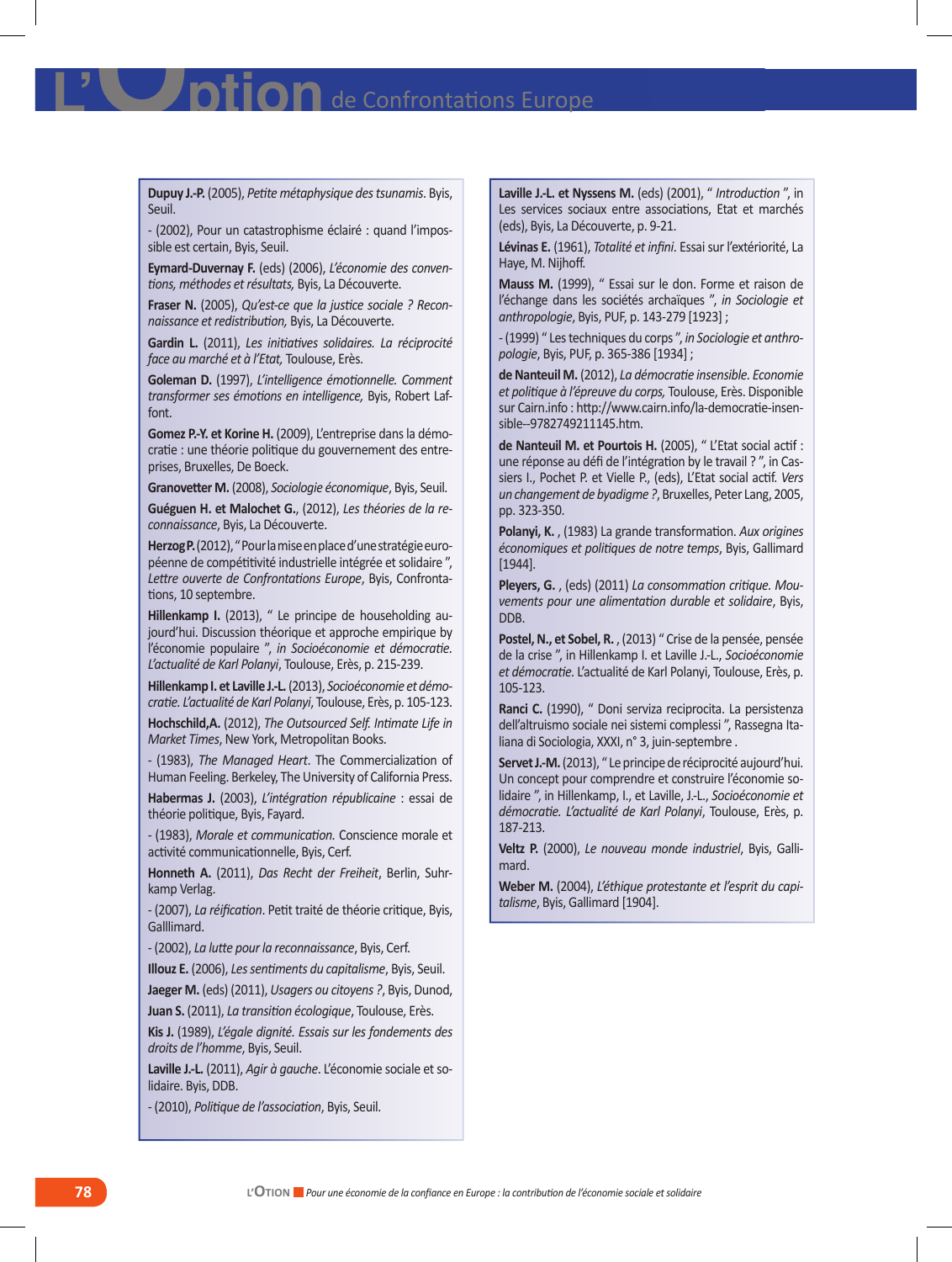**Dupuy J.-P.** (2005), *Petite métaphysique des tsunamis*. Byis, Seuil.

- (2002), Pour un catastrophisme éclairé : quand l'impossible est certain, Byis, Seuil.

**Eymard-Duvernay F.** (eds) (2006), *L'économie des conventions, méthodes et résultats,* Byis, La Découverte.

**Fraser N.** (2005), *Qu'est-ce que la justice sociale ? Reconnaissance et redistribution,* Byis, La Découverte.

**Gardin L.** (2011), *Les initiatives solidaires. La réciprocité face au marché et à l'Etat,* Toulouse, Erès.

**Goleman D.** (1997), *L'intelligence émotionnelle. Comment transformer ses émotions en intelligence,* Byis, Robert Laffont.

**Gomez P.-Y. et Korine H.** (2009), L'entreprise dans la démocratie : une théorie politique du gouvernement des entreprises, Bruxelles, De Boeck.

**Granovetter M.** (2008), *Sociologie économique*, Byis, Seuil.

**Guéguen H. et Malochet G.**, (2012), *Les théories de la reconnaissance*, Byis, La Découverte.

**Herzog P.** (2012), " Pour la mise en place d'une stratégie européenne de compétitivité industrielle intégrée et solidaire ", *Lettre ouverte de Confrontations Europe*, Byis, Confrontations, 10 septembre.

**Hillenkamp I.** (2013), " Le principe de householding aujourd'hui. Discussion théorique et approche empirique by l'économie populaire ", *in Socioéconomie et démocratie. L'actualité de Karl Polanyi*, Toulouse, Erès, p. 215-239.

**Hillenkamp I. et Laville J.-L.** (2013), *Socioéconomie et démocratie. L'actualité de Karl Polanyi*, Toulouse, Erès, p. 105-123.

**Hochschild,A.** (2012), *The Outsourced Self. Intimate Life in Market Times*, New York, Metropolitan Books.

- (1983), *The Managed Heart*. The Commercialization of Human Feeling. Berkeley, The University of California Press.

**Habermas J.** (2003), *L'intégration républicaine* : essai de théorie politique, Byis, Fayard.

- (1983), *Morale et communication.* Conscience morale et activité communicationnelle, Byis, Cerf.

**Honneth A.** (2011), *Das Recht der Freiheit*, Berlin, Suhrkamp Verlag.

- (2007), *La réification*. Petit traité de théorie critique, Byis, Galllimard.

- (2002), *La lutte pour la reconnaissance*, Byis, Cerf.

**Illouz E.** (2006), *Les sentiments du capitalisme*, Byis, Seuil.

**Jaeger M.** (eds) (2011), *Usagers ou citoyens ?*, Byis, Dunod,

**Juan S.** (2011), *La transition écologique*, Toulouse, Erès.

**Kis J.** (1989), *L'égale dignité. Essais sur les fondements des droits de l'homme*, Byis, Seuil.

**Laville J.-L.** (2011), *Agir à gauche*. L'économie sociale et solidaire. Byis, DDB.

- (2010), *Politique de l'association*, Byis, Seuil.

**Laville J.-L. et Nyssens M.** (eds) (2001), " *Introduction* ", in Les services sociaux entre associations, Etat et marchés (eds), Byis, La Découverte, p. 9-21.

**Lévinas E.** (1961), *Totalité et infini*. Essai sur l'extériorité, La Haye, M. Nijhoff.

**Mauss M.** (1999), " Essai sur le don. Forme et raison de l'échange dans les sociétés archaïques ", *in Sociologie et anthropologie*, Byis, PUF, p. 143-279 [1923] ;

- (1999) " Les techniques du corps ", *in Sociologie et anthropologie*, Byis, PUF, p. 365-386 [1934] ;

**de Nanteuil M.** (2012), *La démocratie insensible. Economie et politique à l'épreuve du corps,* Toulouse, Erès. Disponible sur Cairn.info : http://www.cairn.info/la-democratie-insensible--9782749211145.htm.

**de Nanteuil M. et Pourtois H.** (2005), " L'Etat social actif : une réponse au défi de l'intégration by le travail ? ", in Cassiers I., Pochet P. et Vielle P., (eds), L'Etat social actif. *Vers un changement de byadigme ?*, Bruxelles, Peter Lang, 2005, pp. 323-350.

**Polanyi, K.** , (1983) La grande transformation. *Aux origines économiques et politiques de notre temps*, Byis, Gallimard [1944].

**Pleyers, G.** , (eds) (2011) *La consommation critique. Mouvements pour une alimentation durable et solidaire*, Byis, DDB.

**Postel, N., et Sobel, R.** , (2013) " Crise de la pensée, pensée de la crise ", in Hillenkamp I. et Laville J.-L., *Socioéconomie et démocratie.* L'actualité de Karl Polanyi, Toulouse, Erès, p. 105-123.

**Ranci C.** (1990), " Doni serviza reciprocita. La persistenza dell'altruismo sociale nei sistemi complessi ", Rassegna Italiana di Sociologia, XXXI, n° 3, juin-septembre .

**Servet J.-M.** (2013), " Le principe de réciprocité aujourd'hui. Un concept pour comprendre et construire l'économie solidaire ", in Hillenkamp, I., et Laville, J.-L., *Socioéconomie et démocratie. L'actualité de Karl Polanyi*, Toulouse, Erès, p. 187-213.

**Veltz P.** (2000), *Le nouveau monde industriel*, Byis, Gallimard.

**Weber M.** (2004), *L'éthique protestante et l'esprit du capitalisme*, Byis, Gallimard [1904].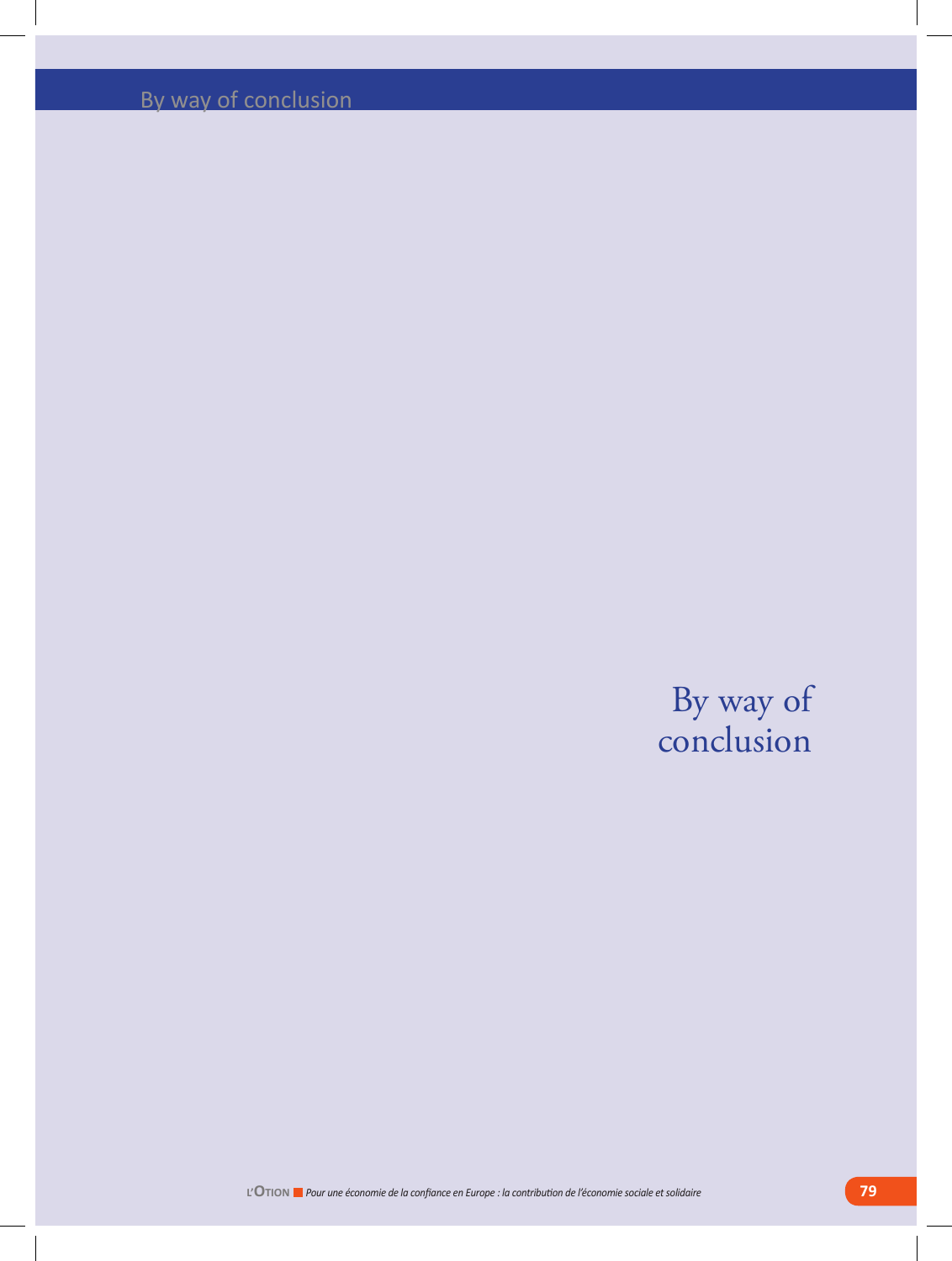# By way of conclusion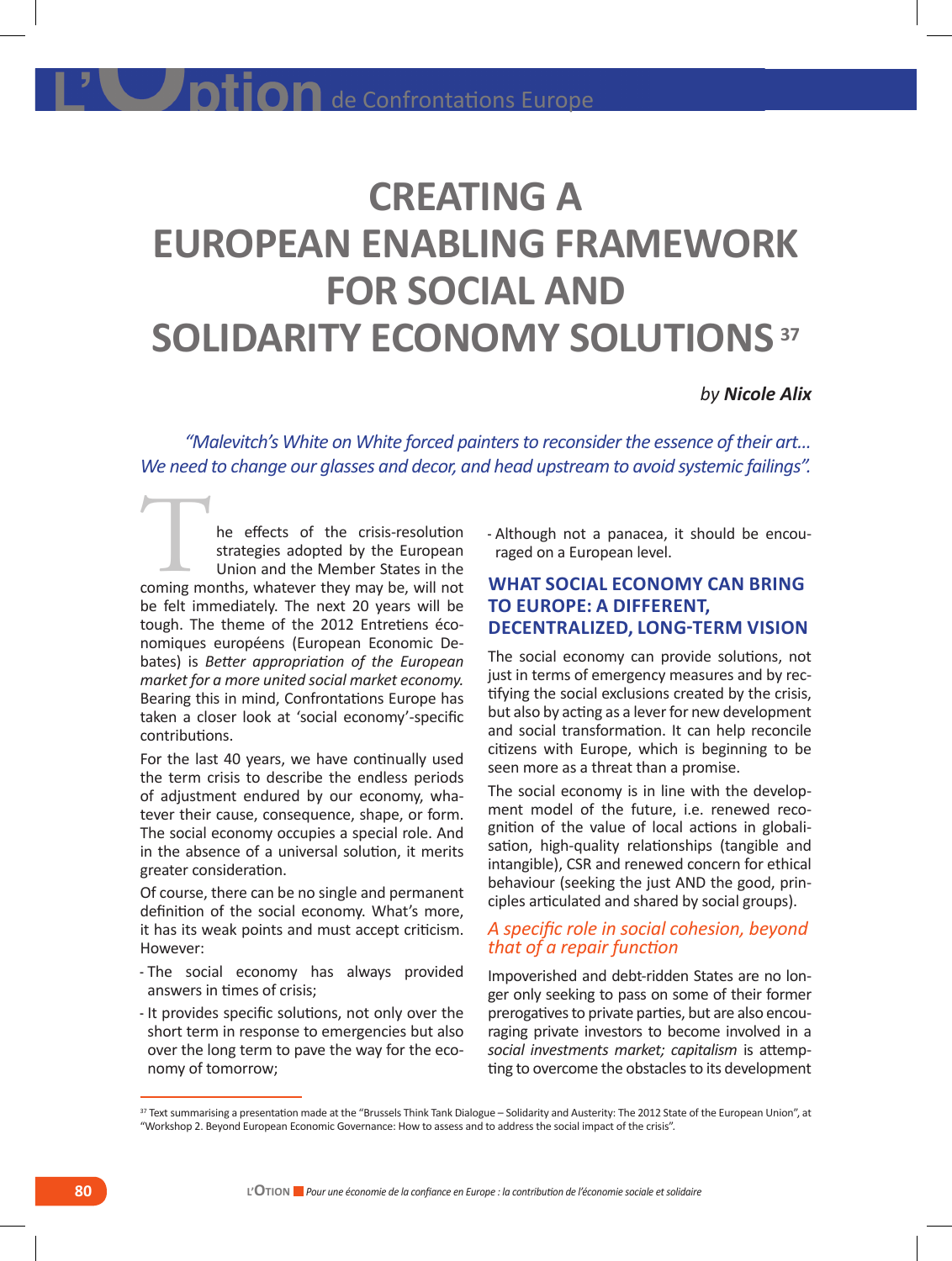# CREATING A EUROPEAN ENABLING FRAMEWORK FOR SOCIAL AND SOLIDARITY ECONOMY SOLUTIONS [37]

*by* ***Nicole Alix***

*"Malevitch's White on White forced painters to reconsider the essence of their art… We need to change our glasses and decor, and head upstream to avoid systemic failings".*

The effects of the crisis-resolution strategies adopted by the European Union and the Member States in the coming months, whatever they may be, will not be felt immediately. The next 20 years will be tough. The theme of the 2012 Entretiens économiques européens (European Economic Debates) is *Better appropriation of the European market for a more united social market economy.* Bearing this in mind, Confrontations Europe has taken a closer look at 'social economy'-specific contributions.

For the last 40 years, we have continually used the term crisis to describe the endless periods of adjustment endured by our economy, whatever their cause, consequence, shape, or form. The social economy occupies a special role. And in the absence of a universal solution, it merits greater consideration.

Of course, there can be no single and permanent definition of the social economy. What's more, it has its weak points and must accept criticism. However:

- The social economy has always provided answers in times of crisis;
- It provides specific solutions, not only over the short term in response to emergencies but also over the long term to pave the way for the economy of tomorrow;
- Although not a panacea, it should be encouraged on a European level.

## WHAT SOCIAL ECONOMY CAN BRING TO EUROPE: A DIFFERENT, DECENTRALIZED, LONG-TERM VISION

The social economy can provide solutions, not just in terms of emergency measures and by rectifying the social exclusions created by the crisis, but also by acting as a lever for new development and social transformation. It can help reconcile citizens with Europe, which is beginning to be seen more as a threat than a promise.

The social economy is in line with the development model of the future, i.e. renewed recognition of the value of local actions in globalisation, high-quality relationships (tangible and intangible), CSR and renewed concern for ethical behaviour (seeking the just AND the good, principles articulated and shared by social groups).

### *A specific role in social cohesion, beyond that of a repair function*

Impoverished and debt-ridden States are no longer only seeking to pass on some of their former prerogatives to private parties, but are also encouraging private investors to become involved in a *social investments market; capitalism* is attempting to overcome the obstacles to its development

[37] Text summarising a presentation made at the "Brussels Think Tank Dialogue – Solidarity and Austerity: The 2012 State of the European Union", at "Workshop 2. Beyond European Economic Governance: How to assess and to address the social impact of the crisis".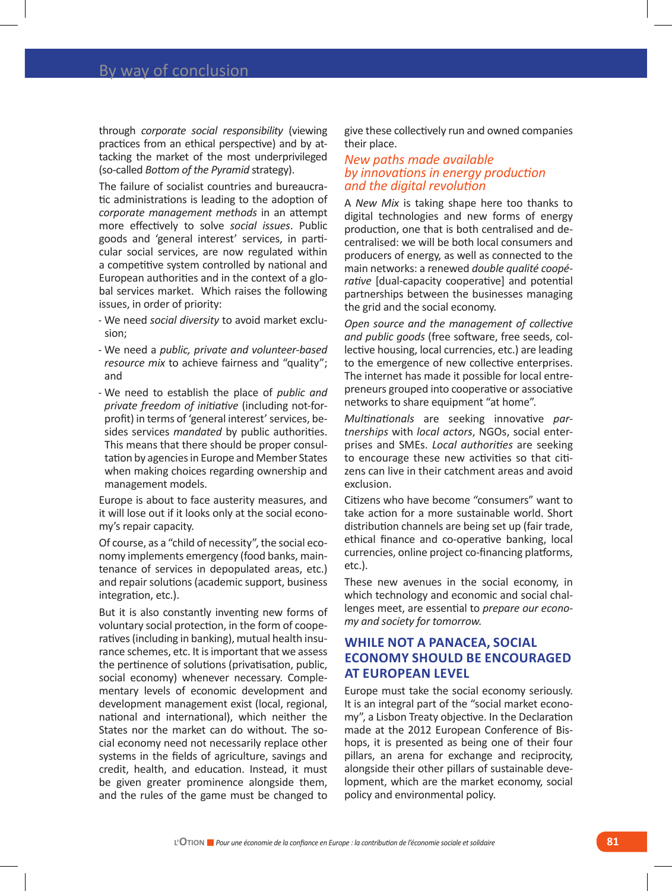through *corporate social responsibility* (viewing practices from an ethical perspective) and by attacking the market of the most underprivileged (so-called *Bottom of the Pyramid* strategy).

The failure of socialist countries and bureaucratic administrations is leading to the adoption of *corporate management methods* in an attempt more effectively to solve *social issues*. Public goods and 'general interest' services, in particular social services, are now regulated within a competitive system controlled by national and European authorities and in the context of a global services market. Which raises the following issues, in order of priority:

- We need *social diversity* to avoid market exclusion;
- We need a *public, private and volunteer-based resource mix* to achieve fairness and "quality"; and
- We need to establish the place of *public and private freedom of initiative* (including not-for-profit) in terms of 'general interest' services, besides services *mandated* by public authorities. This means that there should be proper consultation by agencies in Europe and Member States when making choices regarding ownership and management models.

Europe is about to face austerity measures, and it will lose out if it looks only at the social economy's repair capacity.

Of course, as a "child of necessity", the social economy implements emergency (food banks, maintenance of services in depopulated areas, etc.) and repair solutions (academic support, business integration, etc.).

But it is also constantly inventing new forms of voluntary social protection, in the form of cooperatives (including in banking), mutual health insurance schemes, etc. It is important that we assess the pertinence of solutions (privatisation, public, social economy) whenever necessary. Complementary levels of economic development and development management exist (local, regional, national and international), which neither the States nor the market can do without. The social economy need not necessarily replace other systems in the fields of agriculture, savings and credit, health, and education. Instead, it must be given greater prominence alongside them, and the rules of the game must be changed to give these collectively run and owned companies their place.

### *New paths made available by innovations in energy production and the digital revolution*

A *New Mix* is taking shape here too thanks to digital technologies and new forms of energy production, one that is both centralised and decentralised: we will be both local consumers and producers of energy, as well as connected to the main networks: a renewed *double qualité coopérative* [dual-capacity cooperative] and potential partnerships between the businesses managing the grid and the social economy.

*Open source and the management of collective and public goods* (free software, free seeds, collective housing, local currencies, etc.) are leading to the emergence of new collective enterprises. The internet has made it possible for local entrepreneurs grouped into cooperative or associative networks to share equipment "at home".

*Multinationals* are seeking innovative *partnerships* with *local actors*, NGOs, social enterprises and SMEs. *Local authorities* are seeking to encourage these new activities so that citizens can live in their catchment areas and avoid exclusion.

Citizens who have become "consumers" want to take action for a more sustainable world. Short distribution channels are being set up (fair trade, ethical finance and co-operative banking, local currencies, online project co-financing platforms, etc.).

These new avenues in the social economy, in which technology and economic and social challenges meet, are essential to *prepare our economy and society for tomorrow.*

## WHILE NOT A PANACEA, SOCIAL ECONOMY SHOULD BE ENCOURAGED AT EUROPEAN LEVEL

Europe must take the social economy seriously. It is an integral part of the "social market economy", a Lisbon Treaty objective. In the Declaration made at the 2012 European Conference of Bishops, it is presented as being one of their four pillars, an arena for exchange and reciprocity, alongside their other pillars of sustainable development, which are the market economy, social policy and environmental policy.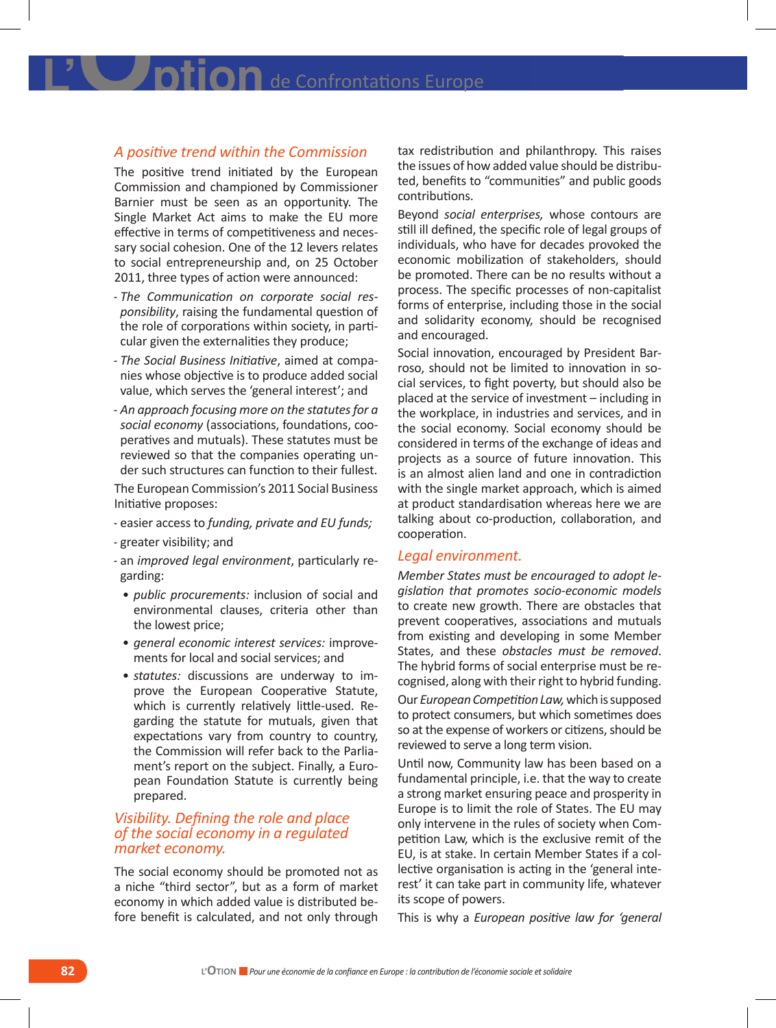## *A positive trend within the Commission*

The positive trend initiated by the European Commission and championed by Commissioner Barnier must be seen as an opportunity. The Single Market Act aims to make the EU more effective in terms of competitiveness and necessary social cohesion. One of the 12 levers relates to social entrepreneurship and, on 25 October 2011, three types of action were announced:

- *The Communication on corporate social responsibility*, raising the fundamental question of the role of corporations within society, in particular given the externalities they produce;
- *The Social Business Initiative*, aimed at companies whose objective is to produce added social value, which serves the 'general interest'; and
- *An approach focusing more on the statutes for a social economy* (associations, foundations, cooperatives and mutuals). These statutes must be reviewed so that the companies operating under such structures can function to their fullest.

The European Commission's 2011 Social Business Initiative proposes:

- easier access to *funding, private and EU funds;*
- greater visibility; and
- an *improved legal environment*, particularly regarding:
  - *public procurements:* inclusion of social and environmental clauses, criteria other than the lowest price;
  - *general economic interest services:* improvements for local and social services; and
  - *statutes:* discussions are underway to improve the European Cooperative Statute, which is currently relatively little-used. Regarding the statute for mutuals, given that expectations vary from country to country, the Commission will refer back to the Parliament's report on the subject. Finally, a European Foundation Statute is currently being prepared.

## *Visibility. Defining the role and place of the social economy in a regulated market economy.*

The social economy should be promoted not as a niche "third sector", but as a form of market economy in which added value is distributed before benefit is calculated, and not only through tax redistribution and philanthropy. This raises the issues of how added value should be distributed, benefits to "communities" and public goods contributions.

Beyond *social enterprises,* whose contours are still ill defined, the specific role of legal groups of individuals, who have for decades provoked the economic mobilization of stakeholders, should be promoted. There can be no results without a process. The specific processes of non-capitalist forms of enterprise, including those in the social and solidarity economy, should be recognised and encouraged.

Social innovation, encouraged by President Barroso, should not be limited to innovation in social services, to fight poverty, but should also be placed at the service of investment – including in the workplace, in industries and services, and in the social economy. Social economy should be considered in terms of the exchange of ideas and projects as a source of future innovation. This is an almost alien land and one in contradiction with the single market approach, which is aimed at product standardisation whereas here we are talking about co-production, collaboration, and cooperation.

## *Legal environment.*

*Member States must be encouraged to adopt legislation that promotes socio-economic models* to create new growth. There are obstacles that prevent cooperatives, associations and mutuals from existing and developing in some Member States, and these *obstacles must be removed*. The hybrid forms of social enterprise must be recognised, along with their right to hybrid funding.

Our *European Competition Law,* which is supposed to protect consumers, but which sometimes does so at the expense of workers or citizens, should be reviewed to serve a long term vision.

Until now, Community law has been based on a fundamental principle, i.e. that the way to create a strong market ensuring peace and prosperity in Europe is to limit the role of States. The EU may only intervene in the rules of society when Competition Law, which is the exclusive remit of the EU, is at stake. In certain Member States if a collective organisation is acting in the 'general interest' it can take part in community life, whatever its scope of powers.

This is why a *European positive law for 'general*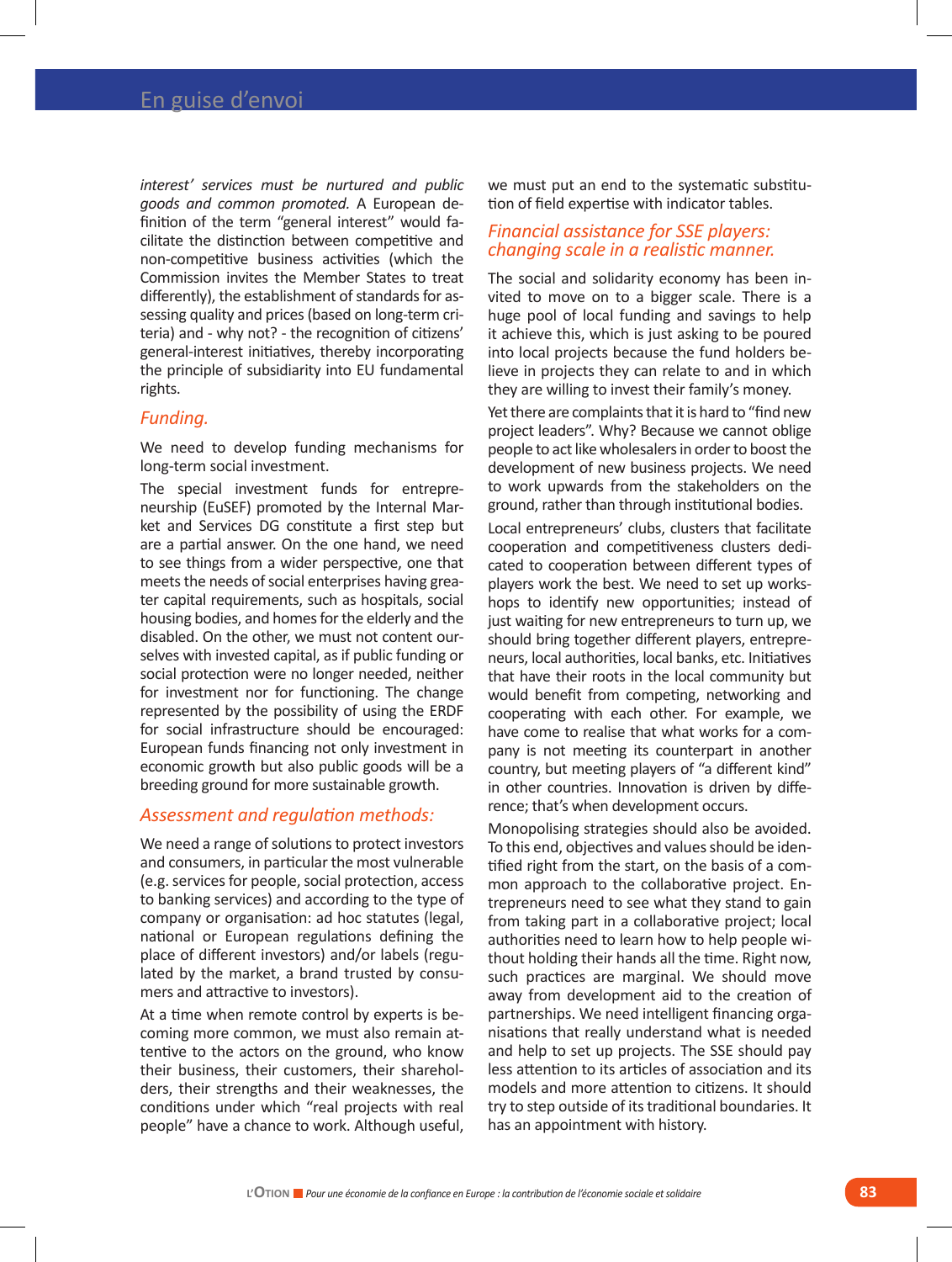*interest' services must be nurtured and public goods and common promoted.* A European definition of the term "general interest" would facilitate the distinction between competitive and non-competitive business activities (which the Commission invites the Member States to treat differently), the establishment of standards for assessing quality and prices (based on long-term criteria) and - why not? - the recognition of citizens' general-interest initiatives, thereby incorporating the principle of subsidiarity into EU fundamental rights.

### *Funding.*

We need to develop funding mechanisms for long-term social investment.

The special investment funds for entrepreneurship (EuSEF) promoted by the Internal Market and Services DG constitute a first step but are a partial answer. On the one hand, we need to see things from a wider perspective, one that meets the needs of social enterprises having greater capital requirements, such as hospitals, social housing bodies, and homes for the elderly and the disabled. On the other, we must not content ourselves with invested capital, as if public funding or social protection were no longer needed, neither for investment nor for functioning. The change represented by the possibility of using the ERDF for social infrastructure should be encouraged: European funds financing not only investment in economic growth but also public goods will be a breeding ground for more sustainable growth.

### *Assessment and regulation methods:*

We need a range of solutions to protect investors and consumers, in particular the most vulnerable (e.g. services for people, social protection, access to banking services) and according to the type of company or organisation: ad hoc statutes (legal, national or European regulations defining the place of different investors) and/or labels (regulated by the market, a brand trusted by consumers and attractive to investors).

At a time when remote control by experts is becoming more common, we must also remain attentive to the actors on the ground, who know their business, their customers, their shareholders, their strengths and their weaknesses, the conditions under which "real projects with real people" have a chance to work. Although useful, we must put an end to the systematic substitution of field expertise with indicator tables.

### *Financial assistance for SSE players: changing scale in a realistic manner.*

The social and solidarity economy has been invited to move on to a bigger scale. There is a huge pool of local funding and savings to help it achieve this, which is just asking to be poured into local projects because the fund holders believe in projects they can relate to and in which they are willing to invest their family's money.

Yet there are complaints that it is hard to "find new project leaders". Why? Because we cannot oblige people to act like wholesalers in order to boost the development of new business projects. We need to work upwards from the stakeholders on the ground, rather than through institutional bodies.

Local entrepreneurs' clubs, clusters that facilitate cooperation and competitiveness clusters dedicated to cooperation between different types of players work the best. We need to set up workshops to identify new opportunities; instead of just waiting for new entrepreneurs to turn up, we should bring together different players, entrepreneurs, local authorities, local banks, etc. Initiatives that have their roots in the local community but would benefit from competing, networking and cooperating with each other. For example, we have come to realise that what works for a company is not meeting its counterpart in another country, but meeting players of "a different kind" in other countries. Innovation is driven by difference; that's when development occurs.

Monopolising strategies should also be avoided. To this end, objectives and values should be identified right from the start, on the basis of a common approach to the collaborative project. Entrepreneurs need to see what they stand to gain from taking part in a collaborative project; local authorities need to learn how to help people without holding their hands all the time. Right now, such practices are marginal. We should move away from development aid to the creation of partnerships. We need intelligent financing organisations that really understand what is needed and help to set up projects. The SSE should pay less attention to its articles of association and its models and more attention to citizens. It should try to step outside of its traditional boundaries. It has an appointment with history.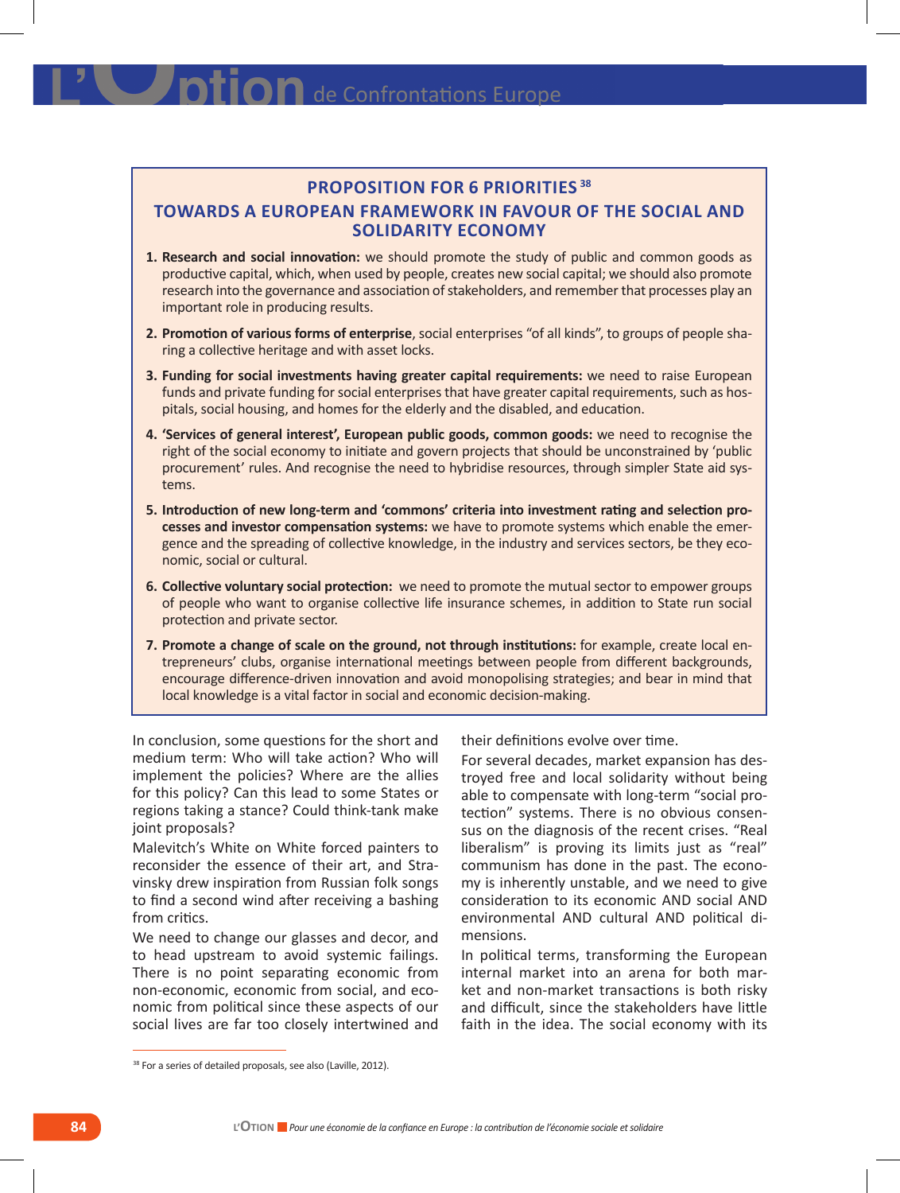## PROPOSITION FOR 6 PRIORITIES[38]

## TOWARDS A EUROPEAN FRAMEWORK IN FAVOUR OF THE SOCIAL AND SOLIDARITY ECONOMY

1. **Research and social innovation:** we should promote the study of public and common goods as productive capital, which, when used by people, creates new social capital; we should also promote research into the governance and association of stakeholders, and remember that processes play an important role in producing results.
2. **Promotion of various forms of enterprise**, social enterprises "of all kinds", to groups of people sharing a collective heritage and with asset locks.
3. **Funding for social investments having greater capital requirements:** we need to raise European funds and private funding for social enterprises that have greater capital requirements, such as hospitals, social housing, and homes for the elderly and the disabled, and education.
4. **'Services of general interest', European public goods, common goods:** we need to recognise the right of the social economy to initiate and govern projects that should be unconstrained by 'public procurement' rules. And recognise the need to hybridise resources, through simpler State aid systems.
5. **Introduction of new long-term and 'commons' criteria into investment rating and selection processes and investor compensation systems:** we have to promote systems which enable the emergence and the spreading of collective knowledge, in the industry and services sectors, be they economic, social or cultural.
6. **Collective voluntary social protection:** we need to promote the mutual sector to empower groups of people who want to organise collective life insurance schemes, in addition to State run social protection and private sector.
7. **Promote a change of scale on the ground, not through institutions:** for example, create local entrepreneurs' clubs, organise international meetings between people from different backgrounds, encourage difference-driven innovation and avoid monopolising strategies; and bear in mind that local knowledge is a vital factor in social and economic decision-making.

In conclusion, some questions for the short and medium term: Who will take action? Who will implement the policies? Where are the allies for this policy? Can this lead to some States or regions taking a stance? Could think-tank make joint proposals?

Malevitch's White on White forced painters to reconsider the essence of their art, and Stravinsky drew inspiration from Russian folk songs to find a second wind after receiving a bashing from critics.

We need to change our glasses and decor, and to head upstream to avoid systemic failings. There is no point separating economic from non-economic, economic from social, and economic from political since these aspects of our social lives are far too closely intertwined and their definitions evolve over time.

For several decades, market expansion has destroyed free and local solidarity without being able to compensate with long-term "social protection" systems. There is no obvious consensus on the diagnosis of the recent crises. "Real liberalism" is proving its limits just as "real" communism has done in the past. The economy is inherently unstable, and we need to give consideration to its economic AND social AND environmental AND cultural AND political dimensions.

In political terms, transforming the European internal market into an arena for both market and non-market transactions is both risky and difficult, since the stakeholders have little faith in the idea. The social economy with its

[38] For a series of detailed proposals, see also (Laville, 2012).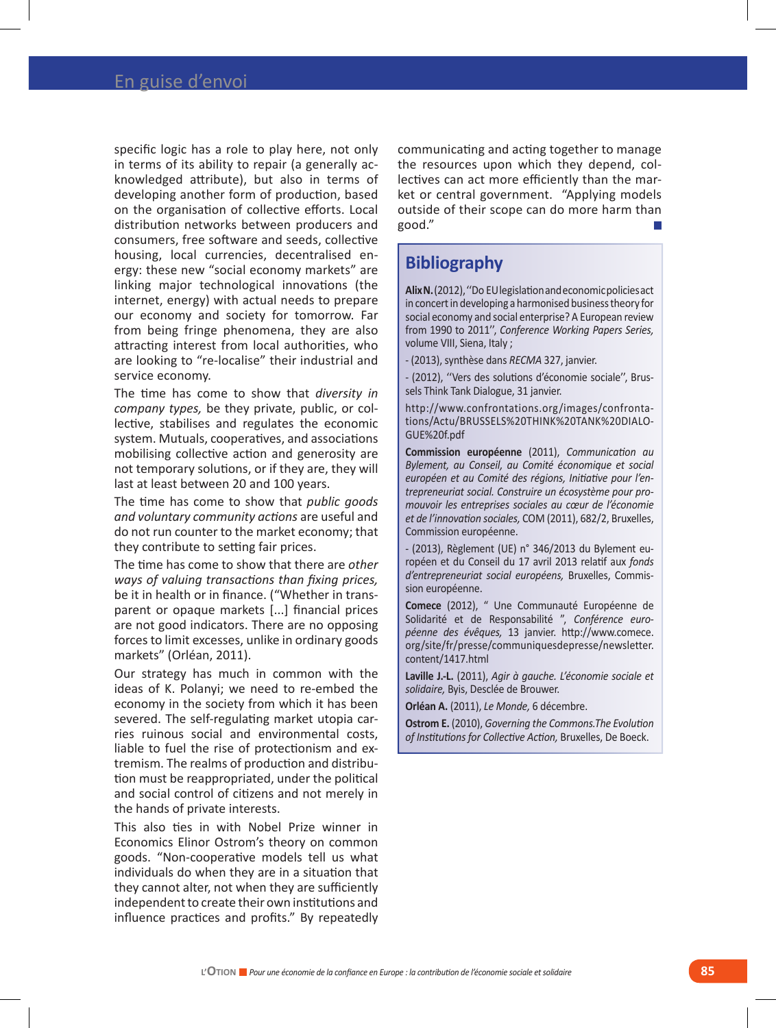specific logic has a role to play here, not only in terms of its ability to repair (a generally acknowledged attribute), but also in terms of developing another form of production, based on the organisation of collective efforts. Local distribution networks between producers and consumers, free software and seeds, collective housing, local currencies, decentralised energy: these new "social economy markets" are linking major technological innovations (the internet, energy) with actual needs to prepare our economy and society for tomorrow. Far from being fringe phenomena, they are also attracting interest from local authorities, who are looking to "re-localise" their industrial and service economy.

The time has come to show that *diversity in company types,* be they private, public, or collective, stabilises and regulates the economic system. Mutuals, cooperatives, and associations mobilising collective action and generosity are not temporary solutions, or if they are, they will last at least between 20 and 100 years.

The time has come to show that *public goods and voluntary community actions* are useful and do not run counter to the market economy; that they contribute to setting fair prices.

The time has come to show that there are *other ways of valuing transactions than fixing prices,* be it in health or in finance. ("Whether in transparent or opaque markets [...] financial prices are not good indicators. There are no opposing forces to limit excesses, unlike in ordinary goods markets" (Orléan, 2011).

Our strategy has much in common with the ideas of K. Polanyi; we need to re-embed the economy in the society from which it has been severed. The self-regulating market utopia carries ruinous social and environmental costs, liable to fuel the rise of protectionism and extremism. The realms of production and distribution must be reappropriated, under the political and social control of citizens and not merely in the hands of private interests.

This also ties in with Nobel Prize winner in Economics Elinor Ostrom's theory on common goods. "Non-cooperative models tell us what individuals do when they are in a situation that they cannot alter, not when they are sufficiently independent to create their own institutions and influence practices and profits." By repeatedly communicating and acting together to manage the resources upon which they depend, collectives can act more efficiently than the market or central government. "Applying models outside of their scope can do more harm than good."

## Bibliography

**Alix N.** (2012), ''Do EU legislation and economic policies act in concert in developing a harmonised business theory for social economy and social enterprise? A European review from 1990 to 2011'', *Conference Working Papers Series,* volume VIII, Siena, Italy ;

- (2013), synthèse dans *RECMA* 327, janvier.

- (2012), ''Vers des solutions d'économie sociale'', Brussels Think Tank Dialogue, 31 janvier.

http://www.confrontations.org/images/confrontations/Actu/BRUSSELS%20THINK%20TANK%20DIALOGUE%20f.pdf

**Commission européenne** (2011), *Communication au Bylement, au Conseil, au Comité économique et social européen et au Comité des régions, Initiative pour l'entrepreneuriat social. Construire un écosystème pour promouvoir les entreprises sociales au cœur de l'économie et de l'innovation sociales,* COM (2011), 682/2, Bruxelles, Commission européenne.

- (2013), Règlement (UE) n° 346/2013 du Bylement européen et du Conseil du 17 avril 2013 relatif aux *fonds d'entrepreneuriat social européens,* Bruxelles, Commission européenne.

**Comece** (2012), " Une Communauté Européenne de Solidarité et de Responsabilité ", *Conférence européenne des évêques,* 13 janvier. http://www.comece.org/site/fr/presse/communiquesdepresse/newsletter.content/1417.html

**Laville J.-L.** (2011), *Agir à gauche. L'économie sociale et solidaire,* Byis, Desclée de Brouwer.

**Orléan A.** (2011), *Le Monde,* 6 décembre.

**Ostrom E.** (2010), *Governing the Commons.The Evolution of Institutions for Collective Action,* Bruxelles, De Boeck.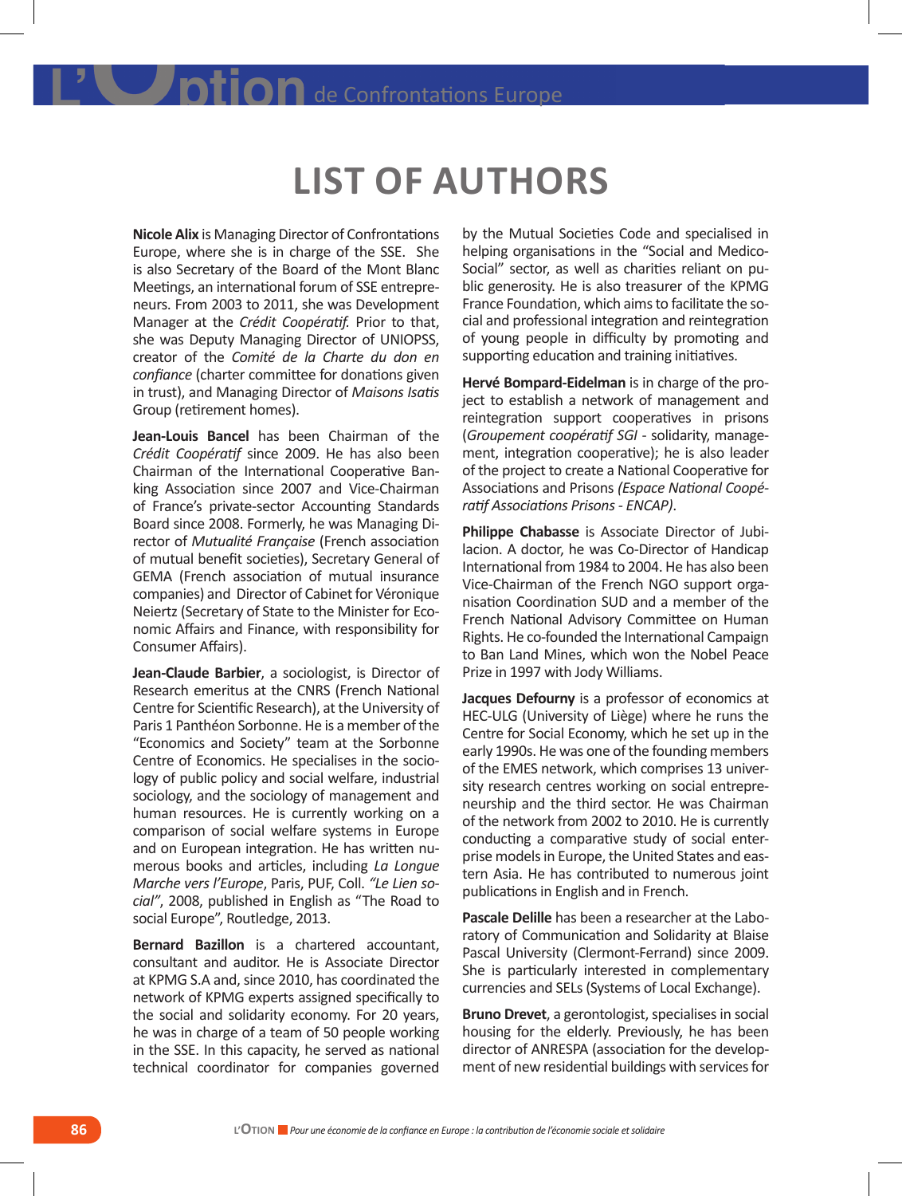# LIST OF AUTHORS

**Nicole Alix** is Managing Director of Confrontations Europe, where she is in charge of the SSE. She is also Secretary of the Board of the Mont Blanc Meetings, an international forum of SSE entrepreneurs. From 2003 to 2011, she was Development Manager at the *Crédit Coopératif.* Prior to that, she was Deputy Managing Director of UNIOPSS, creator of the *Comité de la Charte du don en confiance* (charter committee for donations given in trust), and Managing Director of *Maisons Isatis* Group (retirement homes).

**Jean-Louis Bancel** has been Chairman of the *Crédit Coopératif* since 2009. He has also been Chairman of the International Cooperative Banking Association since 2007 and Vice-Chairman of France's private-sector Accounting Standards Board since 2008. Formerly, he was Managing Director of *Mutualité Française* (French association of mutual benefit societies), Secretary General of GEMA (French association of mutual insurance companies) and Director of Cabinet for Véronique Neiertz (Secretary of State to the Minister for Economic Affairs and Finance, with responsibility for Consumer Affairs).

**Jean-Claude Barbier**, a sociologist, is Director of Research emeritus at the CNRS (French National Centre for Scientific Research), at the University of Paris 1 Panthéon Sorbonne. He is a member of the "Economics and Society" team at the Sorbonne Centre of Economics. He specialises in the sociology of public policy and social welfare, industrial sociology, and the sociology of management and human resources. He is currently working on a comparison of social welfare systems in Europe and on European integration. He has written numerous books and articles, including *La Longue Marche vers l'Europe*, Paris, PUF, Coll. *"Le Lien social"*, 2008, published in English as "The Road to social Europe", Routledge, 2013.

**Bernard Bazillon** is a chartered accountant, consultant and auditor. He is Associate Director at KPMG S.A and, since 2010, has coordinated the network of KPMG experts assigned specifically to the social and solidarity economy. For 20 years, he was in charge of a team of 50 people working in the SSE. In this capacity, he served as national technical coordinator for companies governed by the Mutual Societies Code and specialised in helping organisations in the "Social and Medico-Social" sector, as well as charities reliant on public generosity. He is also treasurer of the KPMG France Foundation, which aims to facilitate the social and professional integration and reintegration of young people in difficulty by promoting and supporting education and training initiatives.

**Hervé Bompard-Eidelman** is in charge of the project to establish a network of management and reintegration support cooperatives in prisons (*Groupement coopératif SGI* - solidarity, management, integration cooperative); he is also leader of the project to create a National Cooperative for Associations and Prisons *(Espace National Coopératif Associations Prisons - ENCAP)*.

**Philippe Chabasse** is Associate Director of Jubilacion. A doctor, he was Co-Director of Handicap International from 1984 to 2004. He has also been Vice-Chairman of the French NGO support organisation Coordination SUD and a member of the French National Advisory Committee on Human Rights. He co-founded the International Campaign to Ban Land Mines, which won the Nobel Peace Prize in 1997 with Jody Williams.

**Jacques Defourny** is a professor of economics at HEC-ULG (University of Liège) where he runs the Centre for Social Economy, which he set up in the early 1990s. He was one of the founding members of the EMES network, which comprises 13 university research centres working on social entrepreneurship and the third sector. He was Chairman of the network from 2002 to 2010. He is currently conducting a comparative study of social enterprise models in Europe, the United States and eastern Asia. He has contributed to numerous joint publications in English and in French.

**Pascale Delille** has been a researcher at the Laboratory of Communication and Solidarity at Blaise Pascal University (Clermont-Ferrand) since 2009. She is particularly interested in complementary currencies and SELs (Systems of Local Exchange).

**Bruno Drevet**, a gerontologist, specialises in social housing for the elderly. Previously, he has been director of ANRESPA (association for the development of new residential buildings with services for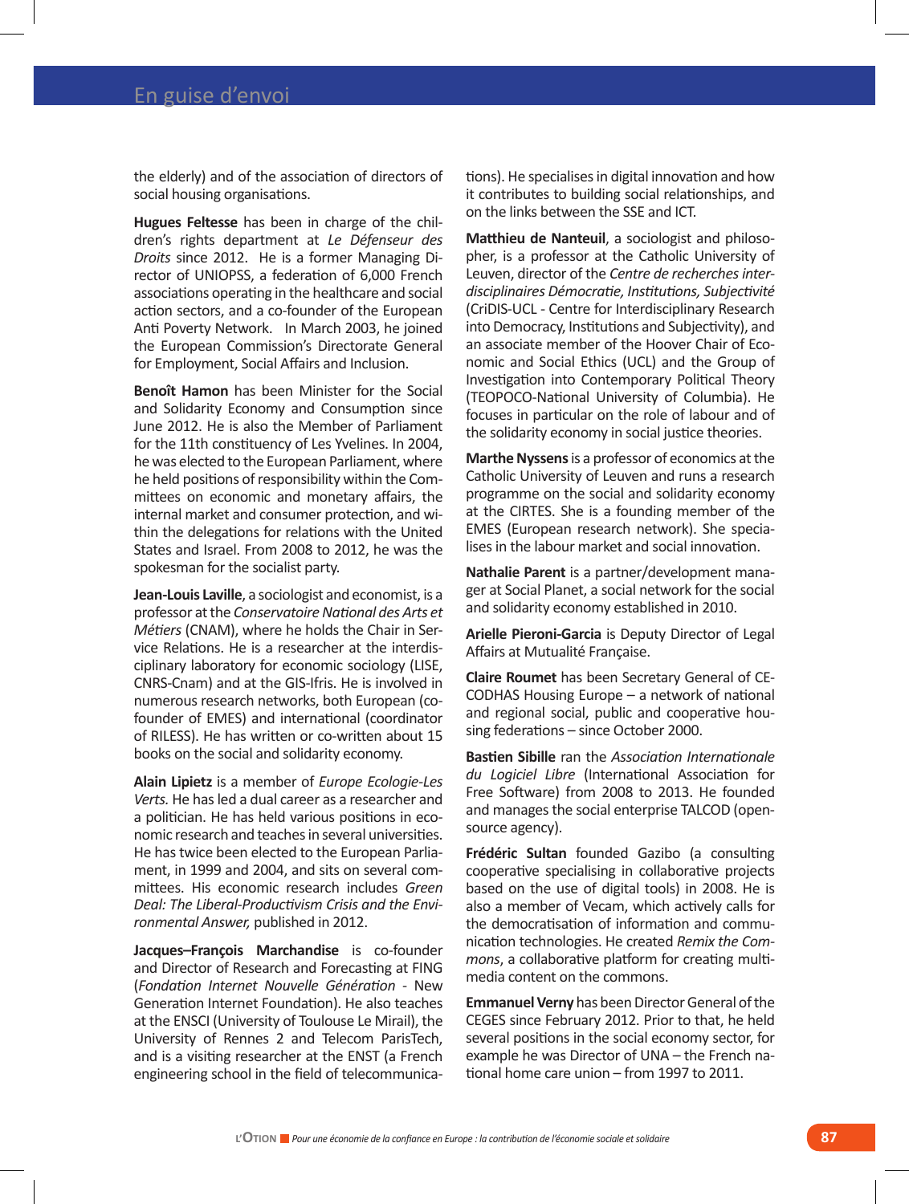the elderly) and of the association of directors of social housing organisations.

**Hugues Feltesse** has been in charge of the children's rights department at *Le Défenseur des Droits* since 2012. He is a former Managing Director of UNIOPSS, a federation of 6,000 French associations operating in the healthcare and social action sectors, and a co-founder of the European Anti Poverty Network. In March 2003, he joined the European Commission's Directorate General for Employment, Social Affairs and Inclusion.

**Benoît Hamon** has been Minister for the Social and Solidarity Economy and Consumption since June 2012. He is also the Member of Parliament for the 11th constituency of Les Yvelines. In 2004, he was elected to the European Parliament, where he held positions of responsibility within the Committees on economic and monetary affairs, the internal market and consumer protection, and within the delegations for relations with the United States and Israel. From 2008 to 2012, he was the spokesman for the socialist party.

**Jean-Louis Laville**, a sociologist and economist, is a professor at the *Conservatoire National des Arts et Métiers* (CNAM), where he holds the Chair in Service Relations. He is a researcher at the interdisciplinary laboratory for economic sociology (LISE, CNRS-Cnam) and at the GIS-Ifris. He is involved in numerous research networks, both European (co-founder of EMES) and international (coordinator of RILESS). He has written or co-written about 15 books on the social and solidarity economy.

**Alain Lipietz** is a member of *Europe Ecologie-Les Verts.* He has led a dual career as a researcher and a politician. He has held various positions in economic research and teaches in several universities. He has twice been elected to the European Parliament, in 1999 and 2004, and sits on several committees. His economic research includes *Green Deal: The Liberal-Productivism Crisis and the Environmental Answer,* published in 2012.

**Jacques–François Marchandise** is co-founder and Director of Research and Forecasting at FING (*Fondation Internet Nouvelle Génération* - New Generation Internet Foundation). He also teaches at the ENSCI (University of Toulouse Le Mirail), the University of Rennes 2 and Telecom ParisTech, and is a visiting researcher at the ENST (a French engineering school in the field of telecommunications). He specialises in digital innovation and how it contributes to building social relationships, and on the links between the SSE and ICT.

**Matthieu de Nanteuil**, a sociologist and philosopher, is a professor at the Catholic University of Leuven, director of the *Centre de recherches interdisciplinaires Démocratie, Institutions, Subjectivité* (CriDIS-UCL - Centre for Interdisciplinary Research into Democracy, Institutions and Subjectivity), and an associate member of the Hoover Chair of Economic and Social Ethics (UCL) and the Group of Investigation into Contemporary Political Theory (TEOPOCO-National University of Columbia). He focuses in particular on the role of labour and of the solidarity economy in social justice theories.

**Marthe Nyssens** is a professor of economics at the Catholic University of Leuven and runs a research programme on the social and solidarity economy at the CIRTES. She is a founding member of the EMES (European research network). She specialises in the labour market and social innovation.

**Nathalie Parent** is a partner/development manager at Social Planet, a social network for the social and solidarity economy established in 2010.

**Arielle Pieroni-Garcia** is Deputy Director of Legal Affairs at Mutualité Française.

**Claire Roumet** has been Secretary General of CECODHAS Housing Europe – a network of national and regional social, public and cooperative housing federations – since October 2000.

**Bastien Sibille** ran the *Association Internationale du Logiciel Libre* (International Association for Free Software) from 2008 to 2013. He founded and manages the social enterprise TALCOD (open-source agency).

**Frédéric Sultan** founded Gazibo (a consulting cooperative specialising in collaborative projects based on the use of digital tools) in 2008. He is also a member of Vecam, which actively calls for the democratisation of information and communication technologies. He created *Remix the Commons*, a collaborative platform for creating multimedia content on the commons.

**Emmanuel Verny** has been Director General of the CEGES since February 2012. Prior to that, he held several positions in the social economy sector, for example he was Director of UNA – the French national home care union – from 1997 to 2011.